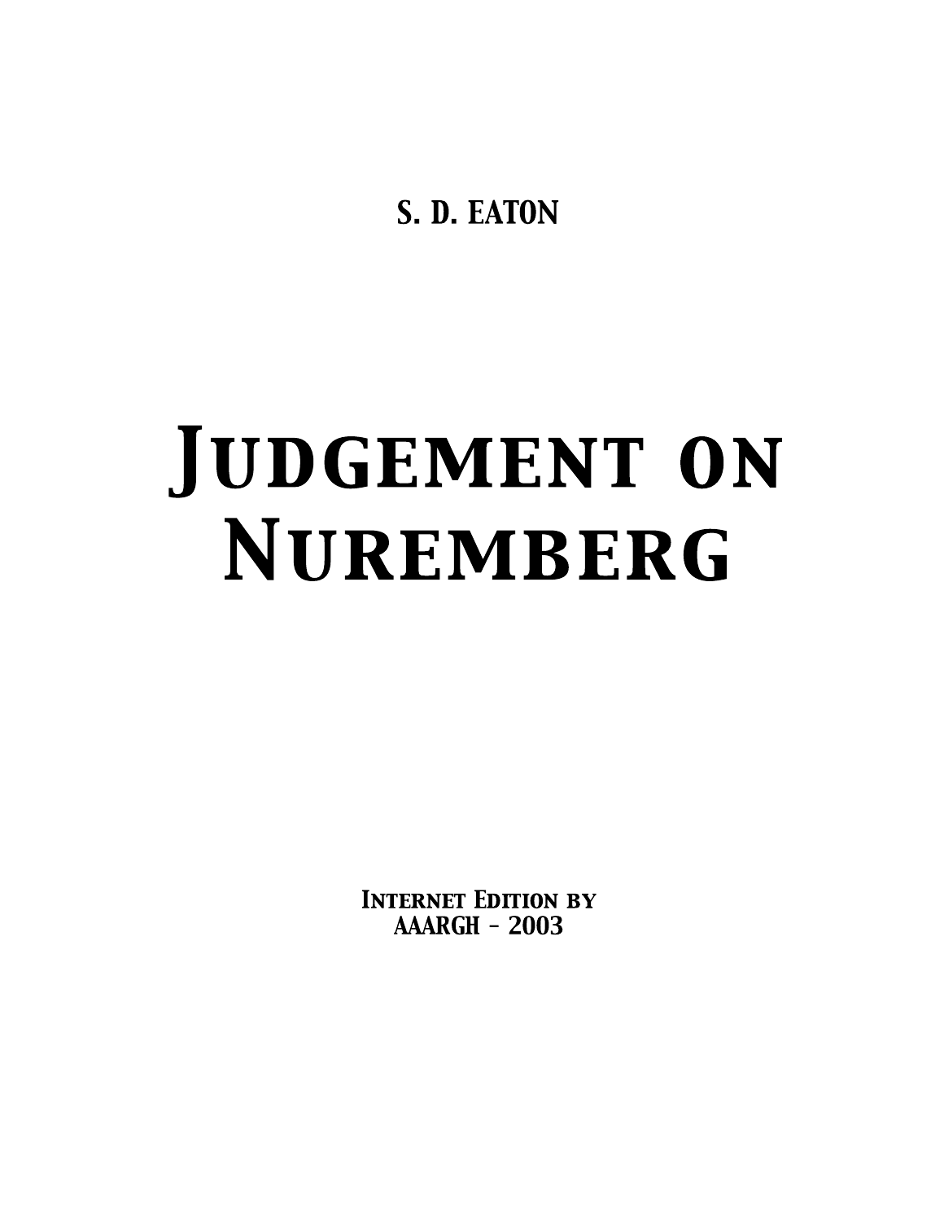S. D. EATON

# Judgement on Nuremberg

Internet Edition by
AAARGH - 2003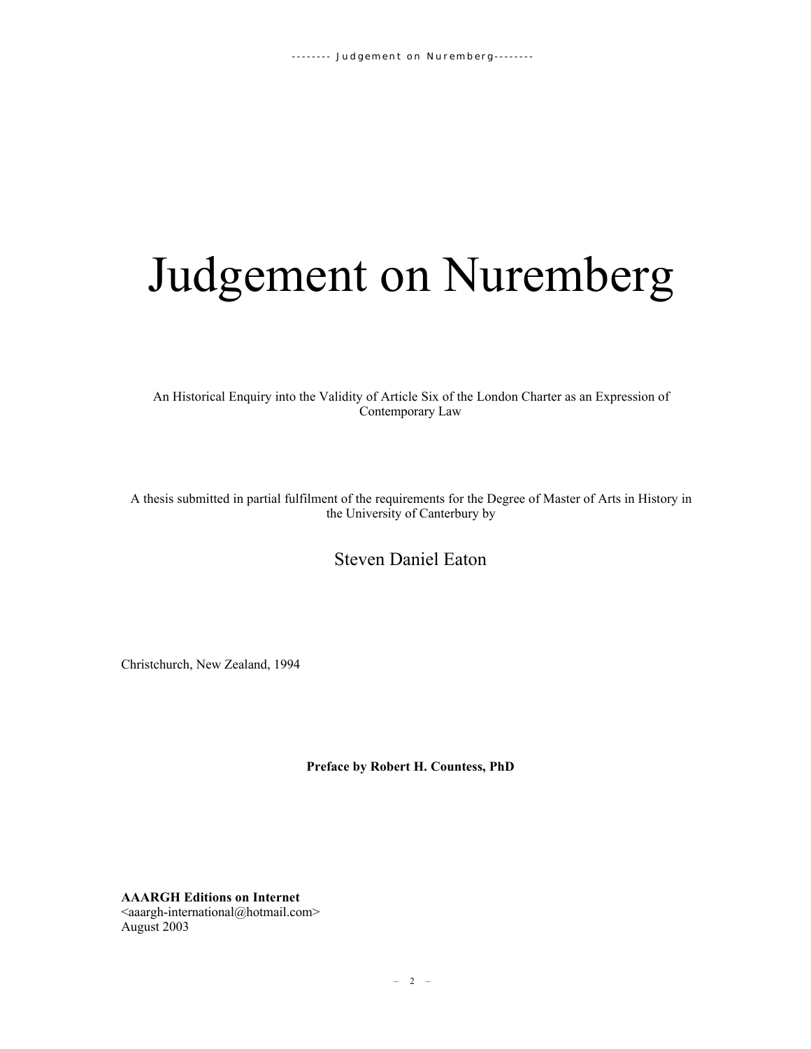# Judgement on Nuremberg

An Historical Enquiry into the Validity of Article Six of the London Charter as an Expression of Contemporary Law

A thesis submitted in partial fulfilment of the requirements for the Degree of Master of Arts in History in the University of Canterbury by

Steven Daniel Eaton

Christchurch, New Zealand, 1994

**Preface by Robert H. Countess, PhD**

**AAARGH Editions on Internet**
<aaargh-international@hotmail.com>
August 2003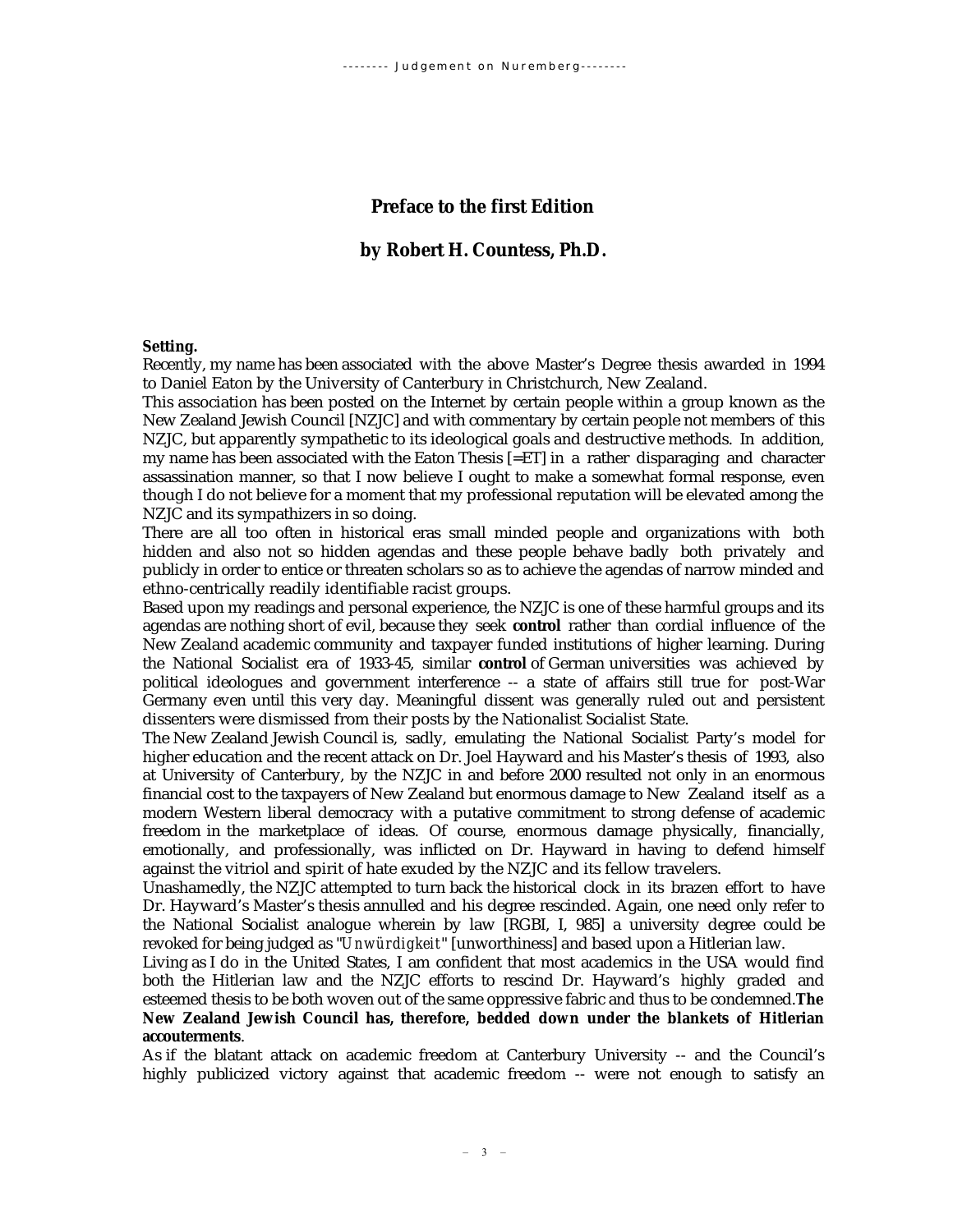## Preface to the first Edition

## by Robert H. Countess, Ph.D.

**Setting.**

Recently, my name has been associated with the above Master's Degree thesis awarded in 1994 to Daniel Eaton by the University of Canterbury in Christchurch, New Zealand.

This association has been posted on the Internet by certain people within a group known as the New Zealand Jewish Council [NZJC] and with commentary by certain people not members of this NZJC, but apparently sympathetic to its ideological goals and destructive methods. In addition, my name has been associated with the Eaton Thesis [=ET] in a rather disparaging and character assassination manner, so that I now believe I ought to make a somewhat formal response, even though I do not believe for a moment that my professional reputation will be elevated among the NZJC and its sympathizers in so doing.

There are all too often in historical eras small minded people and organizations with both hidden and also not so hidden agendas and these people behave badly both privately and publicly in order to entice or threaten scholars so as to achieve the agendas of narrow minded and ethno-centrically readily identifiable racist groups.

Based upon my readings and personal experience, the NZJC is one of these harmful groups and its agendas are nothing short of evil, because they seek **control** rather than cordial influence of the New Zealand academic community and taxpayer funded institutions of higher learning. During the National Socialist era of 1933-45, similar **control** of German universities was achieved by political ideologues and government interference -- a state of affairs still true for post-War Germany even until this very day. Meaningful dissent was generally ruled out and persistent dissenters were dismissed from their posts by the Nationalist Socialist State.

The New Zealand Jewish Council is, sadly, emulating the National Socialist Party's model for higher education and the recent attack on Dr. Joel Hayward and his Master's thesis of 1993, also at University of Canterbury, by the NZJC in and before 2000 resulted not only in an enormous financial cost to the taxpayers of New Zealand but enormous damage to New Zealand itself as a modern Western liberal democracy with a putative commitment to strong defense of academic freedom in the marketplace of ideas. Of course, enormous damage physically, financially, emotionally, and professionally, was inflicted on Dr. Hayward in having to defend himself against the vitriol and spirit of hate exuded by the NZJC and its fellow travelers.

Unashamedly, the NZJC attempted to turn back the historical clock in its brazen effort to have Dr. Hayward's Master's thesis annulled and his degree rescinded. Again, one need only refer to the National Socialist analogue wherein by law [RGBl, I, 985] a university degree could be revoked for being judged as "*Unwürdigkeit*" [unworthiness] and based upon a Hitlerian law.

Living as I do in the United States, I am confident that most academics in the USA would find both the Hitlerian law and the NZJC efforts to rescind Dr. Hayward's highly graded and esteemed thesis to be both woven out of the same oppressive fabric and thus to be condemned. **The New Zealand Jewish Council has, therefore, bedded down under the blankets of Hitlerian accouterments**.

As if the blatant attack on academic freedom at Canterbury University -- and the Council's highly publicized victory against that academic freedom -- were not enough to satisfy an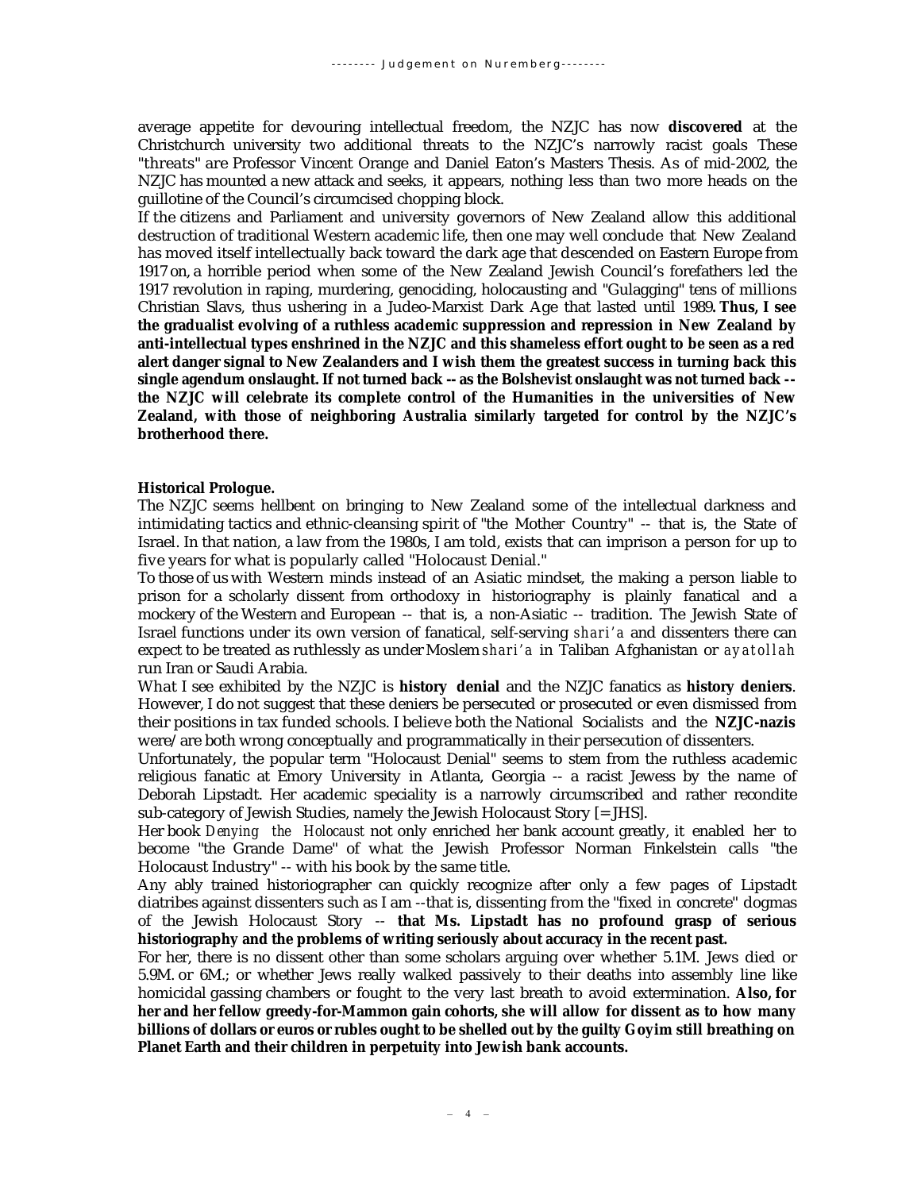average appetite for devouring intellectual freedom, the NZJC has now **discovered** at the Christchurch university two additional threats to the NZJC's narrowly racist goals These "threats" are Professor Vincent Orange and Daniel Eaton's Masters Thesis. As of mid-2002, the NZJC has mounted a new attack and seeks, it appears, nothing less than two more heads on the guillotine of the Council's circumcised chopping block.

If the citizens and Parliament and university governors of New Zealand allow this additional destruction of traditional Western academic life, then one may well conclude that New Zealand has moved itself intellectually back toward the dark age that descended on Eastern Europe from 1917 on, a horrible period when some of the New Zealand Jewish Council's forefathers led the 1917 revolution in raping, murdering, genociding, holocausting and "Gulagging" tens of millions Christian Slavs, thus ushering in a Judeo-Marxist Dark Age that lasted until 1989**. Thus, I see the gradualist evolving of a ruthless academic suppression and repression in New Zealand by anti-intellectual types enshrined in the NZJC and this shameless effort ought to be seen as a red alert danger signal to New Zealanders and I wish them the greatest success in turning back this single agendum onslaught. If not turned back -- as the Bolshevist onslaught was not turned back -- the NZJC will celebrate its complete control of the Humanities in the universities of New Zealand, with those of neighboring Australia similarly targeted for control by the NZJC's brotherhood there.**

**Historical Prologue.**

The NZJC seems hellbent on bringing to New Zealand some of the intellectual darkness and intimidating tactics and ethnic-cleansing spirit of "the Mother Country" -- that is, the State of Israel. In that nation, a law from the 1980s, I am told, exists that can imprison a person for up to five years for what is popularly called "Holocaust Denial."

To those of us with Western minds instead of an Asiatic mindset, the making a person liable to prison for a scholarly dissent from orthodoxy in historiography is plainly fanatical and a mockery of the Western and European -- that is, a non-Asiatic -- tradition. The Jewish State of Israel functions under its own version of fanatical, self-serving *shari'a* and dissenters there can expect to be treated as ruthlessly as under Moslem *shari'a* in Taliban Afghanistan or *ayatollah* run Iran or Saudi Arabia.

What I see exhibited by the NZJC is **history denial** and the NZJC fanatics as **history deniers**. However, I do not suggest that these deniers be persecuted or prosecuted or even dismissed from their positions in tax funded schools. I believe both the National Socialists and the **NZJC-nazis** were/are both wrong conceptually and programmatically in their persecution of dissenters.

Unfortunately, the popular term "Holocaust Denial" seems to stem from the ruthless academic religious fanatic at Emory University in Atlanta, Georgia -- a racist Jewess by the name of Deborah Lipstadt. Her academic speciality is a narrowly circumscribed and rather recondite sub-category of Jewish Studies, namely the Jewish Holocaust Story [= JHS].

Her book *Denying the Holocaust* not only enriched her bank account greatly, it enabled her to become "the Grande Dame" of what the Jewish Professor Norman Finkelstein calls "the Holocaust Industry" -- with his book by the same title.

Any ably trained historiographer can quickly recognize after only a few pages of Lipstadt diatribes against dissenters such as I am --that is, dissenting from the "fixed in concrete" dogmas of the Jewish Holocaust Story -- **that Ms. Lipstadt has no profound grasp of serious historiography and the problems of writing seriously about accuracy in the recent past.**

For her, there is no dissent other than some scholars arguing over whether 5.1M. Jews died or 5.9M. or 6M.; or whether Jews really walked passively to their deaths into assembly line like homicidal gassing chambers or fought to the very last breath to avoid extermination. **Also, for her and her fellow greedy-for-Mammon gain cohorts, she will allow for dissent as to how many billions of dollars or euros or rubles ought to be shelled out by the guilty Goyim still breathing on Planet Earth and their children in perpetuity into Jewish bank accounts.**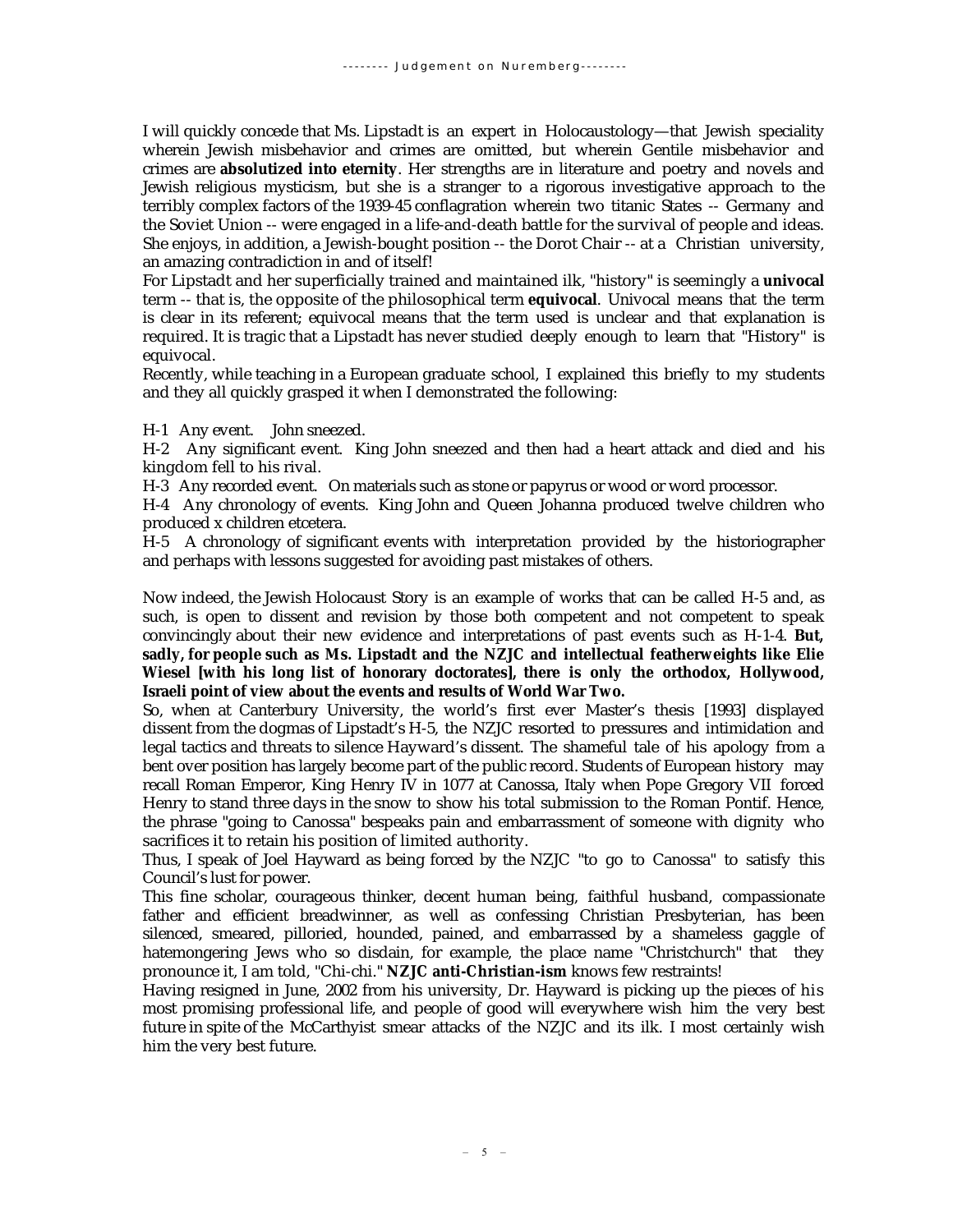I will quickly concede that Ms. Lipstadt is an expert in Holocaustology—that Jewish speciality wherein Jewish misbehavior and crimes are omitted, but wherein Gentile misbehavior and crimes are **absolutized into eternity**. Her strengths are in literature and poetry and novels and Jewish religious mysticism, but she is a stranger to a rigorous investigative approach to the terribly complex factors of the 1939-45 conflagration wherein two titanic States -- Germany and the Soviet Union -- were engaged in a life-and-death battle for the survival of people and ideas. She enjoys, in addition, a Jewish-bought position -- the Dorot Chair -- at a Christian university, an amazing contradiction in and of itself!

For Lipstadt and her superficially trained and maintained ilk, "history" is seemingly a **univocal** term -- that is, the opposite of the philosophical term **equivocal**. Univocal means that the term is clear in its referent; equivocal means that the term used is unclear and that explanation is required. It is tragic that a Lipstadt has never studied deeply enough to learn that "History" is equivocal.

Recently, while teaching in a European graduate school, I explained this briefly to my students and they all quickly grasped it when I demonstrated the following:

H-1 Any event. John sneezed.

H-2 Any significant event. King John sneezed and then had a heart attack and died and his kingdom fell to his rival.

H-3 Any recorded event. On materials such as stone or papyrus or wood or word processor.

H-4 Any chronology of events. King John and Queen Johanna produced twelve children who produced x children etcetera.

H-5 A chronology of significant events with interpretation provided by the historiographer and perhaps with lessons suggested for avoiding past mistakes of others.

Now indeed, the Jewish Holocaust Story is an example of works that can be called H-5 and, as such, is open to dissent and revision by those both competent and not competent to speak convincingly about their new evidence and interpretations of past events such as H-1-4. **But, sadly, for people such as Ms. Lipstadt and the NZJC and intellectual featherweights like Elie Wiesel [with his long list of honorary doctorates], there is only the orthodox, Hollywood, Israeli point of view about the events and results of World War Two.**

So, when at Canterbury University, the world's first ever Master's thesis [1993] displayed dissent from the dogmas of Lipstadt's H-5, the NZJC resorted to pressures and intimidation and legal tactics and threats to silence Hayward's dissent. The shameful tale of his apology from a bent over position has largely become part of the public record. Students of European history may recall Roman Emperor, King Henry IV in 1077 at Canossa, Italy when Pope Gregory VII forced Henry to stand three days in the snow to show his total submission to the Roman Pontif. Hence, the phrase "going to Canossa" bespeaks pain and embarrassment of someone with dignity who sacrifices it to retain his position of limited authority.

Thus, I speak of Joel Hayward as being forced by the NZJC "to go to Canossa" to satisfy this Council's lust for power.

This fine scholar, courageous thinker, decent human being, faithful husband, compassionate father and efficient breadwinner, as well as confessing Christian Presbyterian, has been silenced, smeared, pilloried, hounded, pained, and embarrassed by a shameless gaggle of hatemongering Jews who so disdain, for example, the place name "Christchurch" that they pronounce it, I am told, "Chi-chi." **NZJC anti-Christian-ism** knows few restraints!

Having resigned in June, 2002 from his university, Dr. Hayward is picking up the pieces of his most promising professional life, and people of good will everywhere wish him the very best future in spite of the McCarthyist smear attacks of the NZJC and its ilk. I most certainly wish him the very best future.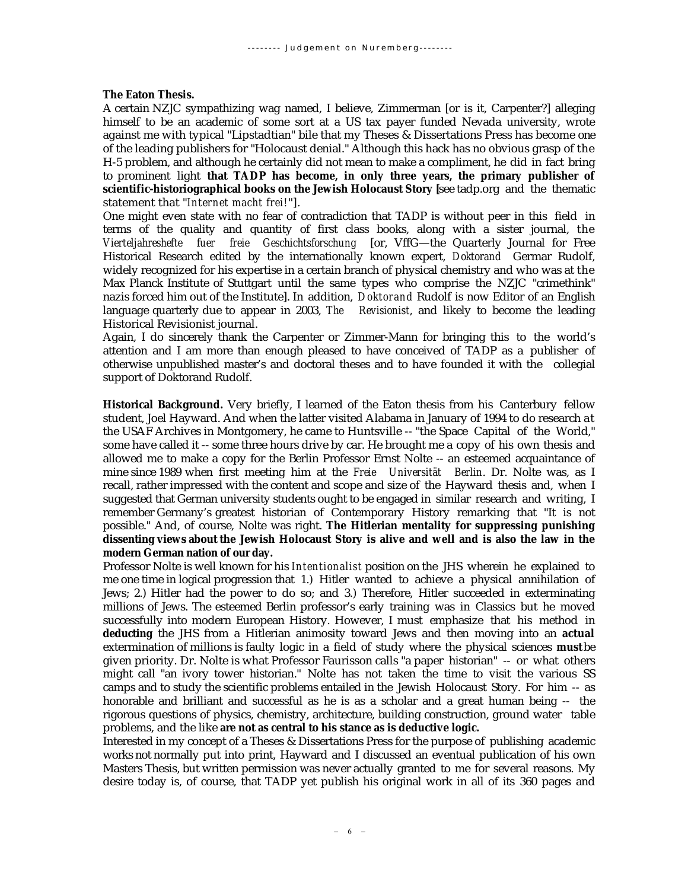**The Eaton Thesis.**

A certain NZJC sympathizing wag named, I believe, Zimmerman [or is it, Carpenter?] alleging himself to be an academic of some sort at a US tax payer funded Nevada university, wrote against me with typical "Lipstadtian" bile that my Theses & Dissertations Press has become one of the leading publishers for "Holocaust denial." Although this hack has no obvious grasp of the H-5 problem, and although he certainly did not mean to make a compliment, he did in fact bring to prominent light **that TADP has become, in only three years, the primary publisher of scientific-historiographical books on the Jewish Holocaust Story [**see tadp.org and the thematic statement that "*Internet macht frei!*"].

One might even state with no fear of contradiction that TADP is without peer in this field in terms of the quality and quantity of first class books, along with a sister journal, the *Vierteljahreshefte fuer freie Geschichtsforschung* [or, VffG—the Quarterly Journal for Free Historical Research edited by the internationally known expert, *Doktorand* Germar Rudolf, widely recognized for his expertise in a certain branch of physical chemistry and who was at the Max Planck Institute of Stuttgart until the same types who comprise the NZJC "crimethink" nazis forced him out of the Institute]. In addition, *Doktorand* Rudolf is now Editor of an English language quarterly due to appear in 2003, *The Revisionist*, and likely to become the leading Historical Revisionist journal.

Again, I do sincerely thank the Carpenter or Zimmer-Mann for bringing this to the world's attention and I am more than enough pleased to have conceived of TADP as a publisher of otherwise unpublished master's and doctoral theses and to have founded it with the collegial support of Doktorand Rudolf.

**Historical Background.** Very briefly, I learned of the Eaton thesis from his Canterbury fellow student, Joel Hayward. And when the latter visited Alabama in January of 1994 to do research at the USAF Archives in Montgomery, he came to Huntsville -- "the Space Capital of the World," some have called it -- some three hours drive by car. He brought me a copy of his own thesis and allowed me to make a copy for the Berlin Professor Ernst Nolte -- an esteemed acquaintance of mine since 1989 when first meeting him at the *Freie Universität Berlin*. Dr. Nolte was, as I recall, rather impressed with the content and scope and size of the Hayward thesis and, when I suggested that German university students ought to be engaged in similar research and writing, I remember Germany's greatest historian of Contemporary History remarking that "It is not possible." And, of course, Nolte was right. **The Hitlerian mentality for suppressing punishing dissenting views about the Jewish Holocaust Story is alive and well and is also the law in the modern German nation of our day.**

Professor Nolte is well known for his *Intentionalist* position on the JHS wherein he explained to me one time in logical progression that 1.) Hitler wanted to achieve a physical annihilation of Jews; 2.) Hitler had the power to do so; and 3.) Therefore, Hitler succeeded in exterminating millions of Jews. The esteemed Berlin professor's early training was in Classics but he moved successfully into modern European History. However, I must emphasize that his method in **deducting** the JHS from a Hitlerian animosity toward Jews and then moving into an **actual** extermination of millions is faulty logic in a field of study where the physical sciences **must** be given priority. Dr. Nolte is what Professor Faurisson calls "a paper historian" -- or what others might call "an ivory tower historian." Nolte has not taken the time to visit the various SS camps and to study the scientific problems entailed in the Jewish Holocaust Story. For him -- as honorable and brilliant and successful as he is as a scholar and a great human being -- the rigorous questions of physics, chemistry, architecture, building construction, ground water table problems, and the like **are not as central to his stance as is deductive logic.**

Interested in my concept of a Theses & Dissertations Press for the purpose of publishing academic works not normally put into print, Hayward and I discussed an eventual publication of his own Masters Thesis, but written permission was never actually granted to me for several reasons. My desire today is, of course, that TADP yet publish his original work in all of its 360 pages and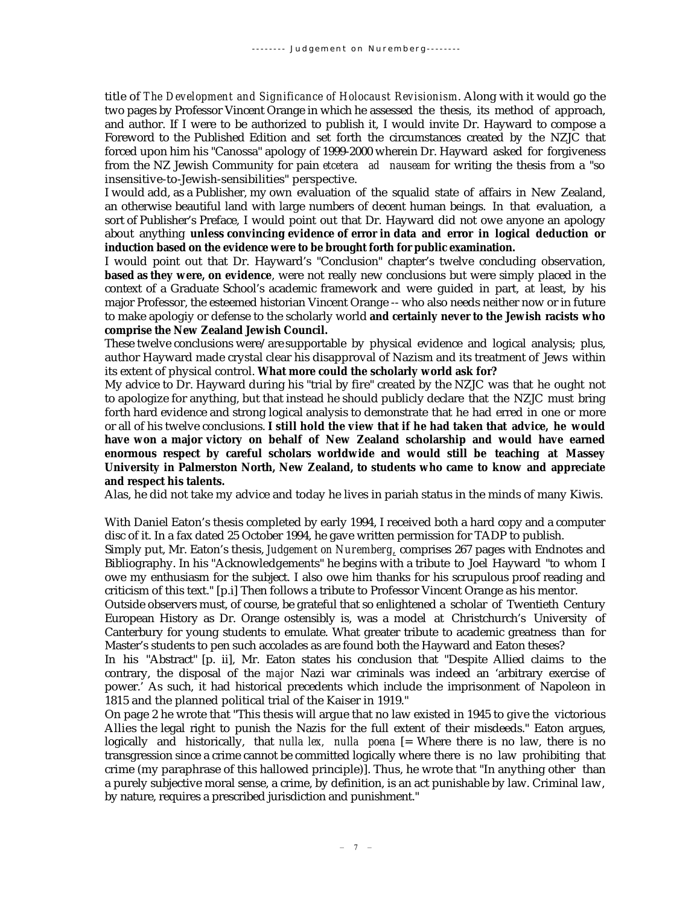title of *The Development and Significance of Holocaust Revisionism*. Along with it would go the two pages by Professor Vincent Orange in which he assessed the thesis, its method of approach, and author. If I were to be authorized to publish it, I would invite Dr. Hayward to compose a Foreword to the Published Edition and set forth the circumstances created by the NZJC that forced upon him his "Canossa" apology of 1999-2000 wherein Dr. Hayward asked for forgiveness from the NZ Jewish Community for pain *etcetera ad nauseam* for writing the thesis from a "so insensitive-to-Jewish-sensibilities" perspective.

I would add, as a Publisher, my own evaluation of the squalid state of affairs in New Zealand, an otherwise beautiful land with large numbers of decent human beings. In that evaluation, a sort of Publisher's Preface, I would point out that Dr. Hayward did not owe anyone an apology about anything **unless convincing evidence of error in data and error in logical deduction or induction based on the evidence were to be brought forth for public examination.**

I would point out that Dr. Hayward's "Conclusion" chapter's twelve concluding observation, **based as they were, on evidence**, were not really new conclusions but were simply placed in the context of a Graduate School's academic framework and were guided in part, at least, by his major Professor, the esteemed historian Vincent Orange -- who also needs neither now or in future to make apologiy or defense to the scholarly world **and certainly never to the Jewish racists who comprise the New Zealand Jewish Council.**

These twelve conclusions were/are supportable by physical evidence and logical analysis; plus, author Hayward made crystal clear his disapproval of Nazism and its treatment of Jews within its extent of physical control. **What more could the scholarly world ask for?**

My advice to Dr. Hayward during his "trial by fire" created by the NZJC was that he ought not to apologize for anything, but that instead he should publicly declare that the NZJC must bring forth hard evidence and strong logical analysis to demonstrate that he had erred in one or more or all of his twelve conclusions. **I still hold the view that if he had taken that advice, he would have won a major victory on behalf of New Zealand scholarship and would have earned enormous respect by careful scholars worldwide and would still be teaching at Massey University in Palmerston North, New Zealand, to students who came to know and appreciate and respect his talents.**

Alas, he did not take my advice and today he lives in pariah status in the minds of many Kiwis.

With Daniel Eaton's thesis completed by early 1994, I received both a hard copy and a computer disc of it. In a fax dated 25 October 1994, he gave written permission for TADP to publish.

Simply put, Mr. Eaton's thesis, *Judgement on Nuremberg*, comprises 267 pages with Endnotes and Bibliography. In his "Acknowledgements" he begins with a tribute to Joel Hayward "to whom I owe my enthusiasm for the subject. I also owe him thanks for his scrupulous proof reading and criticism of this text." [p.i] Then follows a tribute to Professor Vincent Orange as his mentor.

Outside observers must, of course, be grateful that so enlightened a scholar of Twentieth Century European History as Dr. Orange ostensibly is, was a model at Christchurch's University of Canterbury for young students to emulate. What greater tribute to academic greatness than for Master's students to pen such accolades as are found both the Hayward and Eaton theses?

In his "Abstract" [p. ii], Mr. Eaton states his conclusion that "Despite Allied claims to the contrary, the disposal of the *major* Nazi war criminals was indeed an 'arbitrary exercise of power.' As such, it had historical precedents which include the imprisonment of Napoleon in 1815 and the planned political trial of the Kaiser in 1919."

On page 2 he wrote that "This thesis will argue that no law existed in 1945 to give the victorious Allies the legal right to punish the Nazis for the full extent of their misdeeds." Eaton argues, logically and historically, that *nulla lex, nulla poena* [= Where there is no law, there is no transgression since a crime cannot be committed logically where there is no law prohibiting that crime (my paraphrase of this hallowed principle)]. Thus, he wrote that "In anything other than a purely subjective moral sense, a crime, by definition, is an act punishable by law. Criminal law, by nature, requires a prescribed jurisdiction and punishment."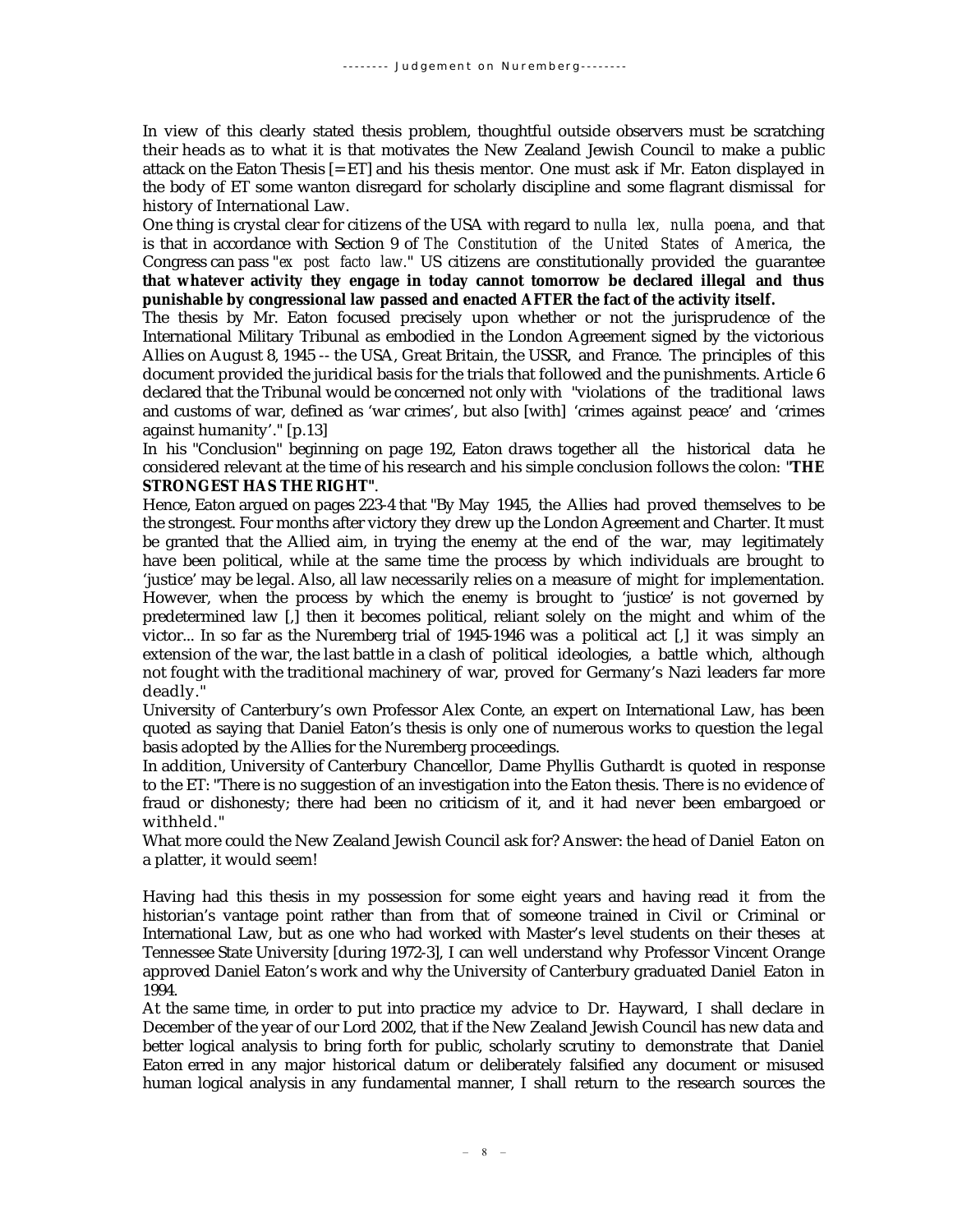In view of this clearly stated thesis problem, thoughtful outside observers must be scratching their heads as to what it is that motivates the New Zealand Jewish Council to make a public attack on the Eaton Thesis [= ET] and his thesis mentor. One must ask if Mr. Eaton displayed in the body of ET some wanton disregard for scholarly discipline and some flagrant dismissal for history of International Law.

One thing is crystal clear for citizens of the USA with regard to *nulla lex, nulla poena*, and that is that in accordance with Section 9 of *The Constitution of the United States of America*, the Congress can pass "*ex post facto law*." US citizens are constitutionally provided the guarantee **that whatever activity they engage in today cannot tomorrow be declared illegal and thus punishable by congressional law passed and enacted AFTER the fact of the activity itself.**

The thesis by Mr. Eaton focused precisely upon whether or not the jurisprudence of the International Military Tribunal as embodied in the London Agreement signed by the victorious Allies on August 8, 1945 -- the USA, Great Britain, the USSR, and France. The principles of this document provided the juridical basis for the trials that followed and the punishments. Article 6 declared that the Tribunal would be concerned not only with "violations of the traditional laws and customs of war, defined as 'war crimes', but also [with] 'crimes against peace' and 'crimes against humanity'." [p.13]

In his "Conclusion" beginning on page 192, Eaton draws together all the historical data he considered relevant at the time of his research and his simple conclusion follows the colon: "**THE STRONGEST HAS THE RIGHT**".

Hence, Eaton argued on pages 223-4 that "By May 1945, the Allies had proved themselves to be the strongest. Four months after victory they drew up the London Agreement and Charter. It must be granted that the Allied aim, in trying the enemy at the end of the war, may legitimately have been political, while at the same time the process by which individuals are brought to 'justice' may be legal. Also, all law necessarily relies on a measure of might for implementation. However, when the process by which the enemy is brought to 'justice' is not governed by predetermined law [,] then it becomes political, reliant solely on the might and whim of the victor... In so far as the Nuremberg trial of 1945-1946 was a political act [,] it was simply an extension of the war, the last battle in a clash of political ideologies, a battle which, although not fought with the traditional machinery of war, proved for Germany's Nazi leaders far more deadly."

University of Canterbury's own Professor Alex Conte, an expert on International Law, has been quoted as saying that Daniel Eaton's thesis is only one of numerous works to question the legal basis adopted by the Allies for the Nuremberg proceedings.

In addition, University of Canterbury Chancellor, Dame Phyllis Guthardt is quoted in response to the ET: "There is no suggestion of an investigation into the Eaton thesis. There is no evidence of fraud or dishonesty; there had been no criticism of it, and it had never been embargoed or withheld."

What more could the New Zealand Jewish Council ask for? Answer: the head of Daniel Eaton on a platter, it would seem!

Having had this thesis in my possession for some eight years and having read it from the historian's vantage point rather than from that of someone trained in Civil or Criminal or International Law, but as one who had worked with Master's level students on their theses at Tennessee State University [during 1972-3], I can well understand why Professor Vincent Orange approved Daniel Eaton's work and why the University of Canterbury graduated Daniel Eaton in 1994.

At the same time, in order to put into practice my advice to Dr. Hayward, I shall declare in December of the year of our Lord 2002, that if the New Zealand Jewish Council has new data and better logical analysis to bring forth for public, scholarly scrutiny to demonstrate that Daniel Eaton erred in any major historical datum or deliberately falsified any document or misused human logical analysis in any fundamental manner, I shall return to the research sources the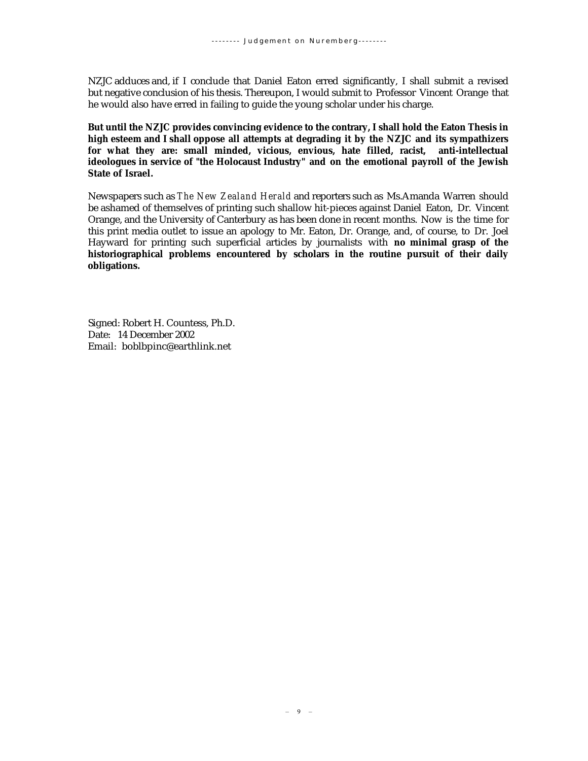NZJC adduces and, if I conclude that Daniel Eaton erred significantly, I shall submit a revised but negative conclusion of his thesis. Thereupon, I would submit to Professor Vincent Orange that he would also have erred in failing to guide the young scholar under his charge.

**But until the NZJC provides convincing evidence to the contrary, I shall hold the Eaton Thesis in high esteem and I shall oppose all attempts at degrading it by the NZJC and its sympathizers for what they are: small minded, vicious, envious, hate filled, racist, anti-intellectual ideologues in service of "the Holocaust Industry" and on the emotional payroll of the Jewish State of Israel.**

Newspapers such as *The New Zealand Herald* and reporters such as Ms.Amanda Warren should be ashamed of themselves of printing such shallow hit-pieces against Daniel Eaton, Dr. Vincent Orange, and the University of Canterbury as has been done in recent months. Now is the time for this print media outlet to issue an apology to Mr. Eaton, Dr. Orange, and, of course, to Dr. Joel Hayward for printing such superficial articles by journalists with **no minimal grasp of the historiographical problems encountered by scholars in the routine pursuit of their daily obligations.**

Signed: Robert H. Countess, Ph.D.  
Date: 14 December 2002  
Email: boblbpinc@earthlink.net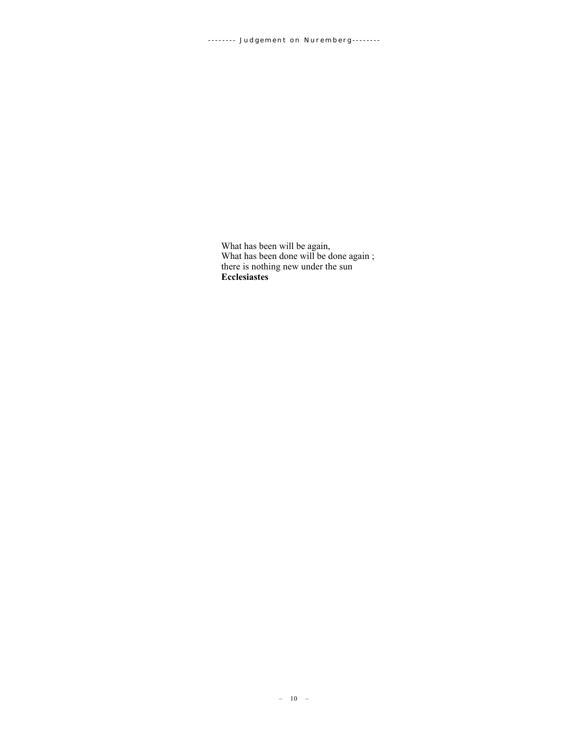What has been will be again,
What has been done will be done again ;
there is nothing new under the sun
**Ecclesiastes**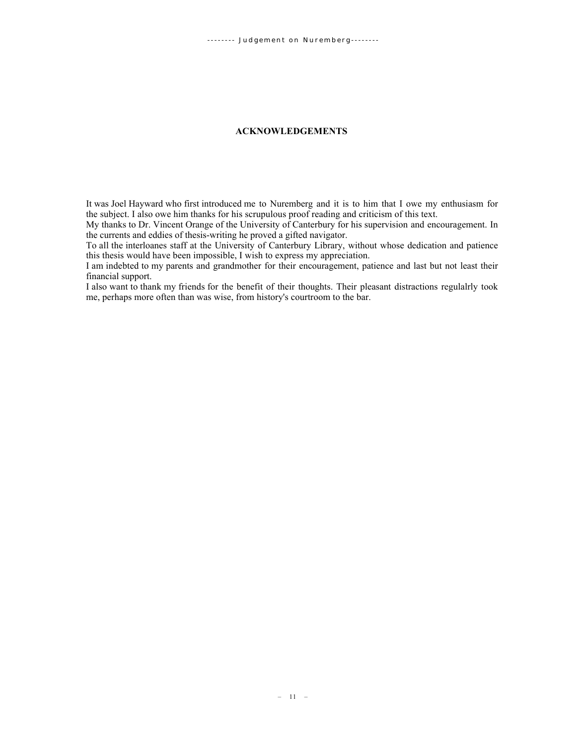# ACKNOWLEDGEMENTS

It was Joel Hayward who first introduced me to Nuremberg and it is to him that I owe my enthusiasm for the subject. I also owe him thanks for his scrupulous proof reading and criticism of this text.

My thanks to Dr. Vincent Orange of the University of Canterbury for his supervision and encouragement. In the currents and eddies of thesis-writing he proved a gifted navigator.

To all the interloanes staff at the University of Canterbury Library, without whose dedication and patience this thesis would have been impossible, I wish to express my appreciation.

I am indebted to my parents and grandmother for their encouragement, patience and last but not least their financial support.

I also want to thank my friends for the benefit of their thoughts. Their pleasant distractions regulalrly took me, perhaps more often than was wise, from history's courtroom to the bar.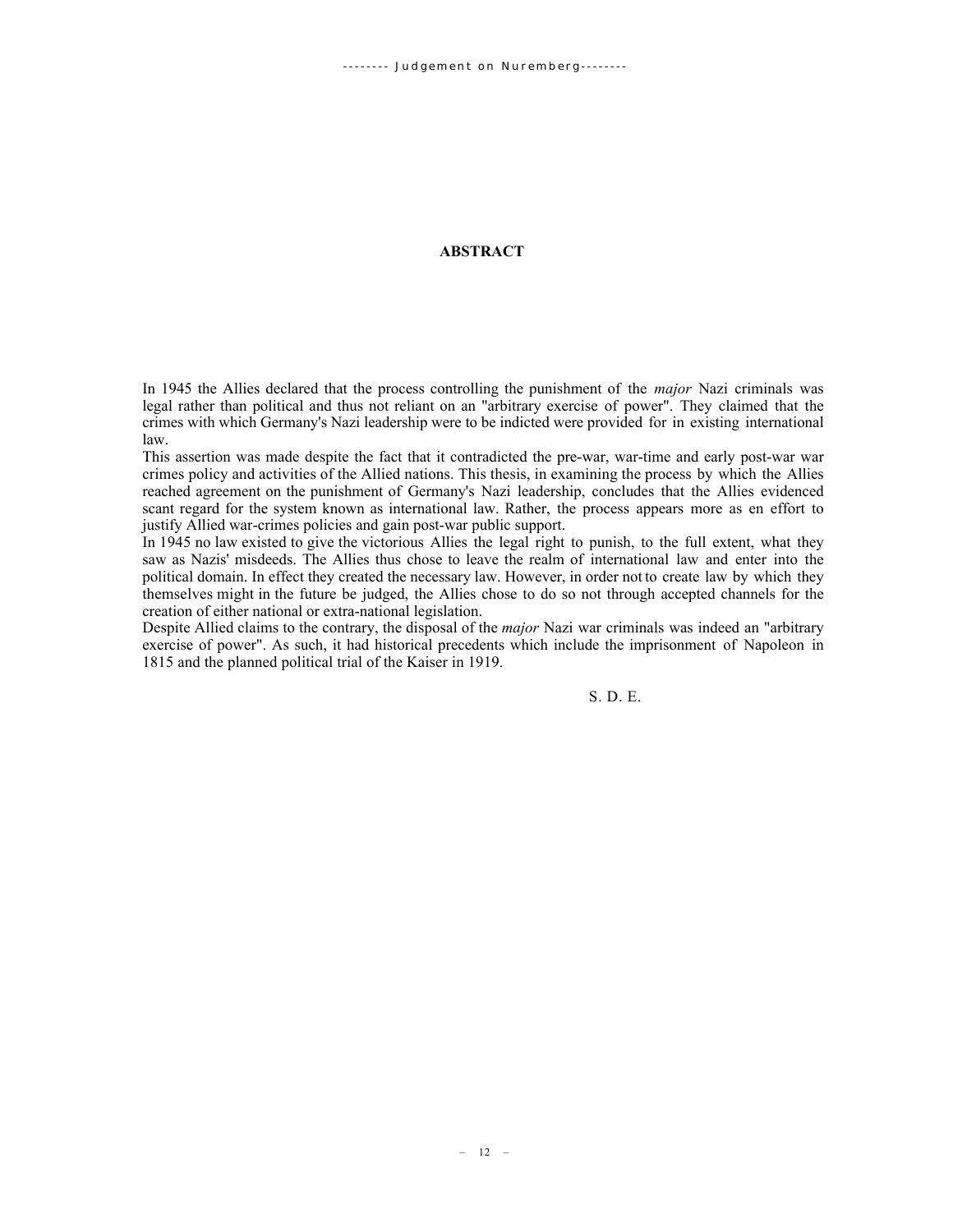## ABSTRACT

In 1945 the Allies declared that the process controlling the punishment of the *major* Nazi criminals was legal rather than political and thus not reliant on an "arbitrary exercise of power". They claimed that the crimes with which Germany's Nazi leadership were to be indicted were provided for in existing international law.

This assertion was made despite the fact that it contradicted the pre-war, war-time and early post-war war crimes policy and activities of the Allied nations. This thesis, in examining the process by which the Allies reached agreement on the punishment of Germany's Nazi leadership, concludes that the Allies evidenced scant regard for the system known as international law. Rather, the process appears more as en effort to justify Allied war-crimes policies and gain post-war public support.

In 1945 no law existed to give the victorious Allies the legal right to punish, to the full extent, what they saw as Nazis' misdeeds. The Allies thus chose to leave the realm of international law and enter into the political domain. In effect they created the necessary law. However, in order not to create law by which they themselves might in the future be judged, the Allies chose to do so not through accepted channels for the creation of either national or extra-national legislation.

Despite Allied claims to the contrary, the disposal of the *major* Nazi war criminals was indeed an "arbitrary exercise of power". As such, it had historical precedents which include the imprisonment of Napoleon in 1815 and the planned political trial of the Kaiser in 1919.

S. D. E.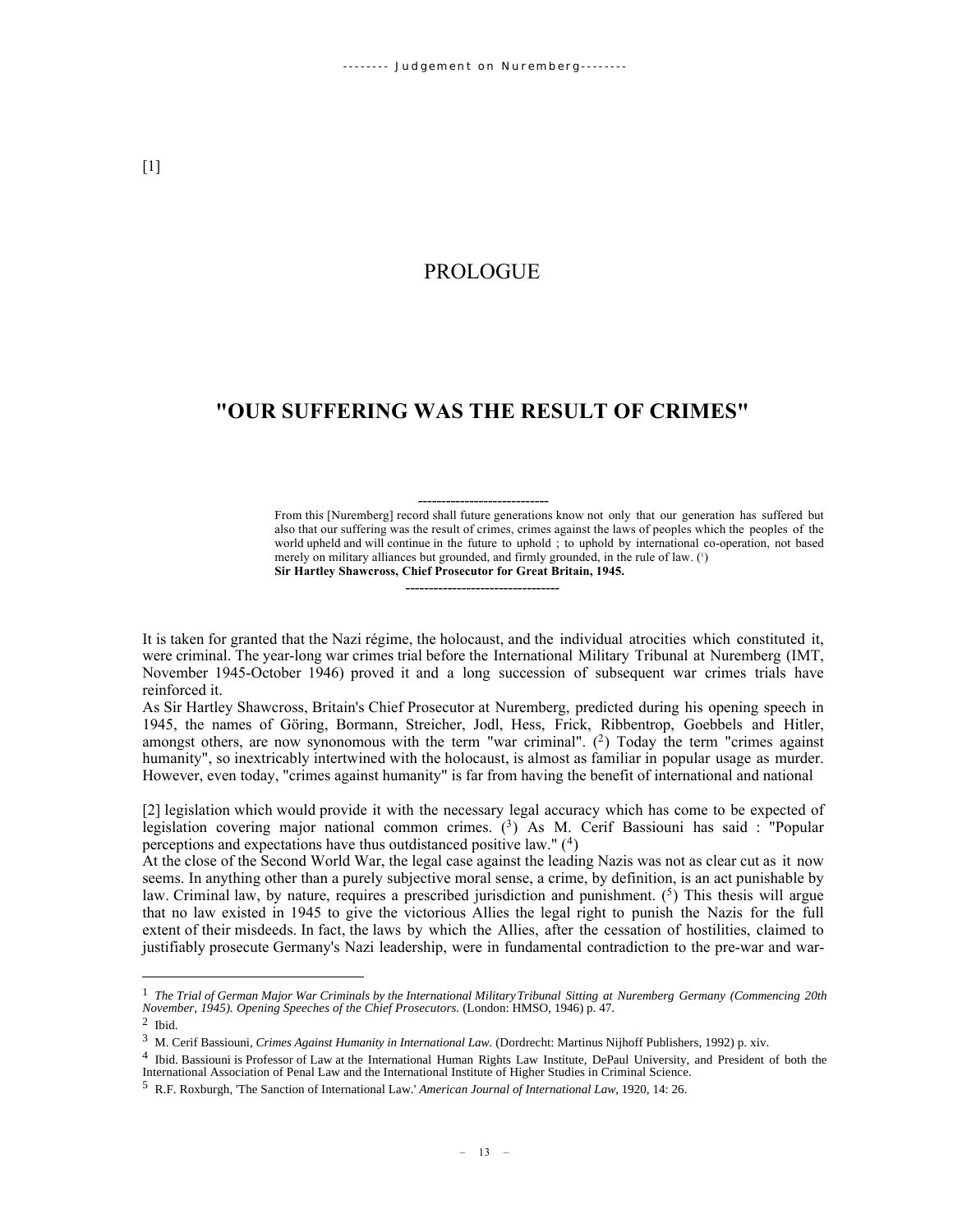[1]

# PROLOGUE

## "OUR SUFFERING WAS THE RESULT OF CRIMES"

---

From this [Nuremberg] record shall future generations know not only that our generation has suffered but also that our suffering was the result of crimes, crimes against the laws of peoples which the peoples of the world upheld and will continue in the future to uphold ; to uphold by international co-operation, not based merely on military alliances but grounded, and firmly grounded, in the rule of law. ([1])
**Sir Hartley Shawcross, Chief Prosecutor for Great Britain, 1945.**

---

It is taken for granted that the Nazi régime, the holocaust, and the individual atrocities which constituted it, were criminal. The year-long war crimes trial before the International Military Tribunal at Nuremberg (IMT, November 1945-October 1946) proved it and a long succession of subsequent war crimes trials have reinforced it.
As Sir Hartley Shawcross, Britain's Chief Prosecutor at Nuremberg, predicted during his opening speech in 1945, the names of Göring, Bormann, Streicher, Jodl, Hess, Frick, Ribbentrop, Goebbels and Hitler, amongst others, are now synonomous with the term "war criminal". ([2]) Today the term "crimes against humanity", so inextricably intertwined with the holocaust, is almost as familiar in popular usage as murder. However, even today, "crimes against humanity" is far from having the benefit of international and national

[2] legislation which would provide it with the necessary legal accuracy which has come to be expected of legislation covering major national common crimes. ([3]) As M. Cerif Bassiouni has said : "Popular perceptions and expectations have thus outdistanced positive law." ([4])
At the close of the Second World War, the legal case against the leading Nazis was not as clear cut as it now seems. In anything other than a purely subjective moral sense, a crime, by definition, is an act punishable by law. Criminal law, by nature, requires a prescribed jurisdiction and punishment. ([5]) This thesis will argue that no law existed in 1945 to give the victorious Allies the legal right to punish the Nazis for the full extent of their misdeeds. In fact, the laws by which the Allies, after the cessation of hostilities, claimed to justifiably prosecute Germany's Nazi leadership, were in fundamental contradiction to the pre-war and war-

---

1 *The Trial of German Major War Criminals by the International Military Tribunal Sitting at Nuremberg Germany (Commencing 20th November, 1945). Opening Speeches of the Chief Prosecutors.* (London: HMSO, 1946) p. 47.

2 Ibid.

3 M. Cerif Bassiouni, *Crimes Against Humanity in International Law.* (Dordrecht: Martinus Nijhoff Publishers, 1992) p. xiv.

4 Ibid. Bassiouni is Professor of Law at the International Human Rights Law Institute, DePaul University, and President of both the International Association of Penal Law and the International Institute of Higher Studies in Criminal Science.

5 R.F. Roxburgh, 'The Sanction of International Law.' *American Journal of International Law,* 1920, 14: 26.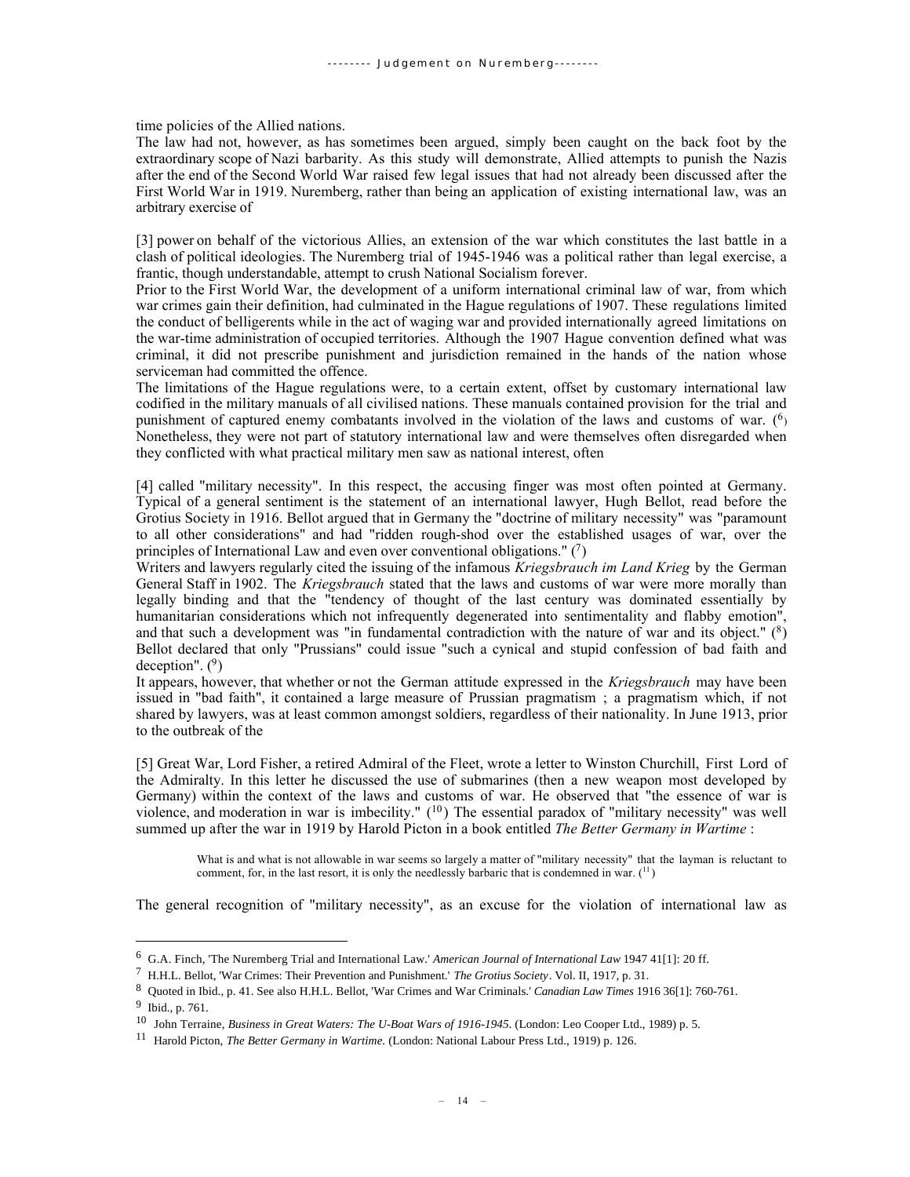time policies of the Allied nations.

The law had not, however, as has sometimes been argued, simply been caught on the back foot by the extraordinary scope of Nazi barbarity. As this study will demonstrate, Allied attempts to punish the Nazis after the end of the Second World War raised few legal issues that had not already been discussed after the First World War in 1919. Nuremberg, rather than being an application of existing international law, was an arbitrary exercise of

[3] power on behalf of the victorious Allies, an extension of the war which constitutes the last battle in a clash of political ideologies. The Nuremberg trial of 1945-1946 was a political rather than legal exercise, a frantic, though understandable, attempt to crush National Socialism forever.

Prior to the First World War, the development of a uniform international criminal law of war, from which war crimes gain their definition, had culminated in the Hague regulations of 1907. These regulations limited the conduct of belligerents while in the act of waging war and provided internationally agreed limitations on the war-time administration of occupied territories. Although the 1907 Hague convention defined what was criminal, it did not prescribe punishment and jurisdiction remained in the hands of the nation whose serviceman had committed the offence.

The limitations of the Hague regulations were, to a certain extent, offset by customary international law codified in the military manuals of all civilised nations. These manuals contained provision for the trial and punishment of captured enemy combatants involved in the violation of the laws and customs of war. ([6]) Nonetheless, they were not part of statutory international law and were themselves often disregarded when they conflicted with what practical military men saw as national interest, often

[4] called "military necessity". In this respect, the accusing finger was most often pointed at Germany. Typical of a general sentiment is the statement of an international lawyer, Hugh Bellot, read before the Grotius Society in 1916. Bellot argued that in Germany the "doctrine of military necessity" was "paramount to all other considerations" and had "ridden rough-shod over the established usages of war, over the principles of International Law and even over conventional obligations." ([7])

Writers and lawyers regularly cited the issuing of the infamous *Kriegsbrauch im Land Krieg* by the German General Staff in 1902. The *Kriegsbrauch* stated that the laws and customs of war were more morally than legally binding and that the "tendency of thought of the last century was dominated essentially by humanitarian considerations which not infrequently degenerated into sentimentality and flabby emotion", and that such a development was "in fundamental contradiction with the nature of war and its object." ([8]) Bellot declared that only "Prussians" could issue "such a cynical and stupid confession of bad faith and deception". ([9])

It appears, however, that whether or not the German attitude expressed in the *Kriegsbrauch* may have been issued in "bad faith", it contained a large measure of Prussian pragmatism ; a pragmatism which, if not shared by lawyers, was at least common amongst soldiers, regardless of their nationality. In June 1913, prior to the outbreak of the

[5] Great War, Lord Fisher, a retired Admiral of the Fleet, wrote a letter to Winston Churchill, First Lord of the Admiralty. In this letter he discussed the use of submarines (then a new weapon most developed by Germany) within the context of the laws and customs of war. He observed that "the essence of war is violence, and moderation in war is imbecility." ([10]) The essential paradox of "military necessity" was well summed up after the war in 1919 by Harold Picton in a book entitled *The Better Germany in Wartime* :

> What is and what is not allowable in war seems so largely a matter of "military necessity" that the layman is reluctant to comment, for, in the last resort, it is only the needlessly barbaric that is condemned in war. ([11])

The general recognition of "military necessity", as an excuse for the violation of international law as

---

[6] G.A. Finch, 'The Nuremberg Trial and International Law.' *American Journal of International Law* 1947 41[1]: 20 ff.

[7] H.H.L. Bellot, 'War Crimes: Their Prevention and Punishment.' *The Grotius Society*. Vol. II, 1917, p. 31.

[8] Quoted in Ibid., p. 41. See also H.H.L. Bellot, 'War Crimes and War Criminals.' *Canadian Law Times* 1916 36[1]: 760-761.

[9] Ibid., p. 761.

[10] John Terraine, *Business in Great Waters: The U-Boat Wars of 1916-1945*. (London: Leo Cooper Ltd., 1989) p. 5.

[11] Harold Picton, *The Better Germany in Wartime.* (London: National Labour Press Ltd., 1919) p. 126.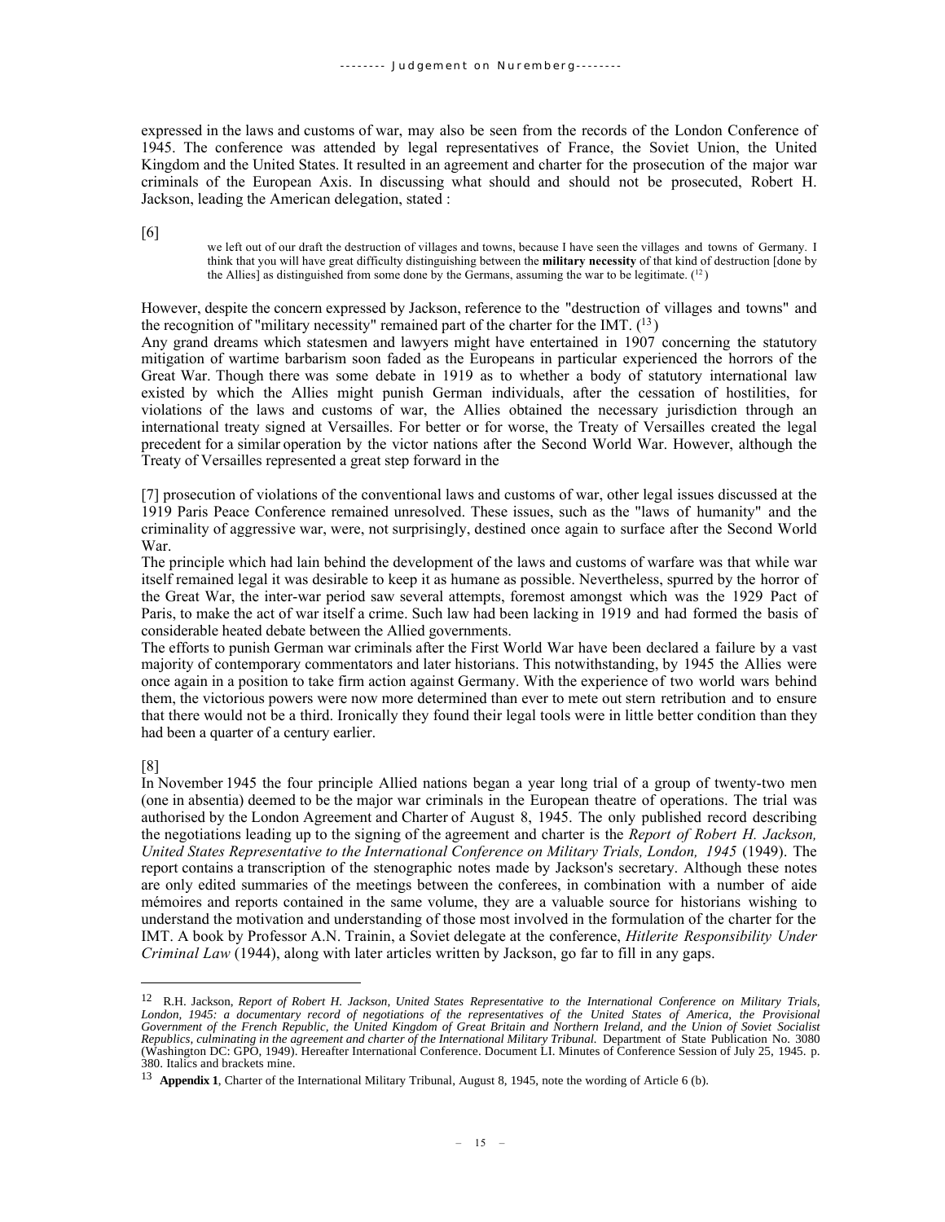expressed in the laws and customs of war, may also be seen from the records of the London Conference of 1945. The conference was attended by legal representatives of France, the Soviet Union, the United Kingdom and the United States. It resulted in an agreement and charter for the prosecution of the major war criminals of the European Axis. In discussing what should and should not be prosecuted, Robert H. Jackson, leading the American delegation, stated :

[6]

> we left out of our draft the destruction of villages and towns, because I have seen the villages and towns of Germany. I think that you will have great difficulty distinguishing between the **military necessity** of that kind of destruction [done by the Allies] as distinguished from some done by the Germans, assuming the war to be legitimate. ([12])

However, despite the concern expressed by Jackson, reference to the "destruction of villages and towns" and the recognition of "military necessity" remained part of the charter for the IMT. ([13])

Any grand dreams which statesmen and lawyers might have entertained in 1907 concerning the statutory mitigation of wartime barbarism soon faded as the Europeans in particular experienced the horrors of the Great War. Though there was some debate in 1919 as to whether a body of statutory international law existed by which the Allies might punish German individuals, after the cessation of hostilities, for violations of the laws and customs of war, the Allies obtained the necessary jurisdiction through an international treaty signed at Versailles. For better or for worse, the Treaty of Versailles created the legal precedent for a similar operation by the victor nations after the Second World War. However, although the Treaty of Versailles represented a great step forward in the

[7] prosecution of violations of the conventional laws and customs of war, other legal issues discussed at the 1919 Paris Peace Conference remained unresolved. These issues, such as the "laws of humanity" and the criminality of aggressive war, were, not surprisingly, destined once again to surface after the Second World War.

The principle which had lain behind the development of the laws and customs of warfare was that while war itself remained legal it was desirable to keep it as humane as possible. Nevertheless, spurred by the horror of the Great War, the inter-war period saw several attempts, foremost amongst which was the 1929 Pact of Paris, to make the act of war itself a crime. Such law had been lacking in 1919 and had formed the basis of considerable heated debate between the Allied governments.

The efforts to punish German war criminals after the First World War have been declared a failure by a vast majority of contemporary commentators and later historians. This notwithstanding, by 1945 the Allies were once again in a position to take firm action against Germany. With the experience of two world wars behind them, the victorious powers were now more determined than ever to mete out stern retribution and to ensure that there would not be a third. Ironically they found their legal tools were in little better condition than they had been a quarter of a century earlier.

[8]

In November 1945 the four principle Allied nations began a year long trial of a group of twenty-two men (one in absentia) deemed to be the major war criminals in the European theatre of operations. The trial was authorised by the London Agreement and Charter of August 8, 1945. The only published record describing the negotiations leading up to the signing of the agreement and charter is the *Report of Robert H. Jackson, United States Representative to the International Conference on Military Trials, London, 1945* (1949). The report contains a transcription of the stenographic notes made by Jackson's secretary. Although these notes are only edited summaries of the meetings between the conferees, in combination with a number of aide mémoires and reports contained in the same volume, they are a valuable source for historians wishing to understand the motivation and understanding of those most involved in the formulation of the charter for the IMT. A book by Professor A.N. Trainin, a Soviet delegate at the conference, *Hitlerite Responsibility Under Criminal Law* (1944), along with later articles written by Jackson, go far to fill in any gaps.

---

[12] R.H. Jackson, *Report of Robert H. Jackson, United States Representative to the International Conference on Military Trials, London, 1945: a documentary record of negotiations of the representatives of the United States of America, the Provisional Government of the French Republic, the United Kingdom of Great Britain and Northern Ireland, and the Union of Soviet Socialist Republics, culminating in the agreement and charter of the International Military Tribunal.* Department of State Publication No. 3080 (Washington DC: GPO, 1949). Hereafter International Conference. Document LI. Minutes of Conference Session of July 25, 1945. p. 380. Italics and brackets mine.

[13] **Appendix 1**, Charter of the International Military Tribunal, August 8, 1945, note the wording of Article 6 (b).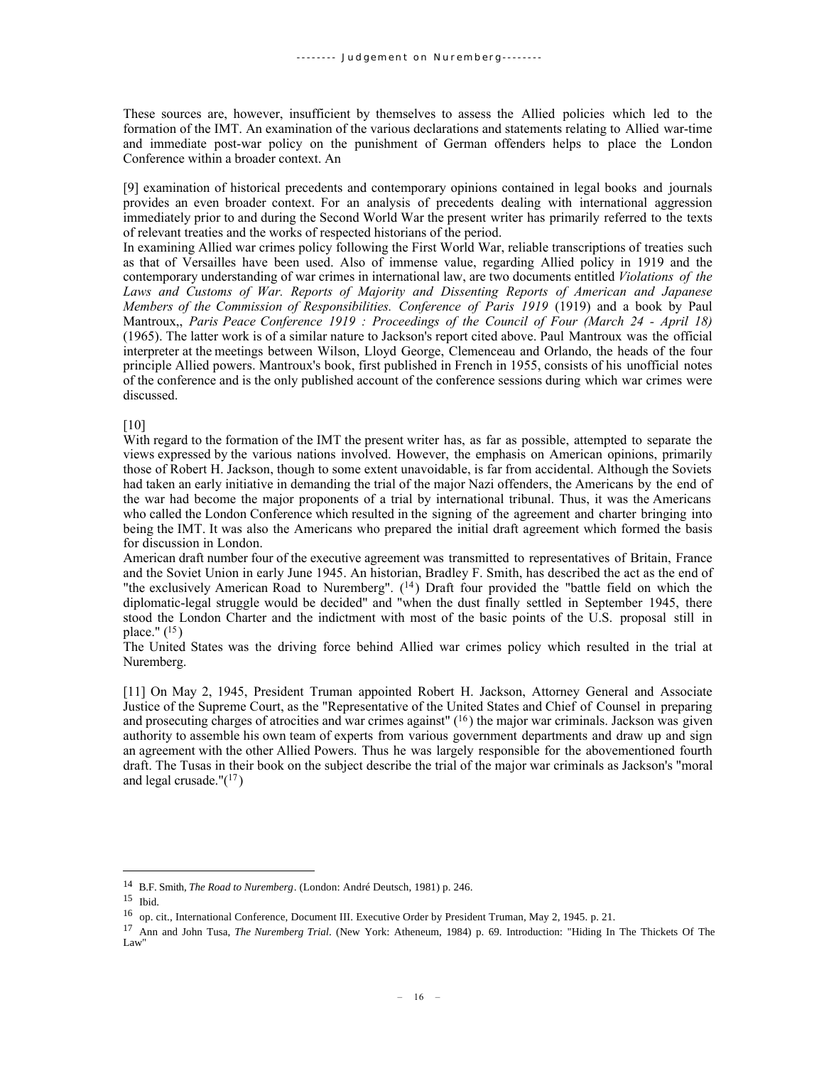These sources are, however, insufficient by themselves to assess the Allied policies which led to the formation of the IMT. An examination of the various declarations and statements relating to Allied war-time and immediate post-war policy on the punishment of German offenders helps to place the London Conference within a broader context. An

[9] examination of historical precedents and contemporary opinions contained in legal books and journals provides an even broader context. For an analysis of precedents dealing with international aggression immediately prior to and during the Second World War the present writer has primarily referred to the texts of relevant treaties and the works of respected historians of the period.

In examining Allied war crimes policy following the First World War, reliable transcriptions of treaties such as that of Versailles have been used. Also of immense value, regarding Allied policy in 1919 and the contemporary understanding of war crimes in international law, are two documents entitled *Violations of the Laws and Customs of War. Reports of Majority and Dissenting Reports of American and Japanese Members of the Commission of Responsibilities. Conference of Paris 1919* (1919) and a book by Paul Mantroux,, *Paris Peace Conference 1919 : Proceedings of the Council of Four (March 24 - April 18)* (1965). The latter work is of a similar nature to Jackson's report cited above. Paul Mantroux was the official interpreter at the meetings between Wilson, Lloyd George, Clemenceau and Orlando, the heads of the four principle Allied powers. Mantroux's book, first published in French in 1955, consists of his unofficial notes of the conference and is the only published account of the conference sessions during which war crimes were discussed.

[10]

With regard to the formation of the IMT the present writer has, as far as possible, attempted to separate the views expressed by the various nations involved. However, the emphasis on American opinions, primarily those of Robert H. Jackson, though to some extent unavoidable, is far from accidental. Although the Soviets had taken an early initiative in demanding the trial of the major Nazi offenders, the Americans by the end of the war had become the major proponents of a trial by international tribunal. Thus, it was the Americans who called the London Conference which resulted in the signing of the agreement and charter bringing into being the IMT. It was also the Americans who prepared the initial draft agreement which formed the basis for discussion in London.

American draft number four of the executive agreement was transmitted to representatives of Britain, France and the Soviet Union in early June 1945. An historian, Bradley F. Smith, has described the act as the end of "the exclusively American Road to Nuremberg". [14] Draft four provided the "battle field on which the diplomatic-legal struggle would be decided" and "when the dust finally settled in September 1945, there stood the London Charter and the indictment with most of the basic points of the U.S. proposal still in place." [15]

The United States was the driving force behind Allied war crimes policy which resulted in the trial at Nuremberg.

[11] On May 2, 1945, President Truman appointed Robert H. Jackson, Attorney General and Associate Justice of the Supreme Court, as the "Representative of the United States and Chief of Counsel in preparing and prosecuting charges of atrocities and war crimes against" [16] the major war criminals. Jackson was given authority to assemble his own team of experts from various government departments and draw up and sign an agreement with the other Allied Powers. Thus he was largely responsible for the abovementioned fourth draft. The Tusas in their book on the subject describe the trial of the major war criminals as Jackson's "moral and legal crusade."[17]

---

14 B.F. Smith, *The Road to Nuremberg*. (London: André Deutsch, 1981) p. 246.

15 Ibid.

16 op. cit., International Conference, Document III. Executive Order by President Truman, May 2, 1945. p. 21.

17 Ann and John Tusa, *The Nuremberg Trial*. (New York: Atheneum, 1984) p. 69. Introduction: "Hiding In The Thickets Of The Law"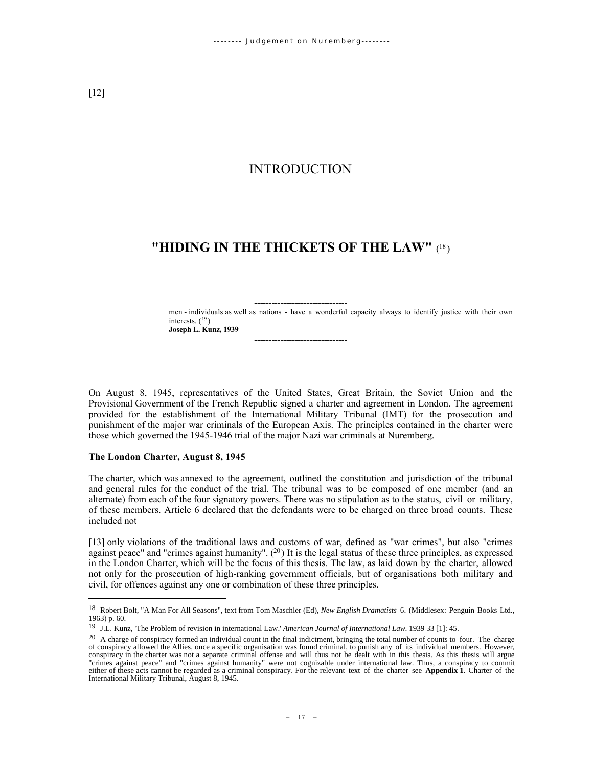[12]

# INTRODUCTION

## "HIDING IN THE THICKETS OF THE LAW" [18]

> men - individuals as well as nations - have a wonderful capacity always to identify justice with their own interests. [19]
> **Joseph L. Kunz, 1939**

On August 8, 1945, representatives of the United States, Great Britain, the Soviet Union and the Provisional Government of the French Republic signed a charter and agreement in London. The agreement provided for the establishment of the International Military Tribunal (IMT) for the prosecution and punishment of the major war criminals of the European Axis. The principles contained in the charter were those which governed the 1945-1946 trial of the major Nazi war criminals at Nuremberg.

**The London Charter, August 8, 1945**

The charter, which was annexed to the agreement, outlined the constitution and jurisdiction of the tribunal and general rules for the conduct of the trial. The tribunal was to be composed of one member (and an alternate) from each of the four signatory powers. There was no stipulation as to the status, civil or military, of these members. Article 6 declared that the defendants were to be charged on three broad counts. These included not

[13] only violations of the traditional laws and customs of war, defined as "war crimes", but also "crimes against peace" and "crimes against humanity". [20] It is the legal status of these three principles, as expressed in the London Charter, which will be the focus of this thesis. The law, as laid down by the charter, allowed not only for the prosecution of high-ranking government officials, but of organisations both military and civil, for offences against any one or combination of these three principles.

---

[18] Robert Bolt, "A Man For All Seasons", text from Tom Maschler (Ed), *New English Dramatists* 6. (Middlesex: Penguin Books Ltd., 1963) p. 60.

[19] J.L. Kunz, 'The Problem of revision in international Law.' *American Journal of International Law.* 1939 33 [1]: 45.

[20] A charge of conspiracy formed an individual count in the final indictment, bringing the total number of counts to four. The charge of conspiracy allowed the Allies, once a specific organisation was found criminal, to punish any of its individual members. However, conspiracy in the charter was not a separate criminal offense and will thus not be dealt with in this thesis. As this thesis will argue "crimes against peace" and "crimes against humanity" were not cognizable under international law. Thus, a conspiracy to commit either of these acts cannot be regarded as a criminal conspiracy. For the relevant text of the charter see **Appendix 1**. Charter of the International Military Tribunal, August 8, 1945.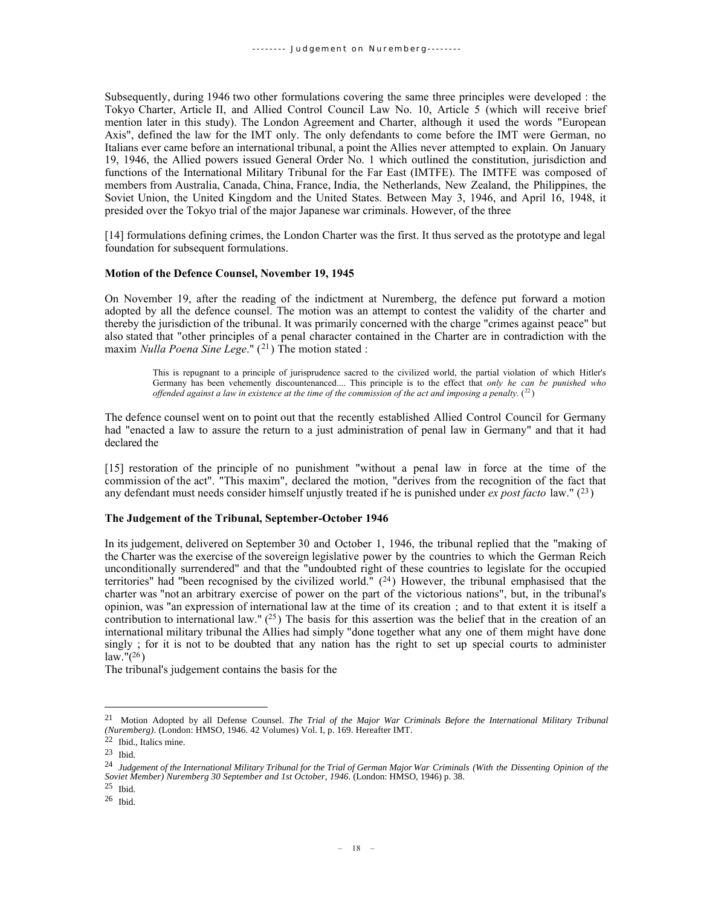Subsequently, during 1946 two other formulations covering the same three principles were developed : the Tokyo Charter, Article II, and Allied Control Council Law No. 10, Article 5 (which will receive brief mention later in this study). The London Agreement and Charter, although it used the words "European Axis", defined the law for the IMT only. The only defendants to come before the IMT were German, no Italians ever came before an international tribunal, a point the Allies never attempted to explain. On January 19, 1946, the Allied powers issued General Order No. 1 which outlined the constitution, jurisdiction and functions of the International Military Tribunal for the Far East (IMTFE). The IMTFE was composed of members from Australia, Canada, China, France, India, the Netherlands, New Zealand, the Philippines, the Soviet Union, the United Kingdom and the United States. Between May 3, 1946, and April 16, 1948, it presided over the Tokyo trial of the major Japanese war criminals. However, of the three

[14] formulations defining crimes, the London Charter was the first. It thus served as the prototype and legal foundation for subsequent formulations.

### Motion of the Defence Counsel, November 19, 1945

On November 19, after the reading of the indictment at Nuremberg, the defence put forward a motion adopted by all the defence counsel. The motion was an attempt to contest the validity of the charter and thereby the jurisdiction of the tribunal. It was primarily concerned with the charge "crimes against peace" but also stated that "other principles of a penal character contained in the Charter are in contradiction with the maxim *Nulla Poena Sine Lege*." (21) The motion stated :

> This is repugnant to a principle of jurisprudence sacred to the civilized world, the partial violation of which Hitler's Germany has been vehemently discountenanced.... This principle is to the effect that *only he can be punished who offended against a law in existence at the time of the commission of the act and imposing a penalty*. (22)

The defence counsel went on to point out that the recently established Allied Control Council for Germany had "enacted a law to assure the return to a just administration of penal law in Germany" and that it had declared the

[15] restoration of the principle of no punishment "without a penal law in force at the time of the commission of the act". "This maxim", declared the motion, "derives from the recognition of the fact that any defendant must needs consider himself unjustly treated if he is punished under *ex post facto* law." (23)

### The Judgement of the Tribunal, September-October 1946

In its judgement, delivered on September 30 and October 1, 1946, the tribunal replied that the "making of the Charter was the exercise of the sovereign legislative power by the countries to which the German Reich unconditionally surrendered" and that the "undoubted right of these countries to legislate for the occupied territories" had "been recognised by the civilized world." (24) However, the tribunal emphasised that the charter was "not an arbitrary exercise of power on the part of the victorious nations", but, in the tribunal's opinion, was "an expression of international law at the time of its creation ; and to that extent it is itself a contribution to international law." (25) The basis for this assertion was the belief that in the creation of an international military tribunal the Allies had simply "done together what any one of them might have done singly ; for it is not to be doubted that any nation has the right to set up special courts to administer law."(26)

The tribunal's judgement contains the basis for the

---

21 Motion Adopted by all Defense Counsel. *The Trial of the Major War Criminals Before the International Military Tribunal (Nuremberg)*. (London: HMSO, 1946. 42 Volumes) Vol. I, p. 169. Hereafter IMT.

22 Ibid., Italics mine.

23 Ibid.

24 *Judgement of the International Military Tribunal for the Trial of German Major War Criminals (With the Dissenting Opinion of the Soviet Member) Nuremberg 30 September and 1st October, 1946*. (London: HMSO, 1946) p. 38.

25 Ibid.

26 Ibid.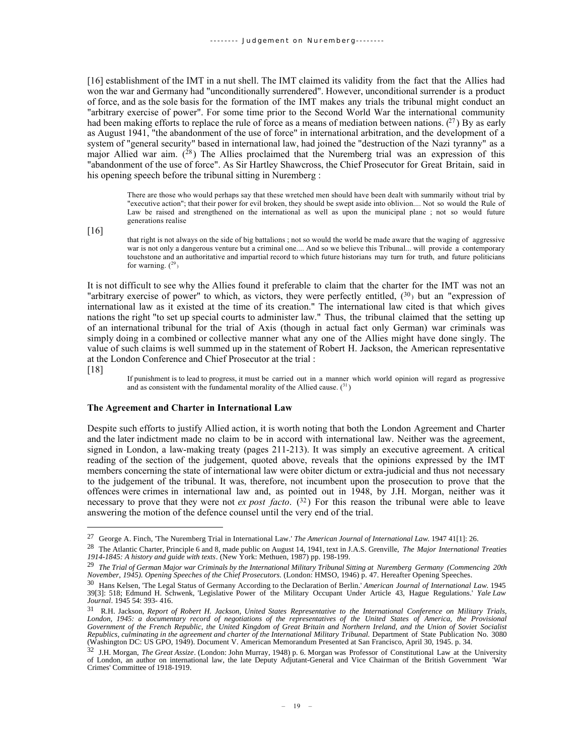[16] establishment of the IMT in a nut shell. The IMT claimed its validity from the fact that the Allies had won the war and Germany had "unconditionally surrendered". However, unconditional surrender is a product of force, and as the sole basis for the formation of the IMT makes any trials the tribunal might conduct an "arbitrary exercise of power". For some time prior to the Second World War the international community had been making efforts to replace the rule of force as a means of mediation between nations. ([27]) By as early as August 1941, "the abandonment of the use of force" in international arbitration, and the development of a system of "general security" based in international law, had joined the "destruction of the Nazi tyranny" as a major Allied war aim. ([28]) The Allies proclaimed that the Nuremberg trial was an expression of this "abandonment of the use of force". As Sir Hartley Shawcross, the Chief Prosecutor for Great Britain, said in his opening speech before the tribunal sitting in Nuremberg :

> There are those who would perhaps say that these wretched men should have been dealt with summarily without trial by "executive action"; that their power for evil broken, they should be swept aside into oblivion.... Not so would the Rule of Law be raised and strengthened on the international as well as upon the municipal plane ; not so would future generations realise
>
> [16]
>
> that right is not always on the side of big battalions ; not so would the world be made aware that the waging of aggressive war is not only a dangerous venture but a criminal one.... And so we believe this Tribunal... will provide a contemporary touchstone and an authoritative and impartial record to which future historians may turn for truth, and future politicians for warning. ([29])

It is not difficult to see why the Allies found it preferable to claim that the charter for the IMT was not an "arbitrary exercise of power" to which, as victors, they were perfectly entitled, ([30]) but an "expression of international law as it existed at the time of its creation." The international law cited is that which gives nations the right "to set up special courts to administer law." Thus, the tribunal claimed that the setting up of an international tribunal for the trial of Axis (though in actual fact only German) war criminals was simply doing in a combined or collective manner what any one of the Allies might have done singly. The value of such claims is well summed up in the statement of Robert H. Jackson, the American representative at the London Conference and Chief Prosecutor at the trial :

[18]

> If punishment is to lead to progress, it must be carried out in a manner which world opinion will regard as progressive and as consistent with the fundamental morality of the Allied cause. ([31])

### The Agreement and Charter in International Law

Despite such efforts to justify Allied action, it is worth noting that both the London Agreement and Charter and the later indictment made no claim to be in accord with international law. Neither was the agreement, signed in London, a law-making treaty (pages 211-213). It was simply an executive agreement. A critical reading of the section of the judgement, quoted above, reveals that the opinions expressed by the IMT members concerning the state of international law were obiter dictum or extra-judicial and thus not necessary to the judgement of the tribunal. It was, therefore, not incumbent upon the prosecution to prove that the offences were crimes in international law and, as pointed out in 1948, by J.H. Morgan, neither was it necessary to prove that they were not *ex post facto*. ([32]) For this reason the tribunal were able to leave answering the motion of the defence counsel until the very end of the trial.

---

27 George A. Finch, 'The Nuremberg Trial in International Law.' *The American Journal of International Law.* 1947 41[1]: 26.

28 The Atlantic Charter, Principle 6 and 8, made public on August 14, 1941, text in J.A.S. Grenville, *The Major International Treaties 1914-1845: A history and guide with texts*. (New York: Methuen, 1987) pp. 198-199.

29 *The Trial of German Major war Criminals by the International Military Tribunal Sitting at Nuremberg Germany (Commencing 20th November, 1945). Opening Speeches of the Chief Prosecutors.* (London: HMSO, 1946) p. 47. Hereafter Opening Speeches.

30 Hans Kelsen, 'The Legal Status of Germany According to the Declaration of Berlin.' *American Journal of International Law.* 1945 39[3]: 518; Edmund H. Schwenk, 'Legislative Power of the Military Occupant Under Article 43, Hague Regulations.' *Yale Law Journal*. 1945 54: 393- 416.

31 R.H. Jackson, *Report of Robert H. Jackson, United States Representative to the International Conference on Military Trials, London, 1945: a documentary record of negotiations of the representatives of the United States of America, the Provisional Government of the French Republic, the United Kingdom of Great Britain and Northern Ireland, and the Union of Soviet Socialist Republics, culminating in the agreement and charter of the International Military Tribunal.* Department of State Publication No. 3080 (Washington DC: US GPO, 1949). Document V. American Memorandum Presented at San Francisco, April 30, 1945. p. 34.

32 J.H. Morgan, *The Great Assize*. (London: John Murray, 1948) p. 6. Morgan was Professor of Constitutional Law at the University of London, an author on international law, the late Deputy Adjutant-General and Vice Chairman of the British Government 'War Crimes' Committee of 1918-1919.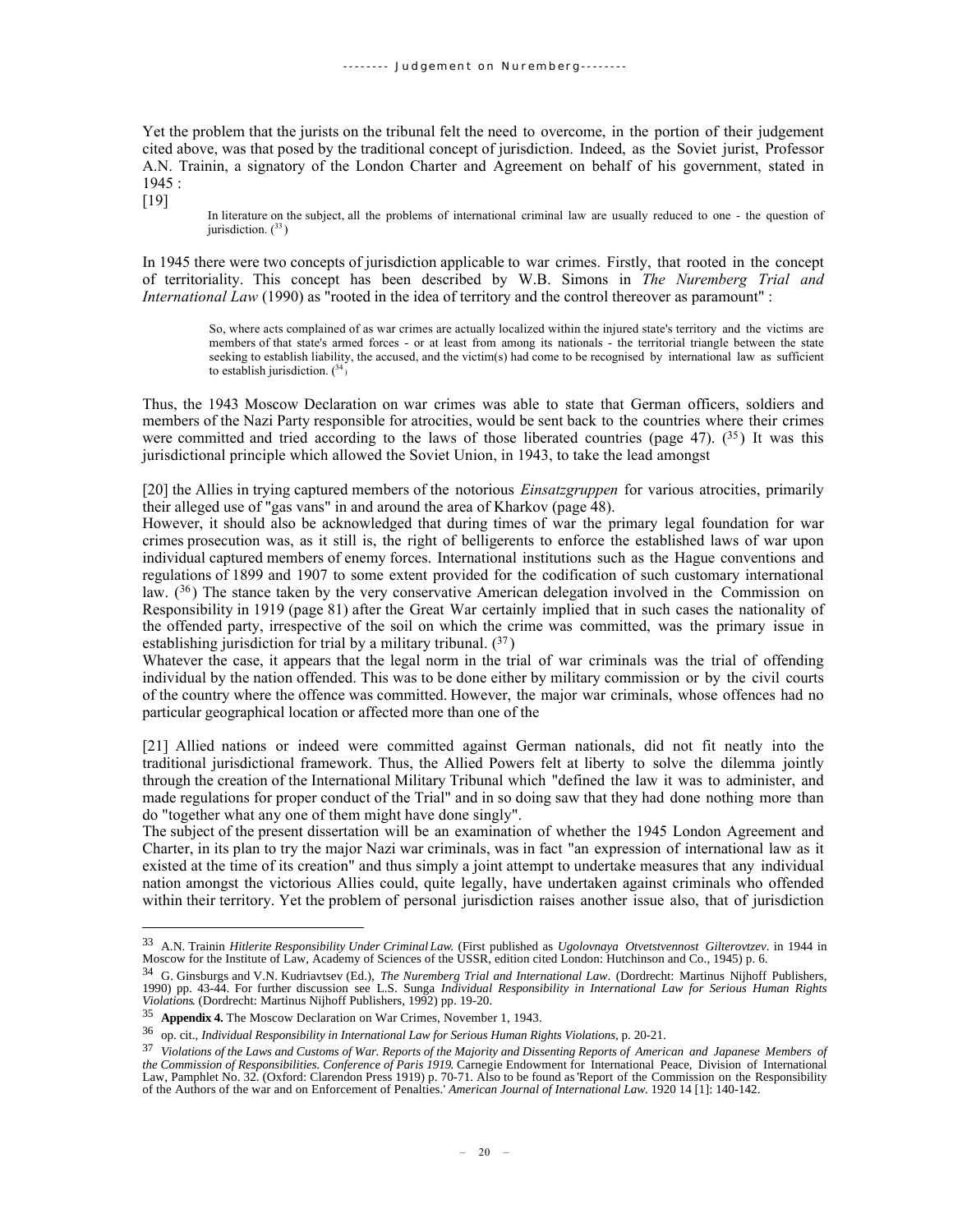Yet the problem that the jurists on the tribunal felt the need to overcome, in the portion of their judgement cited above, was that posed by the traditional concept of jurisdiction. Indeed, as the Soviet jurist, Professor A.N. Trainin, a signatory of the London Charter and Agreement on behalf of his government, stated in 1945 :

[19]

> In literature on the subject, all the problems of international criminal law are usually reduced to one - the question of jurisdiction. ([33])

In 1945 there were two concepts of jurisdiction applicable to war crimes. Firstly, that rooted in the concept of territoriality. This concept has been described by W.B. Simons in *The Nuremberg Trial and International Law* (1990) as "rooted in the idea of territory and the control thereover as paramount" :

> So, where acts complained of as war crimes are actually localized within the injured state's territory and the victims are members of that state's armed forces - or at least from among its nationals - the territorial triangle between the state seeking to establish liability, the accused, and the victim(s) had come to be recognised by international law as sufficient to establish jurisdiction. ([34])

Thus, the 1943 Moscow Declaration on war crimes was able to state that German officers, soldiers and members of the Nazi Party responsible for atrocities, would be sent back to the countries where their crimes were committed and tried according to the laws of those liberated countries (page 47). ([35]) It was this jurisdictional principle which allowed the Soviet Union, in 1943, to take the lead amongst

[20] the Allies in trying captured members of the notorious *Einsatzgruppen* for various atrocities, primarily their alleged use of "gas vans" in and around the area of Kharkov (page 48).

However, it should also be acknowledged that during times of war the primary legal foundation for war crimes prosecution was, as it still is, the right of belligerents to enforce the established laws of war upon individual captured members of enemy forces. International institutions such as the Hague conventions and regulations of 1899 and 1907 to some extent provided for the codification of such customary international law. ([36]) The stance taken by the very conservative American delegation involved in the Commission on Responsibility in 1919 (page 81) after the Great War certainly implied that in such cases the nationality of the offended party, irrespective of the soil on which the crime was committed, was the primary issue in establishing jurisdiction for trial by a military tribunal. ([37])

Whatever the case, it appears that the legal norm in the trial of war criminals was the trial of offending individual by the nation offended. This was to be done either by military commission or by the civil courts of the country where the offence was committed. However, the major war criminals, whose offences had no particular geographical location or affected more than one of the

[21] Allied nations or indeed were committed against German nationals, did not fit neatly into the traditional jurisdictional framework. Thus, the Allied Powers felt at liberty to solve the dilemma jointly through the creation of the International Military Tribunal which "defined the law it was to administer, and made regulations for proper conduct of the Trial" and in so doing saw that they had done nothing more than do "together what any one of them might have done singly".

The subject of the present dissertation will be an examination of whether the 1945 London Agreement and Charter, in its plan to try the major Nazi war criminals, was in fact "an expression of international law as it existed at the time of its creation" and thus simply a joint attempt to undertake measures that any individual nation amongst the victorious Allies could, quite legally, have undertaken against criminals who offended within their territory. Yet the problem of personal jurisdiction raises another issue also, that of jurisdiction

---

[33] A.N. Trainin *Hitlerite Responsibility Under Criminal Law.* (First published as *Ugolovnaya Otvetstvennost Gilterovtzev*. in 1944 in Moscow for the Institute of Law, Academy of Sciences of the USSR, edition cited London: Hutchinson and Co., 1945) p. 6.

[34] G. Ginsburgs and V.N. Kudriavtsev (Ed.), *The Nuremberg Trial and International Law*. (Dordrecht: Martinus Nijhoff Publishers, 1990) pp. 43-44. For further discussion see L.S. Sunga *Individual Responsibility in International Law for Serious Human Rights Violations*. (Dordrecht: Martinus Nijhoff Publishers, 1992) pp. 19-20.

[35] **Appendix 4.** The Moscow Declaration on War Crimes, November 1, 1943.

[36] op. cit., *Individual Responsibility in International Law for Serious Human Rights Violations*, p. 20-21.

[37] *Violations of the Laws and Customs of War. Reports of the Majority and Dissenting Reports of American and Japanese Members of the Commission of Responsibilities. Conference of Paris 1919*. Carnegie Endowment for International Peace, Division of International Law, Pamphlet No. 32. (Oxford: Clarendon Press 1919) p. 70-71. Also to be found as 'Report of the Commission on the Responsibility of the Authors of the war and on Enforcement of Penalties.' *American Journal of International Law.* 1920 14 [1]: 140-142.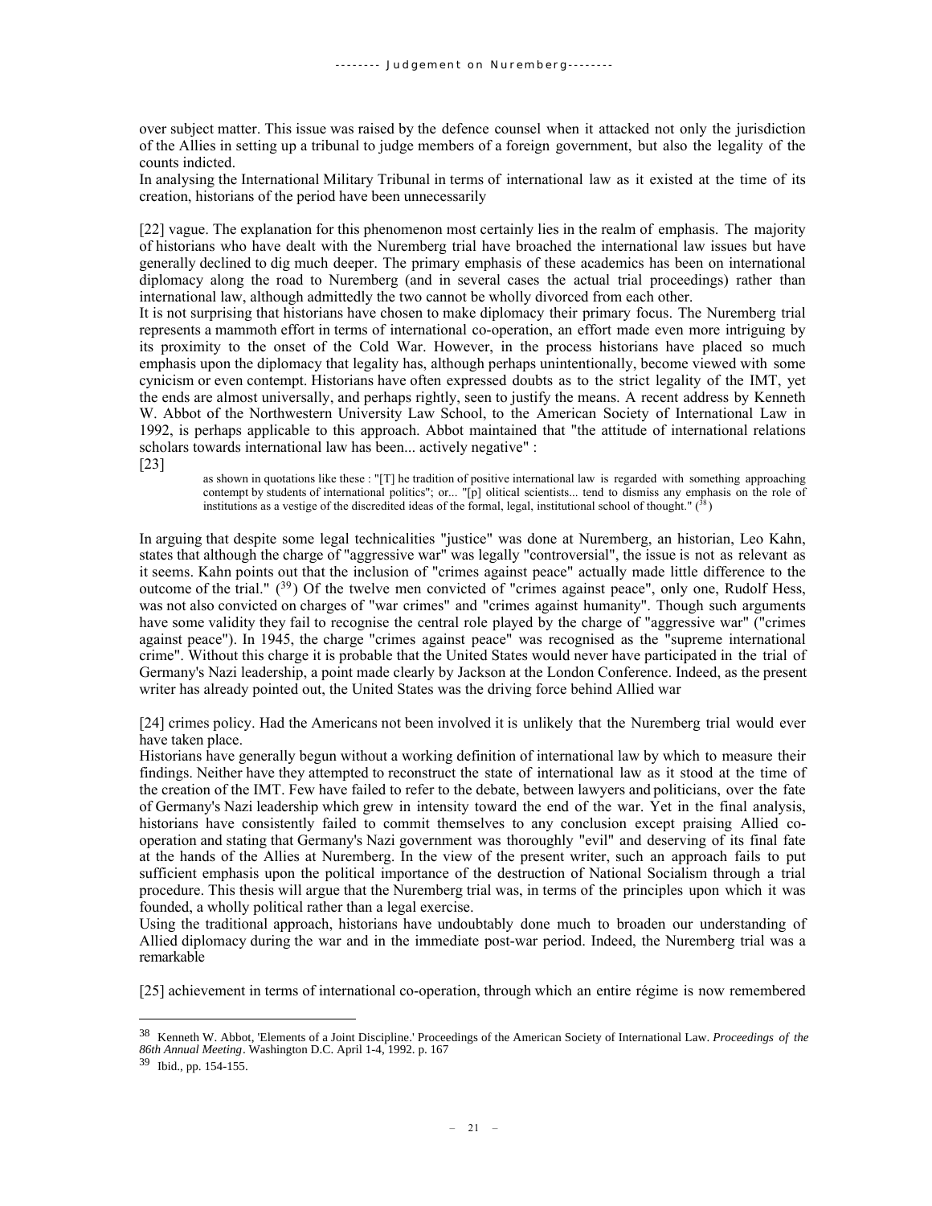over subject matter. This issue was raised by the defence counsel when it attacked not only the jurisdiction of the Allies in setting up a tribunal to judge members of a foreign government, but also the legality of the counts indicted.

In analysing the International Military Tribunal in terms of international law as it existed at the time of its creation, historians of the period have been unnecessarily

[22] vague. The explanation for this phenomenon most certainly lies in the realm of emphasis. The majority of historians who have dealt with the Nuremberg trial have broached the international law issues but have generally declined to dig much deeper. The primary emphasis of these academics has been on international diplomacy along the road to Nuremberg (and in several cases the actual trial proceedings) rather than international law, although admittedly the two cannot be wholly divorced from each other.

It is not surprising that historians have chosen to make diplomacy their primary focus. The Nuremberg trial represents a mammoth effort in terms of international co-operation, an effort made even more intriguing by its proximity to the onset of the Cold War. However, in the process historians have placed so much emphasis upon the diplomacy that legality has, although perhaps unintentionally, become viewed with some cynicism or even contempt. Historians have often expressed doubts as to the strict legality of the IMT, yet the ends are almost universally, and perhaps rightly, seen to justify the means. A recent address by Kenneth W. Abbot of the Northwestern University Law School, to the American Society of International Law in 1992, is perhaps applicable to this approach. Abbot maintained that "the attitude of international relations scholars towards international law has been... actively negative" :

[23]

> as shown in quotations like these : "[T] he tradition of positive international law is regarded with something approaching contempt by students of international politics"; or... "[p] olitical scientists... tend to dismiss any emphasis on the role of institutions as a vestige of the discredited ideas of the formal, legal, institutional school of thought." ([38])

In arguing that despite some legal technicalities "justice" was done at Nuremberg, an historian, Leo Kahn, states that although the charge of "aggressive war" was legally "controversial", the issue is not as relevant as it seems. Kahn points out that the inclusion of "crimes against peace" actually made little difference to the outcome of the trial." ([39]) Of the twelve men convicted of "crimes against peace", only one, Rudolf Hess, was not also convicted on charges of "war crimes" and "crimes against humanity". Though such arguments have some validity they fail to recognise the central role played by the charge of "aggressive war" ("crimes against peace"). In 1945, the charge "crimes against peace" was recognised as the "supreme international crime". Without this charge it is probable that the United States would never have participated in the trial of Germany's Nazi leadership, a point made clearly by Jackson at the London Conference. Indeed, as the present writer has already pointed out, the United States was the driving force behind Allied war

[24] crimes policy. Had the Americans not been involved it is unlikely that the Nuremberg trial would ever have taken place.

Historians have generally begun without a working definition of international law by which to measure their findings. Neither have they attempted to reconstruct the state of international law as it stood at the time of the creation of the IMT. Few have failed to refer to the debate, between lawyers and politicians, over the fate of Germany's Nazi leadership which grew in intensity toward the end of the war. Yet in the final analysis, historians have consistently failed to commit themselves to any conclusion except praising Allied co-operation and stating that Germany's Nazi government was thoroughly "evil" and deserving of its final fate at the hands of the Allies at Nuremberg. In the view of the present writer, such an approach fails to put sufficient emphasis upon the political importance of the destruction of National Socialism through a trial procedure. This thesis will argue that the Nuremberg trial was, in terms of the principles upon which it was founded, a wholly political rather than a legal exercise.

Using the traditional approach, historians have undoubtably done much to broaden our understanding of Allied diplomacy during the war and in the immediate post-war period. Indeed, the Nuremberg trial was a remarkable

[25] achievement in terms of international co-operation, through which an entire régime is now remembered

---

[38] Kenneth W. Abbot, 'Elements of a Joint Discipline.' Proceedings of the American Society of International Law. *Proceedings of the 86th Annual Meeting*. Washington D.C. April 1-4, 1992. p. 167

[39] Ibid., pp. 154-155.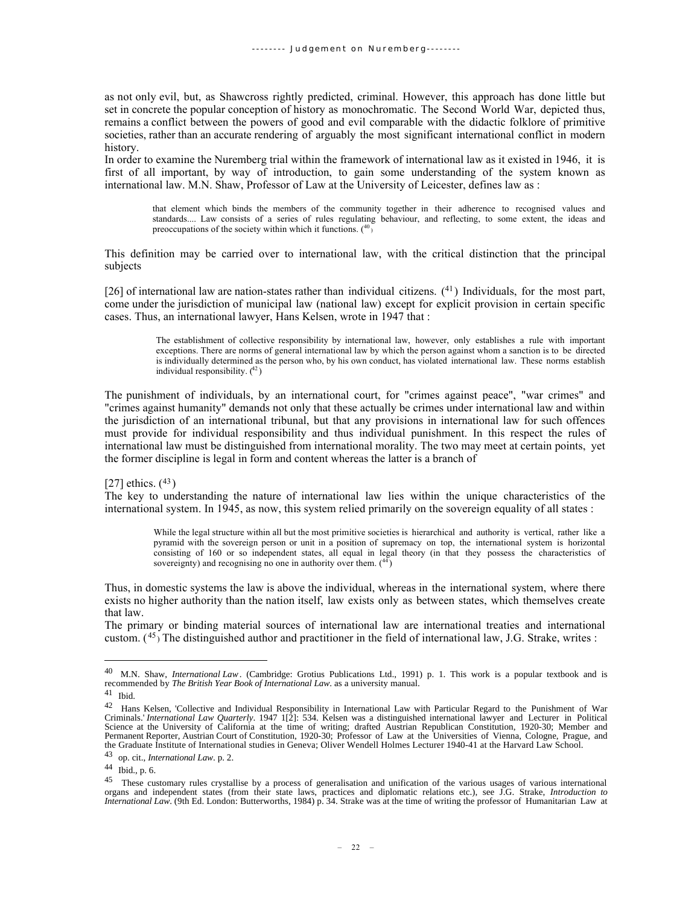as not only evil, but, as Shawcross rightly predicted, criminal. However, this approach has done little but set in concrete the popular conception of history as monochromatic. The Second World War, depicted thus, remains a conflict between the powers of good and evil comparable with the didactic folklore of primitive societies, rather than an accurate rendering of arguably the most significant international conflict in modern history.

In order to examine the Nuremberg trial within the framework of international law as it existed in 1946, it is first of all important, by way of introduction, to gain some understanding of the system known as international law. M.N. Shaw, Professor of Law at the University of Leicester, defines law as :

> that element which binds the members of the community together in their adherence to recognised values and standards.... Law consists of a series of rules regulating behaviour, and reflecting, to some extent, the ideas and preoccupations of the society within which it functions. ([40])

This definition may be carried over to international law, with the critical distinction that the principal subjects

[26] of international law are nation-states rather than individual citizens. ([41]) Individuals, for the most part, come under the jurisdiction of municipal law (national law) except for explicit provision in certain specific cases. Thus, an international lawyer, Hans Kelsen, wrote in 1947 that :

> The establishment of collective responsibility by international law, however, only establishes a rule with important exceptions. There are norms of general international law by which the person against whom a sanction is to be directed is individually determined as the person who, by his own conduct, has violated international law. These norms establish individual responsibility. ([42])

The punishment of individuals, by an international court, for "crimes against peace", "war crimes" and "crimes against humanity" demands not only that these actually be crimes under international law and within the jurisdiction of an international tribunal, but that any provisions in international law for such offences must provide for individual responsibility and thus individual punishment. In this respect the rules of international law must be distinguished from international morality. The two may meet at certain points, yet the former discipline is legal in form and content whereas the latter is a branch of

[27] ethics. ([43])

The key to understanding the nature of international law lies within the unique characteristics of the international system. In 1945, as now, this system relied primarily on the sovereign equality of all states :

> While the legal structure within all but the most primitive societies is hierarchical and authority is vertical, rather like a pyramid with the sovereign person or unit in a position of supremacy on top, the international system is horizontal consisting of 160 or so independent states, all equal in legal theory (in that they possess the characteristics of sovereignty) and recognising no one in authority over them. ([44])

Thus, in domestic systems the law is above the individual, whereas in the international system, where there exists no higher authority than the nation itself, law exists only as between states, which themselves create that law.

The primary or binding material sources of international law are international treaties and international custom. ([45]) The distinguished author and practitioner in the field of international law, J.G. Strake, writes :

---

[40] M.N. Shaw, *International Law*. (Cambridge: Grotius Publications Ltd., 1991) p. 1. This work is a popular textbook and is recommended by *The British Year Book of International Law*. as a university manual.

[41] Ibid.

[42] Hans Kelsen, 'Collective and Individual Responsibility in International Law with Particular Regard to the Punishment of War Criminals.' *International Law Quarterly*. 1947 1[2]: 534. Kelsen was a distinguished international lawyer and Lecturer in Political Science at the University of California at the time of writing; drafted Austrian Republican Constitution, 1920-30; Member and Permanent Reporter, Austrian Court of Constitution, 1920-30; Professor of Law at the Universities of Vienna, Cologne, Prague, and the Graduate Institute of International studies in Geneva; Oliver Wendell Holmes Lecturer 1940-41 at the Harvard Law School.

[43] op. cit., *International Law*. p. 2.

[44] Ibid., p. 6.

[45] These customary rules crystallise by a process of generalisation and unification of the various usages of various international organs and independent states (from their state laws, practices and diplomatic relations etc.), see J.G. Strake, *Introduction to International Law*. (9th Ed. London: Butterworths, 1984) p. 34. Strake was at the time of writing the professor of Humanitarian Law at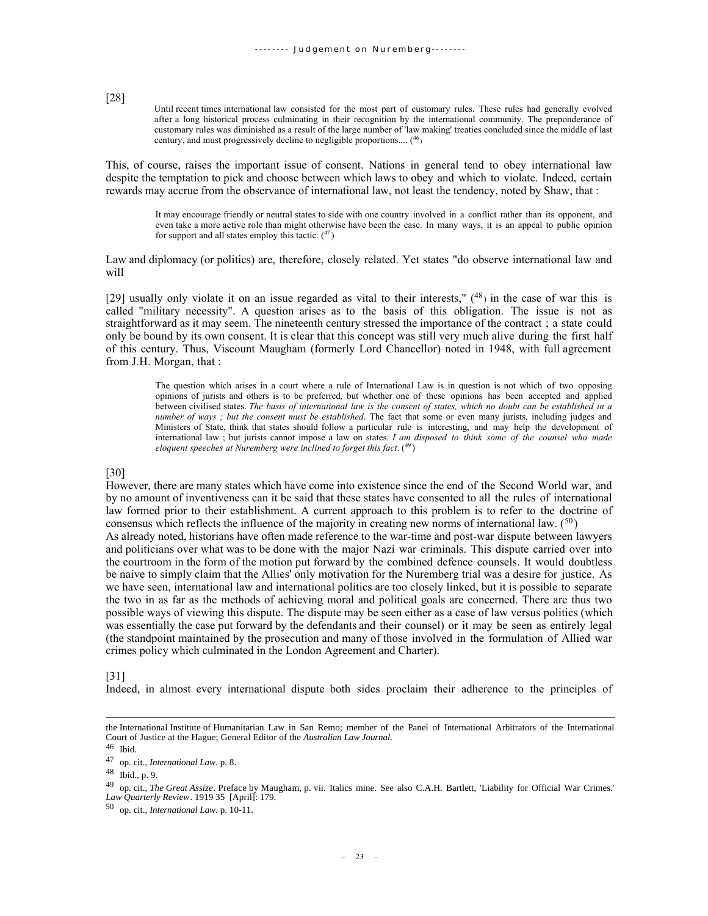[28]

> Until recent times international law consisted for the most part of customary rules. These rules had generally evolved after a long historical process culminating in their recognition by the international community. The preponderance of customary rules was diminished as a result of the large number of 'law making' treaties concluded since the middle of last century, and must progressively decline to negligible proportions.... ([46])

This, of course, raises the important issue of consent. Nations in general tend to obey international law despite the temptation to pick and choose between which laws to obey and which to violate. Indeed, certain rewards may accrue from the observance of international law, not least the tendency, noted by Shaw, that :

> It may encourage friendly or neutral states to side with one country involved in a conflict rather than its opponent, and even take a more active role than might otherwise have been the case. In many ways, it is an appeal to public opinion for support and all states employ this tactic. ([47])

Law and diplomacy (or politics) are, therefore, closely related. Yet states "do observe international law and will

[29] usually only violate it on an issue regarded as vital to their interests," ([48]) in the case of war this is called "military necessity". A question arises as to the basis of this obligation. The issue is not as straightforward as it may seem. The nineteenth century stressed the importance of the contract ; a state could only be bound by its own consent. It is clear that this concept was still very much alive during the first half of this century. Thus, Viscount Maugham (formerly Lord Chancellor) noted in 1948, with full agreement from J.H. Morgan, that :

> The question which arises in a court where a rule of International Law is in question is not which of two opposing opinions of jurists and others is to be preferred, but whether one of these opinions has been accepted and applied between civilised states. *The basis of international law is the consent of states, which no doubt can be established in a number of ways ; but the consent must be established.* The fact that some or even many jurists, including judges and Ministers of State, think that states should follow a particular rule is interesting, and may help the development of international law ; but jurists cannot impose a law on states. *I am disposed to think some of the counsel who made eloquent speeches at Nuremberg were inclined to forget this fact.* ([49])

[30]

However, there are many states which have come into existence since the end of the Second World war, and by no amount of inventiveness can it be said that these states have consented to all the rules of international law formed prior to their establishment. A current approach to this problem is to refer to the doctrine of consensus which reflects the influence of the majority in creating new norms of international law. ([50])

As already noted, historians have often made reference to the war-time and post-war dispute between lawyers and politicians over what was to be done with the major Nazi war criminals. This dispute carried over into the courtroom in the form of the motion put forward by the combined defence counsels. It would doubtless be naive to simply claim that the Allies' only motivation for the Nuremberg trial was a desire for justice. As we have seen, international law and international politics are too closely linked, but it is possible to separate the two in as far as the methods of achieving moral and political goals are concerned. There are thus two possible ways of viewing this dispute. The dispute may be seen either as a case of law versus politics (which was essentially the case put forward by the defendants and their counsel) or it may be seen as entirely legal (the standpoint maintained by the prosecution and many of those involved in the formulation of Allied war crimes policy which culminated in the London Agreement and Charter).

[31]

Indeed, in almost every international dispute both sides proclaim their adherence to the principles of

---

the International Institute of Humanitarian Law in San Remo; member of the Panel of International Arbitrators of the International Court of Justice at the Hague; General Editor of the *Australian Law Journal*.

46 Ibid.

47 op. cit., *International Law*. p. 8.

48 Ibid., p. 9.

49 op. cit., *The Great Assize*. Preface by Maugham, p. vii. Italics mine. See also C.A.H. Bartlett, 'Liability for Official War Crimes.' *Law Quarterly Review*. 1919 35 [April]: 179.

50 op. cit., *International Law*. p. 10-11.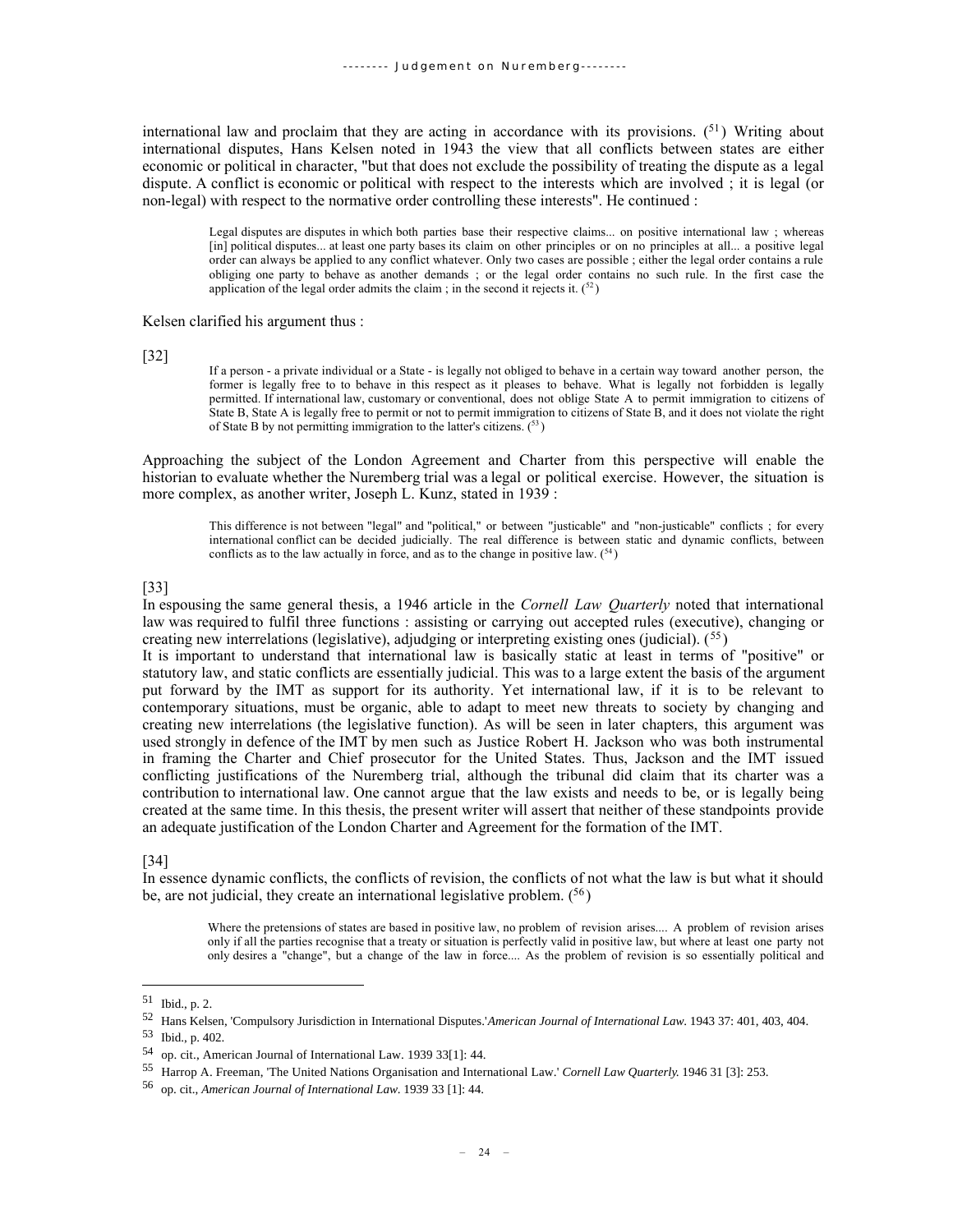international law and proclaim that they are acting in accordance with its provisions. (51) Writing about international disputes, Hans Kelsen noted in 1943 the view that all conflicts between states are either economic or political in character, "but that does not exclude the possibility of treating the dispute as a legal dispute. A conflict is economic or political with respect to the interests which are involved ; it is legal (or non-legal) with respect to the normative order controlling these interests". He continued :

> Legal disputes are disputes in which both parties base their respective claims... on positive international law ; whereas [in] political disputes... at least one party bases its claim on other principles or on no principles at all... a positive legal order can always be applied to any conflict whatever. Only two cases are possible ; either the legal order contains a rule obliging one party to behave as another demands ; or the legal order contains no such rule. In the first case the application of the legal order admits the claim ; in the second it rejects it. (52)

Kelsen clarified his argument thus :

[32]

> If a person - a private individual or a State - is legally not obliged to behave in a certain way toward another person, the former is legally free to to behave in this respect as it pleases to behave. What is legally not forbidden is legally permitted. If international law, customary or conventional, does not oblige State A to permit immigration to citizens of State B, State A is legally free to permit or not to permit immigration to citizens of State B, and it does not violate the right of State B by not permitting immigration to the latter's citizens. (53)

Approaching the subject of the London Agreement and Charter from this perspective will enable the historian to evaluate whether the Nuremberg trial was a legal or political exercise. However, the situation is more complex, as another writer, Joseph L. Kunz, stated in 1939 :

> This difference is not between "legal" and "political," or between "justicable" and "non-justicable" conflicts ; for every international conflict can be decided judicially. The real difference is between static and dynamic conflicts, between conflicts as to the law actually in force, and as to the change in positive law. (54)

[33]

In espousing the same general thesis, a 1946 article in the *Cornell Law Quarterly* noted that international law was required to fulfil three functions : assisting or carrying out accepted rules (executive), changing or creating new interrelations (legislative), adjudging or interpreting existing ones (judicial). (55)

It is important to understand that international law is basically static at least in terms of "positive" or statutory law, and static conflicts are essentially judicial. This was to a large extent the basis of the argument put forward by the IMT as support for its authority. Yet international law, if it is to be relevant to contemporary situations, must be organic, able to adapt to meet new threats to society by changing and creating new interrelations (the legislative function). As will be seen in later chapters, this argument was used strongly in defence of the IMT by men such as Justice Robert H. Jackson who was both instrumental in framing the Charter and Chief prosecutor for the United States. Thus, Jackson and the IMT issued conflicting justifications of the Nuremberg trial, although the tribunal did claim that its charter was a contribution to international law. One cannot argue that the law exists and needs to be, or is legally being created at the same time. In this thesis, the present writer will assert that neither of these standpoints provide an adequate justification of the London Charter and Agreement for the formation of the IMT.

[34]

In essence dynamic conflicts, the conflicts of revision, the conflicts of not what the law is but what it should be, are not judicial, they create an international legislative problem. (56)

> Where the pretensions of states are based in positive law, no problem of revision arises.... A problem of revision arises only if all the parties recognise that a treaty or situation is perfectly valid in positive law, but where at least one party not only desires a "change", but a change of the law in force.... As the problem of revision is so essentially political and

---

51 Ibid., p. 2.

52 Hans Kelsen, 'Compulsory Jurisdiction in International Disputes.' *American Journal of International Law.* 1943 37: 401, 403, 404.

53 Ibid., p. 402.

54 op. cit., American Journal of International Law. 1939 33[1]: 44.

55 Harrop A. Freeman, 'The United Nations Organisation and International Law.' *Cornell Law Quarterly.* 1946 31 [3]: 253.

56 op. cit., *American Journal of International Law.* 1939 33 [1]: 44.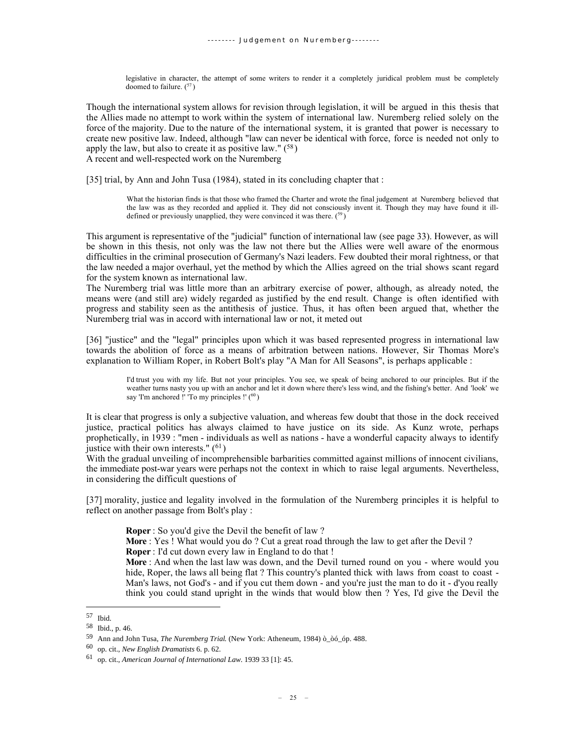> legislative in character, the attempt of some writers to render it a completely juridical problem must be completely doomed to failure. ([57])

Though the international system allows for revision through legislation, it will be argued in this thesis that the Allies made no attempt to work within the system of international law. Nuremberg relied solely on the force of the majority. Due to the nature of the international system, it is granted that power is necessary to create new positive law. Indeed, although "law can never be identical with force, force is needed not only to apply the law, but also to create it as positive law." ([58])
A recent and well-respected work on the Nuremberg

[35] trial, by Ann and John Tusa (1984), stated in its concluding chapter that :

> What the historian finds is that those who framed the Charter and wrote the final judgement at Nuremberg believed that the law was as they recorded and applied it. They did not consciously invent it. Though they may have found it ill-defined or previously unapplied, they were convinced it was there. ([59])

This argument is representative of the "judicial" function of international law (see page 33). However, as will be shown in this thesis, not only was the law not there but the Allies were well aware of the enormous difficulties in the criminal prosecution of Germany's Nazi leaders. Few doubted their moral rightness, or that the law needed a major overhaul, yet the method by which the Allies agreed on the trial shows scant regard for the system known as international law.
The Nuremberg trial was little more than an arbitrary exercise of power, although, as already noted, the means were (and still are) widely regarded as justified by the end result. Change is often identified with progress and stability seen as the antithesis of justice. Thus, it has often been argued that, whether the Nuremberg trial was in accord with international law or not, it meted out

[36] "justice" and the "legal" principles upon which it was based represented progress in international law towards the abolition of force as a means of arbitration between nations. However, Sir Thomas More's explanation to William Roper, in Robert Bolt's play "A Man for All Seasons", is perhaps applicable :

> I'd trust you with my life. But not your principles. You see, we speak of being anchored to our principles. But if the weather turns nasty you up with an anchor and let it down where there's less wind, and the fishing's better. And 'look' we say 'I'm anchored !' 'To my principles !' ([60])

It is clear that progress is only a subjective valuation, and whereas few doubt that those in the dock received justice, practical politics has always claimed to have justice on its side. As Kunz wrote, perhaps prophetically, in 1939 : "men - individuals as well as nations - have a wonderful capacity always to identify justice with their own interests." ([61])
With the gradual unveiling of incomprehensible barbarities committed against millions of innocent civilians, the immediate post-war years were perhaps not the context in which to raise legal arguments. Nevertheless, in considering the difficult questions of

[37] morality, justice and legality involved in the formulation of the Nuremberg principles it is helpful to reflect on another passage from Bolt's play :

> **Roper** : So you'd give the Devil the benefit of law ?
> **More** : Yes ! What would you do ? Cut a great road through the law to get after the Devil ?
> **Roper** : I'd cut down every law in England to do that !
> **More** : And when the last law was down, and the Devil turned round on you - where would you hide, Roper, the laws all being flat ? This country's planted thick with laws from coast to coast - Man's laws, not God's - and if you cut them down - and you're just the man to do it - d'you really think you could stand upright in the winds that would blow then ? Yes, I'd give the Devil the

---

[57] Ibid.
[58] Ibid., p. 46.
[59] Ann and John Tusa, *The Nuremberg Trial.* (New York: Atheneum, 1984) ò_òó_óp. 488.
[60] op. cit., *New English Dramatists* 6. p. 62.
[61] op. cit., *American Journal of International Law*. 1939 33 [1]: 45.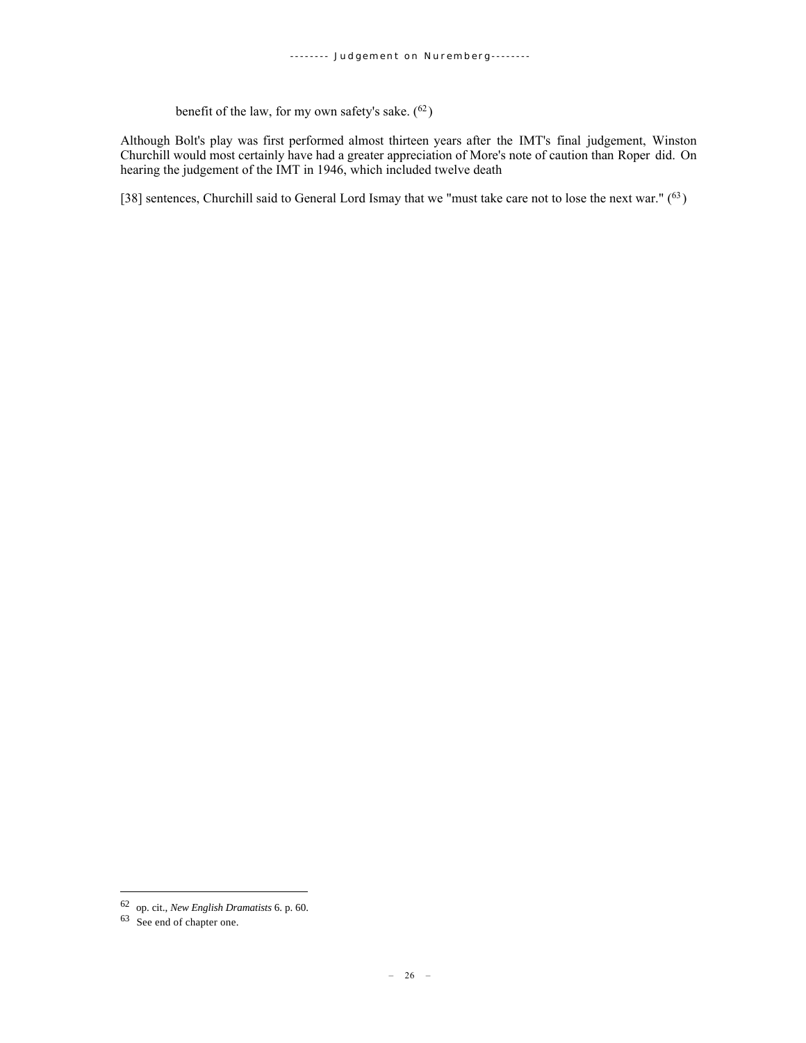benefit of the law, for my own safety's sake. ([62])

Although Bolt's play was first performed almost thirteen years after the IMT's final judgement, Winston Churchill would most certainly have had a greater appreciation of More's note of caution than Roper did. On hearing the judgement of the IMT in 1946, which included twelve death

[38] sentences, Churchill said to General Lord Ismay that we "must take care not to lose the next war." ([63])

---

62 op. cit., *New English Dramatists* 6. p. 60.

63 See end of chapter one.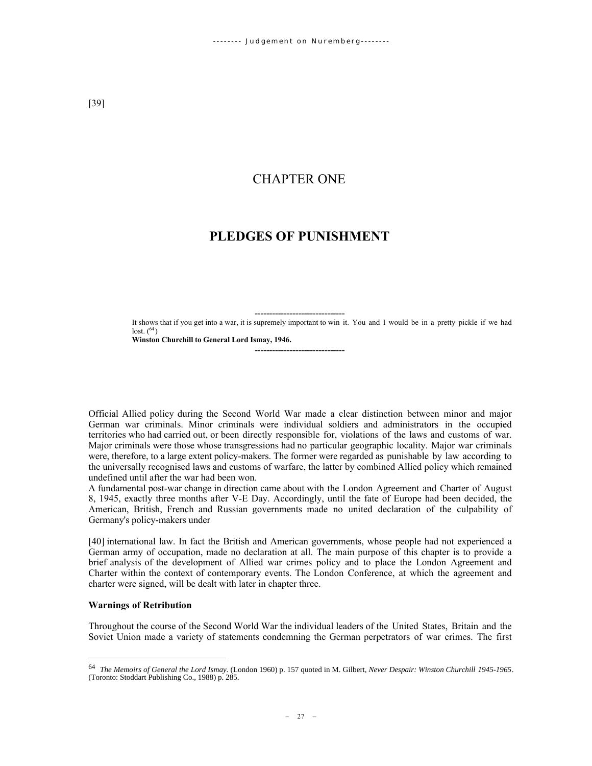[39]

# CHAPTER ONE

# PLEDGES OF PUNISHMENT

-------------------------------

It shows that if you get into a war, it is supremely important to win it. You and I would be in a pretty pickle if we had lost. ([64])

**Winston Churchill to General Lord Ismay, 1946.**

-------------------------------

Official Allied policy during the Second World War made a clear distinction between minor and major German war criminals. Minor criminals were individual soldiers and administrators in the occupied territories who had carried out, or been directly responsible for, violations of the laws and customs of war. Major criminals were those whose transgressions had no particular geographic locality. Major war criminals were, therefore, to a large extent policy-makers. The former were regarded as punishable by law according to the universally recognised laws and customs of warfare, the latter by combined Allied policy which remained undefined until after the war had been won.

A fundamental post-war change in direction came about with the London Agreement and Charter of August 8, 1945, exactly three months after V-E Day. Accordingly, until the fate of Europe had been decided, the American, British, French and Russian governments made no united declaration of the culpability of Germany's policy-makers under

[40] international law. In fact the British and American governments, whose people had not experienced a German army of occupation, made no declaration at all. The main purpose of this chapter is to provide a brief analysis of the development of Allied war crimes policy and to place the London Agreement and Charter within the context of contemporary events. The London Conference, at which the agreement and charter were signed, will be dealt with later in chapter three.

### Warnings of Retribution

Throughout the course of the Second World War the individual leaders of the United States, Britain and the Soviet Union made a variety of statements condemning the German perpetrators of war crimes. The first

---

[64] *The Memoirs of General the Lord Ismay*. (London 1960) p. 157 quoted in M. Gilbert, *Never Despair: Winston Churchill 1945-1965*. (Toronto: Stoddart Publishing Co., 1988) p. 285.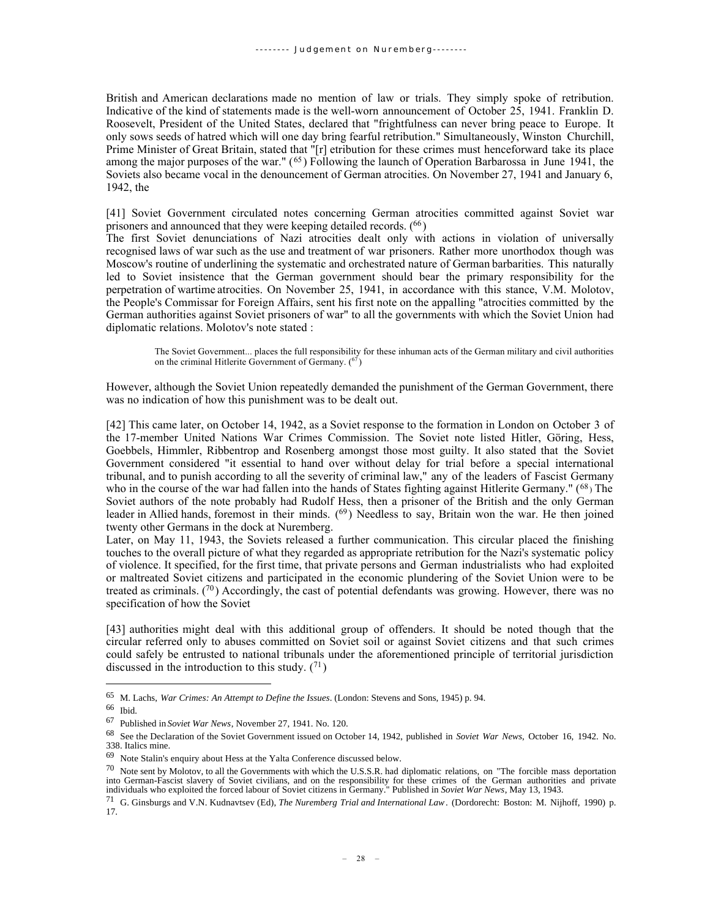British and American declarations made no mention of law or trials. They simply spoke of retribution. Indicative of the kind of statements made is the well-worn announcement of October 25, 1941. Franklin D. Roosevelt, President of the United States, declared that "frightfulness can never bring peace to Europe. It only sows seeds of hatred which will one day bring fearful retribution." Simultaneously, Winston Churchill, Prime Minister of Great Britain, stated that "[r] etribution for these crimes must henceforward take its place among the major purposes of the war." ([65]) Following the launch of Operation Barbarossa in June 1941, the Soviets also became vocal in the denouncement of German atrocities. On November 27, 1941 and January 6, 1942, the

[41] Soviet Government circulated notes concerning German atrocities committed against Soviet war prisoners and announced that they were keeping detailed records. ([66])

The first Soviet denunciations of Nazi atrocities dealt only with actions in violation of universally recognised laws of war such as the use and treatment of war prisoners. Rather more unorthodox though was Moscow's routine of underlining the systematic and orchestrated nature of German barbarities. This naturally led to Soviet insistence that the German government should bear the primary responsibility for the perpetration of wartime atrocities. On November 25, 1941, in accordance with this stance, V.M. Molotov, the People's Commissar for Foreign Affairs, sent his first note on the appalling "atrocities committed by the German authorities against Soviet prisoners of war" to all the governments with which the Soviet Union had diplomatic relations. Molotov's note stated :

> The Soviet Government... places the full responsibility for these inhuman acts of the German military and civil authorities on the criminal Hitlerite Government of Germany. ([67])

However, although the Soviet Union repeatedly demanded the punishment of the German Government, there was no indication of how this punishment was to be dealt out.

[42] This came later, on October 14, 1942, as a Soviet response to the formation in London on October 3 of the 17-member United Nations War Crimes Commission. The Soviet note listed Hitler, Göring, Hess, Goebbels, Himmler, Ribbentrop and Rosenberg amongst those most guilty. It also stated that the Soviet Government considered "it essential to hand over without delay for trial before a special international tribunal, and to punish according to all the severity of criminal law," any of the leaders of Fascist Germany who in the course of the war had fallen into the hands of States fighting against Hitlerite Germany." ([68]) The Soviet authors of the note probably had Rudolf Hess, then a prisoner of the British and the only German leader in Allied hands, foremost in their minds. ([69]) Needless to say, Britain won the war. He then joined twenty other Germans in the dock at Nuremberg.

Later, on May 11, 1943, the Soviets released a further communication. This circular placed the finishing touches to the overall picture of what they regarded as appropriate retribution for the Nazi's systematic policy of violence. It specified, for the first time, that private persons and German industrialists who had exploited or maltreated Soviet citizens and participated in the economic plundering of the Soviet Union were to be treated as criminals. ([70]) Accordingly, the cast of potential defendants was growing. However, there was no specification of how the Soviet

[43] authorities might deal with this additional group of offenders. It should be noted though that the circular referred only to abuses committed on Soviet soil or against Soviet citizens and that such crimes could safely be entrusted to national tribunals under the aforementioned principle of territorial jurisdiction discussed in the introduction to this study. ([71])

---

65 M. Lachs, *War Crimes: An Attempt to Define the Issues*. (London: Stevens and Sons, 1945) p. 94.

66 Ibid.

67 Published in *Soviet War News*, November 27, 1941. No. 120.

68 See the Declaration of the Soviet Government issued on October 14, 1942, published in *Soviet War News*, October 16, 1942. No. 338. Italics mine.

69 Note Stalin's enquiry about Hess at the Yalta Conference discussed below.

70 Note sent by Molotov, to all the Governments with which the U.S.S.R. had diplomatic relations, on "The forcible mass deportation into German-Fascist slavery of Soviet civilians, and on the responsibility for these crimes of the German authorities and private individuals who exploited the forced labour of Soviet citizens in Germany." Published in *Soviet War News*, May 13, 1943.

71 G. Ginsburgs and V.N. Kudnavtsev (Ed), *The Nuremberg Trial and International Law*. (Dordorecht: Boston: M. Nijhoff, 1990) p. 17.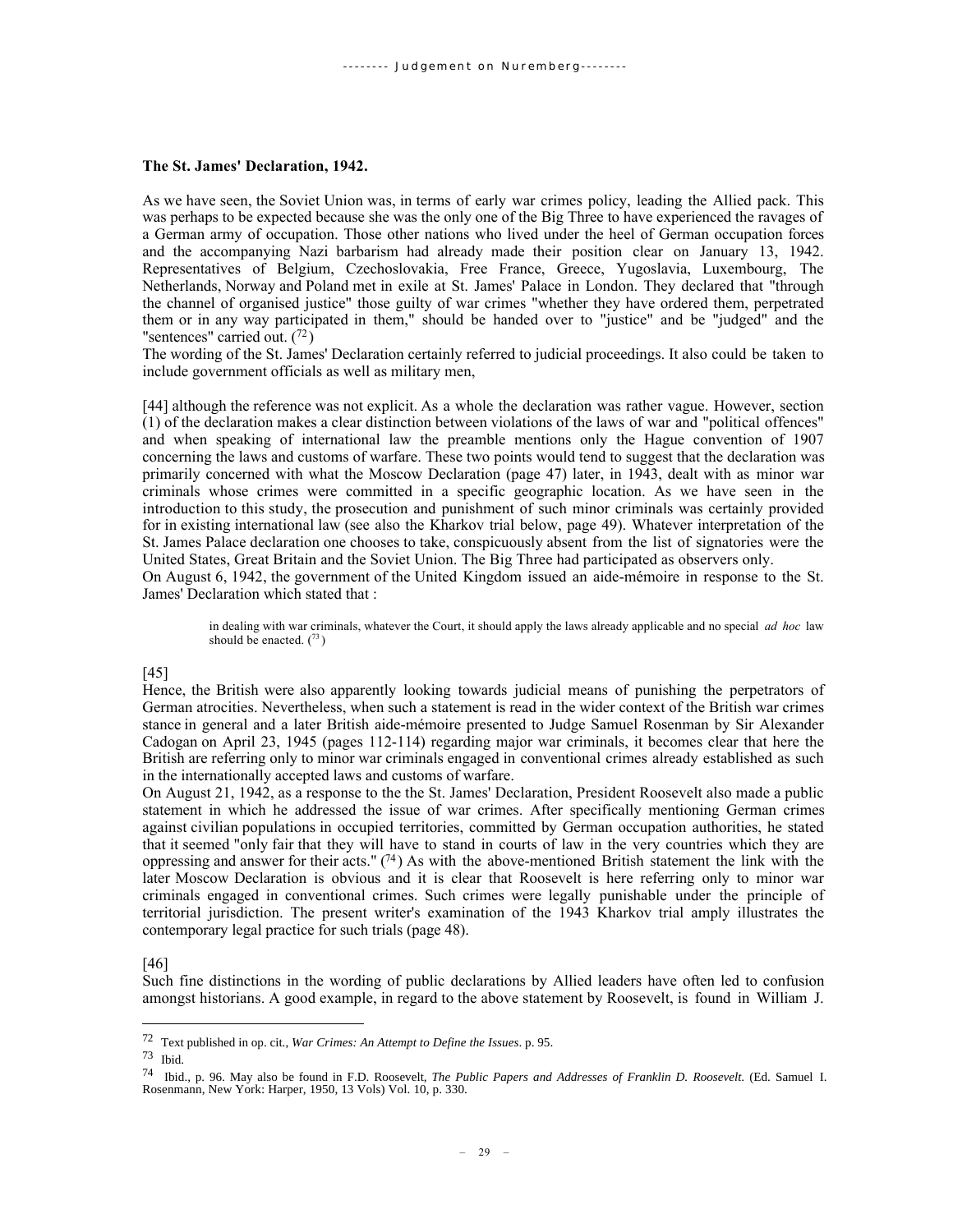**The St. James' Declaration, 1942.**

As we have seen, the Soviet Union was, in terms of early war crimes policy, leading the Allied pack. This was perhaps to be expected because she was the only one of the Big Three to have experienced the ravages of a German army of occupation. Those other nations who lived under the heel of German occupation forces and the accompanying Nazi barbarism had already made their position clear on January 13, 1942. Representatives of Belgium, Czechoslovakia, Free France, Greece, Yugoslavia, Luxembourg, The Netherlands, Norway and Poland met in exile at St. James' Palace in London. They declared that "through the channel of organised justice" those guilty of war crimes "whether they have ordered them, perpetrated them or in any way participated in them," should be handed over to "justice" and be "judged" and the "sentences" carried out. ([72])

The wording of the St. James' Declaration certainly referred to judicial proceedings. It also could be taken to include government officials as well as military men,

[44] although the reference was not explicit. As a whole the declaration was rather vague. However, section (1) of the declaration makes a clear distinction between violations of the laws of war and "political offences" and when speaking of international law the preamble mentions only the Hague convention of 1907 concerning the laws and customs of warfare. These two points would tend to suggest that the declaration was primarily concerned with what the Moscow Declaration (page 47) later, in 1943, dealt with as minor war criminals whose crimes were committed in a specific geographic location. As we have seen in the introduction to this study, the prosecution and punishment of such minor criminals was certainly provided for in existing international law (see also the Kharkov trial below, page 49). Whatever interpretation of the St. James Palace declaration one chooses to take, conspicuously absent from the list of signatories were the United States, Great Britain and the Soviet Union. The Big Three had participated as observers only.

On August 6, 1942, the government of the United Kingdom issued an aide-mémoire in response to the St. James' Declaration which stated that :

> in dealing with war criminals, whatever the Court, it should apply the laws already applicable and no special *ad hoc* law should be enacted. ([73])

[45]

Hence, the British were also apparently looking towards judicial means of punishing the perpetrators of German atrocities. Nevertheless, when such a statement is read in the wider context of the British war crimes stance in general and a later British aide-mémoire presented to Judge Samuel Rosenman by Sir Alexander Cadogan on April 23, 1945 (pages 112-114) regarding major war criminals, it becomes clear that here the British are referring only to minor war criminals engaged in conventional crimes already established as such in the internationally accepted laws and customs of warfare.

On August 21, 1942, as a response to the the St. James' Declaration, President Roosevelt also made a public statement in which he addressed the issue of war crimes. After specifically mentioning German crimes against civilian populations in occupied territories, committed by German occupation authorities, he stated that it seemed "only fair that they will have to stand in courts of law in the very countries which they are oppressing and answer for their acts." ([74]) As with the above-mentioned British statement the link with the later Moscow Declaration is obvious and it is clear that Roosevelt is here referring only to minor war criminals engaged in conventional crimes. Such crimes were legally punishable under the principle of territorial jurisdiction. The present writer's examination of the 1943 Kharkov trial amply illustrates the contemporary legal practice for such trials (page 48).

[46]

Such fine distinctions in the wording of public declarations by Allied leaders have often led to confusion amongst historians. A good example, in regard to the above statement by Roosevelt, is found in William J.

---

72 Text published in op. cit., *War Crimes: An Attempt to Define the Issues*. p. 95.

73 Ibid.

74 Ibid., p. 96. May also be found in F.D. Roosevelt, *The Public Papers and Addresses of Franklin D. Roosevelt.* (Ed. Samuel I. Rosenmann, New York: Harper, 1950, 13 Vols) Vol. 10, p. 330.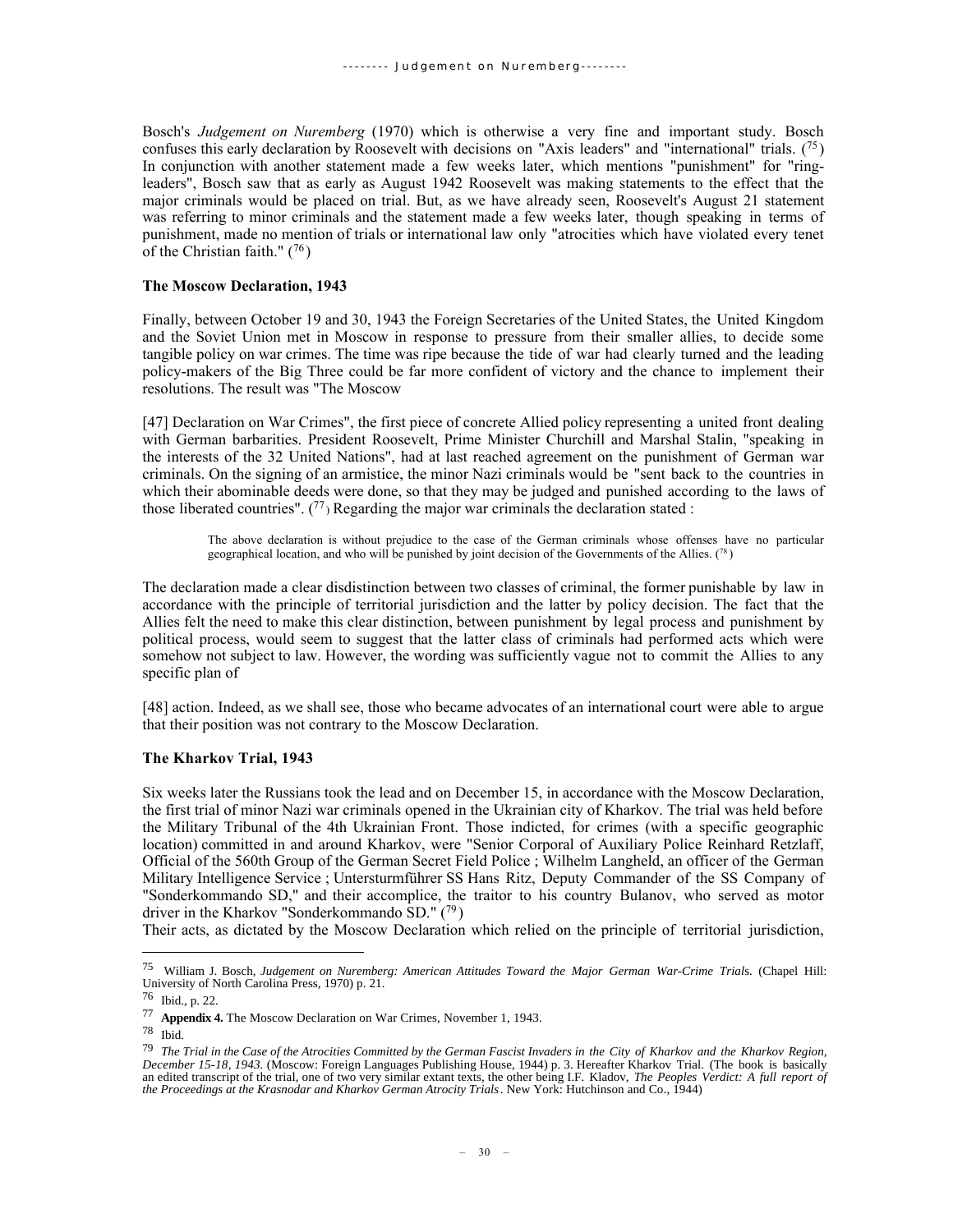Bosch's *Judgement on Nuremberg* (1970) which is otherwise a very fine and important study. Bosch confuses this early declaration by Roosevelt with decisions on "Axis leaders" and "international" trials. ([75]) In conjunction with another statement made a few weeks later, which mentions "punishment" for "ring-leaders", Bosch saw that as early as August 1942 Roosevelt was making statements to the effect that the major criminals would be placed on trial. But, as we have already seen, Roosevelt's August 21 statement was referring to minor criminals and the statement made a few weeks later, though speaking in terms of punishment, made no mention of trials or international law only "atrocities which have violated every tenet of the Christian faith." ([76])

**The Moscow Declaration, 1943**

Finally, between October 19 and 30, 1943 the Foreign Secretaries of the United States, the United Kingdom and the Soviet Union met in Moscow in response to pressure from their smaller allies, to decide some tangible policy on war crimes. The time was ripe because the tide of war had clearly turned and the leading policy-makers of the Big Three could be far more confident of victory and the chance to implement their resolutions. The result was "The Moscow

[47] Declaration on War Crimes", the first piece of concrete Allied policy representing a united front dealing with German barbarities. President Roosevelt, Prime Minister Churchill and Marshal Stalin, "speaking in the interests of the 32 United Nations", had at last reached agreement on the punishment of German war criminals. On the signing of an armistice, the minor Nazi criminals would be "sent back to the countries in which their abominable deeds were done, so that they may be judged and punished according to the laws of those liberated countries". ([77]) Regarding the major war criminals the declaration stated :

> The above declaration is without prejudice to the case of the German criminals whose offenses have no particular geographical location, and who will be punished by joint decision of the Governments of the Allies. ([78])

The declaration made a clear disdistinction between two classes of criminal, the former punishable by law in accordance with the principle of territorial jurisdiction and the latter by policy decision. The fact that the Allies felt the need to make this clear distinction, between punishment by legal process and punishment by political process, would seem to suggest that the latter class of criminals had performed acts which were somehow not subject to law. However, the wording was sufficiently vague not to commit the Allies to any specific plan of

[48] action. Indeed, as we shall see, those who became advocates of an international court were able to argue that their position was not contrary to the Moscow Declaration.

**The Kharkov Trial, 1943**

Six weeks later the Russians took the lead and on December 15, in accordance with the Moscow Declaration, the first trial of minor Nazi war criminals opened in the Ukrainian city of Kharkov. The trial was held before the Military Tribunal of the 4th Ukrainian Front. Those indicted, for crimes (with a specific geographic location) committed in and around Kharkov, were "Senior Corporal of Auxiliary Police Reinhard Retzlaff, Official of the 560th Group of the German Secret Field Police ; Wilhelm Langheld, an officer of the German Military Intelligence Service ; Untersturmführer SS Hans Ritz, Deputy Commander of the SS Company of "Sonderkommando SD," and their accomplice, the traitor to his country Bulanov, who served as motor driver in the Kharkov "Sonderkommando SD." ([79])
Their acts, as dictated by the Moscow Declaration which relied on the principle of territorial jurisdiction,

---

75 William J. Bosch, *Judgement on Nuremberg: American Attitudes Toward the Major German War-Crime Trials*. (Chapel Hill: University of North Carolina Press, 1970) p. 21.

76 Ibid., p. 22.

77 **Appendix 4.** The Moscow Declaration on War Crimes, November 1, 1943.

78 Ibid.

79 *The Trial in the Case of the Atrocities Committed by the German Fascist Invaders in the City of Kharkov and the Kharkov Region, December 15-18, 1943.* (Moscow: Foreign Languages Publishing House, 1944) p. 3. Hereafter Kharkov Trial. (The book is basically an edited transcript of the trial, one of two very similar extant texts, the other being I.F. Kladov, *The Peoples Verdict: A full report of the Proceedings at the Krasnodar and Kharkov German Atrocity Trials*. New York: Hutchinson and Co., 1944)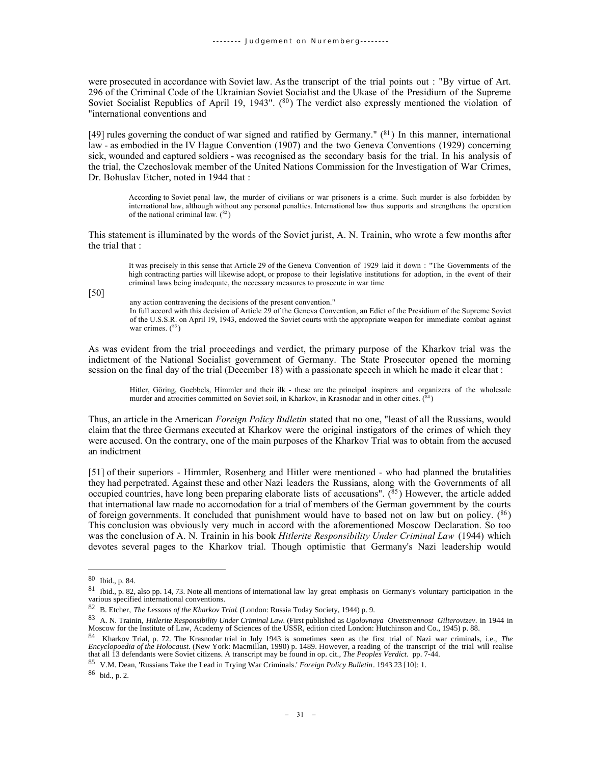were prosecuted in accordance with Soviet law. As the transcript of the trial points out : "By virtue of Art. 296 of the Criminal Code of the Ukrainian Soviet Socialist and the Ukase of the Presidium of the Supreme Soviet Socialist Republics of April 19, 1943". ([80]) The verdict also expressly mentioned the violation of "international conventions and

[49] rules governing the conduct of war signed and ratified by Germany." ([81]) In this manner, international law - as embodied in the IV Hague Convention (1907) and the two Geneva Conventions (1929) concerning sick, wounded and captured soldiers - was recognised as the secondary basis for the trial. In his analysis of the trial, the Czechoslovak member of the United Nations Commission for the Investigation of War Crimes, Dr. Bohuslav Etcher, noted in 1944 that :

> According to Soviet penal law, the murder of civilians or war prisoners is a crime. Such murder is also forbidden by international law, although without any personal penalties. International law thus supports and strengthens the operation of the national criminal law. ([82])

This statement is illuminated by the words of the Soviet jurist, A. N. Trainin, who wrote a few months after the trial that :

> It was precisely in this sense that Article 29 of the Geneva Convention of 1929 laid it down : "The Governments of the high contracting parties will likewise adopt, or propose to their legislative institutions for adoption, in the event of their criminal laws being inadequate, the necessary measures to prosecute in war time
>
> [50] any action contravening the decisions of the present convention."
>
> In full accord with this decision of Article 29 of the Geneva Convention, an Edict of the Presidium of the Supreme Soviet of the U.S.S.R. on April 19, 1943, endowed the Soviet courts with the appropriate weapon for immediate combat against war crimes. ([83])

As was evident from the trial proceedings and verdict, the primary purpose of the Kharkov trial was the indictment of the National Socialist government of Germany. The State Prosecutor opened the morning session on the final day of the trial (December 18) with a passionate speech in which he made it clear that :

> Hitler, Göring, Goebbels, Himmler and their ilk - these are the principal inspirers and organizers of the wholesale murder and atrocities committed on Soviet soil, in Kharkov, in Krasnodar and in other cities. ([84])

Thus, an article in the American *Foreign Policy Bulletin* stated that no one, "least of all the Russians, would claim that the three Germans executed at Kharkov were the original instigators of the crimes of which they were accused. On the contrary, one of the main purposes of the Kharkov Trial was to obtain from the accused an indictment

[51] of their superiors - Himmler, Rosenberg and Hitler were mentioned - who had planned the brutalities they had perpetrated. Against these and other Nazi leaders the Russians, along with the Governments of all occupied countries, have long been preparing elaborate lists of accusations". ([85]) However, the article added that international law made no accomodation for a trial of members of the German government by the courts of foreign governments. It concluded that punishment would have to based not on law but on policy. ([86]) This conclusion was obviously very much in accord with the aforementioned Moscow Declaration. So too was the conclusion of A. N. Trainin in his book *Hitlerite Responsibility Under Criminal Law* (1944) which devotes several pages to the Kharkov trial. Though optimistic that Germany's Nazi leadership would

---

[80] Ibid., p. 84.

[81] Ibid., p. 82, also pp. 14, 73. Note all mentions of international law lay great emphasis on Germany's voluntary participation in the various specified international conventions.

[82] B. Etcher, *The Lessons of the Kharkov Trial*. (London: Russia Today Society, 1944) p. 9.

[83] A. N. Trainin, *Hitlerite Responsibility Under Criminal Law*. (First published as *Ugolovnaya Otvetstvennost Gilterovtzev*. in 1944 in Moscow for the Institute of Law, Academy of Sciences of the USSR, edition cited London: Hutchinson and Co., 1945) p. 88.

[84] Kharkov Trial, p. 72. The Krasnodar trial in July 1943 is sometimes seen as the first trial of Nazi war criminals, i.e., *The Encyclopoedia of the Holocaust*. (New York: Macmillan, 1990) p. 1489. However, a reading of the transcript of the trial will realise that all 13 defendants were Soviet citizens. A transcript may be found in op. cit., *The Peoples Verdict*. pp. 7-44.

[85] V.M. Dean, 'Russians Take the Lead in Trying War Criminals.' *Foreign Policy Bulletin*. 1943 23 [10]: 1.

[86] bid., p. 2.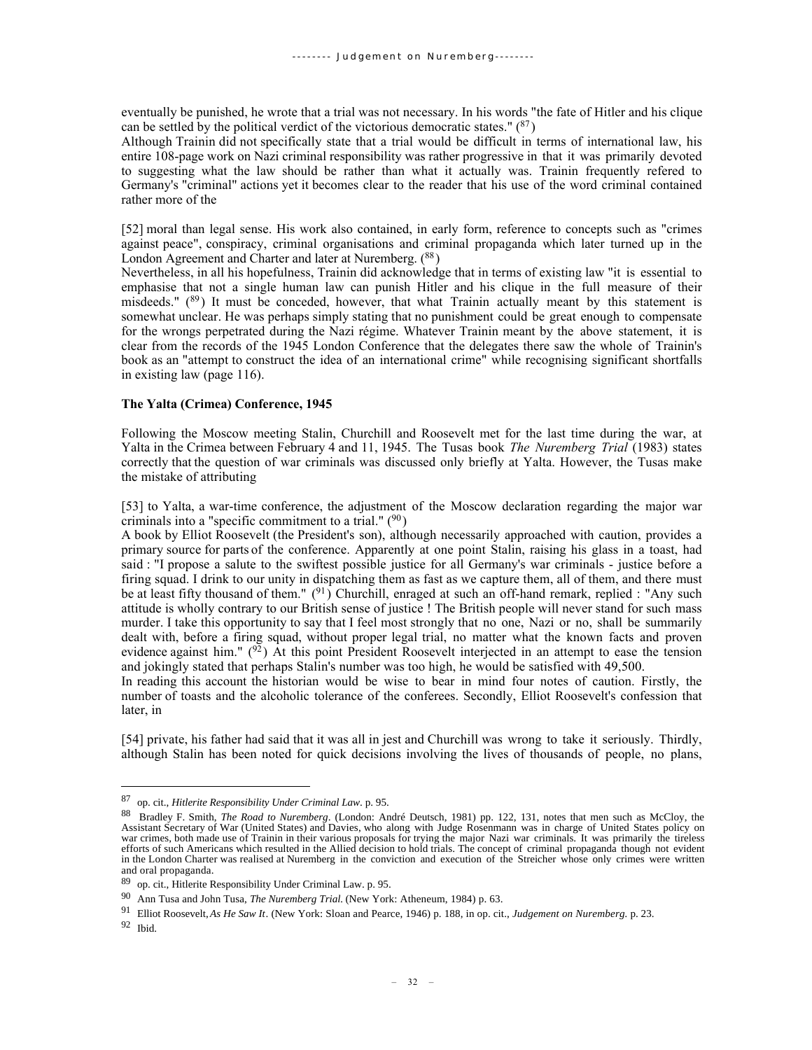eventually be punished, he wrote that a trial was not necessary. In his words "the fate of Hitler and his clique can be settled by the political verdict of the victorious democratic states." ([87])

Although Trainin did not specifically state that a trial would be difficult in terms of international law, his entire 108-page work on Nazi criminal responsibility was rather progressive in that it was primarily devoted to suggesting what the law should be rather than what it actually was. Trainin frequently refered to Germany's "criminal" actions yet it becomes clear to the reader that his use of the word criminal contained rather more of the

[52] moral than legal sense. His work also contained, in early form, reference to concepts such as "crimes against peace", conspiracy, criminal organisations and criminal propaganda which later turned up in the London Agreement and Charter and later at Nuremberg. ([88])

Nevertheless, in all his hopefulness, Trainin did acknowledge that in terms of existing law "it is essential to emphasise that not a single human law can punish Hitler and his clique in the full measure of their misdeeds." ([89]) It must be conceded, however, that what Trainin actually meant by this statement is somewhat unclear. He was perhaps simply stating that no punishment could be great enough to compensate for the wrongs perpetrated during the Nazi régime. Whatever Trainin meant by the above statement, it is clear from the records of the 1945 London Conference that the delegates there saw the whole of Trainin's book as an "attempt to construct the idea of an international crime" while recognising significant shortfalls in existing law (page 116).

**The Yalta (Crimea) Conference, 1945**

Following the Moscow meeting Stalin, Churchill and Roosevelt met for the last time during the war, at Yalta in the Crimea between February 4 and 11, 1945. The Tusas book *The Nuremberg Trial* (1983) states correctly that the question of war criminals was discussed only briefly at Yalta. However, the Tusas make the mistake of attributing

[53] to Yalta, a war-time conference, the adjustment of the Moscow declaration regarding the major war criminals into a "specific commitment to a trial." ([90])

A book by Elliot Roosevelt (the President's son), although necessarily approached with caution, provides a primary source for parts of the conference. Apparently at one point Stalin, raising his glass in a toast, had said : "I propose a salute to the swiftest possible justice for all Germany's war criminals - justice before a firing squad. I drink to our unity in dispatching them as fast as we capture them, all of them, and there must be at least fifty thousand of them." ([91]) Churchill, enraged at such an off-hand remark, replied : "Any such attitude is wholly contrary to our British sense of justice ! The British people will never stand for such mass murder. I take this opportunity to say that I feel most strongly that no one, Nazi or no, shall be summarily dealt with, before a firing squad, without proper legal trial, no matter what the known facts and proven evidence against him." ([92]) At this point President Roosevelt interjected in an attempt to ease the tension and jokingly stated that perhaps Stalin's number was too high, he would be satisfied with 49,500.

In reading this account the historian would be wise to bear in mind four notes of caution. Firstly, the number of toasts and the alcoholic tolerance of the conferees. Secondly, Elliot Roosevelt's confession that later, in

[54] private, his father had said that it was all in jest and Churchill was wrong to take it seriously. Thirdly, although Stalin has been noted for quick decisions involving the lives of thousands of people, no plans,

---

87 op. cit., *Hitlerite Responsibility Under Criminal Law*. p. 95.

88 Bradley F. Smith, *The Road to Nuremberg*. (London: André Deutsch, 1981) pp. 122, 131, notes that men such as McCloy, the Assistant Secretary of War (United States) and Davies, who along with Judge Rosenmann was in charge of United States policy on war crimes, both made use of Trainin in their various proposals for trying the major Nazi war criminals. It was primarily the tireless efforts of such Americans which resulted in the Allied decision to hold trials. The concept of criminal propaganda though not evident in the London Charter was realised at Nuremberg in the conviction and execution of the Streicher whose only crimes were written and oral propaganda.

89 op. cit., Hitlerite Responsibility Under Criminal Law. p. 95.

90 Ann Tusa and John Tusa, *The Nuremberg Trial.* (New York: Atheneum, 1984) p. 63.

91 Elliot Roosevelt, *As He Saw It*. (New York: Sloan and Pearce, 1946) p. 188, in op. cit., *Judgement on Nuremberg.* p. 23.

92 Ibid.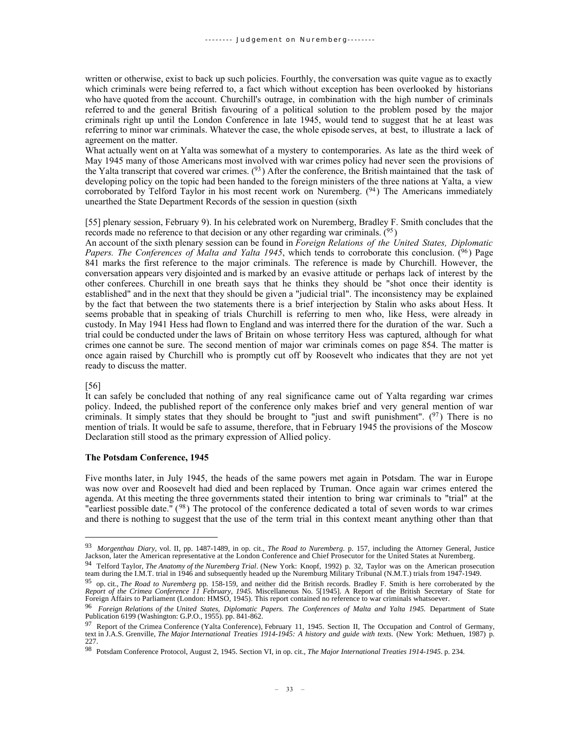written or otherwise, exist to back up such policies. Fourthly, the conversation was quite vague as to exactly which criminals were being referred to, a fact which without exception has been overlooked by historians who have quoted from the account. Churchill's outrage, in combination with the high number of criminals referred to and the general British favouring of a political solution to the problem posed by the major criminals right up until the London Conference in late 1945, would tend to suggest that he at least was referring to minor war criminals. Whatever the case, the whole episode serves, at best, to illustrate a lack of agreement on the matter.

What actually went on at Yalta was somewhat of a mystery to contemporaries. As late as the third week of May 1945 many of those Americans most involved with war crimes policy had never seen the provisions of the Yalta transcript that covered war crimes. ([93]) After the conference, the British maintained that the task of developing policy on the topic had been handed to the foreign ministers of the three nations at Yalta, a view corroborated by Telford Taylor in his most recent work on Nuremberg. ([94]) The Americans immediately unearthed the State Department Records of the session in question (sixth

[55] plenary session, February 9). In his celebrated work on Nuremberg, Bradley F. Smith concludes that the records made no reference to that decision or any other regarding war criminals. ([95])

An account of the sixth plenary session can be found in *Foreign Relations of the United States, Diplomatic Papers. The Conferences of Malta and Yalta 1945*, which tends to corroborate this conclusion. ([96]) Page 841 marks the first reference to the major criminals. The reference is made by Churchill. However, the conversation appears very disjointed and is marked by an evasive attitude or perhaps lack of interest by the other conferees. Churchill in one breath says that he thinks they should be "shot once their identity is established" and in the next that they should be given a "judicial trial". The inconsistency may be explained by the fact that between the two statements there is a brief interjection by Stalin who asks about Hess. It seems probable that in speaking of trials Churchill is referring to men who, like Hess, were already in custody. In May 1941 Hess had flown to England and was interred there for the duration of the war. Such a trial could be conducted under the laws of Britain on whose territory Hess was captured, although for what crimes one cannot be sure. The second mention of major war criminals comes on page 854. The matter is once again raised by Churchill who is promptly cut off by Roosevelt who indicates that they are not yet ready to discuss the matter.

[56]

It can safely be concluded that nothing of any real significance came out of Yalta regarding war crimes policy. Indeed, the published report of the conference only makes brief and very general mention of war criminals. It simply states that they should be brought to "just and swift punishment". ([97]) There is no mention of trials. It would be safe to assume, therefore, that in February 1945 the provisions of the Moscow Declaration still stood as the primary expression of Allied policy.

**The Potsdam Conference, 1945**

Five months later, in July 1945, the heads of the same powers met again in Potsdam. The war in Europe was now over and Roosevelt had died and been replaced by Truman. Once again war crimes entered the agenda. At this meeting the three governments stated their intention to bring war criminals to "trial" at the "earliest possible date." ([98]) The protocol of the conference dedicated a total of seven words to war crimes and there is nothing to suggest that the use of the term trial in this context meant anything other than that

---

[93] *Morgenthau Diary*, vol. II, pp. 1487-1489, in op. cit., *The Road to Nuremberg*. p. 157, including the Attorney General, Justice Jackson, later the American representative at the London Conference and Chief Prosecutor for the United States at Nuremberg.

[94] Telford Taylor, *The Anatomy of the Nuremberg Trial*. (New York: Knopf, 1992) p. 32, Taylor was on the American prosecution team during the I.M.T. trial in 1946 and subsequently headed up the Nuremburg Military Tribunal (N.M.T.) trials from 1947-1949.

[95] op. cit., *The Road to Nuremberg* pp. 158-159, and neither did the British records. Bradley F. Smith is here corroberated by the *Report of the Crimea Conference 11 February, 1945.* Miscellaneous No. 5[1945]. A Report of the British Secretary of State for Foreign Affairs to Parliament (London: HMSO, 1945). This report contained no reference to war criminals whatsoever.

[96] *Foreign Relations of the United States, Diplomatic Papers. The Conferences of Malta and Yalta 1945.* Department of State Publication 6199 (Washington: G.P.O., 1955). pp. 841-862.

[97] Report of the Crimea Conference (Yalta Conference), February 11, 1945. Section II, The Occupation and Control of Germany, text in J.A.S. Grenville, *The Major International Treaties 1914-1945: A history and guide with texts.* (New York: Methuen, 1987) p. 227.

[98] Potsdam Conference Protocol, August 2, 1945. Section VI, in op. cit., *The Major International Treaties 1914-1945*. p. 234.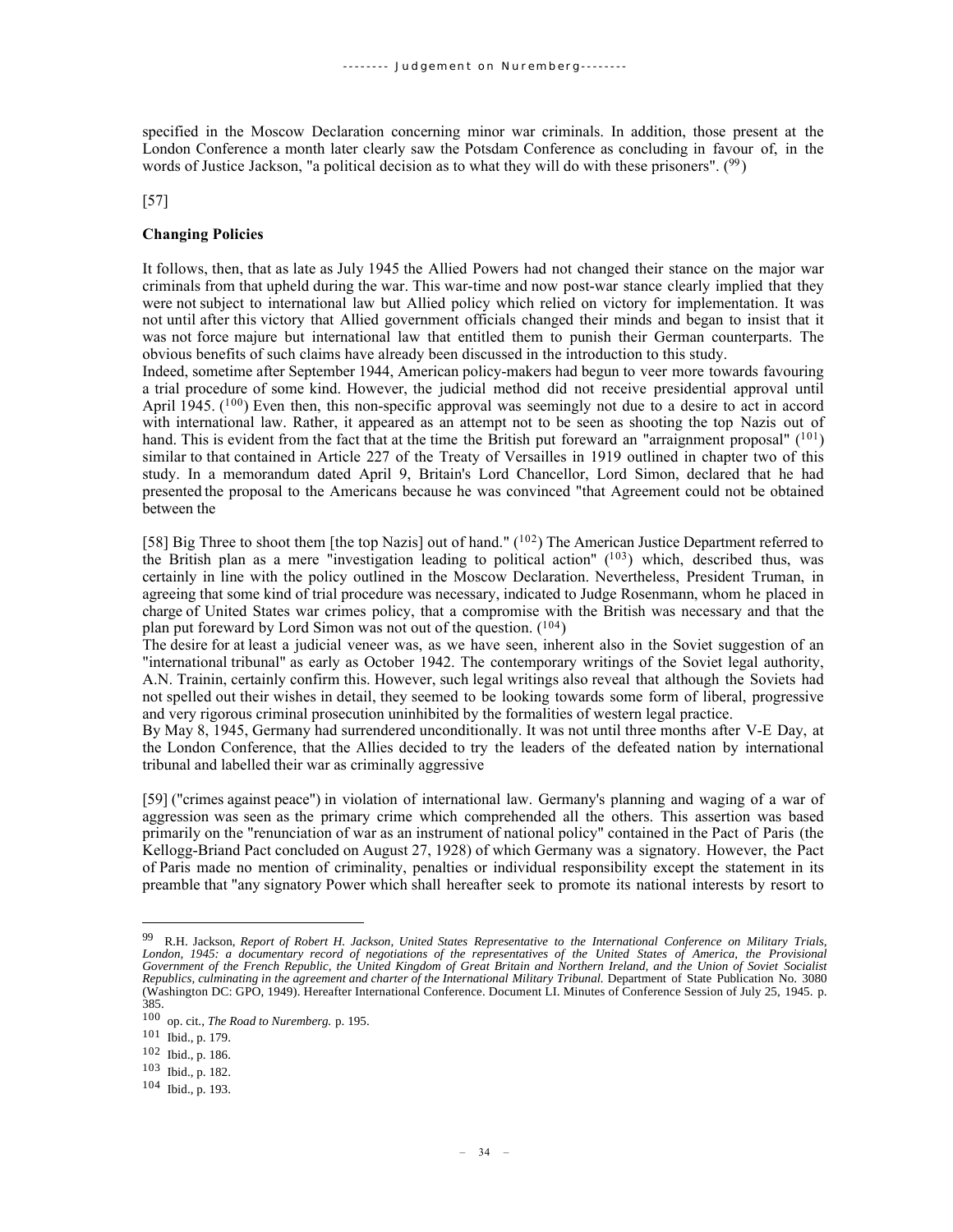specified in the Moscow Declaration concerning minor war criminals. In addition, those present at the London Conference a month later clearly saw the Potsdam Conference as concluding in favour of, in the words of Justice Jackson, "a political decision as to what they will do with these prisoners". ([99])

[57]

**Changing Policies**

It follows, then, that as late as July 1945 the Allied Powers had not changed their stance on the major war criminals from that upheld during the war. This war-time and now post-war stance clearly implied that they were not subject to international law but Allied policy which relied on victory for implementation. It was not until after this victory that Allied government officials changed their minds and began to insist that it was not force majure but international law that entitled them to punish their German counterparts. The obvious benefits of such claims have already been discussed in the introduction to this study.

Indeed, sometime after September 1944, American policy-makers had begun to veer more towards favouring a trial procedure of some kind. However, the judicial method did not receive presidential approval until April 1945. ([100]) Even then, this non-specific approval was seemingly not due to a desire to act in accord with international law. Rather, it appeared as an attempt not to be seen as shooting the top Nazis out of hand. This is evident from the fact that at the time the British put foreward an "arraignment proposal" ([101]) similar to that contained in Article 227 of the Treaty of Versailles in 1919 outlined in chapter two of this study. In a memorandum dated April 9, Britain's Lord Chancellor, Lord Simon, declared that he had presented the proposal to the Americans because he was convinced "that Agreement could not be obtained between the

[58] Big Three to shoot them [the top Nazis] out of hand." ([102]) The American Justice Department referred to the British plan as a mere "investigation leading to political action" ([103]) which, described thus, was certainly in line with the policy outlined in the Moscow Declaration. Nevertheless, President Truman, in agreeing that some kind of trial procedure was necessary, indicated to Judge Rosenmann, whom he placed in charge of United States war crimes policy, that a compromise with the British was necessary and that the plan put foreward by Lord Simon was not out of the question. ([104])

The desire for at least a judicial veneer was, as we have seen, inherent also in the Soviet suggestion of an "international tribunal" as early as October 1942. The contemporary writings of the Soviet legal authority, A.N. Trainin, certainly confirm this. However, such legal writings also reveal that although the Soviets had not spelled out their wishes in detail, they seemed to be looking towards some form of liberal, progressive and very rigorous criminal prosecution uninhibited by the formalities of western legal practice.

By May 8, 1945, Germany had surrendered unconditionally. It was not until three months after V-E Day, at the London Conference, that the Allies decided to try the leaders of the defeated nation by international tribunal and labelled their war as criminally aggressive

[59] ("crimes against peace") in violation of international law. Germany's planning and waging of a war of aggression was seen as the primary crime which comprehended all the others. This assertion was based primarily on the "renunciation of war as an instrument of national policy" contained in the Pact of Paris (the Kellogg-Briand Pact concluded on August 27, 1928) of which Germany was a signatory. However, the Pact of Paris made no mention of criminality, penalties or individual responsibility except the statement in its preamble that "any signatory Power which shall hereafter seek to promote its national interests by resort to

---

[99] R.H. Jackson, *Report of Robert H. Jackson, United States Representative to the International Conference on Military Trials, London, 1945: a documentary record of negotiations of the representatives of the United States of America, the Provisional Government of the French Republic, the United Kingdom of Great Britain and Northern Ireland, and the Union of Soviet Socialist Republics, culminating in the agreement and charter of the International Military Tribunal.* Department of State Publication No. 3080 (Washington DC: GPO, 1949). Hereafter International Conference. Document LI. Minutes of Conference Session of July 25, 1945. p. 385.

[100] op. cit., *The Road to Nuremberg.* p. 195.

[101] Ibid., p. 179.

[102] Ibid., p. 186.

[103] Ibid., p. 182.

[104] Ibid., p. 193.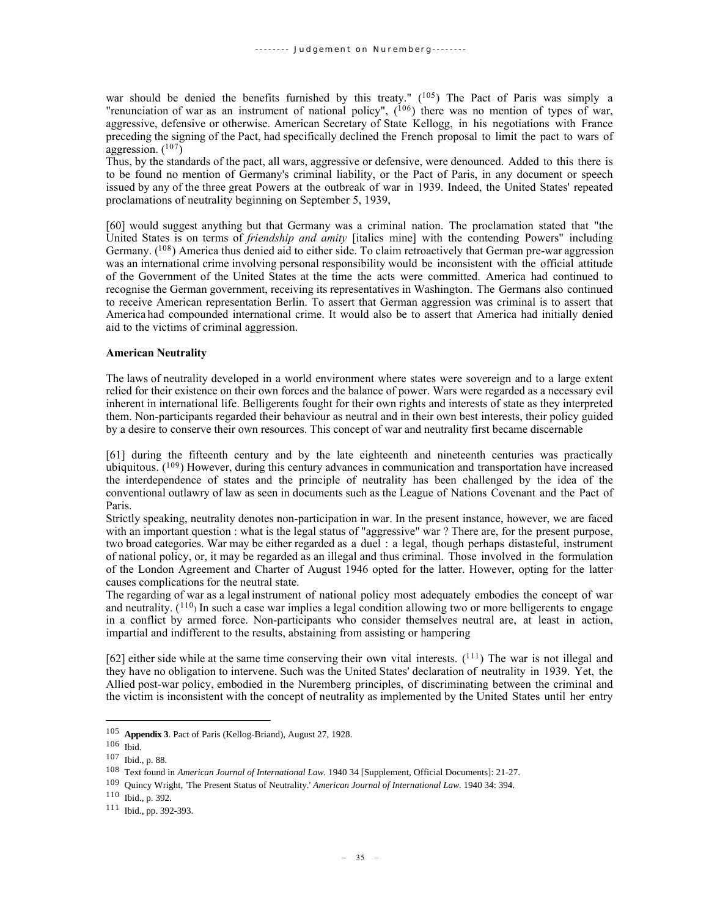war should be denied the benefits furnished by this treaty." ([105]) The Pact of Paris was simply a "renunciation of war as an instrument of national policy", ([106]) there was no mention of types of war, aggressive, defensive or otherwise. American Secretary of State Kellogg, in his negotiations with France preceding the signing of the Pact, had specifically declined the French proposal to limit the pact to wars of aggression. ([107])

Thus, by the standards of the pact, all wars, aggressive or defensive, were denounced. Added to this there is to be found no mention of Germany's criminal liability, or the Pact of Paris, in any document or speech issued by any of the three great Powers at the outbreak of war in 1939. Indeed, the United States' repeated proclamations of neutrality beginning on September 5, 1939,

[60] would suggest anything but that Germany was a criminal nation. The proclamation stated that "the United States is on terms of *friendship and amity* [italics mine] with the contending Powers" including Germany. ([108]) America thus denied aid to either side. To claim retroactively that German pre-war aggression was an international crime involving personal responsibility would be inconsistent with the official attitude of the Government of the United States at the time the acts were committed. America had continued to recognise the German government, receiving its representatives in Washington. The Germans also continued to receive American representation Berlin. To assert that German aggression was criminal is to assert that America had compounded international crime. It would also be to assert that America had initially denied aid to the victims of criminal aggression.

**American Neutrality**

The laws of neutrality developed in a world environment where states were sovereign and to a large extent relied for their existence on their own forces and the balance of power. Wars were regarded as a necessary evil inherent in international life. Belligerents fought for their own rights and interests of state as they interpreted them. Non-participants regarded their behaviour as neutral and in their own best interests, their policy guided by a desire to conserve their own resources. This concept of war and neutrality first became discernable

[61] during the fifteenth century and by the late eighteenth and nineteenth centuries was practically ubiquitous. ([109]) However, during this century advances in communication and transportation have increased the interdependence of states and the principle of neutrality has been challenged by the idea of the conventional outlawry of law as seen in documents such as the League of Nations Covenant and the Pact of Paris.

Strictly speaking, neutrality denotes non-participation in war. In the present instance, however, we are faced with an important question : what is the legal status of "aggressive" war ? There are, for the present purpose, two broad categories. War may be either regarded as a duel : a legal, though perhaps distasteful, instrument of national policy, or, it may be regarded as an illegal and thus criminal. Those involved in the formulation of the London Agreement and Charter of August 1946 opted for the latter. However, opting for the latter causes complications for the neutral state.

The regarding of war as a legal instrument of national policy most adequately embodies the concept of war and neutrality. ([110]) In such a case war implies a legal condition allowing two or more belligerents to engage in a conflict by armed force. Non-participants who consider themselves neutral are, at least in action, impartial and indifferent to the results, abstaining from assisting or hampering

[62] either side while at the same time conserving their own vital interests. ([111]) The war is not illegal and they have no obligation to intervene. Such was the United States' declaration of neutrality in 1939. Yet, the Allied post-war policy, embodied in the Nuremberg principles, of discriminating between the criminal and the victim is inconsistent with the concept of neutrality as implemented by the United States until her entry

---

[105] **Appendix 3**. Pact of Paris (Kellog-Briand), August 27, 1928.

[106] Ibid.

[107] Ibid., p. 88.

[108] Text found in *American Journal of International Law.* 1940 34 [Supplement, Official Documents]: 21-27.

[109] Quincy Wright, 'The Present Status of Neutrality.' *American Journal of International Law.* 1940 34: 394.

[110] Ibid., p. 392.

[111] Ibid., pp. 392-393.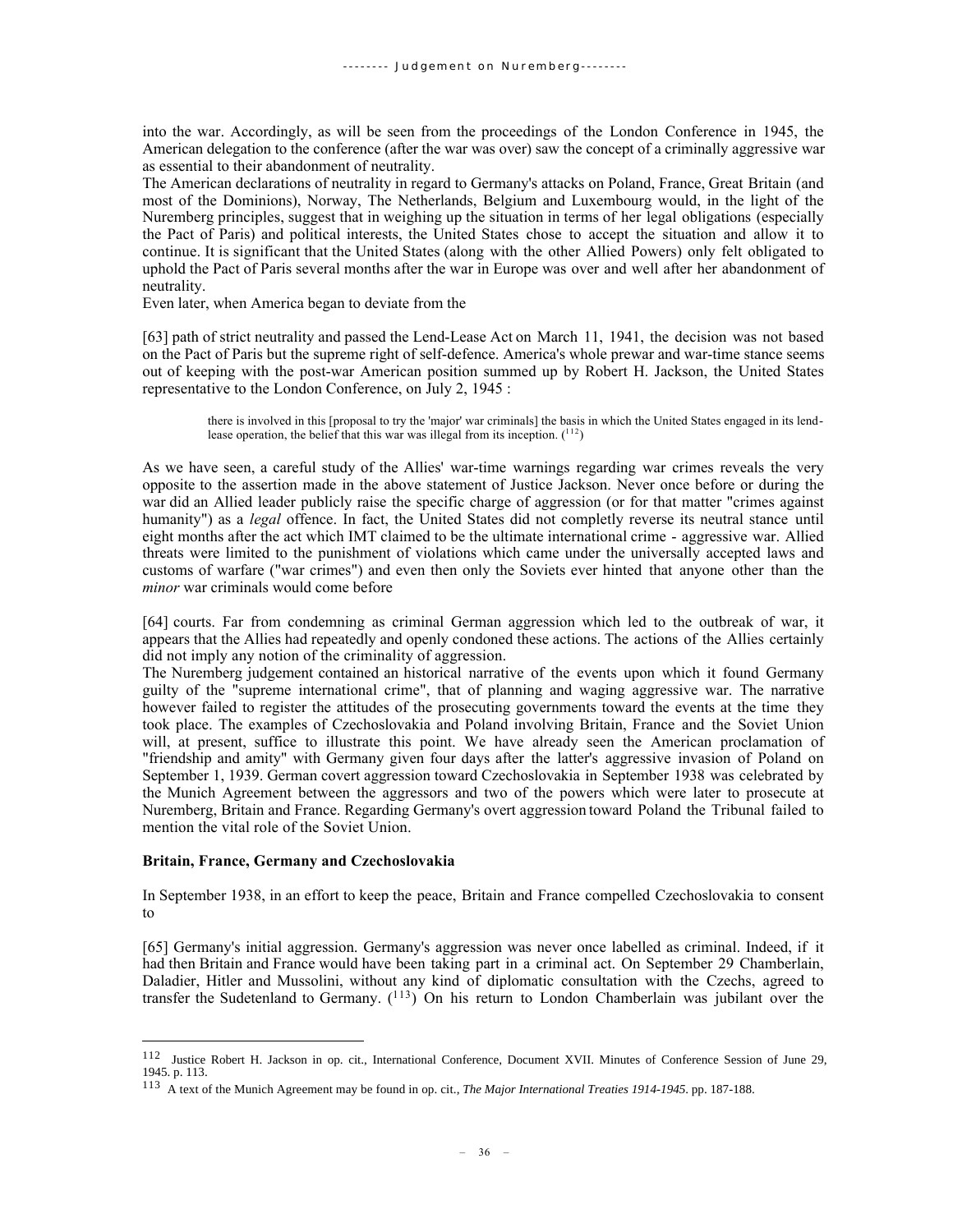into the war. Accordingly, as will be seen from the proceedings of the London Conference in 1945, the American delegation to the conference (after the war was over) saw the concept of a criminally aggressive war as essential to their abandonment of neutrality.

The American declarations of neutrality in regard to Germany's attacks on Poland, France, Great Britain (and most of the Dominions), Norway, The Netherlands, Belgium and Luxembourg would, in the light of the Nuremberg principles, suggest that in weighing up the situation in terms of her legal obligations (especially the Pact of Paris) and political interests, the United States chose to accept the situation and allow it to continue. It is significant that the United States (along with the other Allied Powers) only felt obligated to uphold the Pact of Paris several months after the war in Europe was over and well after her abandonment of neutrality.

Even later, when America began to deviate from the

[63] path of strict neutrality and passed the Lend-Lease Act on March 11, 1941, the decision was not based on the Pact of Paris but the supreme right of self-defence. America's whole prewar and war-time stance seems out of keeping with the post-war American position summed up by Robert H. Jackson, the United States representative to the London Conference, on July 2, 1945 :

> there is involved in this [proposal to try the 'major' war criminals] the basis in which the United States engaged in its lend-lease operation, the belief that this war was illegal from its inception. ([112])

As we have seen, a careful study of the Allies' war-time warnings regarding war crimes reveals the very opposite to the assertion made in the above statement of Justice Jackson. Never once before or during the war did an Allied leader publicly raise the specific charge of aggression (or for that matter "crimes against humanity") as a *legal* offence. In fact, the United States did not completly reverse its neutral stance until eight months after the act which IMT claimed to be the ultimate international crime - aggressive war. Allied threats were limited to the punishment of violations which came under the universally accepted laws and customs of warfare ("war crimes") and even then only the Soviets ever hinted that anyone other than the *minor* war criminals would come before

[64] courts. Far from condemning as criminal German aggression which led to the outbreak of war, it appears that the Allies had repeatedly and openly condoned these actions. The actions of the Allies certainly did not imply any notion of the criminality of aggression.

The Nuremberg judgement contained an historical narrative of the events upon which it found Germany guilty of the "supreme international crime", that of planning and waging aggressive war. The narrative however failed to register the attitudes of the prosecuting governments toward the events at the time they took place. The examples of Czechoslovakia and Poland involving Britain, France and the Soviet Union will, at present, suffice to illustrate this point. We have already seen the American proclamation of "friendship and amity" with Germany given four days after the latter's aggressive invasion of Poland on September 1, 1939. German covert aggression toward Czechoslovakia in September 1938 was celebrated by the Munich Agreement between the aggressors and two of the powers which were later to prosecute at Nuremberg, Britain and France. Regarding Germany's overt aggression toward Poland the Tribunal failed to mention the vital role of the Soviet Union.

**Britain, France, Germany and Czechoslovakia**

In September 1938, in an effort to keep the peace, Britain and France compelled Czechoslovakia to consent to

[65] Germany's initial aggression. Germany's aggression was never once labelled as criminal. Indeed, if it had then Britain and France would have been taking part in a criminal act. On September 29 Chamberlain, Daladier, Hitler and Mussolini, without any kind of diplomatic consultation with the Czechs, agreed to transfer the Sudetenland to Germany. ([113]) On his return to London Chamberlain was jubilant over the

---

[112] Justice Robert H. Jackson in op. cit., International Conference, Document XVII. Minutes of Conference Session of June 29, 1945. p. 113.

[113] A text of the Munich Agreement may be found in op. cit., *The Major International Treaties 1914-1945*. pp. 187-188.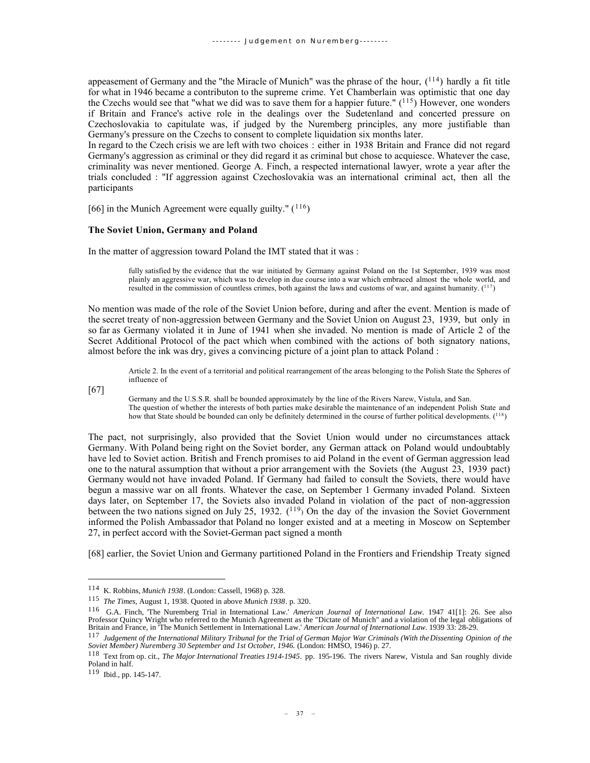appeasement of Germany and the "the Miracle of Munich" was the phrase of the hour, [114] hardly a fit title for what in 1946 became a contributon to the supreme crime. Yet Chamberlain was optimistic that one day the Czechs would see that "what we did was to save them for a happier future." [115] However, one wonders if Britain and France's active role in the dealings over the Sudetenland and concerted pressure on Czechoslovakia to capitulate was, if judged by the Nuremberg principles, any more justifiable than Germany's pressure on the Czechs to consent to complete liquidation six months later.

In regard to the Czech crisis we are left with two choices : either in 1938 Britain and France did not regard Germany's aggression as criminal or they did regard it as criminal but chose to acquiesce. Whatever the case, criminality was never mentioned. George A. Finch, a respected international lawyer, wrote a year after the trials concluded : "If aggression against Czechoslovakia was an international criminal act, then all the participants

[66] in the Munich Agreement were equally guilty." [116]

**The Soviet Union, Germany and Poland**

In the matter of aggression toward Poland the IMT stated that it was :

> fully satisfied by the evidence that the war initiated by Germany against Poland on the 1st September, 1939 was most plainly an aggressive war, which was to develop in due course into a war which embraced almost the whole world, and resulted in the commission of countless crimes, both against the laws and customs of war, and against humanity. [117]

No mention was made of the role of the Soviet Union before, during and after the event. Mention is made of the secret treaty of non-aggression between Germany and the Soviet Union on August 23, 1939, but only in so far as Germany violated it in June of 1941 when she invaded. No mention is made of Article 2 of the Secret Additional Protocol of the pact which when combined with the actions of both signatory nations, almost before the ink was dry, gives a convincing picture of a joint plan to attack Poland :

> Article 2. In the event of a territorial and political rearrangement of the areas belonging to the Polish State the Spheres of influence of

[67]

> Germany and the U.S.S.R. shall be bounded approximately by the line of the Rivers Narew, Vistula, and San.
> The question of whether the interests of both parties make desirable the maintenance of an independent Polish State and how that State should be bounded can only be definitely determined in the course of further political developments. [118]

The pact, not surprisingly, also provided that the Soviet Union would under no circumstances attack Germany. With Poland being right on the Soviet border, any German attack on Poland would undoubtably have led to Soviet action. British and French promises to aid Poland in the event of German aggression lead one to the natural assumption that without a prior arrangement with the Soviets (the August 23, 1939 pact) Germany would not have invaded Poland. If Germany had failed to consult the Soviets, there would have begun a massive war on all fronts. Whatever the case, on September 1 Germany invaded Poland. Sixteen days later, on September 17, the Soviets also invaded Poland in violation of the pact of non-aggression between the two nations signed on July 25, 1932. [119] On the day of the invasion the Soviet Government informed the Polish Ambassador that Poland no longer existed and at a meeting in Moscow on September 27, in perfect accord with the Soviet-German pact signed a month

[68] earlier, the Soviet Union and Germany partitioned Poland in the Frontiers and Friendship Treaty signed

---

[114] K. Robbins, *Munich 1938*. (London: Cassell, 1968) p. 328.

[115] *The Times*, August 1, 1938. Quoted in above *Munich 1938*. p. 320.

[116] G.A. Finch, 'The Nuremberg Trial in International Law.' *American Journal of International Law*. 1947 41[1]: 26. See also Professor Quincy Wright who referred to the Munich Agreement as the "Dictate of Munich" and a violation of the legal obligations of Britain and France, in 'The Munich Settlement in International Law.' *American Journal of International Law*. 1939 33: 28-29.

[117] *Judgement of the International Military Tribunal for the Trial of German Major War Criminals (With the Dissenting Opinion of the Soviet Member) Nuremberg 30 September and 1st October, 1946.* (London: HMSO, 1946) p. 27.

[118] Text from op. cit., *The Major International Treaties 1914-1945*. pp. 195-196. The rivers Narew, Vistula and San roughly divide Poland in half.

[119] Ibid., pp. 145-147.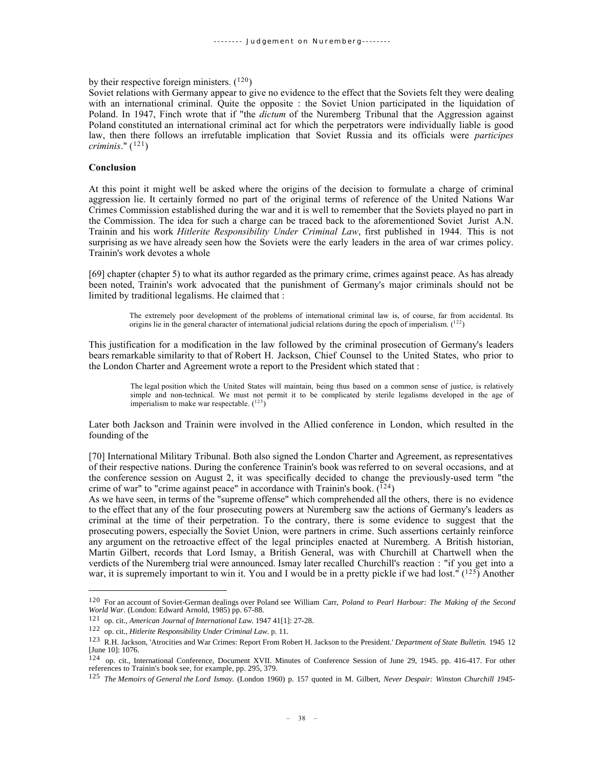by their respective foreign ministers. ([120])

Soviet relations with Germany appear to give no evidence to the effect that the Soviets felt they were dealing with an international criminal. Quite the opposite : the Soviet Union participated in the liquidation of Poland. In 1947, Finch wrote that if "the *dictum* of the Nuremberg Tribunal that the Aggression against Poland constituted an international criminal act for which the perpetrators were individually liable is good law, then there follows an irrefutable implication that Soviet Russia and its officials were *participes criminis*." ([121])

**Conclusion**

At this point it might well be asked where the origins of the decision to formulate a charge of criminal aggression lie. It certainly formed no part of the original terms of reference of the United Nations War Crimes Commission established during the war and it is well to remember that the Soviets played no part in the Commission. The idea for such a charge can be traced back to the aforementioned Soviet Jurist A.N. Trainin and his work *Hitlerite Responsibility Under Criminal Law*, first published in 1944. This is not surprising as we have already seen how the Soviets were the early leaders in the area of war crimes policy. Trainin's work devotes a whole

[69] chapter (chapter 5) to what its author regarded as the primary crime, crimes against peace. As has already been noted, Trainin's work advocated that the punishment of Germany's major criminals should not be limited by traditional legalisms. He claimed that :

> The extremely poor development of the problems of international criminal law is, of course, far from accidental. Its origins lie in the general character of international judicial relations during the epoch of imperialism. ([122])

This justification for a modification in the law followed by the criminal prosecution of Germany's leaders bears remarkable similarity to that of Robert H. Jackson, Chief Counsel to the United States, who prior to the London Charter and Agreement wrote a report to the President which stated that :

> The legal position which the United States will maintain, being thus based on a common sense of justice, is relatively simple and non-technical. We must not permit it to be complicated by sterile legalisms developed in the age of imperialism to make war respectable. ([123])

Later both Jackson and Trainin were involved in the Allied conference in London, which resulted in the founding of the

[70] International Military Tribunal. Both also signed the London Charter and Agreement, as representatives of their respective nations. During the conference Trainin's book was referred to on several occasions, and at the conference session on August 2, it was specifically decided to change the previously-used term "the crime of war" to "crime against peace" in accordance with Trainin's book. ([124])

As we have seen, in terms of the "supreme offense" which comprehended all the others, there is no evidence to the effect that any of the four prosecuting powers at Nuremberg saw the actions of Germany's leaders as criminal at the time of their perpetration. To the contrary, there is some evidence to suggest that the prosecuting powers, especially the Soviet Union, were partners in crime. Such assertions certainly reinforce any argument on the retroactive effect of the legal principles enacted at Nuremberg. A British historian, Martin Gilbert, records that Lord Ismay, a British General, was with Churchill at Chartwell when the verdicts of the Nuremberg trial were announced. Ismay later recalled Churchill's reaction : "if you get into a war, it is supremely important to win it. You and I would be in a pretty pickle if we had lost." ([125]) Another

---

[120] For an account of Soviet-German dealings over Poland see William Carr, *Poland to Pearl Harbour: The Making of the Second World War*. (London: Edward Arnold, 1985) pp. 67-88.

[121] op. cit., *American Journal of International Law.* 1947 41[1]: 27-28.

[122] op. cit., *Hitlerite Responsibility Under Criminal Law*. p. 11.

[123] R.H. Jackson, 'Atrocities and War Crimes: Report From Robert H. Jackson to the President.' *Department of State Bulletin.* 1945 12 [June 10]: 1076.

[124] op. cit., International Conference, Document XVII. Minutes of Conference Session of June 29, 1945. pp. 416-417. For other references to Trainin's book see, for example, pp. 295, 379.

[125] *The Memoirs of General the Lord Ismay.* (London 1960) p. 157 quoted in M. Gilbert, *Never Despair: Winston Churchill 1945-*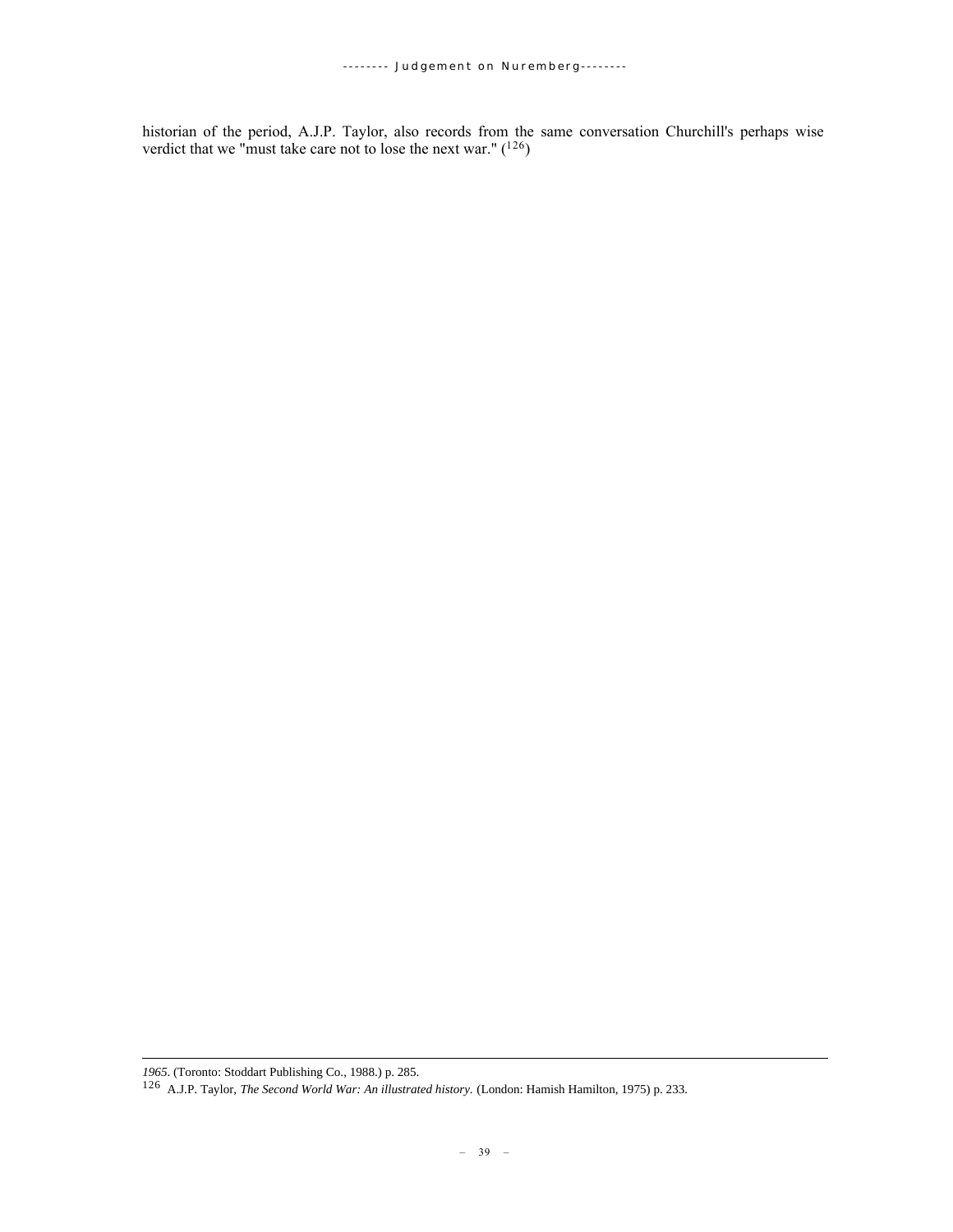historian of the period, A.J.P. Taylor, also records from the same conversation Churchill's perhaps wise verdict that we "must take care not to lose the next war." ([126])

---

*1965*. (Toronto: Stoddart Publishing Co., 1988.) p. 285.

[126] A.J.P. Taylor, *The Second World War: An illustrated history.* (London: Hamish Hamilton, 1975) p. 233.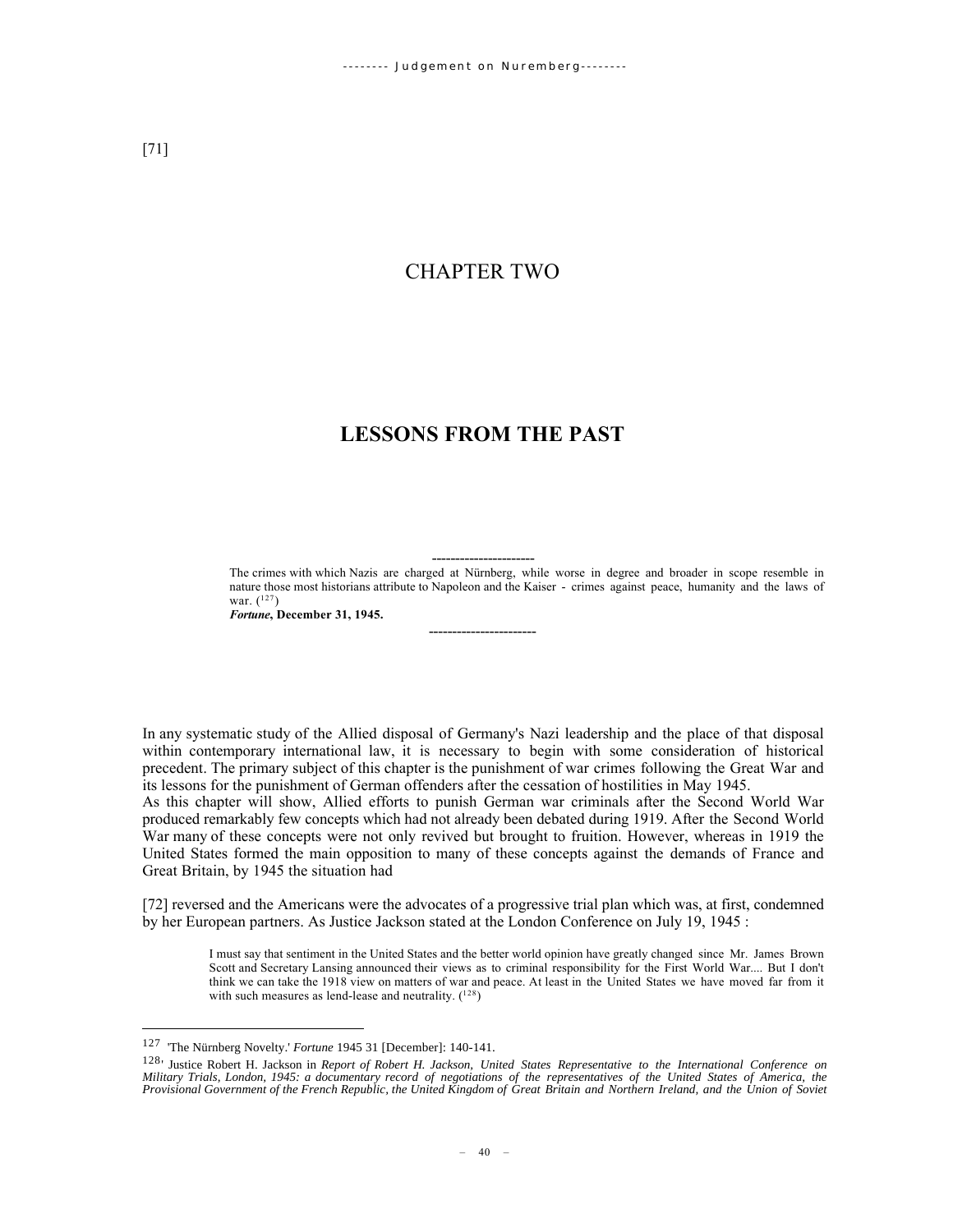[71]

# CHAPTER TWO

# LESSONS FROM THE PAST

----------------------

The crimes with which Nazis are charged at Nürnberg, while worse in degree and broader in scope resemble in nature those most historians attribute to Napoleon and the Kaiser - crimes against peace, humanity and the laws of war. ([127])

***Fortune*, December 31, 1945.**

-----------------------

In any systematic study of the Allied disposal of Germany's Nazi leadership and the place of that disposal within contemporary international law, it is necessary to begin with some consideration of historical precedent. The primary subject of this chapter is the punishment of war crimes following the Great War and its lessons for the punishment of German offenders after the cessation of hostilities in May 1945.

As this chapter will show, Allied efforts to punish German war criminals after the Second World War produced remarkably few concepts which had not already been debated during 1919. After the Second World War many of these concepts were not only revived but brought to fruition. However, whereas in 1919 the United States formed the main opposition to many of these concepts against the demands of France and Great Britain, by 1945 the situation had

[72] reversed and the Americans were the advocates of a progressive trial plan which was, at first, condemned by her European partners. As Justice Jackson stated at the London Conference on July 19, 1945 :

> I must say that sentiment in the United States and the better world opinion have greatly changed since Mr. James Brown Scott and Secretary Lansing announced their views as to criminal responsibility for the First World War.... But I don't think we can take the 1918 view on matters of war and peace. At least in the United States we have moved far from it with such measures as lend-lease and neutrality. ([128])

---

[127] 'The Nürnberg Novelty.' *Fortune* 1945 31 [December]: 140-141.

[128]' Justice Robert H. Jackson in *Report of Robert H. Jackson, United States Representative to the International Conference on Military Trials, London, 1945: a documentary record of negotiations of the representatives of the United States of America, the Provisional Government of the French Republic, the United Kingdom of Great Britain and Northern Ireland, and the Union of Soviet*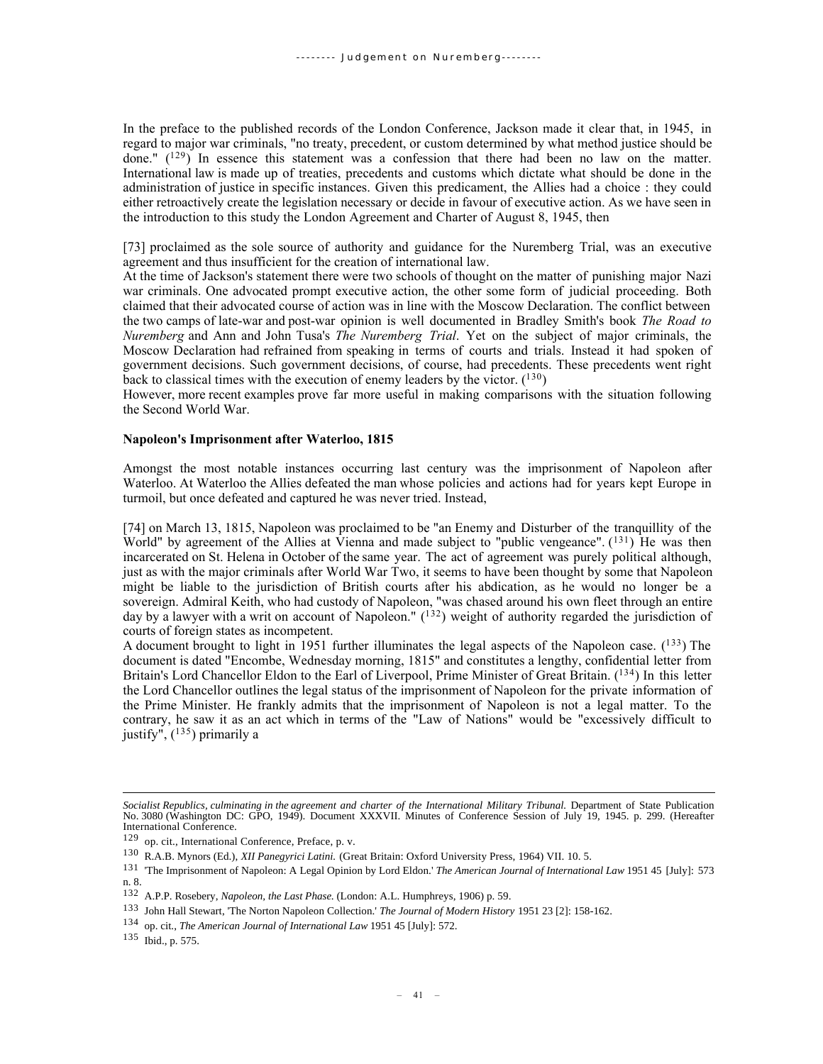In the preface to the published records of the London Conference, Jackson made it clear that, in 1945, in regard to major war criminals, "no treaty, precedent, or custom determined by what method justice should be done." ([129]) In essence this statement was a confession that there had been no law on the matter. International law is made up of treaties, precedents and customs which dictate what should be done in the administration of justice in specific instances. Given this predicament, the Allies had a choice : they could either retroactively create the legislation necessary or decide in favour of executive action. As we have seen in the introduction to this study the London Agreement and Charter of August 8, 1945, then

[73] proclaimed as the sole source of authority and guidance for the Nuremberg Trial, was an executive agreement and thus insufficient for the creation of international law.

At the time of Jackson's statement there were two schools of thought on the matter of punishing major Nazi war criminals. One advocated prompt executive action, the other some form of judicial proceeding. Both claimed that their advocated course of action was in line with the Moscow Declaration. The conflict between the two camps of late-war and post-war opinion is well documented in Bradley Smith's book *The Road to Nuremberg* and Ann and John Tusa's *The Nuremberg Trial*. Yet on the subject of major criminals, the Moscow Declaration had refrained from speaking in terms of courts and trials. Instead it had spoken of government decisions. Such government decisions, of course, had precedents. These precedents went right back to classical times with the execution of enemy leaders by the victor. ([130])

However, more recent examples prove far more useful in making comparisons with the situation following the Second World War.

**Napoleon's Imprisonment after Waterloo, 1815**

Amongst the most notable instances occurring last century was the imprisonment of Napoleon after Waterloo. At Waterloo the Allies defeated the man whose policies and actions had for years kept Europe in turmoil, but once defeated and captured he was never tried. Instead,

[74] on March 13, 1815, Napoleon was proclaimed to be "an Enemy and Disturber of the tranquillity of the World" by agreement of the Allies at Vienna and made subject to "public vengeance". ([131]) He was then incarcerated on St. Helena in October of the same year. The act of agreement was purely political although, just as with the major criminals after World War Two, it seems to have been thought by some that Napoleon might be liable to the jurisdiction of British courts after his abdication, as he would no longer be a sovereign. Admiral Keith, who had custody of Napoleon, "was chased around his own fleet through an entire day by a lawyer with a writ on account of Napoleon." ([132]) weight of authority regarded the jurisdiction of courts of foreign states as incompetent.

A document brought to light in 1951 further illuminates the legal aspects of the Napoleon case. ([133]) The document is dated "Encombe, Wednesday morning, 1815" and constitutes a lengthy, confidential letter from Britain's Lord Chancellor Eldon to the Earl of Liverpool, Prime Minister of Great Britain. ([134]) In this letter the Lord Chancellor outlines the legal status of the imprisonment of Napoleon for the private information of the Prime Minister. He frankly admits that the imprisonment of Napoleon is not a legal matter. To the contrary, he saw it as an act which in terms of the "Law of Nations" would be "excessively difficult to justify", ([135]) primarily a

---

*Socialist Republics, culminating in the agreement and charter of the International Military Tribunal.* Department of State Publication No. 3080 (Washington DC: GPO, 1949). Document XXXVII. Minutes of Conference Session of July 19, 1945. p. 299. (Hereafter International Conference.

[129] op. cit., International Conference, Preface, p. v.

[130] R.A.B. Mynors (Ed.), *XII Panegyrici Latini.* (Great Britain: Oxford University Press, 1964) VII. 10. 5.

[131] 'The Imprisonment of Napoleon: A Legal Opinion by Lord Eldon.' *The American Journal of International Law* 1951 45 [July]: 573 n. 8.

[132] A.P.P. Rosebery, *Napoleon, the Last Phase.* (London: A.L. Humphreys, 1906) p. 59.

[133] John Hall Stewart, 'The Norton Napoleon Collection.' *The Journal of Modern History* 1951 23 [2]: 158-162.

[134] op. cit., *The American Journal of International Law* 1951 45 [July]: 572.

[135] Ibid., p. 575.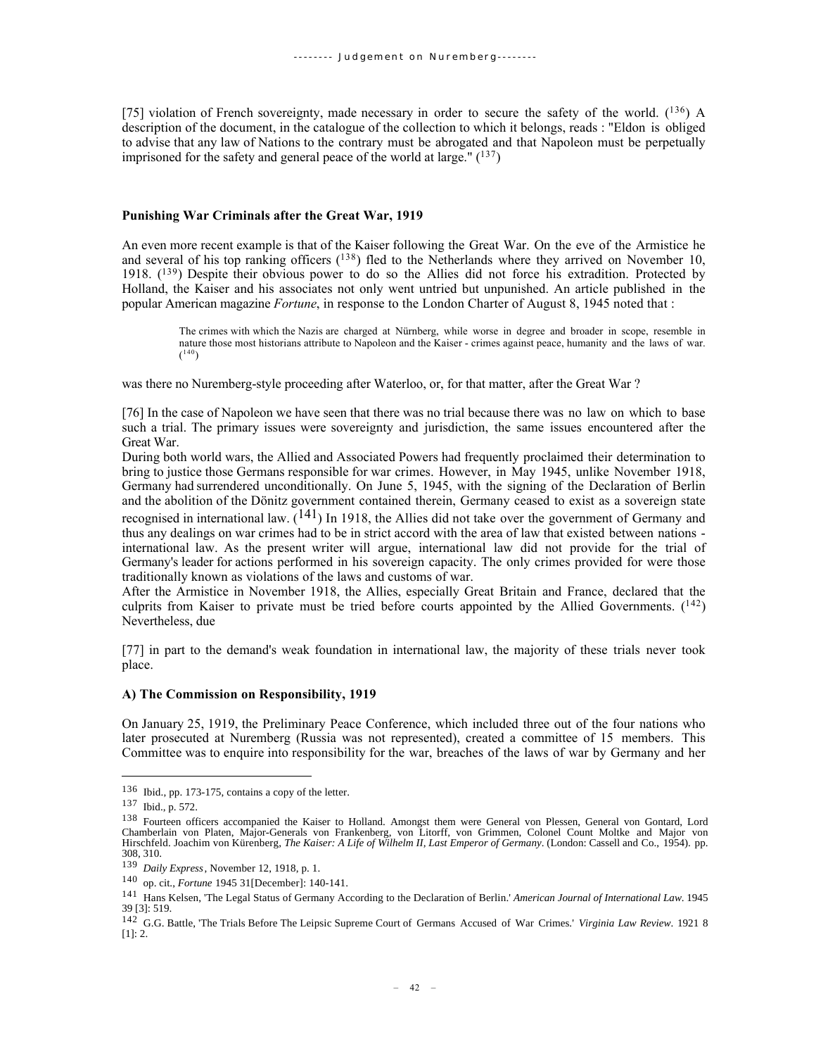[75] violation of French sovereignty, made necessary in order to secure the safety of the world. ([136]) A description of the document, in the catalogue of the collection to which it belongs, reads : "Eldon is obliged to advise that any law of Nations to the contrary must be abrogated and that Napoleon must be perpetually imprisoned for the safety and general peace of the world at large." ([137])

### Punishing War Criminals after the Great War, 1919

An even more recent example is that of the Kaiser following the Great War. On the eve of the Armistice he and several of his top ranking officers ([138]) fled to the Netherlands where they arrived on November 10, 1918. ([139]) Despite their obvious power to do so the Allies did not force his extradition. Protected by Holland, the Kaiser and his associates not only went untried but unpunished. An article published in the popular American magazine *Fortune*, in response to the London Charter of August 8, 1945 noted that :

> The crimes with which the Nazis are charged at Nürnberg, while worse in degree and broader in scope, resemble in nature those most historians attribute to Napoleon and the Kaiser - crimes against peace, humanity and the laws of war. ([140])

was there no Nuremberg-style proceeding after Waterloo, or, for that matter, after the Great War ?

[76] In the case of Napoleon we have seen that there was no trial because there was no law on which to base such a trial. The primary issues were sovereignty and jurisdiction, the same issues encountered after the Great War.

During both world wars, the Allied and Associated Powers had frequently proclaimed their determination to bring to justice those Germans responsible for war crimes. However, in May 1945, unlike November 1918, Germany had surrendered unconditionally. On June 5, 1945, with the signing of the Declaration of Berlin and the abolition of the Dönitz government contained therein, Germany ceased to exist as a sovereign state recognised in international law. ([141]) In 1918, the Allies did not take over the government of Germany and thus any dealings on war crimes had to be in strict accord with the area of law that existed between nations - international law. As the present writer will argue, international law did not provide for the trial of Germany's leader for actions performed in his sovereign capacity. The only crimes provided for were those traditionally known as violations of the laws and customs of war.

After the Armistice in November 1918, the Allies, especially Great Britain and France, declared that the culprits from Kaiser to private must be tried before courts appointed by the Allied Governments. ([142]) Nevertheless, due

[77] in part to the demand's weak foundation in international law, the majority of these trials never took place.

#### A) The Commission on Responsibility, 1919

On January 25, 1919, the Preliminary Peace Conference, which included three out of the four nations who later prosecuted at Nuremberg (Russia was not represented), created a committee of 15 members. This Committee was to enquire into responsibility for the war, breaches of the laws of war by Germany and her

---

[136] Ibid., pp. 173-175, contains a copy of the letter.

[137] Ibid., p. 572.

[138] Fourteen officers accompanied the Kaiser to Holland. Amongst them were General von Plessen, General von Gontard, Lord Chamberlain von Platen, Major-Generals von Frankenberg, von Litorff, von Grimmen, Colonel Count Moltke and Major von Hirschfeld. Joachim von Kürenberg, *The Kaiser: A Life of Wilhelm II, Last Emperor of Germany*. (London: Cassell and Co., 1954). pp. 308, 310.

[139] *Daily Express*, November 12, 1918, p. 1.

[140] op. cit., *Fortune* 1945 31[December]: 140-141.

[141] Hans Kelsen, 'The Legal Status of Germany According to the Declaration of Berlin.' *American Journal of International Law*. 1945 39 [3]: 519.

[142] G.G. Battle, 'The Trials Before The Leipsic Supreme Court of Germans Accused of War Crimes.' *Virginia Law Review*. 1921 8 [1]: 2.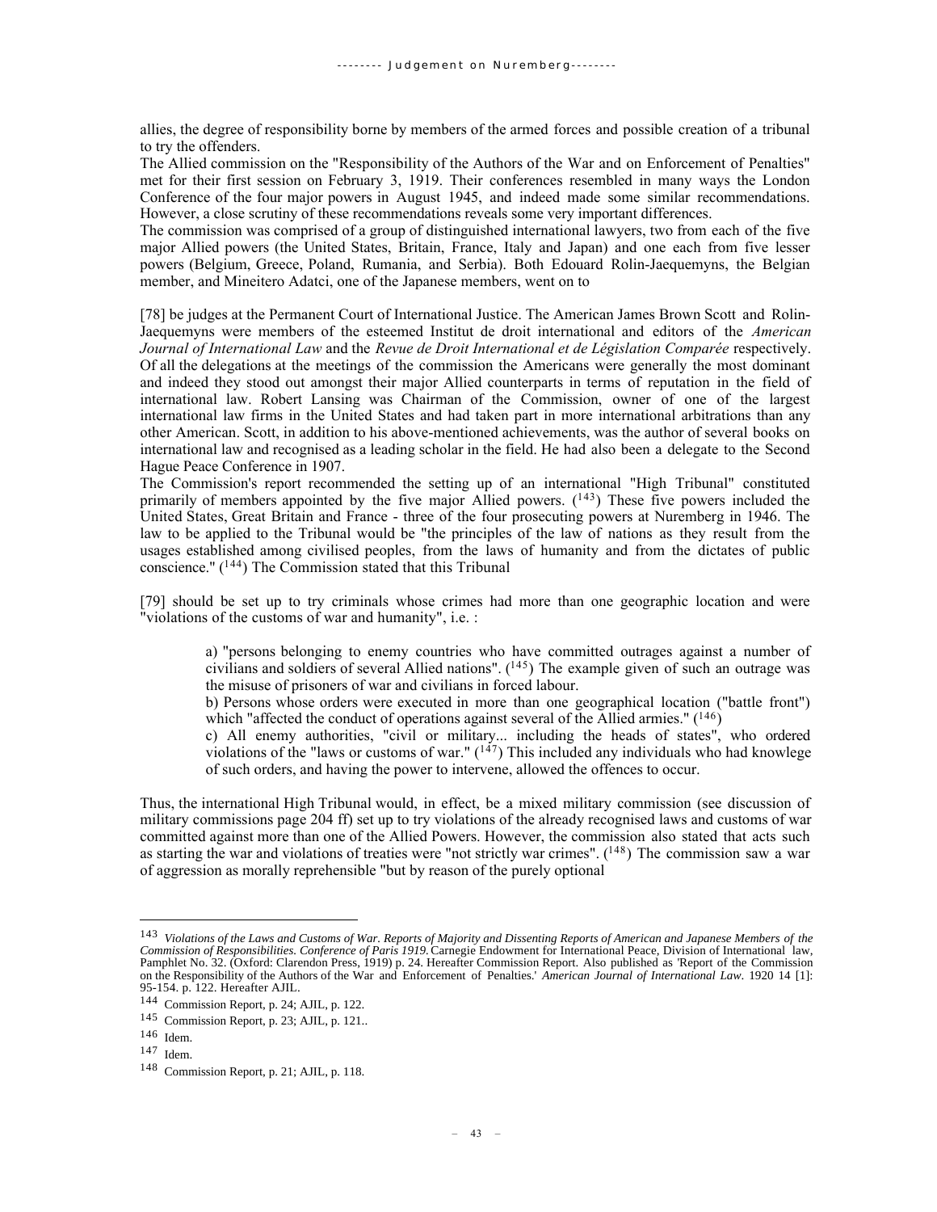allies, the degree of responsibility borne by members of the armed forces and possible creation of a tribunal to try the offenders.

The Allied commission on the "Responsibility of the Authors of the War and on Enforcement of Penalties" met for their first session on February 3, 1919. Their conferences resembled in many ways the London Conference of the four major powers in August 1945, and indeed made some similar recommendations. However, a close scrutiny of these recommendations reveals some very important differences.

The commission was comprised of a group of distinguished international lawyers, two from each of the five major Allied powers (the United States, Britain, France, Italy and Japan) and one each from five lesser powers (Belgium, Greece, Poland, Rumania, and Serbia). Both Edouard Rolin-Jaequemyns, the Belgian member, and Mineitero Adatci, one of the Japanese members, went on to

[78] be judges at the Permanent Court of International Justice. The American James Brown Scott and Rolin-Jaequemyns were members of the esteemed Institut de droit international and editors of the *American Journal of International Law* and the *Revue de Droit International et de Législation Comparée* respectively. Of all the delegations at the meetings of the commission the Americans were generally the most dominant and indeed they stood out amongst their major Allied counterparts in terms of reputation in the field of international law. Robert Lansing was Chairman of the Commission, owner of one of the largest international law firms in the United States and had taken part in more international arbitrations than any other American. Scott, in addition to his above-mentioned achievements, was the author of several books on international law and recognised as a leading scholar in the field. He had also been a delegate to the Second Hague Peace Conference in 1907.

The Commission's report recommended the setting up of an international "High Tribunal" constituted primarily of members appointed by the five major Allied powers. ([143]) These five powers included the United States, Great Britain and France - three of the four prosecuting powers at Nuremberg in 1946. The law to be applied to the Tribunal would be "the principles of the law of nations as they result from the usages established among civilised peoples, from the laws of humanity and from the dictates of public conscience." ([144]) The Commission stated that this Tribunal

[79] should be set up to try criminals whose crimes had more than one geographic location and were "violations of the customs of war and humanity", i.e. :

> a) "persons belonging to enemy countries who have committed outrages against a number of civilians and soldiers of several Allied nations". ([145]) The example given of such an outrage was the misuse of prisoners of war and civilians in forced labour.
>
> b) Persons whose orders were executed in more than one geographical location ("battle front") which "affected the conduct of operations against several of the Allied armies." ([146])
>
> c) All enemy authorities, "civil or military... including the heads of states", who ordered violations of the "laws or customs of war." ([147]) This included any individuals who had knowlege of such orders, and having the power to intervene, allowed the offences to occur.

Thus, the international High Tribunal would, in effect, be a mixed military commission (see discussion of military commissions page 204 ff) set up to try violations of the already recognised laws and customs of war committed against more than one of the Allied Powers. However, the commission also stated that acts such as starting the war and violations of treaties were "not strictly war crimes". ([148]) The commission saw a war of aggression as morally reprehensible "but by reason of the purely optional

---

[143] *Violations of the Laws and Customs of War. Reports of Majority and Dissenting Reports of American and Japanese Members of the Commission of Responsibilities. Conference of Paris 1919.* Carnegie Endowment for International Peace, Division of International law, Pamphlet No. 32. (Oxford: Clarendon Press, 1919) p. 24. Hereafter Commission Report. Also published as 'Report of the Commission on the Responsibility of the Authors of the War and Enforcement of Penalties.' *American Journal of International Law*. 1920 14 [1]: 95-154. p. 122. Hereafter AJIL.

[144] Commission Report, p. 24; AJIL, p. 122.

[145] Commission Report, p. 23; AJIL, p. 121..

[146] Idem.

[147] Idem.

[148] Commission Report, p. 21; AJIL, p. 118.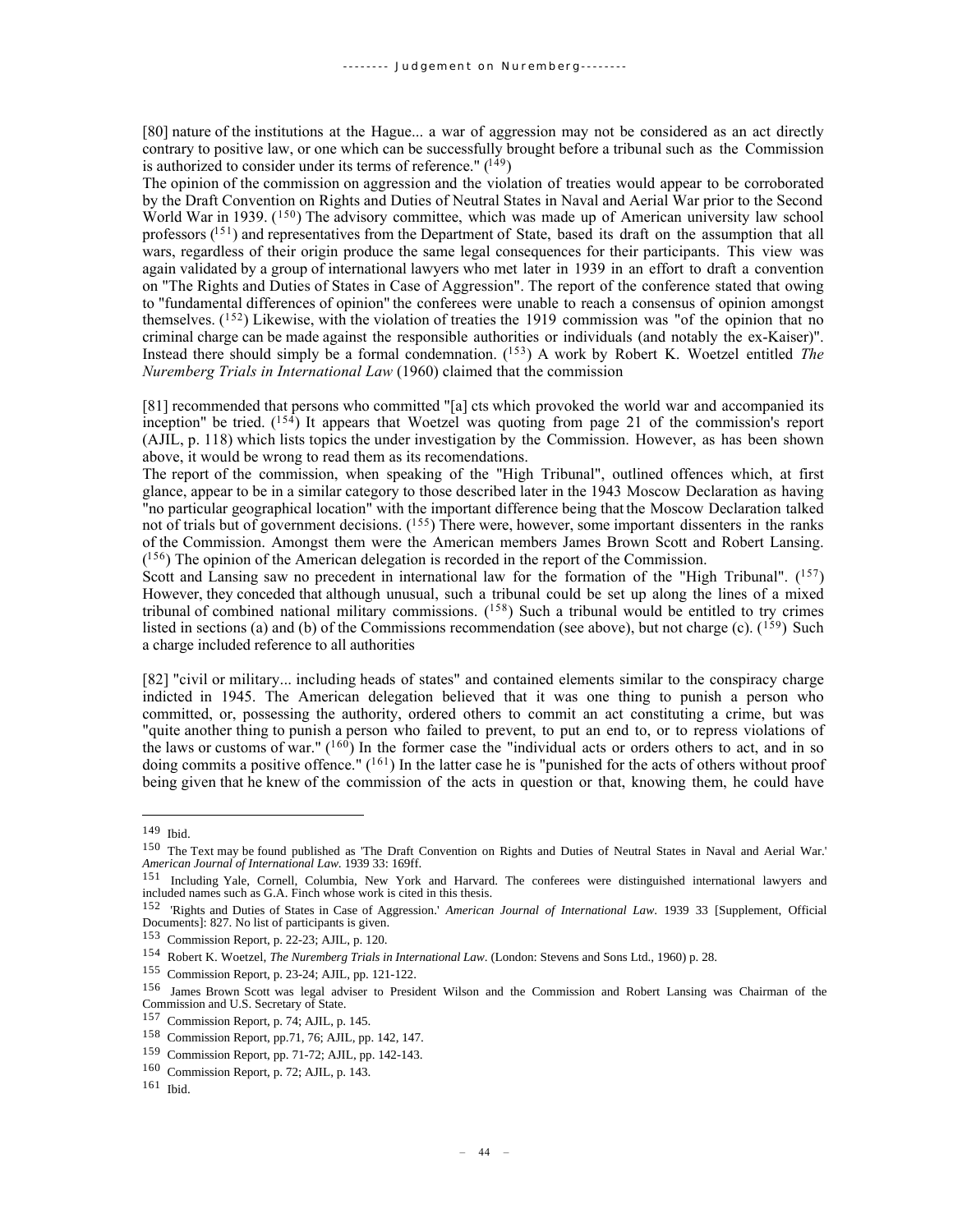[80] nature of the institutions at the Hague... a war of aggression may not be considered as an act directly contrary to positive law, or one which can be successfully brought before a tribunal such as the Commission is authorized to consider under its terms of reference." ([149])

The opinion of the commission on aggression and the violation of treaties would appear to be corroborated by the Draft Convention on Rights and Duties of Neutral States in Naval and Aerial War prior to the Second World War in 1939. ([150]) The advisory committee, which was made up of American university law school professors ([151]) and representatives from the Department of State, based its draft on the assumption that all wars, regardless of their origin produce the same legal consequences for their participants. This view was again validated by a group of international lawyers who met later in 1939 in an effort to draft a convention on "The Rights and Duties of States in Case of Aggression". The report of the conference stated that owing to "fundamental differences of opinion" the conferees were unable to reach a consensus of opinion amongst themselves. ([152]) Likewise, with the violation of treaties the 1919 commission was "of the opinion that no criminal charge can be made against the responsible authorities or individuals (and notably the ex-Kaiser)". Instead there should simply be a formal condemnation. ([153]) A work by Robert K. Woetzel entitled *The Nuremberg Trials in International Law* (1960) claimed that the commission

[81] recommended that persons who committed "[a] cts which provoked the world war and accompanied its inception" be tried. ([154]) It appears that Woetzel was quoting from page 21 of the commission's report (AJIL, p. 118) which lists topics the under investigation by the Commission. However, as has been shown above, it would be wrong to read them as its recomendations.

The report of the commission, when speaking of the "High Tribunal", outlined offences which, at first glance, appear to be in a similar category to those described later in the 1943 Moscow Declaration as having "no particular geographical location" with the important difference being that the Moscow Declaration talked not of trials but of government decisions. ([155]) There were, however, some important dissenters in the ranks of the Commission. Amongst them were the American members James Brown Scott and Robert Lansing. ([156]) The opinion of the American delegation is recorded in the report of the Commission.

Scott and Lansing saw no precedent in international law for the formation of the "High Tribunal". ([157]) However, they conceded that although unusual, such a tribunal could be set up along the lines of a mixed tribunal of combined national military commissions. ([158]) Such a tribunal would be entitled to try crimes listed in sections (a) and (b) of the Commissions recommendation (see above), but not charge (c). ([159]) Such a charge included reference to all authorities

[82] "civil or military... including heads of states" and contained elements similar to the conspiracy charge indicted in 1945. The American delegation believed that it was one thing to punish a person who committed, or, possessing the authority, ordered others to commit an act constituting a crime, but was "quite another thing to punish a person who failed to prevent, to put an end to, or to repress violations of the laws or customs of war." ([160]) In the former case the "individual acts or orders others to act, and in so doing commits a positive offence." ([161]) In the latter case he is "punished for the acts of others without proof being given that he knew of the commission of the acts in question or that, knowing them, he could have

---

149 Ibid.

150 The Text may be found published as 'The Draft Convention on Rights and Duties of Neutral States in Naval and Aerial War.' *American Journal of International Law*. 1939 33: 169ff.

151 Including Yale, Cornell, Columbia, New York and Harvard. The conferees were distinguished international lawyers and included names such as G.A. Finch whose work is cited in this thesis.

152 'Rights and Duties of States in Case of Aggression.' *American Journal of International Law*. 1939 33 [Supplement, Official Documents]: 827. No list of participants is given.

153 Commission Report, p. 22-23; AJIL, p. 120.

154 Robert K. Woetzel, *The Nuremberg Trials in International Law*. (London: Stevens and Sons Ltd., 1960) p. 28.

155 Commission Report, p. 23-24; AJIL, pp. 121-122.

156 James Brown Scott was legal adviser to President Wilson and the Commission and Robert Lansing was Chairman of the Commission and U.S. Secretary of State.

157 Commission Report, p. 74; AJIL, p. 145.

158 Commission Report, pp.71, 76; AJIL, pp. 142, 147.

159 Commission Report, pp. 71-72; AJIL, pp. 142-143.

160 Commission Report, p. 72; AJIL, p. 143.

161 Ibid.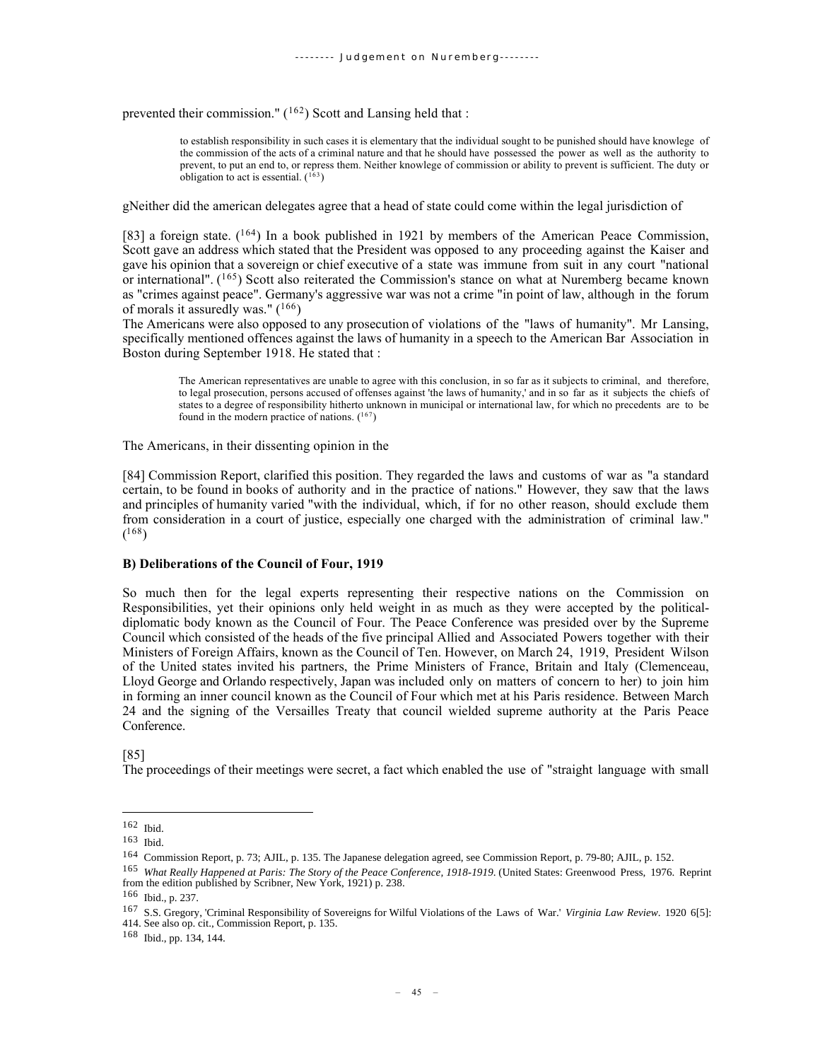prevented their commission." ([162]) Scott and Lansing held that :

> to establish responsibility in such cases it is elementary that the individual sought to be punished should have knowlege of the commission of the acts of a criminal nature and that he should have possessed the power as well as the authority to prevent, to put an end to, or repress them. Neither knowlege of commission or ability to prevent is sufficient. The duty or obligation to act is essential. ([163])

gNeither did the american delegates agree that a head of state could come within the legal jurisdiction of

[83] a foreign state. ([164]) In a book published in 1921 by members of the American Peace Commission, Scott gave an address which stated that the President was opposed to any proceeding against the Kaiser and gave his opinion that a sovereign or chief executive of a state was immune from suit in any court "national or international". ([165]) Scott also reiterated the Commission's stance on what at Nuremberg became known as "crimes against peace". Germany's aggressive war was not a crime "in point of law, although in the forum of morals it assuredly was." ([166])

The Americans were also opposed to any prosecution of violations of the "laws of humanity". Mr Lansing, specifically mentioned offences against the laws of humanity in a speech to the American Bar Association in Boston during September 1918. He stated that :

> The American representatives are unable to agree with this conclusion, in so far as it subjects to criminal, and therefore, to legal prosecution, persons accused of offenses against 'the laws of humanity,' and in so far as it subjects the chiefs of states to a degree of responsibility hitherto unknown in municipal or international law, for which no precedents are to be found in the modern practice of nations. ([167])

The Americans, in their dissenting opinion in the

[84] Commission Report, clarified this position. They regarded the laws and customs of war as "a standard certain, to be found in books of authority and in the practice of nations." However, they saw that the laws and principles of humanity varied "with the individual, which, if for no other reason, should exclude them from consideration in a court of justice, especially one charged with the administration of criminal law." ([168])

**B) Deliberations of the Council of Four, 1919**

So much then for the legal experts representing their respective nations on the Commission on Responsibilities, yet their opinions only held weight in as much as they were accepted by the political-diplomatic body known as the Council of Four. The Peace Conference was presided over by the Supreme Council which consisted of the heads of the five principal Allied and Associated Powers together with their Ministers of Foreign Affairs, known as the Council of Ten. However, on March 24, 1919, President Wilson of the United states invited his partners, the Prime Ministers of France, Britain and Italy (Clemenceau, Lloyd George and Orlando respectively, Japan was included only on matters of concern to her) to join him in forming an inner council known as the Council of Four which met at his Paris residence. Between March 24 and the signing of the Versailles Treaty that council wielded supreme authority at the Paris Peace Conference.

[85]
The proceedings of their meetings were secret, a fact which enabled the use of "straight language with small

---

[162] Ibid.

[163] Ibid.

[164] Commission Report, p. 73; AJIL, p. 135. The Japanese delegation agreed, see Commission Report, p. 79-80; AJIL, p. 152.

[165] *What Really Happened at Paris: The Story of the Peace Conference, 1918-1919*. (United States: Greenwood Press, 1976. Reprint from the edition published by Scribner, New York, 1921) p. 238.

[166] Ibid., p. 237.

[167] S.S. Gregory, 'Criminal Responsibility of Sovereigns for Wilful Violations of the Laws of War.' *Virginia Law Review*. 1920 6[5]: 414. See also op. cit., Commission Report, p. 135.

[168] Ibid., pp. 134, 144.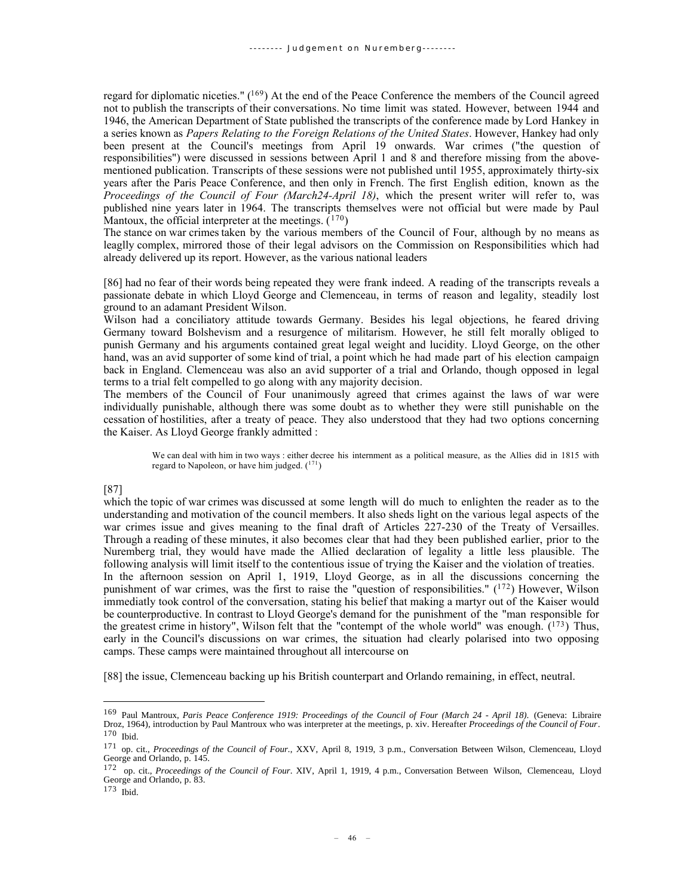regard for diplomatic niceties." ([169]) At the end of the Peace Conference the members of the Council agreed not to publish the transcripts of their conversations. No time limit was stated. However, between 1944 and 1946, the American Department of State published the transcripts of the conference made by Lord Hankey in a series known as *Papers Relating to the Foreign Relations of the United States*. However, Hankey had only been present at the Council's meetings from April 19 onwards. War crimes ("the question of responsibilities") were discussed in sessions between April 1 and 8 and therefore missing from the above-mentioned publication. Transcripts of these sessions were not published until 1955, approximately thirty-six years after the Paris Peace Conference, and then only in French. The first English edition, known as the *Proceedings of the Council of Four (March24-April 18)*, which the present writer will refer to, was published nine years later in 1964. The transcripts themselves were not official but were made by Paul Mantoux, the official interpreter at the meetings. ([170])

The stance on war crimes taken by the various members of the Council of Four, although by no means as leaglly complex, mirrored those of their legal advisors on the Commission on Responsibilities which had already delivered up its report. However, as the various national leaders

[86] had no fear of their words being repeated they were frank indeed. A reading of the transcripts reveals a passionate debate in which Lloyd George and Clemenceau, in terms of reason and legality, steadily lost ground to an adamant President Wilson.

Wilson had a conciliatory attitude towards Germany. Besides his legal objections, he feared driving Germany toward Bolshevism and a resurgence of militarism. However, he still felt morally obliged to punish Germany and his arguments contained great legal weight and lucidity. Lloyd George, on the other hand, was an avid supporter of some kind of trial, a point which he had made part of his election campaign back in England. Clemenceau was also an avid supporter of a trial and Orlando, though opposed in legal terms to a trial felt compelled to go along with any majority decision.

The members of the Council of Four unanimously agreed that crimes against the laws of war were individually punishable, although there was some doubt as to whether they were still punishable on the cessation of hostilities, after a treaty of peace. They also understood that they had two options concerning the Kaiser. As Lloyd George frankly admitted :

> We can deal with him in two ways : either decree his internment as a political measure, as the Allies did in 1815 with regard to Napoleon, or have him judged. ([171])

[87]

which the topic of war crimes was discussed at some length will do much to enlighten the reader as to the understanding and motivation of the council members. It also sheds light on the various legal aspects of the war crimes issue and gives meaning to the final draft of Articles 227-230 of the Treaty of Versailles. Through a reading of these minutes, it also becomes clear that had they been published earlier, prior to the Nuremberg trial, they would have made the Allied declaration of legality a little less plausible. The following analysis will limit itself to the contentious issue of trying the Kaiser and the violation of treaties.

In the afternoon session on April 1, 1919, Lloyd George, as in all the discussions concerning the punishment of war crimes, was the first to raise the "question of responsibilities." ([172]) However, Wilson immediatly took control of the conversation, stating his belief that making a martyr out of the Kaiser would be counterproductive. In contrast to Lloyd George's demand for the punishment of the "man responsible for the greatest crime in history", Wilson felt that the "contempt of the whole world" was enough. ([173]) Thus, early in the Council's discussions on war crimes, the situation had clearly polarised into two opposing camps. These camps were maintained throughout all intercourse on

[88] the issue, Clemenceau backing up his British counterpart and Orlando remaining, in effect, neutral.

---

[169] Paul Mantroux, *Paris Peace Conference 1919: Proceedings of the Council of Four (March 24 - April 18).* (Geneva: Libraire Droz, 1964), introduction by Paul Mantroux who was interpreter at the meetings, p. xiv. Hereafter *Proceedings of the Council of Four*.

[170] Ibid.

[171] op. cit., *Proceedings of the Council of Four.*, XXV, April 8, 1919, 3 p.m., Conversation Between Wilson, Clemenceau, Lloyd George and Orlando, p. 145.

[172] op. cit., *Proceedings of the Council of Four*. XIV, April 1, 1919, 4 p.m., Conversation Between Wilson, Clemenceau, Lloyd George and Orlando, p. 83.

[173] Ibid.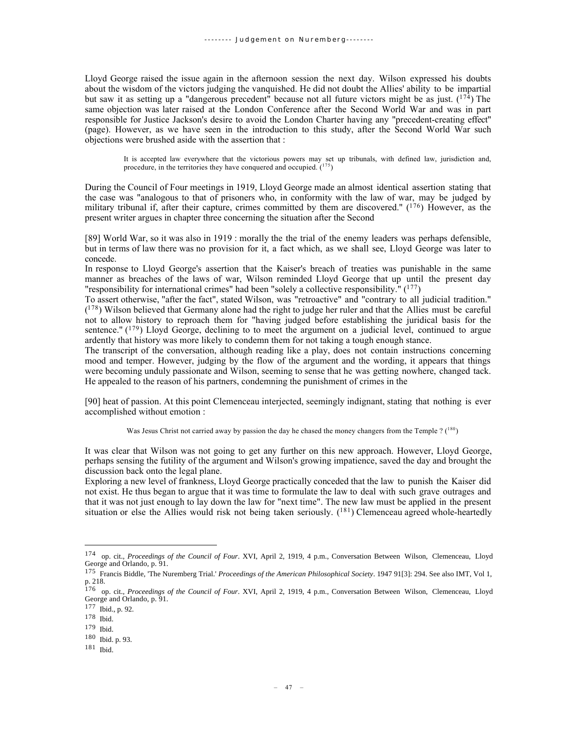Lloyd George raised the issue again in the afternoon session the next day. Wilson expressed his doubts about the wisdom of the victors judging the vanquished. He did not doubt the Allies' ability to be impartial but saw it as setting up a "dangerous precedent" because not all future victors might be as just. ([174]) The same objection was later raised at the London Conference after the Second World War and was in part responsible for Justice Jackson's desire to avoid the London Charter having any "precedent-creating effect" (page). However, as we have seen in the introduction to this study, after the Second World War such objections were brushed aside with the assertion that :

> It is accepted law everywhere that the victorious powers may set up tribunals, with defined law, jurisdiction and, procedure, in the territories they have conquered and occupied. ([175])

During the Council of Four meetings in 1919, Lloyd George made an almost identical assertion stating that the case was "analogous to that of prisoners who, in conformity with the law of war, may be judged by military tribunal if, after their capture, crimes committed by them are discovered." ([176]) However, as the present writer argues in chapter three concerning the situation after the Second

[89] World War, so it was also in 1919 : morally the the trial of the enemy leaders was perhaps defensible, but in terms of law there was no provision for it, a fact which, as we shall see, Lloyd George was later to concede.

In response to Lloyd George's assertion that the Kaiser's breach of treaties was punishable in the same manner as breaches of the laws of war, Wilson reminded Lloyd George that up until the present day "responsibility for international crimes" had been "solely a collective responsibility." ([177])

To assert otherwise, "after the fact", stated Wilson, was "retroactive" and "contrary to all judicial tradition." ([178]) Wilson believed that Germany alone had the right to judge her ruler and that the Allies must be careful not to allow history to reproach them for "having judged before establishing the juridical basis for the sentence." ([179]) Lloyd George, declining to to meet the argument on a judicial level, continued to argue ardently that history was more likely to condemn them for not taking a tough enough stance.

The transcript of the conversation, although reading like a play, does not contain instructions concerning mood and temper. However, judging by the flow of the argument and the wording, it appears that things were becoming unduly passionate and Wilson, seeming to sense that he was getting nowhere, changed tack. He appealed to the reason of his partners, condemning the punishment of crimes in the

[90] heat of passion. At this point Clemenceau interjected, seemingly indignant, stating that nothing is ever accomplished without emotion :

> Was Jesus Christ not carried away by passion the day he chased the money changers from the Temple ? ([180])

It was clear that Wilson was not going to get any further on this new approach. However, Lloyd George, perhaps sensing the futility of the argument and Wilson's growing impatience, saved the day and brought the discussion back onto the legal plane.

Exploring a new level of frankness, Lloyd George practically conceded that the law to punish the Kaiser did not exist. He thus began to argue that it was time to formulate the law to deal with such grave outrages and that it was not just enough to lay down the law for "next time". The new law must be applied in the present situation or else the Allies would risk not being taken seriously. ([181]) Clemenceau agreed whole-heartedly

---

[174] op. cit., *Proceedings of the Council of Four*. XVI, April 2, 1919, 4 p.m., Conversation Between Wilson, Clemenceau, Lloyd George and Orlando, p. 91.

[175] Francis Biddle, 'The Nuremberg Trial.' *Proceedings of the American Philosophical Society*. 1947 91[3]: 294. See also IMT, Vol 1, p. 218.

[176] op. cit., *Proceedings of the Council of Four*. XVI, April 2, 1919, 4 p.m., Conversation Between Wilson, Clemenceau, Lloyd George and Orlando, p. 91.

[177] Ibid., p. 92.

[178] Ibid.

[179] Ibid.

[180] Ibid. p. 93.

[181] Ibid.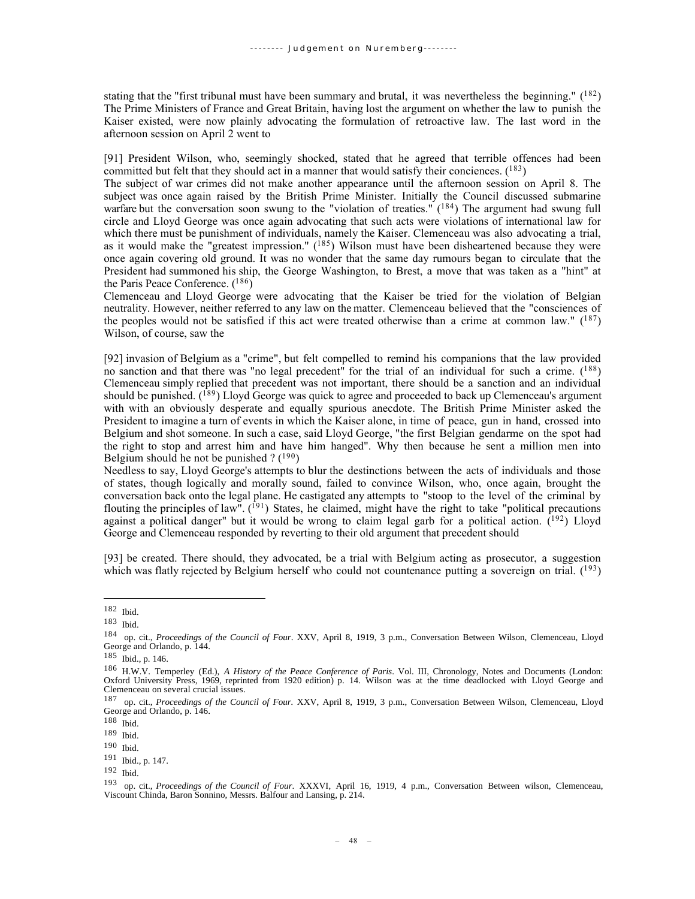stating that the "first tribunal must have been summary and brutal, it was nevertheless the beginning." ([182]) The Prime Ministers of France and Great Britain, having lost the argument on whether the law to punish the Kaiser existed, were now plainly advocating the formulation of retroactive law. The last word in the afternoon session on April 2 went to

[91] President Wilson, who, seemingly shocked, stated that he agreed that terrible offences had been committed but felt that they should act in a manner that would satisfy their conciences. ([183])
The subject of war crimes did not make another appearance until the afternoon session on April 8. The subject was once again raised by the British Prime Minister. Initially the Council discussed submarine warfare but the conversation soon swung to the "violation of treaties." ([184]) The argument had swung full circle and Lloyd George was once again advocating that such acts were violations of international law for which there must be punishment of individuals, namely the Kaiser. Clemenceau was also advocating a trial, as it would make the "greatest impression." ([185]) Wilson must have been disheartened because they were once again covering old ground. It was no wonder that the same day rumours began to circulate that the President had summoned his ship, the George Washington, to Brest, a move that was taken as a "hint" at the Paris Peace Conference. ([186])
Clemenceau and Lloyd George were advocating that the Kaiser be tried for the violation of Belgian neutrality. However, neither referred to any law on the matter. Clemenceau believed that the "consciences of the peoples would not be satisfied if this act were treated otherwise than a crime at common law." ([187]) Wilson, of course, saw the

[92] invasion of Belgium as a "crime", but felt compelled to remind his companions that the law provided no sanction and that there was "no legal precedent" for the trial of an individual for such a crime. ([188]) Clemenceau simply replied that precedent was not important, there should be a sanction and an individual should be punished. ([189]) Lloyd George was quick to agree and proceeded to back up Clemenceau's argument with with an obviously desperate and equally spurious anecdote. The British Prime Minister asked the President to imagine a turn of events in which the Kaiser alone, in time of peace, gun in hand, crossed into Belgium and shot someone. In such a case, said Lloyd George, "the first Belgian gendarme on the spot had the right to stop and arrest him and have him hanged". Why then because he sent a million men into Belgium should he not be punished ? ([190])
Needless to say, Lloyd George's attempts to blur the destinctions between the acts of individuals and those of states, though logically and morally sound, failed to convince Wilson, who, once again, brought the conversation back onto the legal plane. He castigated any attempts to "stoop to the level of the criminal by flouting the principles of law". ([191]) States, he claimed, might have the right to take "political precautions against a political danger" but it would be wrong to claim legal garb for a political action. ([192]) Lloyd George and Clemenceau responded by reverting to their old argument that precedent should

[93] be created. There should, they advocated, be a trial with Belgium acting as prosecutor, a suggestion which was flatly rejected by Belgium herself who could not countenance putting a sovereign on trial. ([193])

---

182 Ibid.
183 Ibid.
184 op. cit., *Proceedings of the Council of Four*. XXV, April 8, 1919, 3 p.m., Conversation Between Wilson, Clemenceau, Lloyd George and Orlando, p. 144.
185 Ibid., p. 146.
186 H.W.V. Temperley (Ed.), *A History of the Peace Conference of Paris*. Vol. III, Chronology, Notes and Documents (London: Oxford University Press, 1969, reprinted from 1920 edition) p. 14. Wilson was at the time deadlocked with Lloyd George and Clemenceau on several crucial issues.
187 op. cit., *Proceedings of the Council of Four*. XXV, April 8, 1919, 3 p.m., Conversation Between Wilson, Clemenceau, Lloyd George and Orlando, p. 146.
188 Ibid.
189 Ibid.
190 Ibid.
191 Ibid., p. 147.
192 Ibid.
193 op. cit., *Proceedings of the Council of Four*. XXXVI, April 16, 1919, 4 p.m., Conversation Between wilson, Clemenceau, Viscount Chinda, Baron Sonnino, Messrs. Balfour and Lansing, p. 214.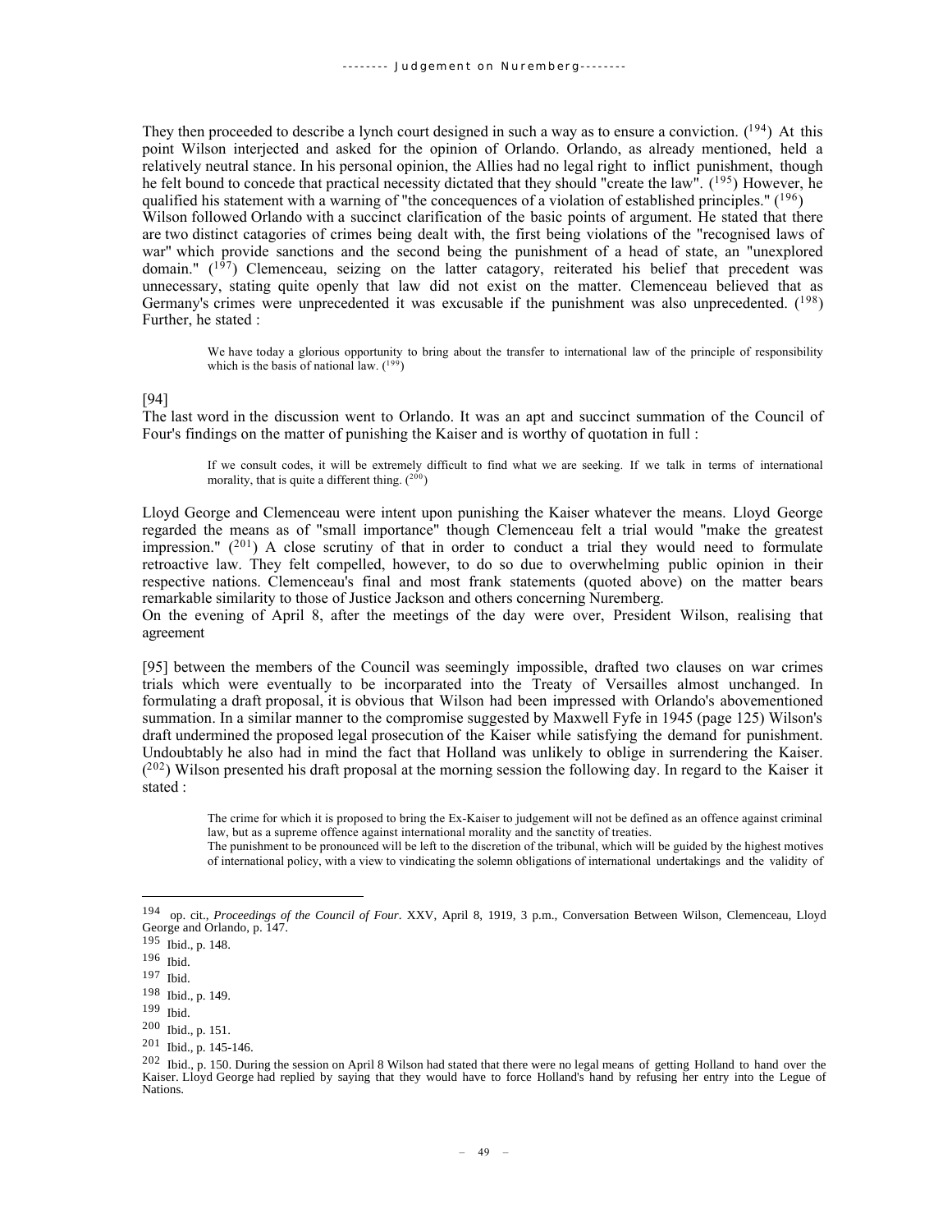They then proceeded to describe a lynch court designed in such a way as to ensure a conviction. ([194]) At this point Wilson interjected and asked for the opinion of Orlando. Orlando, as already mentioned, held a relatively neutral stance. In his personal opinion, the Allies had no legal right to inflict punishment, though he felt bound to concede that practical necessity dictated that they should "create the law". ([195]) However, he qualified his statement with a warning of "the concequences of a violation of established principles." ([196])

Wilson followed Orlando with a succinct clarification of the basic points of argument. He stated that there are two distinct catagories of crimes being dealt with, the first being violations of the "recognised laws of war" which provide sanctions and the second being the punishment of a head of state, an "unexplored domain." ([197]) Clemenceau, seizing on the latter catagory, reiterated his belief that precedent was unnecessary, stating quite openly that law did not exist on the matter. Clemenceau believed that as Germany's crimes were unprecedented it was excusable if the punishment was also unprecedented. ([198]) Further, he stated :

> We have today a glorious opportunity to bring about the transfer to international law of the principle of responsibility which is the basis of national law. ([199])

[94]

The last word in the discussion went to Orlando. It was an apt and succinct summation of the Council of Four's findings on the matter of punishing the Kaiser and is worthy of quotation in full :

> If we consult codes, it will be extremely difficult to find what we are seeking. If we talk in terms of international morality, that is quite a different thing. ([200])

Lloyd George and Clemenceau were intent upon punishing the Kaiser whatever the means. Lloyd George regarded the means as of "small importance" though Clemenceau felt a trial would "make the greatest impression." ([201]) A close scrutiny of that in order to conduct a trial they would need to formulate retroactive law. They felt compelled, however, to do so due to overwhelming public opinion in their respective nations. Clemenceau's final and most frank statements (quoted above) on the matter bears remarkable similarity to those of Justice Jackson and others concerning Nuremberg.

On the evening of April 8, after the meetings of the day were over, President Wilson, realising that agreement

[95] between the members of the Council was seemingly impossible, drafted two clauses on war crimes trials which were eventually to be incorparated into the Treaty of Versailles almost unchanged. In formulating a draft proposal, it is obvious that Wilson had been impressed with Orlando's abovementioned summation. In a similar manner to the compromise suggested by Maxwell Fyfe in 1945 (page 125) Wilson's draft undermined the proposed legal prosecution of the Kaiser while satisfying the demand for punishment. Undoubtably he also had in mind the fact that Holland was unlikely to oblige in surrendering the Kaiser. ([202]) Wilson presented his draft proposal at the morning session the following day. In regard to the Kaiser it stated :

> The crime for which it is proposed to bring the Ex-Kaiser to judgement will not be defined as an offence against criminal law, but as a supreme offence against international morality and the sanctity of treaties.
> The punishment to be pronounced will be left to the discretion of the tribunal, which will be guided by the highest motives of international policy, with a view to vindicating the solemn obligations of international undertakings and the validity of

---

[194] op. cit., *Proceedings of the Council of Four*. XXV, April 8, 1919, 3 p.m., Conversation Between Wilson, Clemenceau, Lloyd George and Orlando, p. 147.

[195] Ibid., p. 148.

[196] Ibid.

[197] Ibid.

[198] Ibid., p. 149.

[199] Ibid.

[200] Ibid., p. 151.

[201] Ibid., p. 145-146.

[202] Ibid., p. 150. During the session on April 8 Wilson had stated that there were no legal means of getting Holland to hand over the Kaiser. Lloyd George had replied by saying that they would have to force Holland's hand by refusing her entry into the Legue of Nations.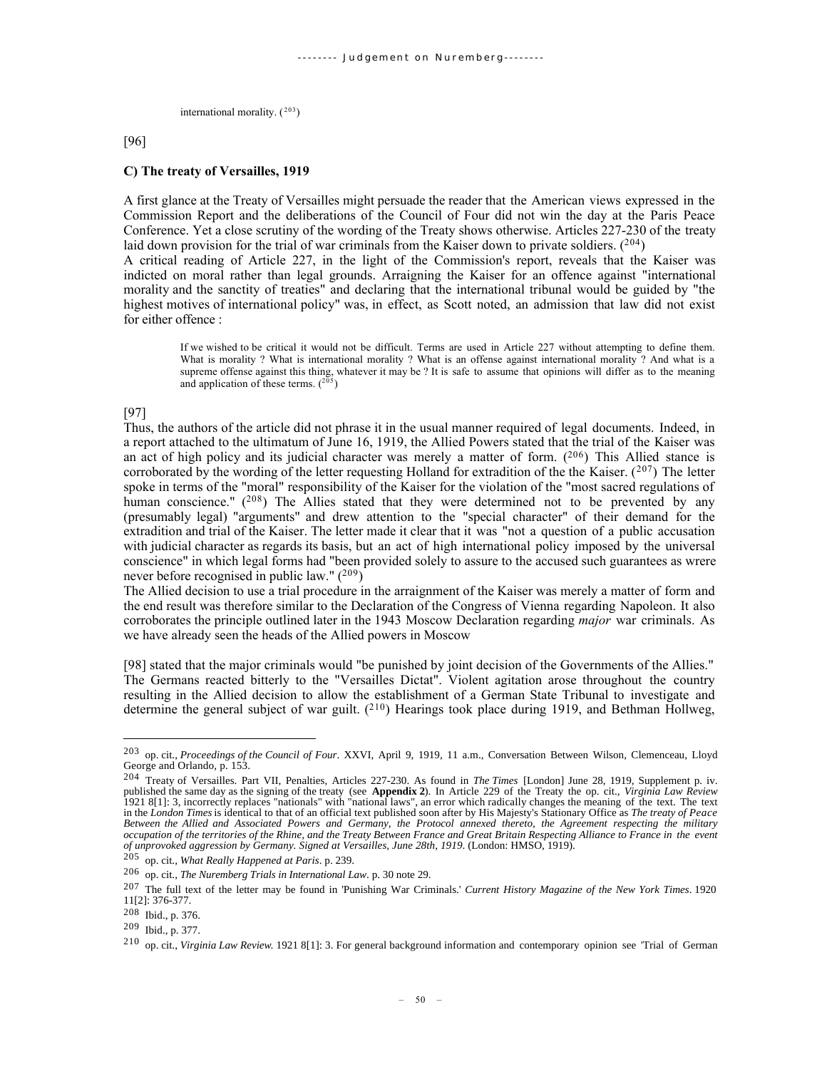international morality. ([203])

[96]

### C) The treaty of Versailles, 1919

A first glance at the Treaty of Versailles might persuade the reader that the American views expressed in the Commission Report and the deliberations of the Council of Four did not win the day at the Paris Peace Conference. Yet a close scrutiny of the wording of the Treaty shows otherwise. Articles 227-230 of the treaty laid down provision for the trial of war criminals from the Kaiser down to private soldiers. ([204])

A critical reading of Article 227, in the light of the Commission's report, reveals that the Kaiser was indicted on moral rather than legal grounds. Arraigning the Kaiser for an offence against "international morality and the sanctity of treaties" and declaring that the international tribunal would be guided by "the highest motives of international policy" was, in effect, as Scott noted, an admission that law did not exist for either offence :

> If we wished to be critical it would not be difficult. Terms are used in Article 227 without attempting to define them. What is morality ? What is international morality ? What is an offense against international morality ? And what is a supreme offense against this thing, whatever it may be ? It is safe to assume that opinions will differ as to the meaning and application of these terms. ([205])

[97]

Thus, the authors of the article did not phrase it in the usual manner required of legal documents. Indeed, in a report attached to the ultimatum of June 16, 1919, the Allied Powers stated that the trial of the Kaiser was an act of high policy and its judicial character was merely a matter of form. ([206]) This Allied stance is corroborated by the wording of the letter requesting Holland for extradition of the the Kaiser. ([207]) The letter spoke in terms of the "moral" responsibility of the Kaiser for the violation of the "most sacred regulations of human conscience." ([208]) The Allies stated that they were determined not to be prevented by any (presumably legal) "arguments" and drew attention to the "special character" of their demand for the extradition and trial of the Kaiser. The letter made it clear that it was "not a question of a public accusation with judicial character as regards its basis, but an act of high international policy imposed by the universal conscience" in which legal forms had "been provided solely to assure to the accused such guarantees as wrere never before recognised in public law." ([209])

The Allied decision to use a trial procedure in the arraignment of the Kaiser was merely a matter of form and the end result was therefore similar to the Declaration of the Congress of Vienna regarding Napoleon. It also corroborates the principle outlined later in the 1943 Moscow Declaration regarding *major* war criminals. As we have already seen the heads of the Allied powers in Moscow

[98] stated that the major criminals would "be punished by joint decision of the Governments of the Allies." The Germans reacted bitterly to the "Versailles Dictat". Violent agitation arose throughout the country resulting in the Allied decision to allow the establishment of a German State Tribunal to investigate and determine the general subject of war guilt. ([210]) Hearings took place during 1919, and Bethman Hollweg,

---

[203] op. cit., *Proceedings of the Council of Four*. XXVI, April 9, 1919, 11 a.m., Conversation Between Wilson, Clemenceau, Lloyd George and Orlando, p. 153.

[204] Treaty of Versailles. Part VII, Penalties, Articles 227-230. As found in *The Times* [London] June 28, 1919, Supplement p. iv. published the same day as the signing of the treaty (see **Appendix 2**). In Article 229 of the Treaty the op. cit., *Virginia Law Review* 1921 8[1]: 3, incorrectly replaces "nationals" with "national laws", an error which radically changes the meaning of the text. The text in the *London Times* is identical to that of an official text published soon after by His Majesty's Stationary Office as *The treaty of Peace Between the Allied and Associated Powers and Germany, the Protocol annexed thereto, the Agreement respecting the military occupation of the territories of the Rhine, and the Treaty Between France and Great Britain Respecting Alliance to France in the event of unprovoked aggression by Germany. Signed at Versailles, June 28th, 1919*. (London: HMSO, 1919).

[205] op. cit., *What Really Happened at Paris*. p. 239.

[206] op. cit., *The Nuremberg Trials in International Law*. p. 30 note 29.

[207] The full text of the letter may be found in 'Punishing War Criminals.' *Current History Magazine of the New York Times*. 1920 11[2]: 376-377.

[208] Ibid., p. 376.

[209] Ibid., p. 377.

[210] op. cit., *Virginia Law Review.* 1921 8[1]: 3. For general background information and contemporary opinion see 'Trial of German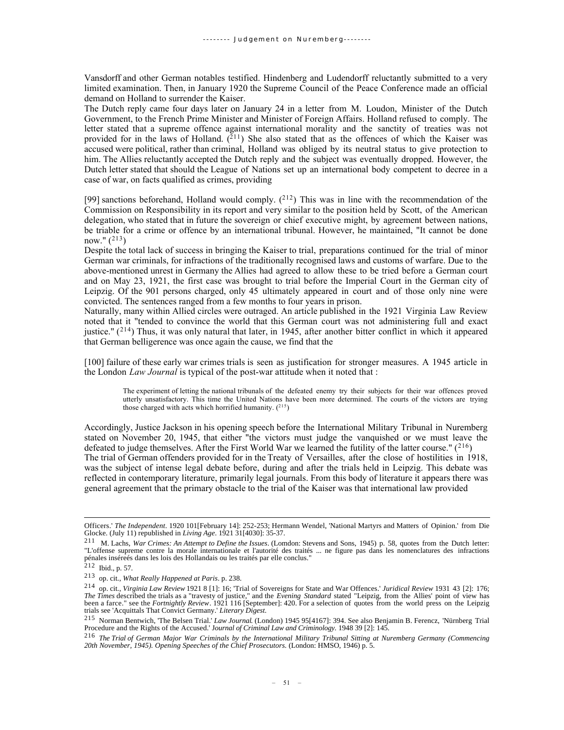Vansdorff and other German notables testified. Hindenberg and Ludendorff reluctantly submitted to a very limited examination. Then, in January 1920 the Supreme Council of the Peace Conference made an official demand on Holland to surrender the Kaiser.

The Dutch reply came four days later on January 24 in a letter from M. Loudon, Minister of the Dutch Government, to the French Prime Minister and Minister of Foreign Affairs. Holland refused to comply. The letter stated that a supreme offence against international morality and the sanctity of treaties was not provided for in the laws of Holland. ([211]) She also stated that as the offences of which the Kaiser was accused were political, rather than criminal, Holland was obliged by its neutral status to give protection to him. The Allies reluctantly accepted the Dutch reply and the subject was eventually dropped. However, the Dutch letter stated that should the League of Nations set up an international body competent to decree in a case of war, on facts qualified as crimes, providing

[99] sanctions beforehand, Holland would comply. ([212]) This was in line with the recommendation of the Commission on Responsibility in its report and very similar to the position held by Scott, of the American delegation, who stated that in future the sovereign or chief executive might, by agreement between nations, be triable for a crime or offence by an international tribunal. However, he maintained, "It cannot be done now." ([213])

Despite the total lack of success in bringing the Kaiser to trial, preparations continued for the trial of minor German war criminals, for infractions of the traditionally recognised laws and customs of warfare. Due to the above-mentioned unrest in Germany the Allies had agreed to allow these to be tried before a German court and on May 23, 1921, the first case was brought to trial before the Imperial Court in the German city of Leipzig. Of the 901 persons charged, only 45 ultimately appeared in court and of those only nine were convicted. The sentences ranged from a few months to four years in prison.

Naturally, many within Allied circles were outraged. An article published in the 1921 Virginia Law Review noted that it "tended to convince the world that this German court was not administering full and exact justice." ([214]) Thus, it was only natural that later, in 1945, after another bitter conflict in which it appeared that German belligerence was once again the cause, we find that the

[100] failure of these early war crimes trials is seen as justification for stronger measures. A 1945 article in the London *Law Journal* is typical of the post-war attitude when it noted that :

> The experiment of letting the national tribunals of the defeated enemy try their subjects for their war offences proved utterly unsatisfactory. This time the United Nations have been more determined. The courts of the victors are trying those charged with acts which horrified humanity. ([215])

Accordingly, Justice Jackson in his opening speech before the International Military Tribunal in Nuremberg stated on November 20, 1945, that either "the victors must judge the vanquished or we must leave the defeated to judge themselves. After the First World War we learned the futility of the latter course." ([216])

The trial of German offenders provided for in the Treaty of Versailles, after the close of hostilities in 1918, was the subject of intense legal debate before, during and after the trials held in Leipzig. This debate was reflected in contemporary literature, primarily legal journals. From this body of literature it appears there was general agreement that the primary obstacle to the trial of the Kaiser was that international law provided

---

Officers.' *The Independent*. 1920 101[February 14]: 252-253; Hermann Wendel, 'National Martyrs and Matters of Opinion.' from Die Glocke. (July 11) republished in *Living Age*. 1921 31[4030]: 35-37.

211 M. Lachs, *War Crimes: An Attempt to Define the Issues*. (Lomdon: Stevens and Sons, 1945) p. 58, quotes from the Dutch letter: "L'offense supreme contre la morale internationale et l'autorité des traités ... ne figure pas dans les nomenclatures des infractions pénales inséreés dans les lois des Hollandais ou les traités par elle conclus."

212 Ibid., p. 57.

213 op. cit., *What Really Happened at Paris*. p. 238.

214 op. cit., *Virginia Law Review* 1921 8 [1]: 16; 'Trial of Sovereigns for State and War Offences.' *Juridical Review* 1931 43 [2]: 176; *The Times* described the trials as a "travesty of justice," and the *Evening Standard* stated "Leipzig, from the Allies' point of view has been a farce." see the *Fortnightly Review*. 1921 116 [September]: 420. For a selection of quotes from the world press on the Leipzig trials see 'Acquittals That Convict Germany.' *Literary Digest*.

215 Norman Bentwich, 'The Belsen Trial.' *Law Journal*. (London) 1945 95[4167]: 394. See also Benjamin B. Ferencz, 'Nürnberg Trial Procedure and the Rights of the Accused.' *Journal of Criminal Law and Criminology*. 1948 39 [2]: 145.

216 *The Trial of German Major War Criminals by the International Military Tribunal Sitting at Nuremberg Germany (Commencing 20th November, 1945). Opening Speeches of the Chief Prosecutors*. (London: HMSO, 1946) p. 5.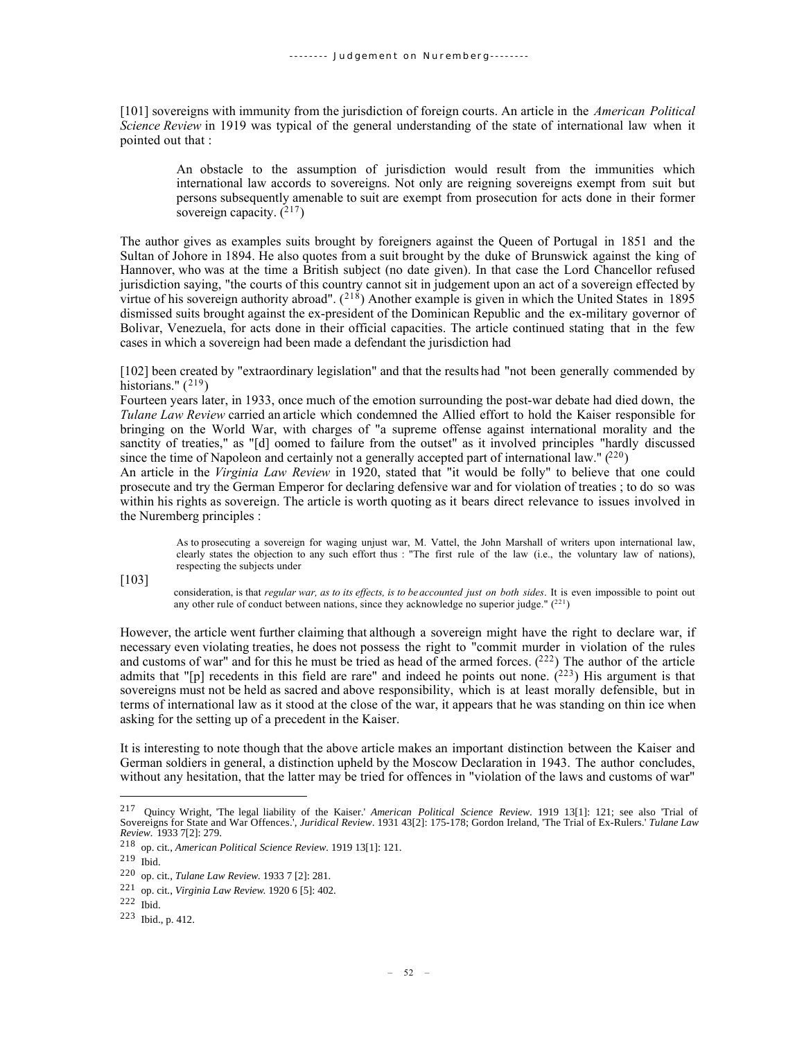[101] sovereigns with immunity from the jurisdiction of foreign courts. An article in the *American Political Science Review* in 1919 was typical of the general understanding of the state of international law when it pointed out that :

> An obstacle to the assumption of jurisdiction would result from the immunities which international law accords to sovereigns. Not only are reigning sovereigns exempt from suit but persons subsequently amenable to suit are exempt from prosecution for acts done in their former sovereign capacity. ([217])

The author gives as examples suits brought by foreigners against the Queen of Portugal in 1851 and the Sultan of Johore in 1894. He also quotes from a suit brought by the duke of Brunswick against the king of Hannover, who was at the time a British subject (no date given). In that case the Lord Chancellor refused jurisdiction saying, "the courts of this country cannot sit in judgement upon an act of a sovereign effected by virtue of his sovereign authority abroad". ([218]) Another example is given in which the United States in 1895 dismissed suits brought against the ex-president of the Dominican Republic and the ex-military governor of Bolivar, Venezuela, for acts done in their official capacities. The article continued stating that in the few cases in which a sovereign had been made a defendant the jurisdiction had

[102] been created by "extraordinary legislation" and that the results had "not been generally commended by historians." ([219])

Fourteen years later, in 1933, once much of the emotion surrounding the post-war debate had died down, the *Tulane Law Review* carried an article which condemned the Allied effort to hold the Kaiser responsible for bringing on the World War, with charges of "a supreme offense against international morality and the sanctity of treaties," as "[d] oomed to failure from the outset" as it involved principles "hardly discussed since the time of Napoleon and certainly not a generally accepted part of international law." ([220])

An article in the *Virginia Law Review* in 1920, stated that "it would be folly" to believe that one could prosecute and try the German Emperor for declaring defensive war and for violation of treaties ; to do so was within his rights as sovereign. The article is worth quoting as it bears direct relevance to issues involved in the Nuremberg principles :

> As to prosecuting a sovereign for waging unjust war, M. Vattel, the John Marshall of writers upon international law, clearly states the objection to any such effort thus : "The first rule of the law (i.e., the voluntary law of nations), respecting the subjects under
>
> [103]
>
> consideration, is that *regular war, as to its effects, is to be accounted just on both sides*. It is even impossible to point out any other rule of conduct between nations, since they acknowledge no superior judge." ([221])

However, the article went further claiming that although a sovereign might have the right to declare war, if necessary even violating treaties, he does not possess the right to "commit murder in violation of the rules and customs of war" and for this he must be tried as head of the armed forces. ([222]) The author of the article admits that "[p] recedents in this field are rare" and indeed he points out none. ([223]) His argument is that sovereigns must not be held as sacred and above responsibility, which is at least morally defensible, but in terms of international law as it stood at the close of the war, it appears that he was standing on thin ice when asking for the setting up of a precedent in the Kaiser.

It is interesting to note though that the above article makes an important distinction between the Kaiser and German soldiers in general, a distinction upheld by the Moscow Declaration in 1943. The author concludes, without any hesitation, that the latter may be tried for offences in "violation of the laws and customs of war"

---

[217] Quincy Wright, 'The legal liability of the Kaiser.' *American Political Science Review*. 1919 13[1]: 121; see also 'Trial of Sovereigns for State and War Offences.', *Juridical Review*. 1931 43[2]: 175-178; Gordon Ireland, 'The Trial of Ex-Rulers.' *Tulane Law Review*. 1933 7[2]: 279.

[218] op. cit., *American Political Science Review*. 1919 13[1]: 121.

[219] Ibid.

[220] op. cit., *Tulane Law Review*. 1933 7 [2]: 281.

[221] op. cit., *Virginia Law Review.* 1920 6 [5]: 402.

[222] Ibid.

[223] Ibid., p. 412.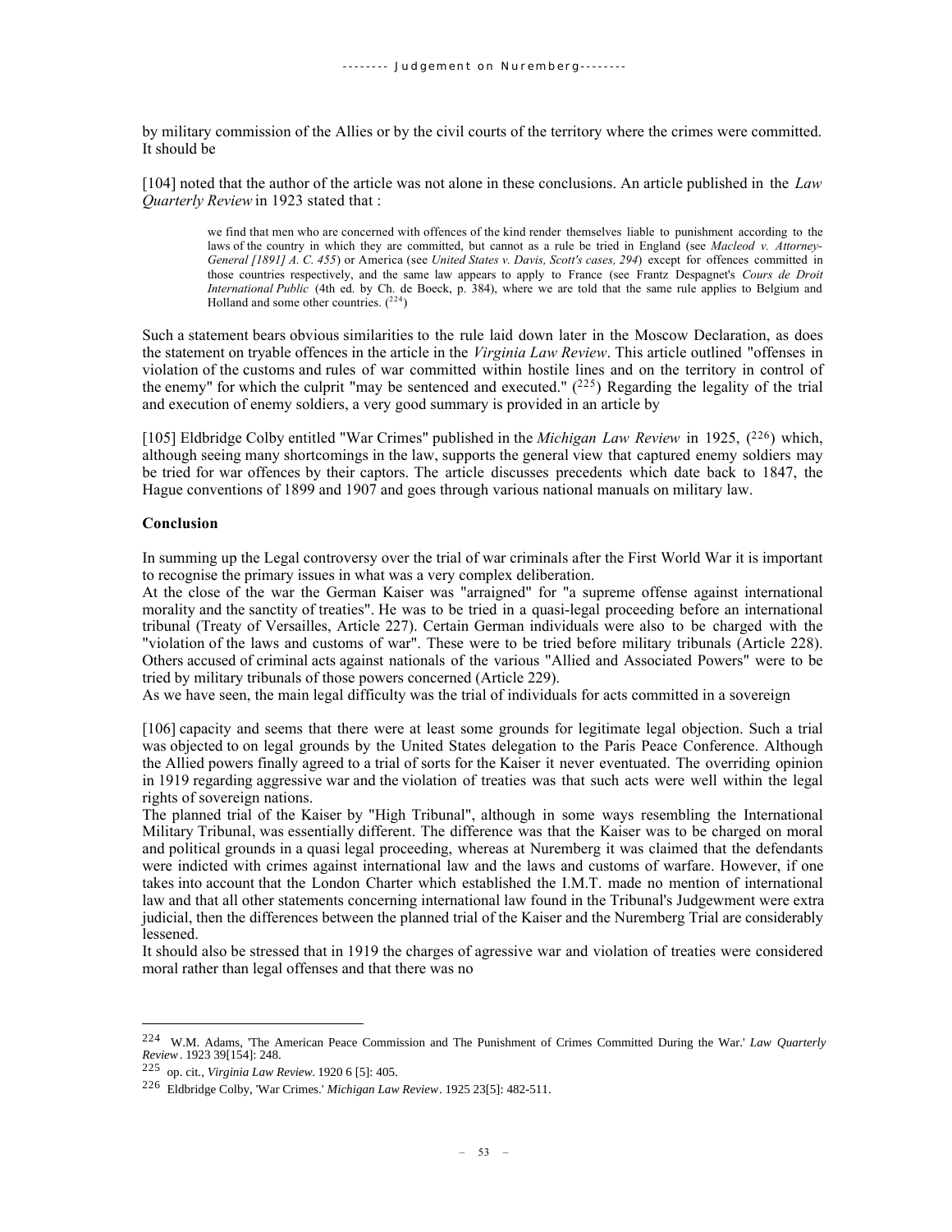by military commission of the Allies or by the civil courts of the territory where the crimes were committed. It should be

[104] noted that the author of the article was not alone in these conclusions. An article published in the *Law Quarterly Review* in 1923 stated that :

> we find that men who are concerned with offences of the kind render themselves liable to punishment according to the laws of the country in which they are committed, but cannot as a rule be tried in England (see *Macleod v. Attorney-General [1891] A. C. 455*) or America (see *United States v. Davis, Scott's cases, 294*) except for offences committed in those countries respectively, and the same law appears to apply to France (see Frantz Despagnet's *Cours de Droit International Public* (4th ed. by Ch. de Boeck, p. 384), where we are told that the same rule applies to Belgium and Holland and some other countries. ([224])

Such a statement bears obvious similarities to the rule laid down later in the Moscow Declaration, as does the statement on tryable offences in the article in the *Virginia Law Review*. This article outlined "offenses in violation of the customs and rules of war committed within hostile lines and on the territory in control of the enemy" for which the culprit "may be sentenced and executed." ([225]) Regarding the legality of the trial and execution of enemy soldiers, a very good summary is provided in an article by

[105] Eldbridge Colby entitled "War Crimes" published in the *Michigan Law Review* in 1925, ([226]) which, although seeing many shortcomings in the law, supports the general view that captured enemy soldiers may be tried for war offences by their captors. The article discusses precedents which date back to 1847, the Hague conventions of 1899 and 1907 and goes through various national manuals on military law.

**Conclusion**

In summing up the Legal controversy over the trial of war criminals after the First World War it is important to recognise the primary issues in what was a very complex deliberation.

At the close of the war the German Kaiser was "arraigned" for "a supreme offense against international morality and the sanctity of treaties". He was to be tried in a quasi-legal proceeding before an international tribunal (Treaty of Versailles, Article 227). Certain German individuals were also to be charged with the "violation of the laws and customs of war". These were to be tried before military tribunals (Article 228). Others accused of criminal acts against nationals of the various "Allied and Associated Powers" were to be tried by military tribunals of those powers concerned (Article 229).

As we have seen, the main legal difficulty was the trial of individuals for acts committed in a sovereign

[106] capacity and seems that there were at least some grounds for legitimate legal objection. Such a trial was objected to on legal grounds by the United States delegation to the Paris Peace Conference. Although the Allied powers finally agreed to a trial of sorts for the Kaiser it never eventuated. The overriding opinion in 1919 regarding aggressive war and the violation of treaties was that such acts were well within the legal rights of sovereign nations.

The planned trial of the Kaiser by "High Tribunal", although in some ways resembling the International Military Tribunal, was essentially different. The difference was that the Kaiser was to be charged on moral and political grounds in a quasi legal proceeding, whereas at Nuremberg it was claimed that the defendants were indicted with crimes against international law and the laws and customs of warfare. However, if one takes into account that the London Charter which established the I.M.T. made no mention of international law and that all other statements concerning international law found in the Tribunal's Judgewment were extra judicial, then the differences between the planned trial of the Kaiser and the Nuremberg Trial are considerably lessened.

It should also be stressed that in 1919 the charges of agressive war and violation of treaties were considered moral rather than legal offenses and that there was no

---

[224] W.M. Adams, 'The American Peace Commission and The Punishment of Crimes Committed During the War.' *Law Quarterly Review*. 1923 39[154]: 248.

[225] op. cit., *Virginia Law Review*. 1920 6 [5]: 405.

[226] Eldbridge Colby, 'War Crimes.' *Michigan Law Review*. 1925 23[5]: 482-511.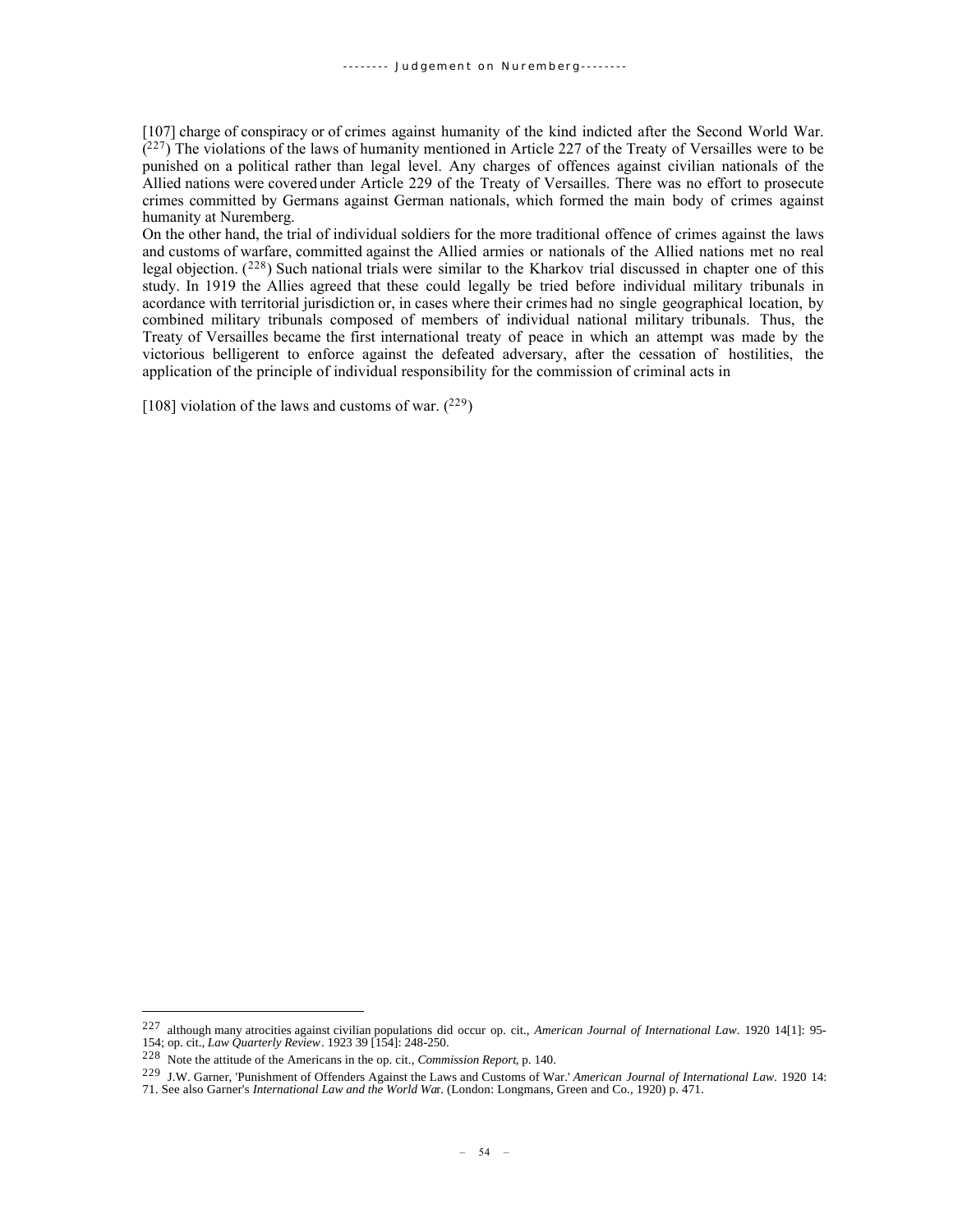[107] charge of conspiracy or of crimes against humanity of the kind indicted after the Second World War. ([227]) The violations of the laws of humanity mentioned in Article 227 of the Treaty of Versailles were to be punished on a political rather than legal level. Any charges of offences against civilian nationals of the Allied nations were covered under Article 229 of the Treaty of Versailles. There was no effort to prosecute crimes committed by Germans against German nationals, which formed the main body of crimes against humanity at Nuremberg.

On the other hand, the trial of individual soldiers for the more traditional offence of crimes against the laws and customs of warfare, committed against the Allied armies or nationals of the Allied nations met no real legal objection. ([228]) Such national trials were similar to the Kharkov trial discussed in chapter one of this study. In 1919 the Allies agreed that these could legally be tried before individual military tribunals in acordance with territorial jurisdiction or, in cases where their crimes had no single geographical location, by combined military tribunals composed of members of individual national military tribunals. Thus, the Treaty of Versailles became the first international treaty of peace in which an attempt was made by the victorious belligerent to enforce against the defeated adversary, after the cessation of hostilities, the application of the principle of individual responsibility for the commission of criminal acts in

[108] violation of the laws and customs of war. ([229])

---

[227] although many atrocities against civilian populations did occur op. cit., *American Journal of International Law*. 1920 14[1]: 95-154; op. cit., *Law Quarterly Review*. 1923 39 [154]: 248-250.

[228] Note the attitude of the Americans in the op. cit., *Commission Report*, p. 140.

[229] J.W. Garner, 'Punishment of Offenders Against the Laws and Customs of War.' *American Journal of International Law*. 1920 14: 71. See also Garner's *International Law and the World War*. (London: Longmans, Green and Co., 1920) p. 471.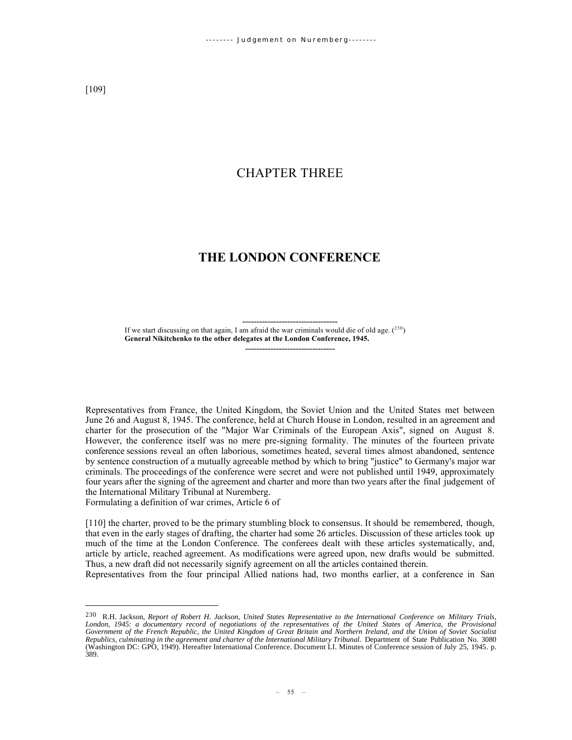[109]

# CHAPTER THREE

# THE LONDON CONFERENCE

----------------------------------

If we start discussing on that again, I am afraid the war criminals would die of old age. ([230])
**General Nikitchenko to the other delegates at the London Conference, 1945.**

--------------------------------

Representatives from France, the United Kingdom, the Soviet Union and the United States met between June 26 and August 8, 1945. The conference, held at Church House in London, resulted in an agreement and charter for the prosecution of the "Major War Criminals of the European Axis", signed on August 8. However, the conference itself was no mere pre-signing formality. The minutes of the fourteen private conference sessions reveal an often laborious, sometimes heated, several times almost abandoned, sentence by sentence construction of a mutually agreeable method by which to bring "justice" to Germany's major war criminals. The proceedings of the conference were secret and were not published until 1949, approximately four years after the signing of the agreement and charter and more than two years after the final judgement of the International Military Tribunal at Nuremberg.

Formulating a definition of war crimes, Article 6 of

[110] the charter, proved to be the primary stumbling block to consensus. It should be remembered, though, that even in the early stages of drafting, the charter had some 26 articles. Discussion of these articles took up much of the time at the London Conference. The conferees dealt with these articles systematically, and, article by article, reached agreement. As modifications were agreed upon, new drafts would be submitted. Thus, a new draft did not necessarily signify agreement on all the articles contained therein.

Representatives from the four principal Allied nations had, two months earlier, at a conference in San

---

[230] R.H. Jackson, *Report of Robert H. Jackson, United States Representative to the International Conference on Military Trials, London, 1945: a documentary record of negotiations of the representatives of the United States of America, the Provisional Government of the French Republic, the United Kingdom of Great Britain and Northern Ireland, and the Union of Soviet Socialist Republics, culminating in the agreement and charter of the International Military Tribunal.* Department of State Publication No. 3080 (Washington DC: GPO, 1949). Hereafter International Conference. Document LI. Minutes of Conference session of July 25, 1945. p. 389.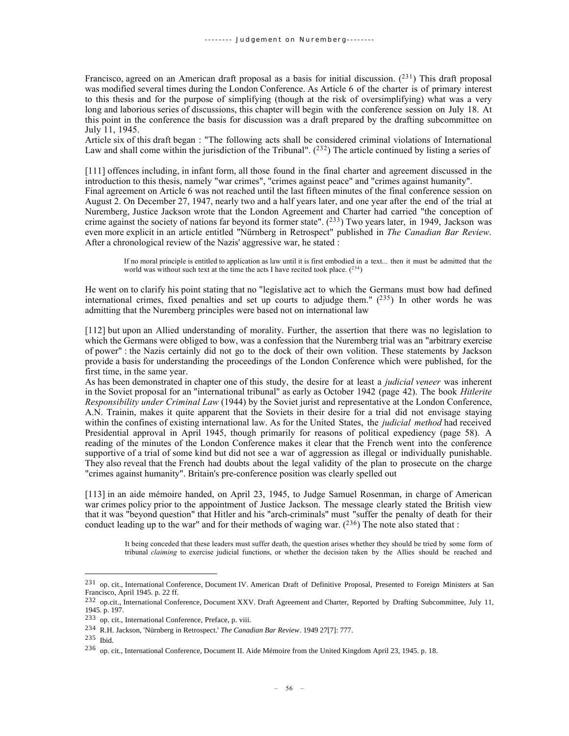Francisco, agreed on an American draft proposal as a basis for initial discussion. ([231]) This draft proposal was modified several times during the London Conference. As Article 6 of the charter is of primary interest to this thesis and for the purpose of simplifying (though at the risk of oversimplifying) what was a very long and laborious series of discussions, this chapter will begin with the conference session on July 18. At this point in the conference the basis for discussion was a draft prepared by the drafting subcommittee on July 11, 1945.

Article six of this draft began : "The following acts shall be considered criminal violations of International Law and shall come within the jurisdiction of the Tribunal". ([232]) The article continued by listing a series of

[111] offences including, in infant form, all those found in the final charter and agreement discussed in the introduction to this thesis, namely "war crimes", "crimes against peace" and "crimes against humanity".

Final agreement on Article 6 was not reached until the last fifteen minutes of the final conference session on August 2. On December 27, 1947, nearly two and a half years later, and one year after the end of the trial at Nuremberg, Justice Jackson wrote that the London Agreement and Charter had carried "the conception of crime against the society of nations far beyond its former state". ([233]) Two years later, in 1949, Jackson was even more explicit in an article entitled "Nürnberg in Retrospect" published in *The Canadian Bar Review*. After a chronological review of the Nazis' aggressive war, he stated :

> If no moral principle is entitled to application as law until it is first embodied in a text... then it must be admitted that the world was without such text at the time the acts I have recited took place. ([234])

He went on to clarify his point stating that no "legislative act to which the Germans must bow had defined international crimes, fixed penalties and set up courts to adjudge them." ([235]) In other words he was admitting that the Nuremberg principles were based not on international law

[112] but upon an Allied understanding of morality. Further, the assertion that there was no legislation to which the Germans were obliged to bow, was a confession that the Nuremberg trial was an "arbitrary exercise of power" : the Nazis certainly did not go to the dock of their own volition. These statements by Jackson provide a basis for understanding the proceedings of the London Conference which were published, for the first time, in the same year.

As has been demonstrated in chapter one of this study, the desire for at least a *judicial veneer* was inherent in the Soviet proposal for an "international tribunal" as early as October 1942 (page 42). The book *Hitlerite Responsibility under Criminal Law* (1944) by the Soviet jurist and representative at the London Conference, A.N. Trainin, makes it quite apparent that the Soviets in their desire for a trial did not envisage staying within the confines of existing international law. As for the United States, the *judicial method* had received Presidential approval in April 1945, though primarily for reasons of political expediency (page 58). A reading of the minutes of the London Conference makes it clear that the French went into the conference supportive of a trial of some kind but did not see a war of aggression as illegal or individually punishable. They also reveal that the French had doubts about the legal validity of the plan to prosecute on the charge "crimes against humanity". Britain's pre-conference position was clearly spelled out

[113] in an aide mémoire handed, on April 23, 1945, to Judge Samuel Rosenman, in charge of American war crimes policy prior to the appointment of Justice Jackson. The message clearly stated the British view that it was "beyond question" that Hitler and his "arch-criminals" must "suffer the penalty of death for their conduct leading up to the war" and for their methods of waging war. ([236]) The note also stated that :

> It being conceded that these leaders must suffer death, the question arises whether they should be tried by some form of tribunal *claiming* to exercise judicial functions, or whether the decision taken by the Allies should be reached and

---

[231] op. cit., International Conference, Document IV. American Draft of Definitive Proposal, Presented to Foreign Ministers at San Francisco, April 1945. p. 22 ff.

[232] op.cit., International Conference, Document XXV. Draft Agreement and Charter, Reported by Drafting Subcommittee, July 11, 1945. p. 197.

[233] op. cit., International Conference, Preface, p. viii.

[234] R.H. Jackson, 'Nürnberg in Retrospect.' *The Canadian Bar Review*. 1949 27[7]: 777.

[235] Ibid.

[236] op. cit., International Conference, Document II. Aide Mémoire from the United Kingdom April 23, 1945. p. 18.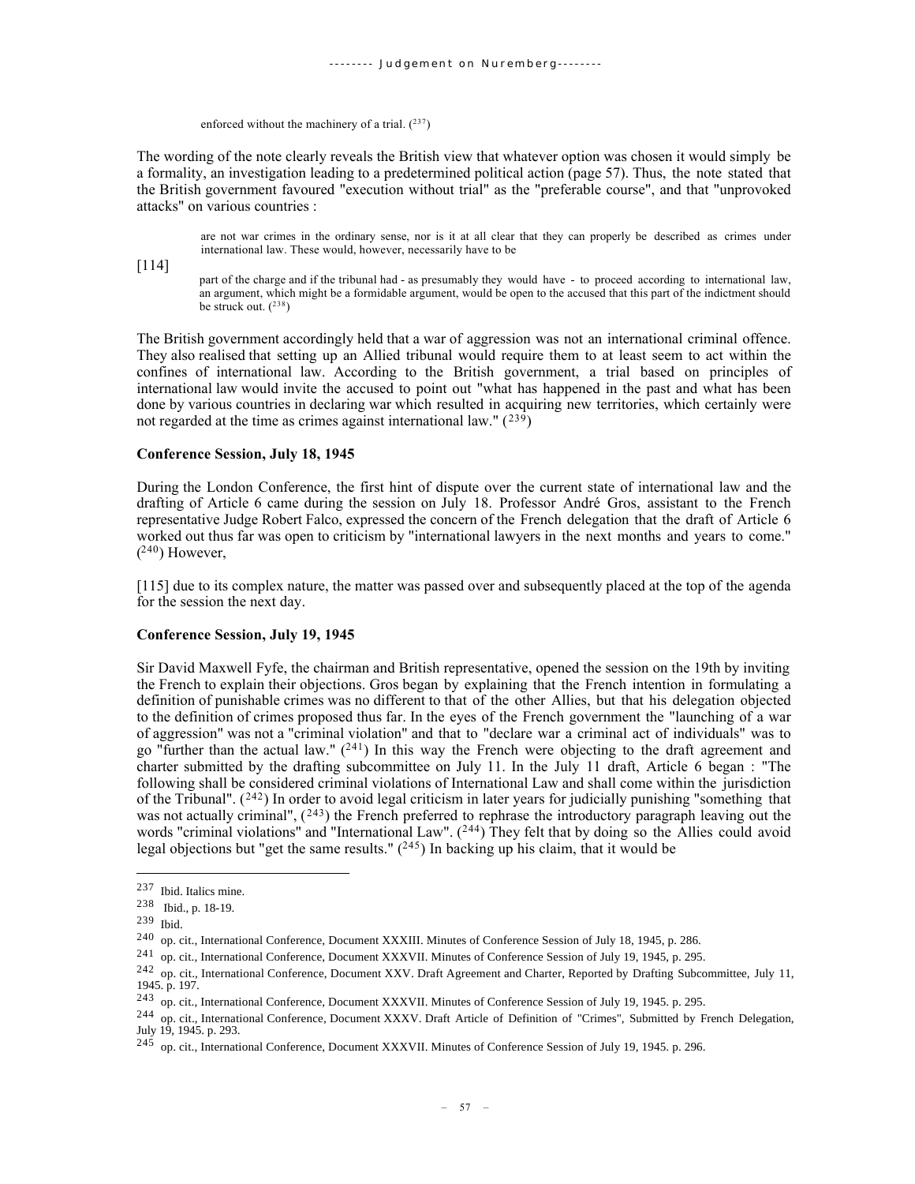enforced without the machinery of a trial. ([237])

The wording of the note clearly reveals the British view that whatever option was chosen it would simply be a formality, an investigation leading to a predetermined political action (page 57). Thus, the note stated that the British government favoured "execution without trial" as the "preferable course", and that "unprovoked attacks" on various countries :

> are not war crimes in the ordinary sense, nor is it at all clear that they can properly be described as crimes under international law. These would, however, necessarily have to be

[114]

> part of the charge and if the tribunal had - as presumably they would have - to proceed according to international law, an argument, which might be a formidable argument, would be open to the accused that this part of the indictment should be struck out. ([238])

The British government accordingly held that a war of aggression was not an international criminal offence. They also realised that setting up an Allied tribunal would require them to at least seem to act within the confines of international law. According to the British government, a trial based on principles of international law would invite the accused to point out "what has happened in the past and what has been done by various countries in declaring war which resulted in acquiring new territories, which certainly were not regarded at the time as crimes against international law." ([239])

**Conference Session, July 18, 1945**

During the London Conference, the first hint of dispute over the current state of international law and the drafting of Article 6 came during the session on July 18. Professor André Gros, assistant to the French representative Judge Robert Falco, expressed the concern of the French delegation that the draft of Article 6 worked out thus far was open to criticism by "international lawyers in the next months and years to come." ([240]) However,

[115] due to its complex nature, the matter was passed over and subsequently placed at the top of the agenda for the session the next day.

**Conference Session, July 19, 1945**

Sir David Maxwell Fyfe, the chairman and British representative, opened the session on the 19th by inviting the French to explain their objections. Gros began by explaining that the French intention in formulating a definition of punishable crimes was no different to that of the other Allies, but that his delegation objected to the definition of crimes proposed thus far. In the eyes of the French government the "launching of a war of aggression" was not a "criminal violation" and that to "declare war a criminal act of individuals" was to go "further than the actual law." ([241]) In this way the French were objecting to the draft agreement and charter submitted by the drafting subcommittee on July 11. In the July 11 draft, Article 6 began : "The following shall be considered criminal violations of International Law and shall come within the jurisdiction of the Tribunal". ([242]) In order to avoid legal criticism in later years for judicially punishing "something that was not actually criminal", ([243]) the French preferred to rephrase the introductory paragraph leaving out the words "criminal violations" and "International Law". ([244]) They felt that by doing so the Allies could avoid legal objections but "get the same results." ([245]) In backing up his claim, that it would be

---

[237] Ibid. Italics mine.

[238] Ibid., p. 18-19.

[239] Ibid.

[240] op. cit., International Conference, Document XXXIII. Minutes of Conference Session of July 18, 1945, p. 286.

[241] op. cit., International Conference, Document XXXVII. Minutes of Conference Session of July 19, 1945, p. 295.

[242] op. cit., International Conference, Document XXV. Draft Agreement and Charter, Reported by Drafting Subcommittee, July 11, 1945. p. 197.

[243] op. cit., International Conference, Document XXXVII. Minutes of Conference Session of July 19, 1945. p. 295.

[244] op. cit., International Conference, Document XXXV. Draft Article of Definition of "Crimes", Submitted by French Delegation, July 19, 1945. p. 293.

[245] op. cit., International Conference, Document XXXVII. Minutes of Conference Session of July 19, 1945. p. 296.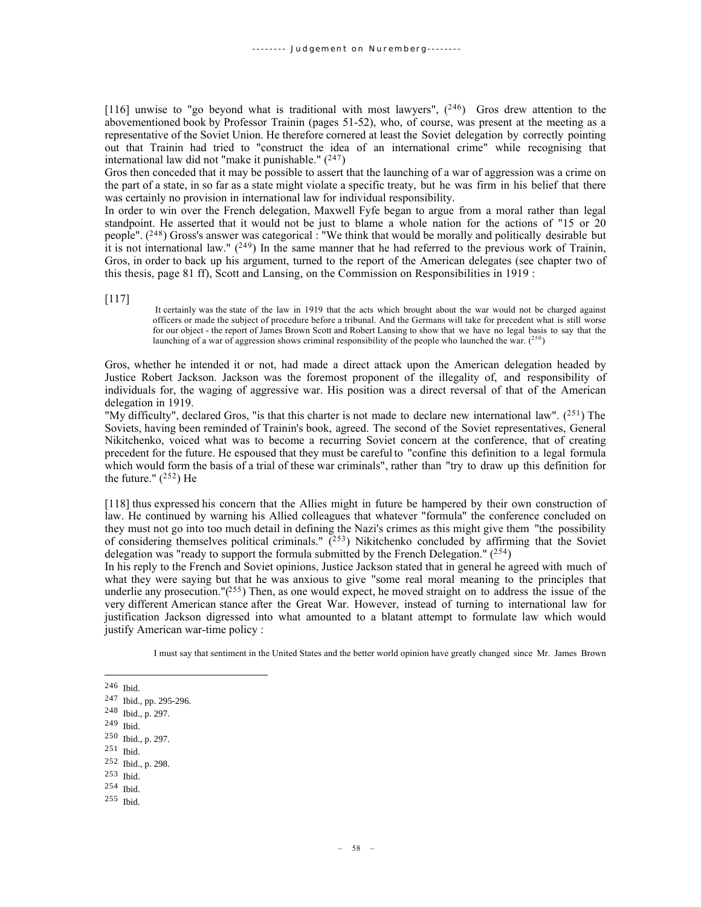[116] unwise to "go beyond what is traditional with most lawyers", ([246]) Gros drew attention to the abovementioned book by Professor Trainin (pages 51-52), who, of course, was present at the meeting as a representative of the Soviet Union. He therefore cornered at least the Soviet delegation by correctly pointing out that Trainin had tried to "construct the idea of an international crime" while recognising that international law did not "make it punishable." ([247])

Gros then conceded that it may be possible to assert that the launching of a war of aggression was a crime on the part of a state, in so far as a state might violate a specific treaty, but he was firm in his belief that there was certainly no provision in international law for individual responsibility.

In order to win over the French delegation, Maxwell Fyfe began to argue from a moral rather than legal standpoint. He asserted that it would not be just to blame a whole nation for the actions of "15 or 20 people". ([248]) Gross's answer was categorical : "We think that would be morally and politically desirable but it is not international law." ([249]) In the same manner that he had referred to the previous work of Trainin, Gros, in order to back up his argument, turned to the report of the American delegates (see chapter two of this thesis, page 81 ff), Scott and Lansing, on the Commission on Responsibilities in 1919 :

[117]

> It certainly was the state of the law in 1919 that the acts which brought about the war would not be charged against officers or made the subject of procedure before a tribunal. And the Germans will take for precedent what is still worse for our object - the report of James Brown Scott and Robert Lansing to show that we have no legal basis to say that the launching of a war of aggression shows criminal responsibility of the people who launched the war. ([250])

Gros, whether he intended it or not, had made a direct attack upon the American delegation headed by Justice Robert Jackson. Jackson was the foremost proponent of the illegality of, and responsibility of individuals for, the waging of aggressive war. His position was a direct reversal of that of the American delegation in 1919.

"My difficulty", declared Gros, "is that this charter is not made to declare new international law". ([251]) The Soviets, having been reminded of Trainin's book, agreed. The second of the Soviet representatives, General Nikitchenko, voiced what was to become a recurring Soviet concern at the conference, that of creating precedent for the future. He espoused that they must be careful to "confine this definition to a legal formula which would form the basis of a trial of these war criminals", rather than "try to draw up this definition for the future." ([252]) He

[118] thus expressed his concern that the Allies might in future be hampered by their own construction of law. He continued by warning his Allied colleagues that whatever "formula" the conference concluded on they must not go into too much detail in defining the Nazi's crimes as this might give them "the possibility of considering themselves political criminals." ([253]) Nikitchenko concluded by affirming that the Soviet delegation was "ready to support the formula submitted by the French Delegation." ([254])

In his reply to the French and Soviet opinions, Justice Jackson stated that in general he agreed with much of what they were saying but that he was anxious to give "some real moral meaning to the principles that underlie any prosecution."([255]) Then, as one would expect, he moved straight on to address the issue of the very different American stance after the Great War. However, instead of turning to international law for justification Jackson digressed into what amounted to a blatant attempt to formulate law which would justify American war-time policy :

> I must say that sentiment in the United States and the better world opinion have greatly changed since Mr. James Brown

---

[246] Ibid.
[247] Ibid., pp. 295-296.
[248] Ibid., p. 297.
[249] Ibid.
[250] Ibid., p. 297.
[251] Ibid.
[252] Ibid., p. 298.
[253] Ibid.
[254] Ibid.
[255] Ibid.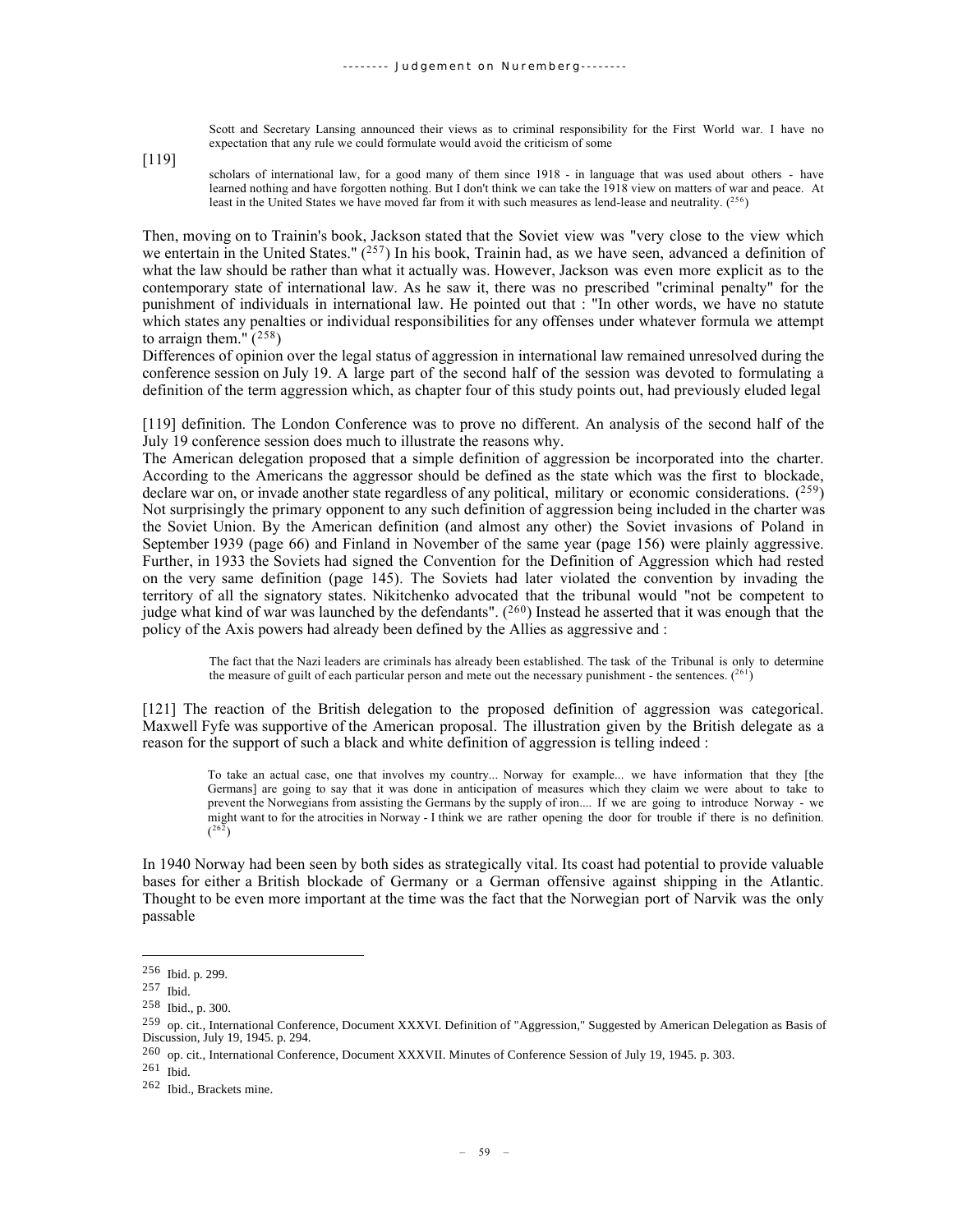> Scott and Secretary Lansing announced their views as to criminal responsibility for the First World war. I have no expectation that any rule we could formulate would avoid the criticism of some

[119]

> scholars of international law, for a good many of them since 1918 - in language that was used about others - have learned nothing and have forgotten nothing. But I don't think we can take the 1918 view on matters of war and peace. At least in the United States we have moved far from it with such measures as lend-lease and neutrality. ([256])

Then, moving on to Trainin's book, Jackson stated that the Soviet view was "very close to the view which we entertain in the United States." ([257]) In his book, Trainin had, as we have seen, advanced a definition of what the law should be rather than what it actually was. However, Jackson was even more explicit as to the contemporary state of international law. As he saw it, there was no prescribed "criminal penalty" for the punishment of individuals in international law. He pointed out that : "In other words, we have no statute which states any penalties or individual responsibilities for any offenses under whatever formula we attempt to arraign them." ([258])

Differences of opinion over the legal status of aggression in international law remained unresolved during the conference session on July 19. A large part of the second half of the session was devoted to formulating a definition of the term aggression which, as chapter four of this study points out, had previously eluded legal

[119] definition. The London Conference was to prove no different. An analysis of the second half of the July 19 conference session does much to illustrate the reasons why.

The American delegation proposed that a simple definition of aggression be incorporated into the charter. According to the Americans the aggressor should be defined as the state which was the first to blockade, declare war on, or invade another state regardless of any political, military or economic considerations. ([259]) Not surprisingly the primary opponent to any such definition of aggression being included in the charter was the Soviet Union. By the American definition (and almost any other) the Soviet invasions of Poland in September 1939 (page 66) and Finland in November of the same year (page 156) were plainly aggressive. Further, in 1933 the Soviets had signed the Convention for the Definition of Aggression which had rested on the very same definition (page 145). The Soviets had later violated the convention by invading the territory of all the signatory states. Nikitchenko advocated that the tribunal would "not be competent to judge what kind of war was launched by the defendants". ([260]) Instead he asserted that it was enough that the policy of the Axis powers had already been defined by the Allies as aggressive and :

> The fact that the Nazi leaders are criminals has already been established. The task of the Tribunal is only to determine the measure of guilt of each particular person and mete out the necessary punishment - the sentences. ([261])

[121] The reaction of the British delegation to the proposed definition of aggression was categorical. Maxwell Fyfe was supportive of the American proposal. The illustration given by the British delegate as a reason for the support of such a black and white definition of aggression is telling indeed :

> To take an actual case, one that involves my country... Norway for example... we have information that they [the Germans] are going to say that it was done in anticipation of measures which they claim we were about to take to prevent the Norwegians from assisting the Germans by the supply of iron.... If we are going to introduce Norway - we might want to for the atrocities in Norway - I think we are rather opening the door for trouble if there is no definition. ([262])

In 1940 Norway had been seen by both sides as strategically vital. Its coast had potential to provide valuable bases for either a British blockade of Germany or a German offensive against shipping in the Atlantic. Thought to be even more important at the time was the fact that the Norwegian port of Narvik was the only passable

---

256 Ibid. p. 299.

257 Ibid.

258 Ibid., p. 300.

259 op. cit., International Conference, Document XXXVI. Definition of "Aggression," Suggested by American Delegation as Basis of Discussion, July 19, 1945. p. 294.

260 op. cit., International Conference, Document XXXVII. Minutes of Conference Session of July 19, 1945. p. 303.

261 Ibid.

262 Ibid., Brackets mine.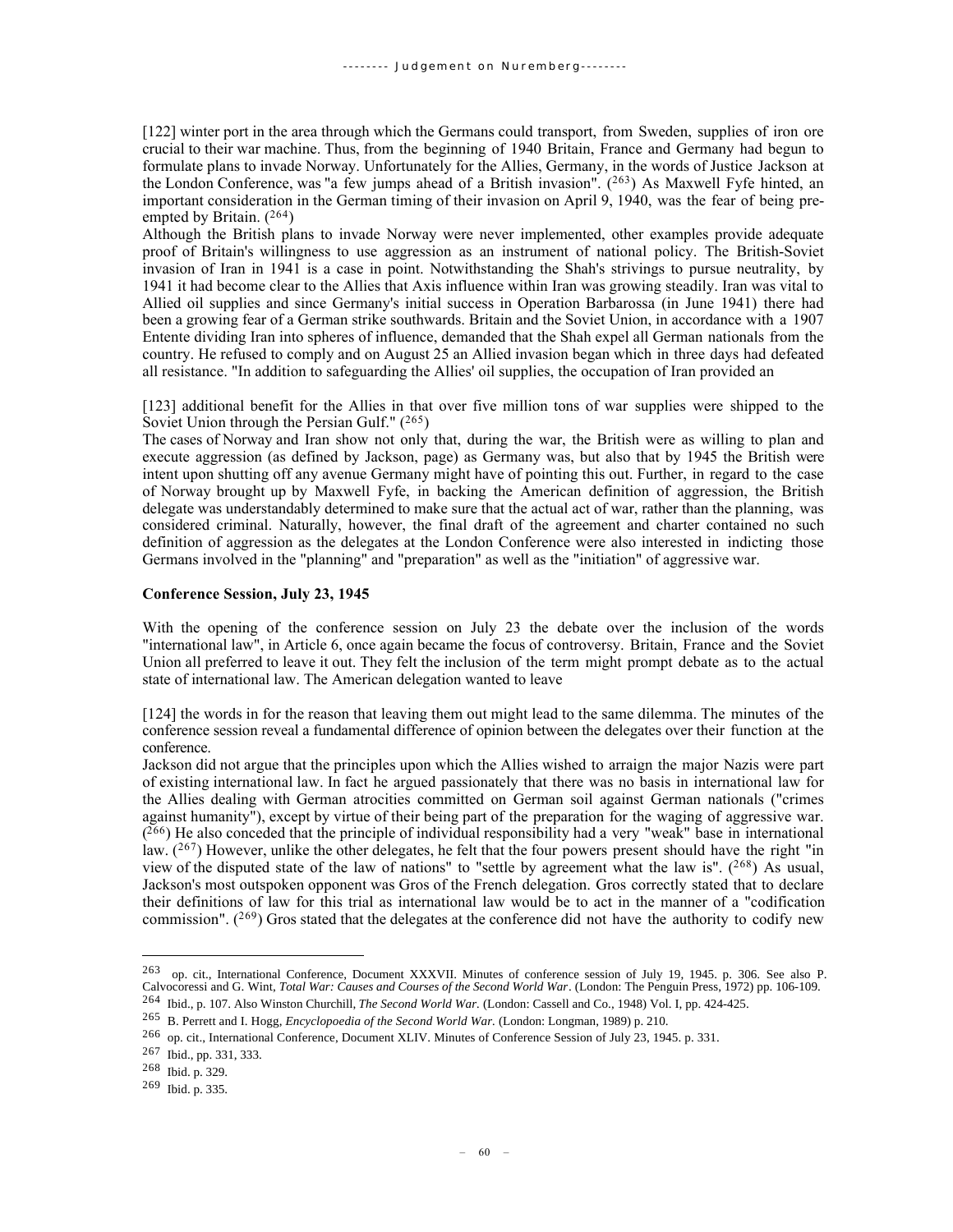[122] winter port in the area through which the Germans could transport, from Sweden, supplies of iron ore crucial to their war machine. Thus, from the beginning of 1940 Britain, France and Germany had begun to formulate plans to invade Norway. Unfortunately for the Allies, Germany, in the words of Justice Jackson at the London Conference, was "a few jumps ahead of a British invasion". ([263]) As Maxwell Fyfe hinted, an important consideration in the German timing of their invasion on April 9, 1940, was the fear of being pre-empted by Britain. ([264])

Although the British plans to invade Norway were never implemented, other examples provide adequate proof of Britain's willingness to use aggression as an instrument of national policy. The British-Soviet invasion of Iran in 1941 is a case in point. Notwithstanding the Shah's strivings to pursue neutrality, by 1941 it had become clear to the Allies that Axis influence within Iran was growing steadily. Iran was vital to Allied oil supplies and since Germany's initial success in Operation Barbarossa (in June 1941) there had been a growing fear of a German strike southwards. Britain and the Soviet Union, in accordance with a 1907 Entente dividing Iran into spheres of influence, demanded that the Shah expel all German nationals from the country. He refused to comply and on August 25 an Allied invasion began which in three days had defeated all resistance. "In addition to safeguarding the Allies' oil supplies, the occupation of Iran provided an

[123] additional benefit for the Allies in that over five million tons of war supplies were shipped to the Soviet Union through the Persian Gulf." ([265])

The cases of Norway and Iran show not only that, during the war, the British were as willing to plan and execute aggression (as defined by Jackson, page) as Germany was, but also that by 1945 the British were intent upon shutting off any avenue Germany might have of pointing this out. Further, in regard to the case of Norway brought up by Maxwell Fyfe, in backing the American definition of aggression, the British delegate was understandably determined to make sure that the actual act of war, rather than the planning, was considered criminal. Naturally, however, the final draft of the agreement and charter contained no such definition of aggression as the delegates at the London Conference were also interested in indicting those Germans involved in the "planning" and "preparation" as well as the "initiation" of aggressive war.

**Conference Session, July 23, 1945**

With the opening of the conference session on July 23 the debate over the inclusion of the words "international law", in Article 6, once again became the focus of controversy. Britain, France and the Soviet Union all preferred to leave it out. They felt the inclusion of the term might prompt debate as to the actual state of international law. The American delegation wanted to leave

[124] the words in for the reason that leaving them out might lead to the same dilemma. The minutes of the conference session reveal a fundamental difference of opinion between the delegates over their function at the conference.

Jackson did not argue that the principles upon which the Allies wished to arraign the major Nazis were part of existing international law. In fact he argued passionately that there was no basis in international law for the Allies dealing with German atrocities committed on German soil against German nationals ("crimes against humanity"), except by virtue of their being part of the preparation for the waging of aggressive war. ([266]) He also conceded that the principle of individual responsibility had a very "weak" base in international law. ([267]) However, unlike the other delegates, he felt that the four powers present should have the right "in view of the disputed state of the law of nations" to "settle by agreement what the law is". ([268]) As usual, Jackson's most outspoken opponent was Gros of the French delegation. Gros correctly stated that to declare their definitions of law for this trial as international law would be to act in the manner of a "codification commission". ([269]) Gros stated that the delegates at the conference did not have the authority to codify new

---

[263] op. cit., International Conference, Document XXXVII. Minutes of conference session of July 19, 1945. p. 306. See also P. Calvocoressi and G. Wint, *Total War: Causes and Courses of the Second World War*. (London: The Penguin Press, 1972) pp. 106-109.

[264] Ibid., p. 107. Also Winston Churchill, *The Second World War.* (London: Cassell and Co., 1948) Vol. I, pp. 424-425.

[265] B. Perrett and I. Hogg, *Encyclopoedia of the Second World War.* (London: Longman, 1989) p. 210.

[266] op. cit., International Conference, Document XLIV. Minutes of Conference Session of July 23, 1945. p. 331.

[267] Ibid., pp. 331, 333.

[268] Ibid. p. 329.

[269] Ibid. p. 335.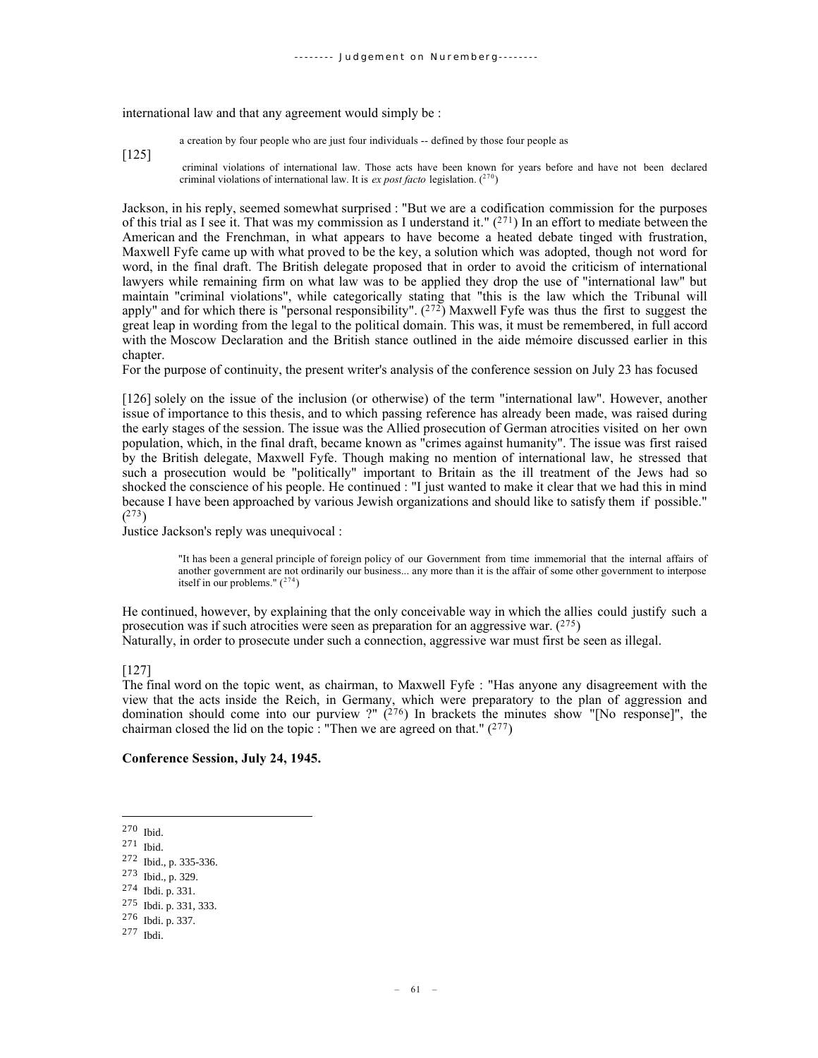international law and that any agreement would simply be :

[125]

> a creation by four people who are just four individuals -- defined by those four people as criminal violations of international law. Those acts have been known for years before and have not been declared criminal violations of international law. It is *ex post facto* legislation. ([270])

Jackson, in his reply, seemed somewhat surprised : "But we are a codification commission for the purposes of this trial as I see it. That was my commission as I understand it." ([271]) In an effort to mediate between the American and the Frenchman, in what appears to have become a heated debate tinged with frustration, Maxwell Fyfe came up with what proved to be the key, a solution which was adopted, though not word for word, in the final draft. The British delegate proposed that in order to avoid the criticism of international lawyers while remaining firm on what law was to be applied they drop the use of "international law" but maintain "criminal violations", while categorically stating that "this is the law which the Tribunal will apply" and for which there is "personal responsibility". ([272]) Maxwell Fyfe was thus the first to suggest the great leap in wording from the legal to the political domain. This was, it must be remembered, in full accord with the Moscow Declaration and the British stance outlined in the aide mémoire discussed earlier in this chapter.

For the purpose of continuity, the present writer's analysis of the conference session on July 23 has focused

[126] solely on the issue of the inclusion (or otherwise) of the term "international law". However, another issue of importance to this thesis, and to which passing reference has already been made, was raised during the early stages of the session. The issue was the Allied prosecution of German atrocities visited on her own population, which, in the final draft, became known as "crimes against humanity". The issue was first raised by the British delegate, Maxwell Fyfe. Though making no mention of international law, he stressed that such a prosecution would be "politically" important to Britain as the ill treatment of the Jews had so shocked the conscience of his people. He continued : "I just wanted to make it clear that we had this in mind because I have been approached by various Jewish organizations and should like to satisfy them if possible." ([273])

Justice Jackson's reply was unequivocal :

> "It has been a general principle of foreign policy of our Government from time immemorial that the internal affairs of another government are not ordinarily our business... any more than it is the affair of some other government to interpose itself in our problems." ([274])

He continued, however, by explaining that the only conceivable way in which the allies could justify such a prosecution was if such atrocities were seen as preparation for an aggressive war. ([275])

Naturally, in order to prosecute under such a connection, aggressive war must first be seen as illegal.

[127]

The final word on the topic went, as chairman, to Maxwell Fyfe : "Has anyone any disagreement with the view that the acts inside the Reich, in Germany, which were preparatory to the plan of aggression and domination should come into our purview ?" ([276]) In brackets the minutes show "[No response]", the chairman closed the lid on the topic : "Then we are agreed on that." ([277])

**Conference Session, July 24, 1945.**

---

[270] Ibid.

[271] Ibid.

[272] Ibid., p. 335-336.

[273] Ibid., p. 329.

[274] Ibdi. p. 331.

[275] Ibdi. p. 331, 333.

[276] Ibdi. p. 337.

[277] Ibdi.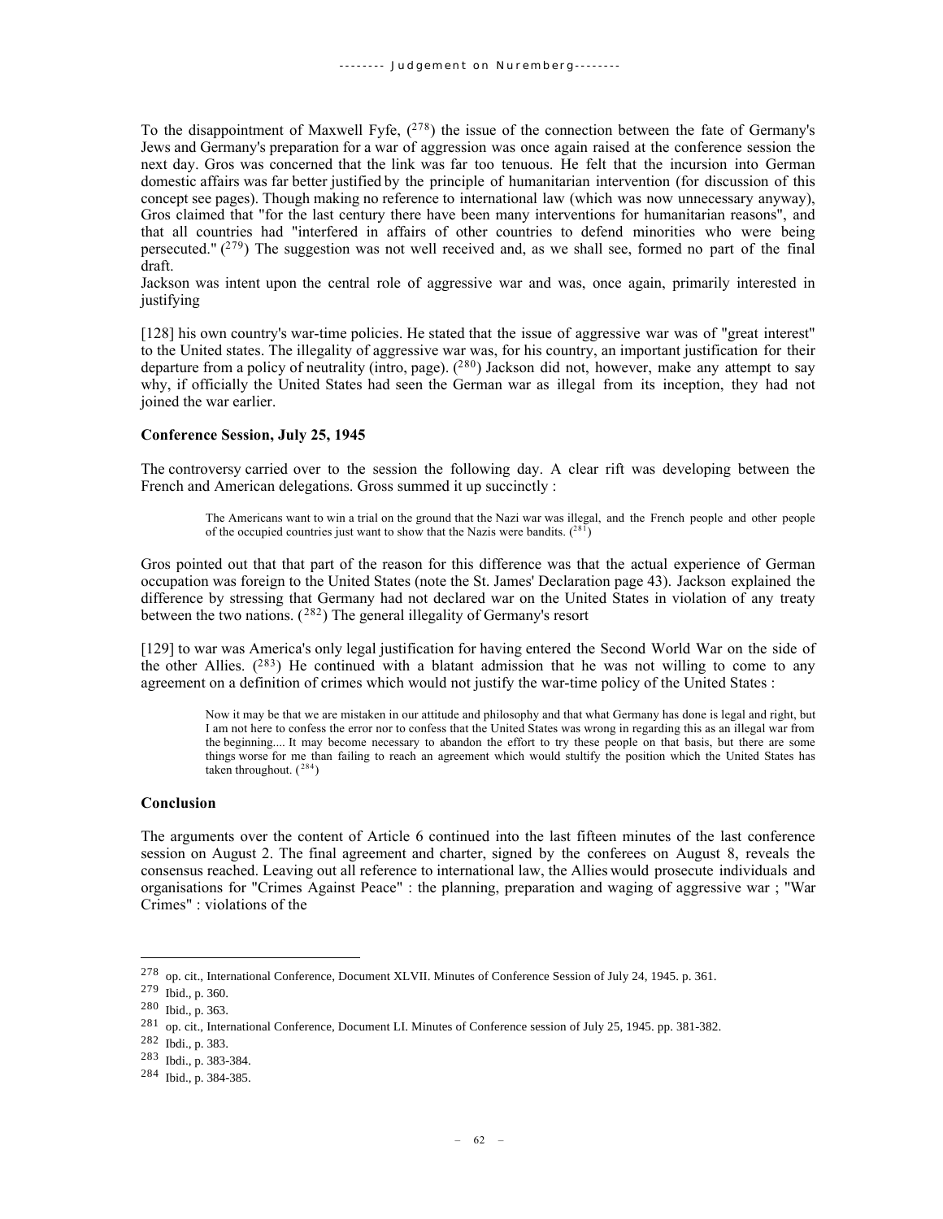To the disappointment of Maxwell Fyfe, ([278]) the issue of the connection between the fate of Germany's Jews and Germany's preparation for a war of aggression was once again raised at the conference session the next day. Gros was concerned that the link was far too tenuous. He felt that the incursion into German domestic affairs was far better justified by the principle of humanitarian intervention (for discussion of this concept see pages). Though making no reference to international law (which was now unnecessary anyway), Gros claimed that "for the last century there have been many interventions for humanitarian reasons", and that all countries had "interfered in affairs of other countries to defend minorities who were being persecuted." ([279]) The suggestion was not well received and, as we shall see, formed no part of the final draft.

Jackson was intent upon the central role of aggressive war and was, once again, primarily interested in justifying

[128] his own country's war-time policies. He stated that the issue of aggressive war was of "great interest" to the United states. The illegality of aggressive war was, for his country, an important justification for their departure from a policy of neutrality (intro, page). ([280]) Jackson did not, however, make any attempt to say why, if officially the United States had seen the German war as illegal from its inception, they had not joined the war earlier.

**Conference Session, July 25, 1945**

The controversy carried over to the session the following day. A clear rift was developing between the French and American delegations. Gross summed it up succinctly :

> The Americans want to win a trial on the ground that the Nazi war was illegal, and the French people and other people of the occupied countries just want to show that the Nazis were bandits. ([281])

Gros pointed out that that part of the reason for this difference was that the actual experience of German occupation was foreign to the United States (note the St. James' Declaration page 43). Jackson explained the difference by stressing that Germany had not declared war on the United States in violation of any treaty between the two nations. ([282]) The general illegality of Germany's resort

[129] to war was America's only legal justification for having entered the Second World War on the side of the other Allies. ([283]) He continued with a blatant admission that he was not willing to come to any agreement on a definition of crimes which would not justify the war-time policy of the United States :

> Now it may be that we are mistaken in our attitude and philosophy and that what Germany has done is legal and right, but I am not here to confess the error nor to confess that the United States was wrong in regarding this as an illegal war from the beginning.... It may become necessary to abandon the effort to try these people on that basis, but there are some things worse for me than failing to reach an agreement which would stultify the position which the United States has taken throughout. ([284])

**Conclusion**

The arguments over the content of Article 6 continued into the last fifteen minutes of the last conference session on August 2. The final agreement and charter, signed by the conferees on August 8, reveals the consensus reached. Leaving out all reference to international law, the Allies would prosecute individuals and organisations for "Crimes Against Peace" : the planning, preparation and waging of aggressive war ; "War Crimes" : violations of the

---

[278] op. cit., International Conference, Document XLVII. Minutes of Conference Session of July 24, 1945. p. 361.

[279] Ibid., p. 360.

[280] Ibid., p. 363.

[281] op. cit., International Conference, Document LI. Minutes of Conference session of July 25, 1945. pp. 381-382.

[282] Ibdi., p. 383.

[283] Ibdi., p. 383-384.

[284] Ibid., p. 384-385.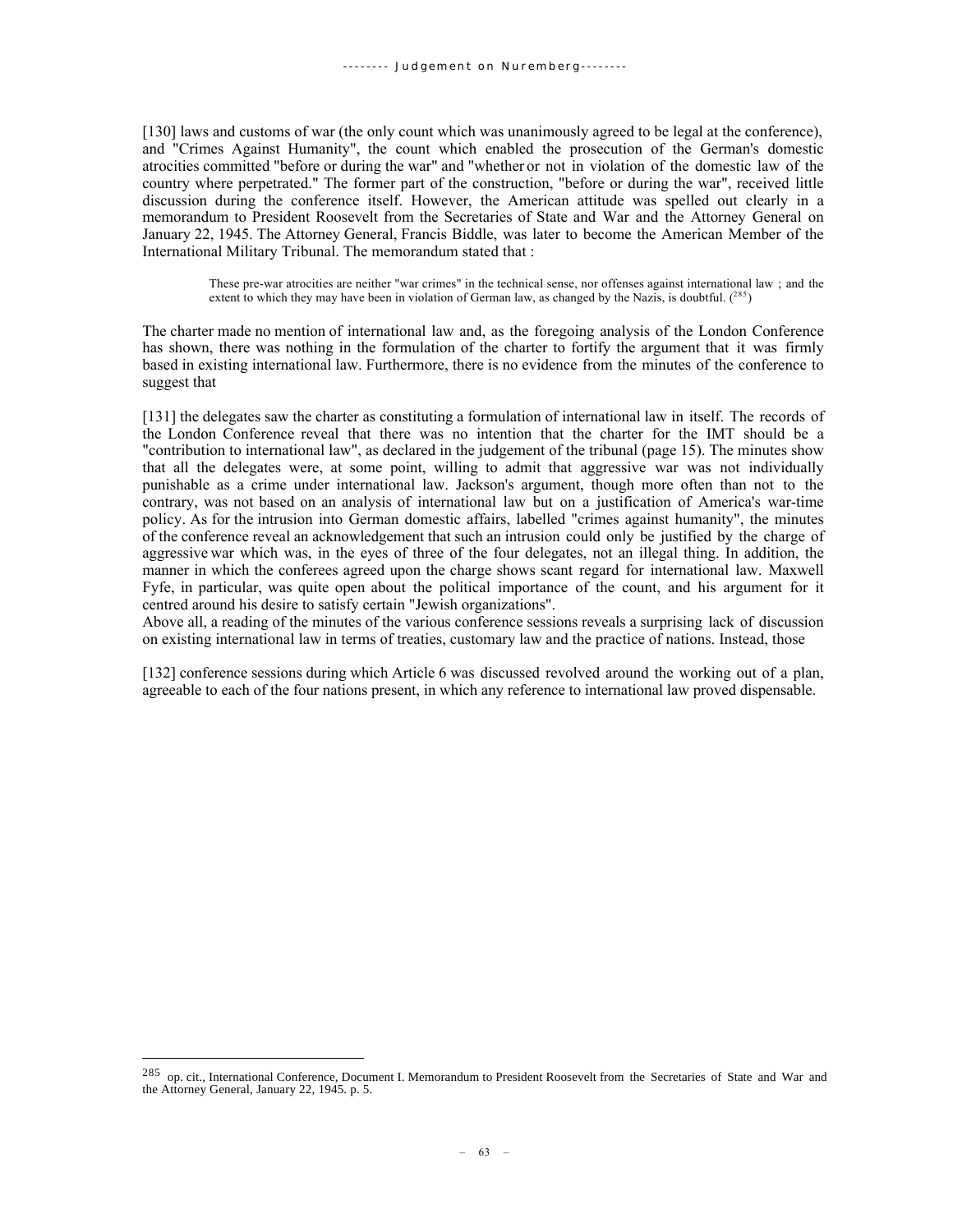[130] laws and customs of war (the only count which was unanimously agreed to be legal at the conference), and "Crimes Against Humanity", the count which enabled the prosecution of the German's domestic atrocities committed "before or during the war" and "whether or not in violation of the domestic law of the country where perpetrated." The former part of the construction, "before or during the war", received little discussion during the conference itself. However, the American attitude was spelled out clearly in a memorandum to President Roosevelt from the Secretaries of State and War and the Attorney General on January 22, 1945. The Attorney General, Francis Biddle, was later to become the American Member of the International Military Tribunal. The memorandum stated that :

> These pre-war atrocities are neither "war crimes" in the technical sense, nor offenses against international law ; and the extent to which they may have been in violation of German law, as changed by the Nazis, is doubtful. ([285])

The charter made no mention of international law and, as the foregoing analysis of the London Conference has shown, there was nothing in the formulation of the charter to fortify the argument that it was firmly based in existing international law. Furthermore, there is no evidence from the minutes of the conference to suggest that

[131] the delegates saw the charter as constituting a formulation of international law in itself. The records of the London Conference reveal that there was no intention that the charter for the IMT should be a "contribution to international law", as declared in the judgement of the tribunal (page 15). The minutes show that all the delegates were, at some point, willing to admit that aggressive war was not individually punishable as a crime under international law. Jackson's argument, though more often than not to the contrary, was not based on an analysis of international law but on a justification of America's war-time policy. As for the intrusion into German domestic affairs, labelled "crimes against humanity", the minutes of the conference reveal an acknowledgement that such an intrusion could only be justified by the charge of aggressive war which was, in the eyes of three of the four delegates, not an illegal thing. In addition, the manner in which the conferees agreed upon the charge shows scant regard for international law. Maxwell Fyfe, in particular, was quite open about the political importance of the count, and his argument for it centred around his desire to satisfy certain "Jewish organizations".
Above all, a reading of the minutes of the various conference sessions reveals a surprising lack of discussion on existing international law in terms of treaties, customary law and the practice of nations. Instead, those

[132] conference sessions during which Article 6 was discussed revolved around the working out of a plan, agreeable to each of the four nations present, in which any reference to international law proved dispensable.

---

[285] op. cit., International Conference, Document I. Memorandum to President Roosevelt from the Secretaries of State and War and the Attorney General, January 22, 1945. p. 5.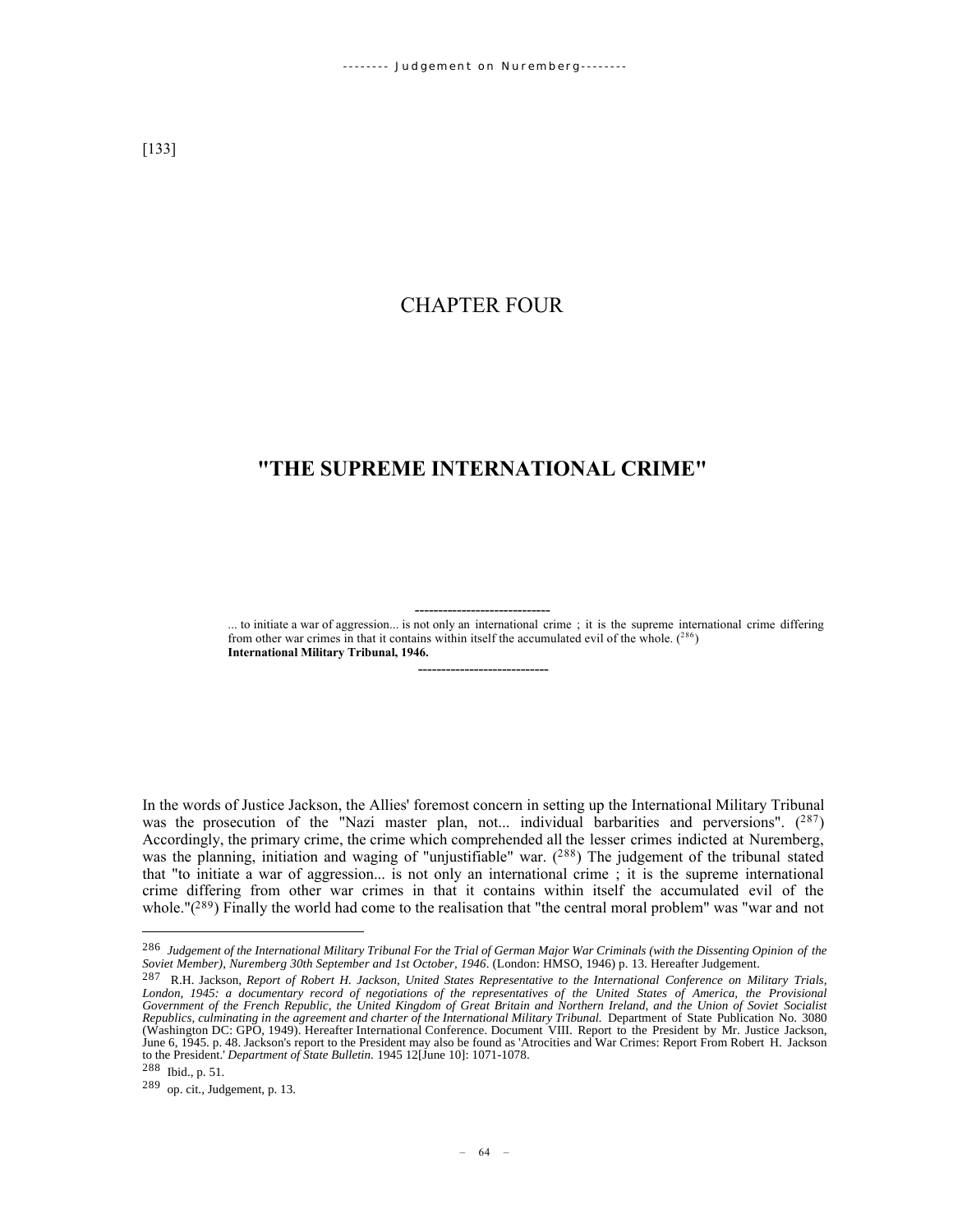[133]

# CHAPTER FOUR

## "THE SUPREME INTERNATIONAL CRIME"

... to initiate a war of aggression... is not only an international crime ; it is the supreme international crime differing from other war crimes in that it contains within itself the accumulated evil of the whole. ([286])
**International Military Tribunal, 1946.**

In the words of Justice Jackson, the Allies' foremost concern in setting up the International Military Tribunal was the prosecution of the "Nazi master plan, not... individual barbarities and perversions". ([287]) Accordingly, the primary crime, the crime which comprehended all the lesser crimes indicted at Nuremberg, was the planning, initiation and waging of "unjustifiable" war. ([288]) The judgement of the tribunal stated that "to initiate a war of aggression... is not only an international crime ; it is the supreme international crime differing from other war crimes in that it contains within itself the accumulated evil of the whole."([289]) Finally the world had come to the realisation that "the central moral problem" was "war and not

---

[286] *Judgement of the International Military Tribunal For the Trial of German Major War Criminals (with the Dissenting Opinion of the Soviet Member), Nuremberg 30th September and 1st October, 1946*. (London: HMSO, 1946) p. 13. Hereafter Judgement.

[287] R.H. Jackson, *Report of Robert H. Jackson, United States Representative to the International Conference on Military Trials, London, 1945: a documentary record of negotiations of the representatives of the United States of America, the Provisional Government of the French Republic, the United Kingdom of Great Britain and Northern Ireland, and the Union of Soviet Socialist Republics, culminating in the agreement and charter of the International Military Tribunal.* Department of State Publication No. 3080 (Washington DC: GPO, 1949). Hereafter International Conference. Document VIII. Report to the President by Mr. Justice Jackson, June 6, 1945. p. 48. Jackson's report to the President may also be found as 'Atrocities and War Crimes: Report From Robert H. Jackson to the President.' *Department of State Bulletin.* 1945 12[June 10]: 1071-1078.

[288] Ibid., p. 51.

[289] op. cit., Judgement, p. 13.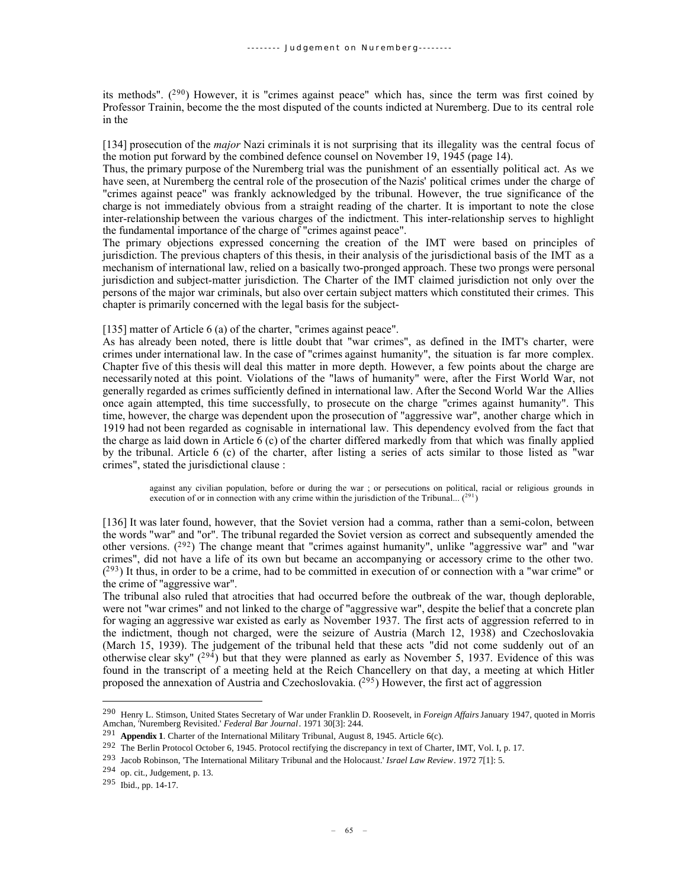its methods". ([290]) However, it is "crimes against peace" which has, since the term was first coined by Professor Trainin, become the the most disputed of the counts indicted at Nuremberg. Due to its central role in the

[134] prosecution of the *major* Nazi criminals it is not surprising that its illegality was the central focus of the motion put forward by the combined defence counsel on November 19, 1945 (page 14).

Thus, the primary purpose of the Nuremberg trial was the punishment of an essentially political act. As we have seen, at Nuremberg the central role of the prosecution of the Nazis' political crimes under the charge of "crimes against peace" was frankly acknowledged by the tribunal. However, the true significance of the charge is not immediately obvious from a straight reading of the charter. It is important to note the close inter-relationship between the various charges of the indictment. This inter-relationship serves to highlight the fundamental importance of the charge of "crimes against peace".

The primary objections expressed concerning the creation of the IMT were based on principles of jurisdiction. The previous chapters of this thesis, in their analysis of the jurisdictional basis of the IMT as a mechanism of international law, relied on a basically two-pronged approach. These two prongs were personal jurisdiction and subject-matter jurisdiction. The Charter of the IMT claimed jurisdiction not only over the persons of the major war criminals, but also over certain subject matters which constituted their crimes. This chapter is primarily concerned with the legal basis for the subject-

[135] matter of Article 6 (a) of the charter, "crimes against peace".

As has already been noted, there is little doubt that "war crimes", as defined in the IMT's charter, were crimes under international law. In the case of "crimes against humanity", the situation is far more complex. Chapter five of this thesis will deal this matter in more depth. However, a few points about the charge are necessarily noted at this point. Violations of the "laws of humanity" were, after the First World War, not generally regarded as crimes sufficiently defined in international law. After the Second World War the Allies once again attempted, this time successfully, to prosecute on the charge "crimes against humanity". This time, however, the charge was dependent upon the prosecution of "aggressive war", another charge which in 1919 had not been regarded as cognisable in international law. This dependency evolved from the fact that the charge as laid down in Article 6 (c) of the charter differed markedly from that which was finally applied by the tribunal. Article 6 (c) of the charter, after listing a series of acts similar to those listed as "war crimes", stated the jurisdictional clause :

> against any civilian population, before or during the war ; or persecutions on political, racial or religious grounds in execution of or in connection with any crime within the jurisdiction of the Tribunal... ([291])

[136] It was later found, however, that the Soviet version had a comma, rather than a semi-colon, between the words "war" and "or". The tribunal regarded the Soviet version as correct and subsequently amended the other versions. ([292]) The change meant that "crimes against humanity", unlike "aggressive war" and "war crimes", did not have a life of its own but became an accompanying or accessory crime to the other two. ([293]) It thus, in order to be a crime, had to be committed in execution of or connection with a "war crime" or the crime of "aggressive war".

The tribunal also ruled that atrocities that had occurred before the outbreak of the war, though deplorable, were not "war crimes" and not linked to the charge of "aggressive war", despite the belief that a concrete plan for waging an aggressive war existed as early as November 1937. The first acts of aggression referred to in the indictment, though not charged, were the seizure of Austria (March 12, 1938) and Czechoslovakia (March 15, 1939). The judgement of the tribunal held that these acts "did not come suddenly out of an otherwise clear sky" ([294]) but that they were planned as early as November 5, 1937. Evidence of this was found in the transcript of a meeting held at the Reich Chancellery on that day, a meeting at which Hitler proposed the annexation of Austria and Czechoslovakia. ([295]) However, the first act of aggression

---

[290] Henry L. Stimson, United States Secretary of War under Franklin D. Roosevelt, in *Foreign Affairs* January 1947, quoted in Morris Amchan, 'Nuremberg Revisited.' *Federal Bar Journal*. 1971 30[3]: 244.

[291] **Appendix 1**. Charter of the International Military Tribunal, August 8, 1945. Article 6(c).

[292] The Berlin Protocol October 6, 1945. Protocol rectifying the discrepancy in text of Charter, IMT, Vol. I, p. 17.

[293] Jacob Robinson, 'The International Military Tribunal and the Holocaust.' *Israel Law Review*. 1972 7[1]: 5.

[294] op. cit., Judgement, p. 13.

[295] Ibid., pp. 14-17.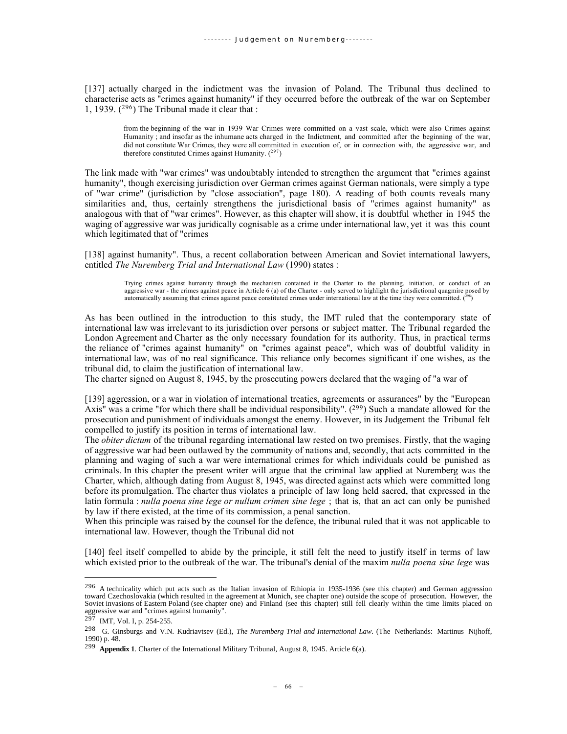[137] actually charged in the indictment was the invasion of Poland. The Tribunal thus declined to characterise acts as "crimes against humanity" if they occurred before the outbreak of the war on September 1, 1939. ([296]) The Tribunal made it clear that :

> from the beginning of the war in 1939 War Crimes were committed on a vast scale, which were also Crimes against Humanity ; and insofar as the inhumane acts charged in the Indictment, and committed after the beginning of the war, did not constitute War Crimes, they were all committed in execution of, or in connection with, the aggressive war, and therefore constituted Crimes against Humanity. ([297])

The link made with "war crimes" was undoubtably intended to strengthen the argument that "crimes against humanity", though exercising jurisdiction over German crimes against German nationals, were simply a type of "war crime" (jurisdiction by "close association", page 180). A reading of both counts reveals many similarities and, thus, certainly strengthens the jurisdictional basis of "crimes against humanity" as analogous with that of "war crimes". However, as this chapter will show, it is doubtful whether in 1945 the waging of aggressive war was juridically cognisable as a crime under international law, yet it was this count which legitimated that of "crimes

[138] against humanity". Thus, a recent collaboration between American and Soviet international lawyers, entitled *The Nuremberg Trial and International Law* (1990) states :

> Trying crimes against humanity through the mechanism contained in the Charter to the planning, initiation, or conduct of an aggressive war - the crimes against peace in Article 6 (a) of the Charter - only served to highlight the jurisdictional quagmire posed by automatically assuming that crimes against peace constituted crimes under international law at the time they were committed. ([298])

As has been outlined in the introduction to this study, the IMT ruled that the contemporary state of international law was irrelevant to its jurisdiction over persons or subject matter. The Tribunal regarded the London Agreement and Charter as the only necessary foundation for its authority. Thus, in practical terms the reliance of "crimes against humanity" on "crimes against peace", which was of doubtful validity in international law, was of no real significance. This reliance only becomes significant if one wishes, as the tribunal did, to claim the justification of international law.

The charter signed on August 8, 1945, by the prosecuting powers declared that the waging of "a war of

[139] aggression, or a war in violation of international treaties, agreements or assurances" by the "European Axis" was a crime "for which there shall be individual responsibility". ([299]) Such a mandate allowed for the prosecution and punishment of individuals amongst the enemy. However, in its Judgement the Tribunal felt compelled to justify its position in terms of international law.

The *obiter dictum* of the tribunal regarding international law rested on two premises. Firstly, that the waging of aggressive war had been outlawed by the community of nations and, secondly, that acts committed in the planning and waging of such a war were international crimes for which individuals could be punished as criminals. In this chapter the present writer will argue that the criminal law applied at Nuremberg was the Charter, which, although dating from August 8, 1945, was directed against acts which were committed long before its promulgation. The charter thus violates a principle of law long held sacred, that expressed in the latin formula : *nulla poena sine lege or nullum crimen sine lege* ; that is, that an act can only be punished by law if there existed, at the time of its commission, a penal sanction.

When this principle was raised by the counsel for the defence, the tribunal ruled that it was not applicable to international law. However, though the Tribunal did not

[140] feel itself compelled to abide by the principle, it still felt the need to justify itself in terms of law which existed prior to the outbreak of the war. The tribunal's denial of the maxim *nulla poena sine lege* was

---

[296] A technicality which put acts such as the Italian invasion of Ethiopia in 1935-1936 (see this chapter) and German aggression toward Czechoslovakia (which resulted in the agreement at Munich, see chapter one) outside the scope of prosecution. However, the Soviet invasions of Eastern Poland (see chapter one) and Finland (see this chapter) still fell clearly within the time limits placed on aggressive war and "crimes against humanity".

[297] IMT, Vol. I, p. 254-255.

[298] G. Ginsburgs and V.N. Kudriavtsev (Ed.), *The Nuremberg Trial and International Law*. (The Netherlands: Martinus Nijhoff, 1990) p. 48.

[299] **Appendix 1**. Charter of the International Military Tribunal, August 8, 1945. Article 6(a).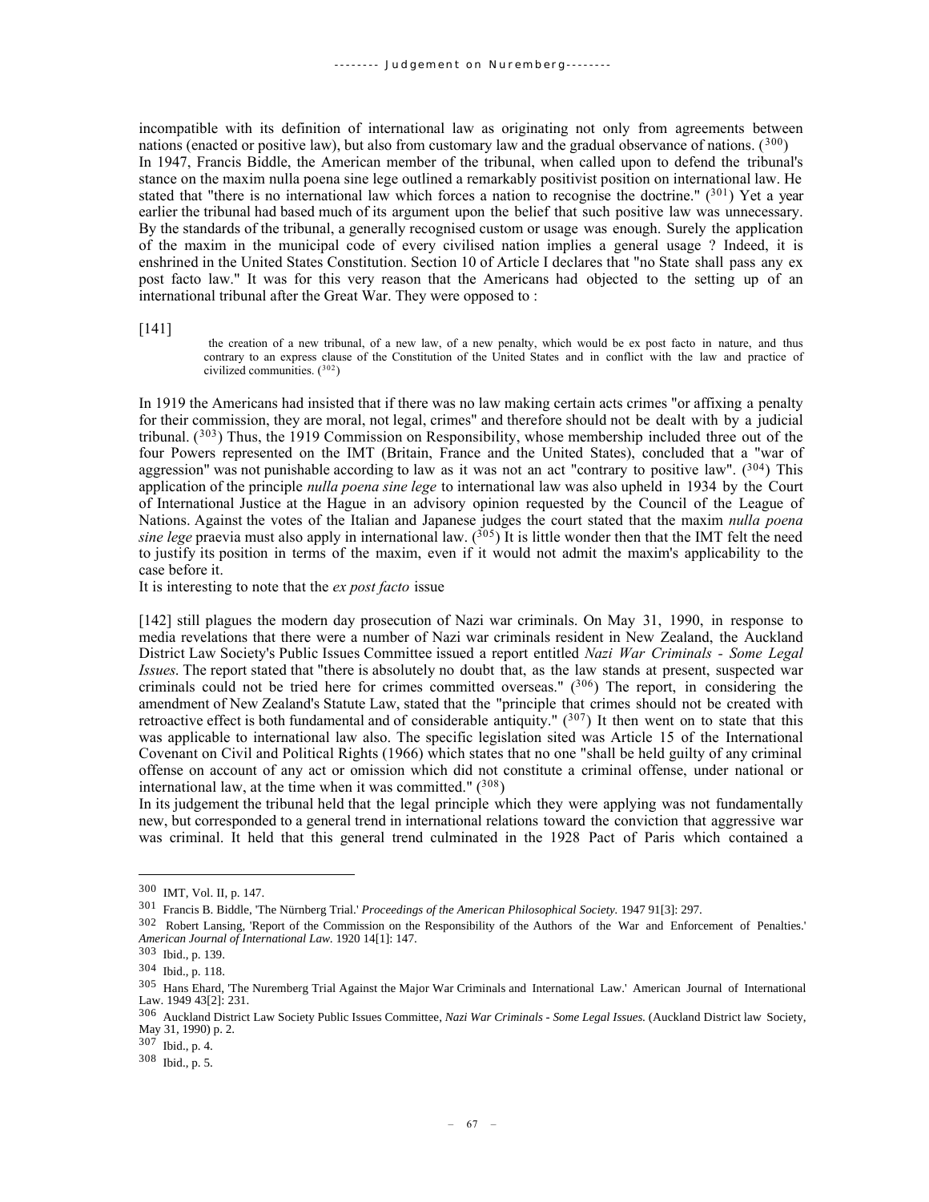incompatible with its definition of international law as originating not only from agreements between nations (enacted or positive law), but also from customary law and the gradual observance of nations. ([300])

In 1947, Francis Biddle, the American member of the tribunal, when called upon to defend the tribunal's stance on the maxim nulla poena sine lege outlined a remarkably positivist position on international law. He stated that "there is no international law which forces a nation to recognise the doctrine." ([301]) Yet a year earlier the tribunal had based much of its argument upon the belief that such positive law was unnecessary. By the standards of the tribunal, a generally recognised custom or usage was enough. Surely the application of the maxim in the municipal code of every civilised nation implies a general usage ? Indeed, it is enshrined in the United States Constitution. Section 10 of Article I declares that "no State shall pass any ex post facto law." It was for this very reason that the Americans had objected to the setting up of an international tribunal after the Great War. They were opposed to :

[141]

> the creation of a new tribunal, of a new law, of a new penalty, which would be ex post facto in nature, and thus contrary to an express clause of the Constitution of the United States and in conflict with the law and practice of civilized communities. ([302])

In 1919 the Americans had insisted that if there was no law making certain acts crimes "or affixing a penalty for their commission, they are moral, not legal, crimes" and therefore should not be dealt with by a judicial tribunal. ([303]) Thus, the 1919 Commission on Responsibility, whose membership included three out of the four Powers represented on the IMT (Britain, France and the United States), concluded that a "war of aggression" was not punishable according to law as it was not an act "contrary to positive law". ([304]) This application of the principle *nulla poena sine lege* to international law was also upheld in 1934 by the Court of International Justice at the Hague in an advisory opinion requested by the Council of the League of Nations. Against the votes of the Italian and Japanese judges the court stated that the maxim *nulla poena sine lege* praevia must also apply in international law. ([305]) It is little wonder then that the IMT felt the need to justify its position in terms of the maxim, even if it would not admit the maxim's applicability to the case before it.

It is interesting to note that the *ex post facto* issue

[142] still plagues the modern day prosecution of Nazi war criminals. On May 31, 1990, in response to media revelations that there were a number of Nazi war criminals resident in New Zealand, the Auckland District Law Society's Public Issues Committee issued a report entitled *Nazi War Criminals - Some Legal Issues*. The report stated that "there is absolutely no doubt that, as the law stands at present, suspected war criminals could not be tried here for crimes committed overseas." ([306]) The report, in considering the amendment of New Zealand's Statute Law, stated that the "principle that crimes should not be created with retroactive effect is both fundamental and of considerable antiquity." ([307]) It then went on to state that this was applicable to international law also. The specific legislation sited was Article 15 of the International Covenant on Civil and Political Rights (1966) which states that no one "shall be held guilty of any criminal offense on account of any act or omission which did not constitute a criminal offense, under national or international law, at the time when it was committed." ([308])

In its judgement the tribunal held that the legal principle which they were applying was not fundamentally new, but corresponded to a general trend in international relations toward the conviction that aggressive war was criminal. It held that this general trend culminated in the 1928 Pact of Paris which contained a

---

300 IMT, Vol. II, p. 147.

301 Francis B. Biddle, 'The Nürnberg Trial.' *Proceedings of the American Philosophical Society.* 1947 91[3]: 297.

302 Robert Lansing, 'Report of the Commission on the Responsibility of the Authors of the War and Enforcement of Penalties.' *American Journal of International Law.* 1920 14[1]: 147.

303 Ibid., p. 139.

304 Ibid., p. 118.

305 Hans Ehard, 'The Nuremberg Trial Against the Major War Criminals and International Law.' American Journal of International Law. 1949 43[2]: 231.

306 Auckland District Law Society Public Issues Committee, *Nazi War Criminals - Some Legal Issues.* (Auckland District law Society, May 31, 1990) p. 2.

307 Ibid., p. 4.

308 Ibid., p. 5.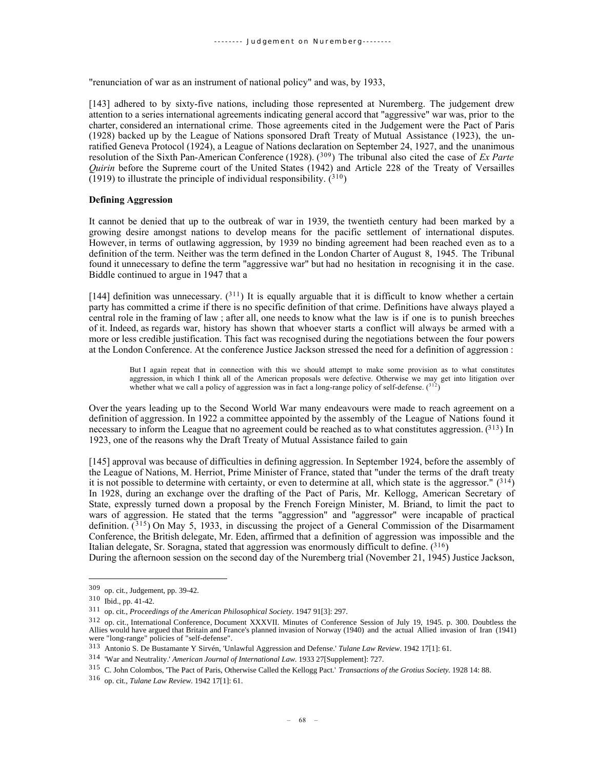"renunciation of war as an instrument of national policy" and was, by 1933,

[143] adhered to by sixty-five nations, including those represented at Nuremberg. The judgement drew attention to a series international agreements indicating general accord that "aggressive" war was, prior to the charter, considered an international crime. Those agreements cited in the Judgement were the Pact of Paris (1928) backed up by the League of Nations sponsored Draft Treaty of Mutual Assistance (1923), the un-ratified Geneva Protocol (1924), a League of Nations declaration on September 24, 1927, and the unanimous resolution of the Sixth Pan-American Conference (1928). [309] The tribunal also cited the case of *Ex Parte Quirin* before the Supreme court of the United States (1942) and Article 228 of the Treaty of Versailles (1919) to illustrate the principle of individual responsibility. [310]

**Defining Aggression**

It cannot be denied that up to the outbreak of war in 1939, the twentieth century had been marked by a growing desire amongst nations to develop means for the pacific settlement of international disputes. However, in terms of outlawing aggression, by 1939 no binding agreement had been reached even as to a definition of the term. Neither was the term defined in the London Charter of August 8, 1945. The Tribunal found it unnecessary to define the term "aggressive war" but had no hesitation in recognising it in the case. Biddle continued to argue in 1947 that a

[144] definition was unnecessary. [311] It is equally arguable that it is difficult to know whether a certain party has committed a crime if there is no specific definition of that crime. Definitions have always played a central role in the framing of law ; after all, one needs to know what the law is if one is to punish breeches of it. Indeed, as regards war, history has shown that whoever starts a conflict will always be armed with a more or less credible justification. This fact was recognised during the negotiations between the four powers at the London Conference. At the conference Justice Jackson stressed the need for a definition of aggression :

> But I again repeat that in connection with this we should attempt to make some provision as to what constitutes aggression, in which I think all of the American proposals were defective. Otherwise we may get into litigation over whether what we call a policy of aggression was in fact a long-range policy of self-defense. [312]

Over the years leading up to the Second World War many endeavours were made to reach agreement on a definition of aggression. In 1922 a committee appointed by the assembly of the League of Nations found it necessary to inform the League that no agreement could be reached as to what constitutes aggression. [313] In 1923, one of the reasons why the Draft Treaty of Mutual Assistance failed to gain

[145] approval was because of difficulties in defining aggression. In September 1924, before the assembly of the League of Nations, M. Herriot, Prime Minister of France, stated that "under the terms of the draft treaty it is not possible to determine with certainty, or even to determine at all, which state is the aggressor." [314] In 1928, during an exchange over the drafting of the Pact of Paris, Mr. Kellogg, American Secretary of State, expressly turned down a proposal by the French Foreign Minister, M. Briand, to limit the pact to wars of aggression. He stated that the terms "aggression" and "aggressor" were incapable of practical definition. [315] On May 5, 1933, in discussing the project of a General Commission of the Disarmament Conference, the British delegate, Mr. Eden, affirmed that a definition of aggression was impossible and the Italian delegate, Sr. Soragna, stated that aggression was enormously difficult to define. [316]

During the afternoon session on the second day of the Nuremberg trial (November 21, 1945) Justice Jackson,

---

309 op. cit., Judgement, pp. 39-42.

310 Ibid., pp. 41-42.

311 op. cit., *Proceedings of the American Philosophical Society*. 1947 91[3]: 297.

312 op. cit., International Conference, Document XXXVII. Minutes of Conference Session of July 19, 1945. p. 300. Doubtless the Allies would have argued that Britain and France's planned invasion of Norway (1940) and the actual Allied invasion of Iran (1941) were "long-range" policies of "self-defense".

313 Antonio S. De Bustamante Y Sirvén, 'Unlawful Aggression and Defense.' *Tulane Law Review*. 1942 17[1]: 61.

314 'War and Neutrality.' *American Journal of International Law*. 1933 27[Supplement]: 727.

315 C. John Colombos, 'The Pact of Paris, Otherwise Called the Kellogg Pact.' *Transactions of the Grotius Society*. 1928 14: 88.

316 op. cit., *Tulane Law Review*. 1942 17[1]: 61.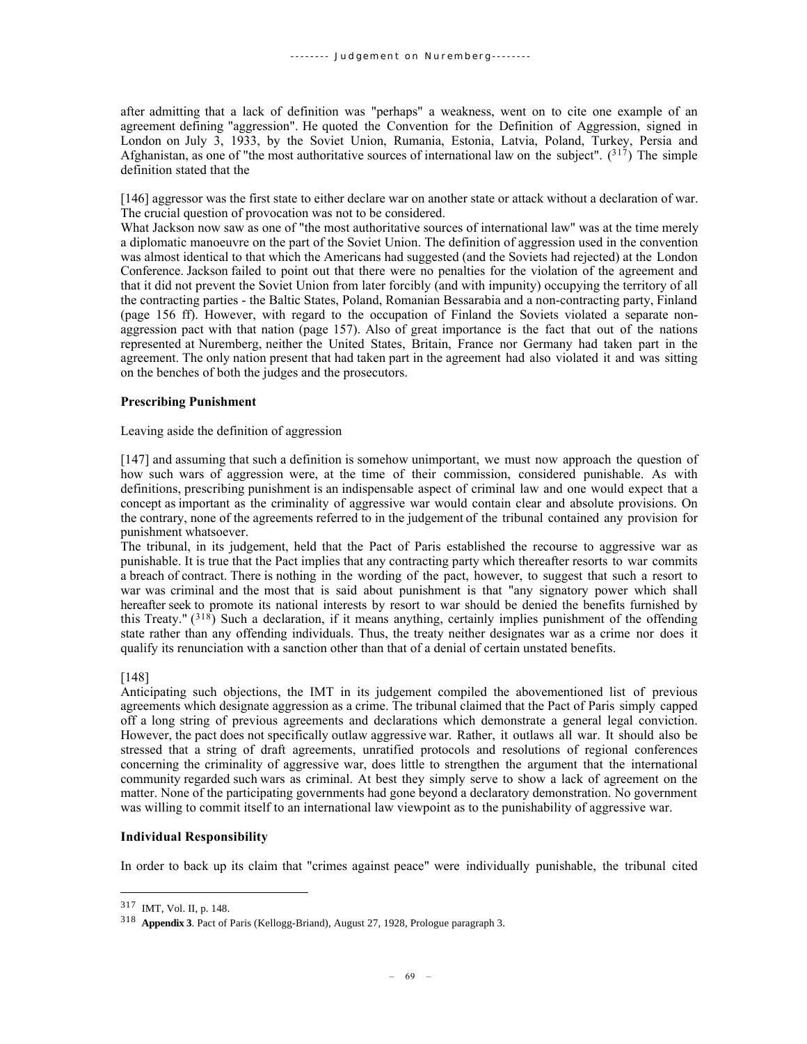after admitting that a lack of definition was "perhaps" a weakness, went on to cite one example of an agreement defining "aggression". He quoted the Convention for the Definition of Aggression, signed in London on July 3, 1933, by the Soviet Union, Rumania, Estonia, Latvia, Poland, Turkey, Persia and Afghanistan, as one of "the most authoritative sources of international law on the subject". ([317]) The simple definition stated that the

[146] aggressor was the first state to either declare war on another state or attack without a declaration of war. The crucial question of provocation was not to be considered.

What Jackson now saw as one of "the most authoritative sources of international law" was at the time merely a diplomatic manoeuvre on the part of the Soviet Union. The definition of aggression used in the convention was almost identical to that which the Americans had suggested (and the Soviets had rejected) at the London Conference. Jackson failed to point out that there were no penalties for the violation of the agreement and that it did not prevent the Soviet Union from later forcibly (and with impunity) occupying the territory of all the contracting parties - the Baltic States, Poland, Romanian Bessarabia and a non-contracting party, Finland (page 156 ff). However, with regard to the occupation of Finland the Soviets violated a separate non-aggression pact with that nation (page 157). Also of great importance is the fact that out of the nations represented at Nuremberg, neither the United States, Britain, France nor Germany had taken part in the agreement. The only nation present that had taken part in the agreement had also violated it and was sitting on the benches of both the judges and the prosecutors.

**Prescribing Punishment**

Leaving aside the definition of aggression

[147] and assuming that such a definition is somehow unimportant, we must now approach the question of how such wars of aggression were, at the time of their commission, considered punishable. As with definitions, prescribing punishment is an indispensable aspect of criminal law and one would expect that a concept as important as the criminality of aggressive war would contain clear and absolute provisions. On the contrary, none of the agreements referred to in the judgement of the tribunal contained any provision for punishment whatsoever.

The tribunal, in its judgement, held that the Pact of Paris established the recourse to aggressive war as punishable. It is true that the Pact implies that any contracting party which thereafter resorts to war commits a breach of contract. There is nothing in the wording of the pact, however, to suggest that such a resort to war was criminal and the most that is said about punishment is that "any signatory power which shall hereafter seek to promote its national interests by resort to war should be denied the benefits furnished by this Treaty." ([318]) Such a declaration, if it means anything, certainly implies punishment of the offending state rather than any offending individuals. Thus, the treaty neither designates war as a crime nor does it qualify its renunciation with a sanction other than that of a denial of certain unstated benefits.

[148]

Anticipating such objections, the IMT in its judgement compiled the abovementioned list of previous agreements which designate aggression as a crime. The tribunal claimed that the Pact of Paris simply capped off a long string of previous agreements and declarations which demonstrate a general legal conviction. However, the pact does not specifically outlaw aggressive war. Rather, it outlaws all war. It should also be stressed that a string of draft agreements, unratified protocols and resolutions of regional conferences concerning the criminality of aggressive war, does little to strengthen the argument that the international community regarded such wars as criminal. At best they simply serve to show a lack of agreement on the matter. None of the participating governments had gone beyond a declaratory demonstration. No government was willing to commit itself to an international law viewpoint as to the punishability of aggressive war.

**Individual Responsibility**

In order to back up its claim that "crimes against peace" were individually punishable, the tribunal cited

---

[317] IMT, Vol. II, p. 148.

[318] **Appendix 3**. Pact of Paris (Kellogg-Briand), August 27, 1928, Prologue paragraph 3.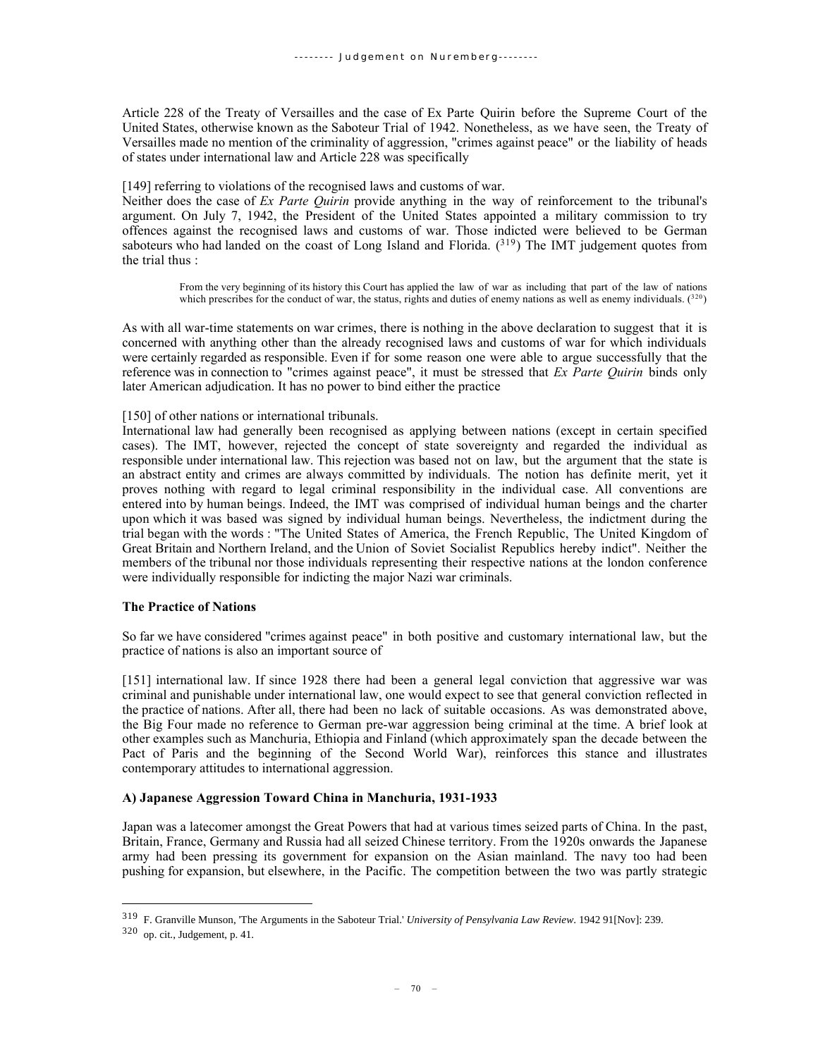Article 228 of the Treaty of Versailles and the case of Ex Parte Quirin before the Supreme Court of the United States, otherwise known as the Saboteur Trial of 1942. Nonetheless, as we have seen, the Treaty of Versailles made no mention of the criminality of aggression, "crimes against peace" or the liability of heads of states under international law and Article 228 was specifically

[149] referring to violations of the recognised laws and customs of war.

Neither does the case of *Ex Parte Quirin* provide anything in the way of reinforcement to the tribunal's argument. On July 7, 1942, the President of the United States appointed a military commission to try offences against the recognised laws and customs of war. Those indicted were believed to be German saboteurs who had landed on the coast of Long Island and Florida. ([319]) The IMT judgement quotes from the trial thus :

> From the very beginning of its history this Court has applied the law of war as including that part of the law of nations which prescribes for the conduct of war, the status, rights and duties of enemy nations as well as enemy individuals. ([320])

As with all war-time statements on war crimes, there is nothing in the above declaration to suggest that it is concerned with anything other than the already recognised laws and customs of war for which individuals were certainly regarded as responsible. Even if for some reason one were able to argue successfully that the reference was in connection to "crimes against peace", it must be stressed that *Ex Parte Quirin* binds only later American adjudication. It has no power to bind either the practice

[150] of other nations or international tribunals.

International law had generally been recognised as applying between nations (except in certain specified cases). The IMT, however, rejected the concept of state sovereignty and regarded the individual as responsible under international law. This rejection was based not on law, but the argument that the state is an abstract entity and crimes are always committed by individuals. The notion has definite merit, yet it proves nothing with regard to legal criminal responsibility in the individual case. All conventions are entered into by human beings. Indeed, the IMT was comprised of individual human beings and the charter upon which it was based was signed by individual human beings. Nevertheless, the indictment during the trial began with the words : "The United States of America, the French Republic, The United Kingdom of Great Britain and Northern Ireland, and the Union of Soviet Socialist Republics hereby indict". Neither the members of the tribunal nor those individuals representing their respective nations at the london conference were individually responsible for indicting the major Nazi war criminals.

**The Practice of Nations**

So far we have considered "crimes against peace" in both positive and customary international law, but the practice of nations is also an important source of

[151] international law. If since 1928 there had been a general legal conviction that aggressive war was criminal and punishable under international law, one would expect to see that general conviction reflected in the practice of nations. After all, there had been no lack of suitable occasions. As was demonstrated above, the Big Four made no reference to German pre-war aggression being criminal at the time. A brief look at other examples such as Manchuria, Ethiopia and Finland (which approximately span the decade between the Pact of Paris and the beginning of the Second World War), reinforces this stance and illustrates contemporary attitudes to international aggression.

**A) Japanese Aggression Toward China in Manchuria, 1931-1933**

Japan was a latecomer amongst the Great Powers that had at various times seized parts of China. In the past, Britain, France, Germany and Russia had all seized Chinese territory. From the 1920s onwards the Japanese army had been pressing its government for expansion on the Asian mainland. The navy too had been pushing for expansion, but elsewhere, in the Pacific. The competition between the two was partly strategic

---

319 F. Granville Munson, 'The Arguments in the Saboteur Trial.' *University of Pensylvania Law Review*. 1942 91[Nov]: 239.

320 op. cit., Judgement, p. 41.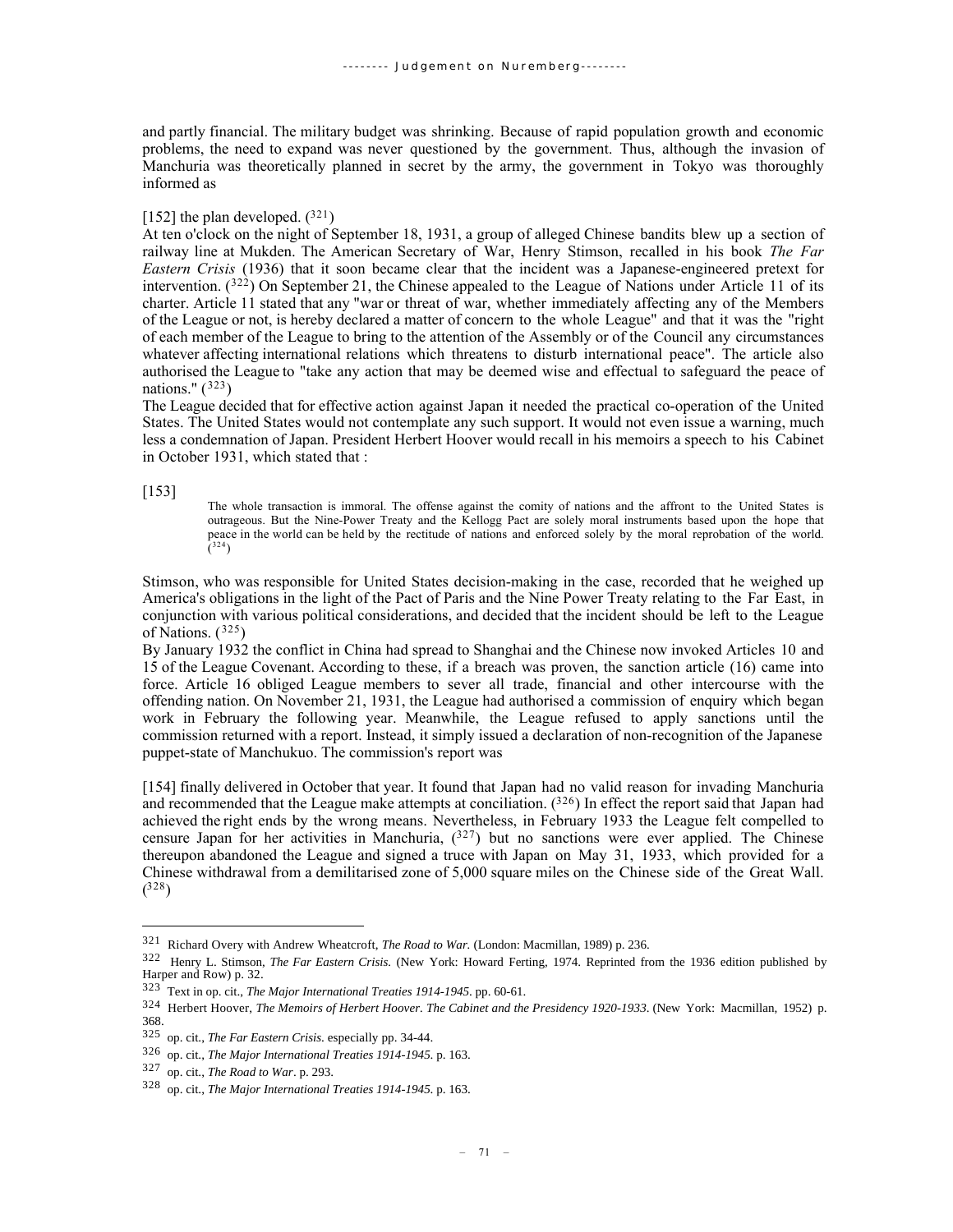and partly financial. The military budget was shrinking. Because of rapid population growth and economic problems, the need to expand was never questioned by the government. Thus, although the invasion of Manchuria was theoretically planned in secret by the army, the government in Tokyo was thoroughly informed as

[152] the plan developed. ([321])

At ten o'clock on the night of September 18, 1931, a group of alleged Chinese bandits blew up a section of railway line at Mukden. The American Secretary of War, Henry Stimson, recalled in his book *The Far Eastern Crisis* (1936) that it soon became clear that the incident was a Japanese-engineered pretext for intervention. ([322]) On September 21, the Chinese appealed to the League of Nations under Article 11 of its charter. Article 11 stated that any "war or threat of war, whether immediately affecting any of the Members of the League or not, is hereby declared a matter of concern to the whole League" and that it was the "right of each member of the League to bring to the attention of the Assembly or of the Council any circumstances whatever affecting international relations which threatens to disturb international peace". The article also authorised the League to "take any action that may be deemed wise and effectual to safeguard the peace of nations." ([323])

The League decided that for effective action against Japan it needed the practical co-operation of the United States. The United States would not contemplate any such support. It would not even issue a warning, much less a condemnation of Japan. President Herbert Hoover would recall in his memoirs a speech to his Cabinet in October 1931, which stated that :

[153]

> The whole transaction is immoral. The offense against the comity of nations and the affront to the United States is outrageous. But the Nine-Power Treaty and the Kellogg Pact are solely moral instruments based upon the hope that peace in the world can be held by the rectitude of nations and enforced solely by the moral reprobation of the world. ([324])

Stimson, who was responsible for United States decision-making in the case, recorded that he weighed up America's obligations in the light of the Pact of Paris and the Nine Power Treaty relating to the Far East, in conjunction with various political considerations, and decided that the incident should be left to the League of Nations. ([325])

By January 1932 the conflict in China had spread to Shanghai and the Chinese now invoked Articles 10 and 15 of the League Covenant. According to these, if a breach was proven, the sanction article (16) came into force. Article 16 obliged League members to sever all trade, financial and other intercourse with the offending nation. On November 21, 1931, the League had authorised a commission of enquiry which began work in February the following year. Meanwhile, the League refused to apply sanctions until the commission returned with a report. Instead, it simply issued a declaration of non-recognition of the Japanese puppet-state of Manchukuo. The commission's report was

[154] finally delivered in October that year. It found that Japan had no valid reason for invading Manchuria and recommended that the League make attempts at conciliation. ([326]) In effect the report said that Japan had achieved the right ends by the wrong means. Nevertheless, in February 1933 the League felt compelled to censure Japan for her activities in Manchuria, ([327]) but no sanctions were ever applied. The Chinese thereupon abandoned the League and signed a truce with Japan on May 31, 1933, which provided for a Chinese withdrawal from a demilitarised zone of 5,000 square miles on the Chinese side of the Great Wall. ([328])

---

321 Richard Overy with Andrew Wheatcroft, *The Road to War.* (London: Macmillan, 1989) p. 236.

322 Henry L. Stimson, *The Far Eastern Crisis.* (New York: Howard Ferting, 1974. Reprinted from the 1936 edition published by Harper and Row) p. 32.

323 Text in op. cit., *The Major International Treaties 1914-1945*. pp. 60-61.

324 Herbert Hoover, *The Memoirs of Herbert Hoover*. *The Cabinet and the Presidency 1920-1933*. (New York: Macmillan, 1952) p. 368.

325 op. cit., *The Far Eastern Crisis*. especially pp. 34-44.

326 op. cit., *The Major International Treaties 1914-1945.* p. 163.

327 op. cit., *The Road to War*. p. 293.

328 op. cit., *The Major International Treaties 1914-1945.* p. 163.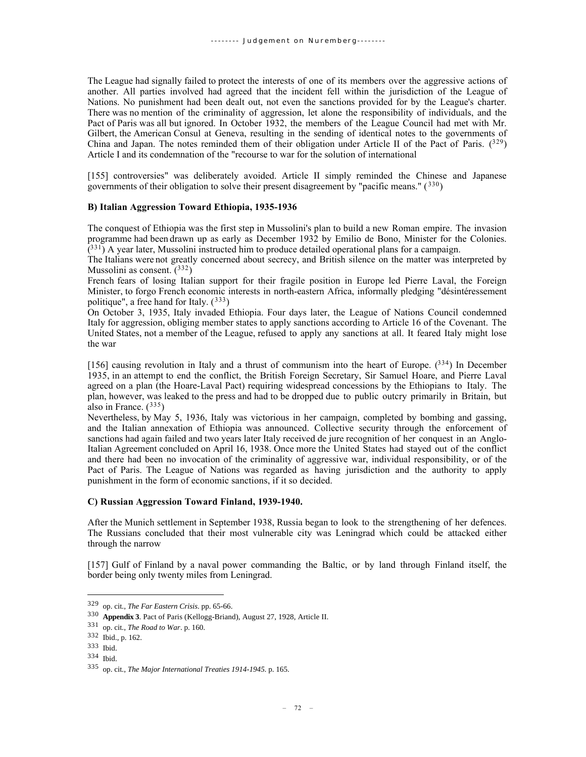The League had signally failed to protect the interests of one of its members over the aggressive actions of another. All parties involved had agreed that the incident fell within the jurisdiction of the League of Nations. No punishment had been dealt out, not even the sanctions provided for by the League's charter. There was no mention of the criminality of aggression, let alone the responsibility of individuals, and the Pact of Paris was all but ignored. In October 1932, the members of the League Council had met with Mr. Gilbert, the American Consul at Geneva, resulting in the sending of identical notes to the governments of China and Japan. The notes reminded them of their obligation under Article II of the Pact of Paris. ([329]) Article I and its condemnation of the "recourse to war for the solution of international

[155] controversies" was deliberately avoided. Article II simply reminded the Chinese and Japanese governments of their obligation to solve their present disagreement by "pacific means." ([330])

**B) Italian Aggression Toward Ethiopia, 1935-1936**

The conquest of Ethiopia was the first step in Mussolini's plan to build a new Roman empire. The invasion programme had been drawn up as early as December 1932 by Emilio de Bono, Minister for the Colonies. ([331]) A year later, Mussolini instructed him to produce detailed operational plans for a campaign.

The Italians were not greatly concerned about secrecy, and British silence on the matter was interpreted by Mussolini as consent. ([332])

French fears of losing Italian support for their fragile position in Europe led Pierre Laval, the Foreign Minister, to forgo French economic interests in north-eastern Africa, informally pledging "désintéressement politique", a free hand for Italy. ([333])

On October 3, 1935, Italy invaded Ethiopia. Four days later, the League of Nations Council condemned Italy for aggression, obliging member states to apply sanctions according to Article 16 of the Covenant. The United States, not a member of the League, refused to apply any sanctions at all. It feared Italy might lose the war

[156] causing revolution in Italy and a thrust of communism into the heart of Europe. ([334]) In December 1935, in an attempt to end the conflict, the British Foreign Secretary, Sir Samuel Hoare, and Pierre Laval agreed on a plan (the Hoare-Laval Pact) requiring widespread concessions by the Ethiopians to Italy. The plan, however, was leaked to the press and had to be dropped due to public outcry primarily in Britain, but also in France. ([335])

Nevertheless, by May 5, 1936, Italy was victorious in her campaign, completed by bombing and gassing, and the Italian annexation of Ethiopia was announced. Collective security through the enforcement of sanctions had again failed and two years later Italy received de jure recognition of her conquest in an Anglo-Italian Agreement concluded on April 16, 1938. Once more the United States had stayed out of the conflict and there had been no invocation of the criminality of aggressive war, individual responsibility, or of the Pact of Paris. The League of Nations was regarded as having jurisdiction and the authority to apply punishment in the form of economic sanctions, if it so decided.

**C) Russian Aggression Toward Finland, 1939-1940.**

After the Munich settlement in September 1938, Russia began to look to the strengthening of her defences. The Russians concluded that their most vulnerable city was Leningrad which could be attacked either through the narrow

[157] Gulf of Finland by a naval power commanding the Baltic, or by land through Finland itself, the border being only twenty miles from Leningrad.

---

329 op. cit., *The Far Eastern Crisis*. pp. 65-66.

330 **Appendix 3**. Pact of Paris (Kellogg-Briand), August 27, 1928, Article II.

331 op. cit., *The Road to War*. p. 160.

332 Ibid., p. 162.

333 Ibid.

334 Ibid.

335 op. cit., *The Major International Treaties 1914-1945*. p. 165.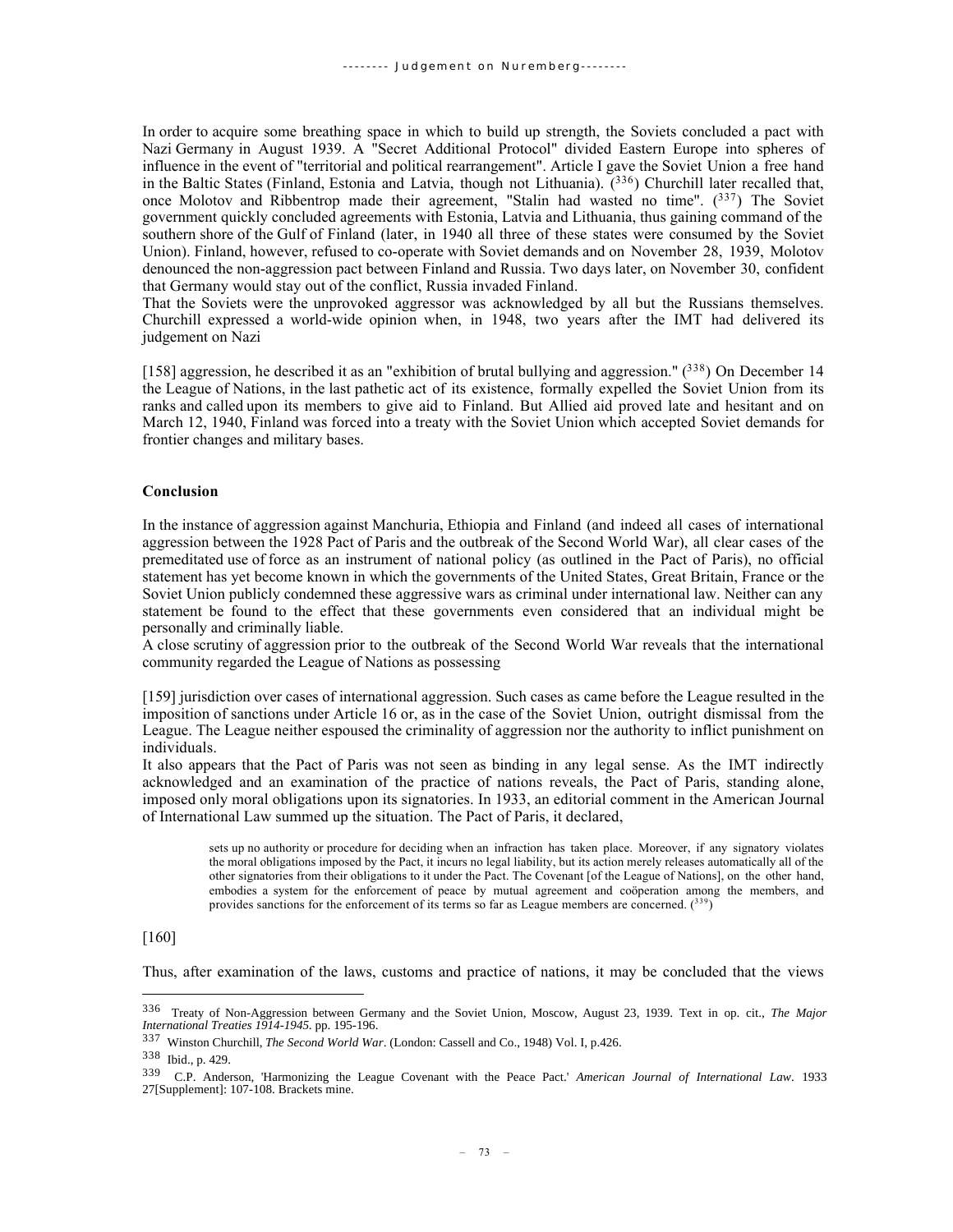In order to acquire some breathing space in which to build up strength, the Soviets concluded a pact with Nazi Germany in August 1939. A "Secret Additional Protocol" divided Eastern Europe into spheres of influence in the event of "territorial and political rearrangement". Article I gave the Soviet Union a free hand in the Baltic States (Finland, Estonia and Latvia, though not Lithuania). ([336]) Churchill later recalled that, once Molotov and Ribbentrop made their agreement, "Stalin had wasted no time". ([337]) The Soviet government quickly concluded agreements with Estonia, Latvia and Lithuania, thus gaining command of the southern shore of the Gulf of Finland (later, in 1940 all three of these states were consumed by the Soviet Union). Finland, however, refused to co-operate with Soviet demands and on November 28, 1939, Molotov denounced the non-aggression pact between Finland and Russia. Two days later, on November 30, confident that Germany would stay out of the conflict, Russia invaded Finland.

That the Soviets were the unprovoked aggressor was acknowledged by all but the Russians themselves. Churchill expressed a world-wide opinion when, in 1948, two years after the IMT had delivered its judgement on Nazi

[158] aggression, he described it as an "exhibition of brutal bullying and aggression." ([338]) On December 14 the League of Nations, in the last pathetic act of its existence, formally expelled the Soviet Union from its ranks and called upon its members to give aid to Finland. But Allied aid proved late and hesitant and on March 12, 1940, Finland was forced into a treaty with the Soviet Union which accepted Soviet demands for frontier changes and military bases.

**Conclusion**

In the instance of aggression against Manchuria, Ethiopia and Finland (and indeed all cases of international aggression between the 1928 Pact of Paris and the outbreak of the Second World War), all clear cases of the premeditated use of force as an instrument of national policy (as outlined in the Pact of Paris), no official statement has yet become known in which the governments of the United States, Great Britain, France or the Soviet Union publicly condemned these aggressive wars as criminal under international law. Neither can any statement be found to the effect that these governments even considered that an individual might be personally and criminally liable.

A close scrutiny of aggression prior to the outbreak of the Second World War reveals that the international community regarded the League of Nations as possessing

[159] jurisdiction over cases of international aggression. Such cases as came before the League resulted in the imposition of sanctions under Article 16 or, as in the case of the Soviet Union, outright dismissal from the League. The League neither espoused the criminality of aggression nor the authority to inflict punishment on individuals.

It also appears that the Pact of Paris was not seen as binding in any legal sense. As the IMT indirectly acknowledged and an examination of the practice of nations reveals, the Pact of Paris, standing alone, imposed only moral obligations upon its signatories. In 1933, an editorial comment in the American Journal of International Law summed up the situation. The Pact of Paris, it declared,

> sets up no authority or procedure for deciding when an infraction has taken place. Moreover, if any signatory violates the moral obligations imposed by the Pact, it incurs no legal liability, but its action merely releases automatically all of the other signatories from their obligations to it under the Pact. The Covenant [of the League of Nations], on the other hand, embodies a system for the enforcement of peace by mutual agreement and coöperation among the members, and provides sanctions for the enforcement of its terms so far as League members are concerned. ([339])

[160]

Thus, after examination of the laws, customs and practice of nations, it may be concluded that the views

---

336 Treaty of Non-Aggression between Germany and the Soviet Union, Moscow, August 23, 1939. Text in op. cit., *The Major International Treaties 1914-1945.* pp. 195-196.

337 Winston Churchill, *The Second World War*. (London: Cassell and Co., 1948) Vol. I, p.426.

338 Ibid., p. 429.

339 C.P. Anderson, 'Harmonizing the League Covenant with the Peace Pact.' *American Journal of International Law*. 1933 27[Supplement]: 107-108. Brackets mine.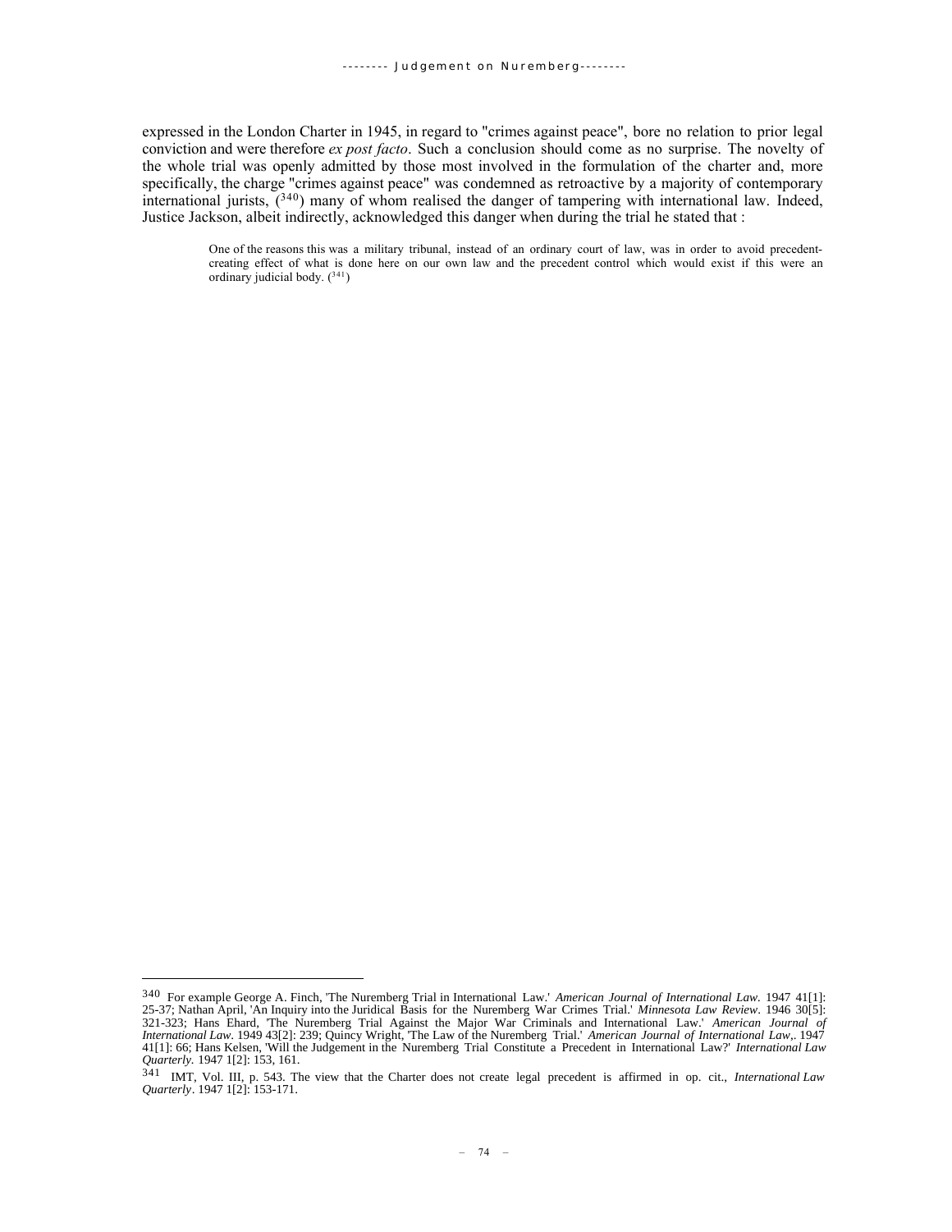expressed in the London Charter in 1945, in regard to "crimes against peace", bore no relation to prior legal conviction and were therefore *ex post facto*. Such a conclusion should come as no surprise. The novelty of the whole trial was openly admitted by those most involved in the formulation of the charter and, more specifically, the charge "crimes against peace" was condemned as retroactive by a majority of contemporary international jurists, ([340]) many of whom realised the danger of tampering with international law. Indeed, Justice Jackson, albeit indirectly, acknowledged this danger when during the trial he stated that :

> One of the reasons this was a military tribunal, instead of an ordinary court of law, was in order to avoid precedent-creating effect of what is done here on our own law and the precedent control which would exist if this were an ordinary judicial body. ([341])

---

[340] For example George A. Finch, 'The Nuremberg Trial in International Law.' *American Journal of International Law.* 1947 41[1]: 25-37; Nathan April, 'An Inquiry into the Juridical Basis for the Nuremberg War Crimes Trial.' *Minnesota Law Review.* 1946 30[5]: 321-323; Hans Ehard, 'The Nuremberg Trial Against the Major War Criminals and International Law.' *American Journal of International Law.* 1949 43[2]: 239; Quincy Wright, 'The Law of the Nuremberg Trial.' *American Journal of International Law,.* 1947 41[1]: 66; Hans Kelsen, 'Will the Judgement in the Nuremberg Trial Constitute a Precedent in International Law?' *International Law Quarterly.* 1947 1[2]: 153, 161.

[341] IMT, Vol. III, p. 543. The view that the Charter does not create legal precedent is affirmed in op. cit., *International Law Quarterly*. 1947 1[2]: 153-171.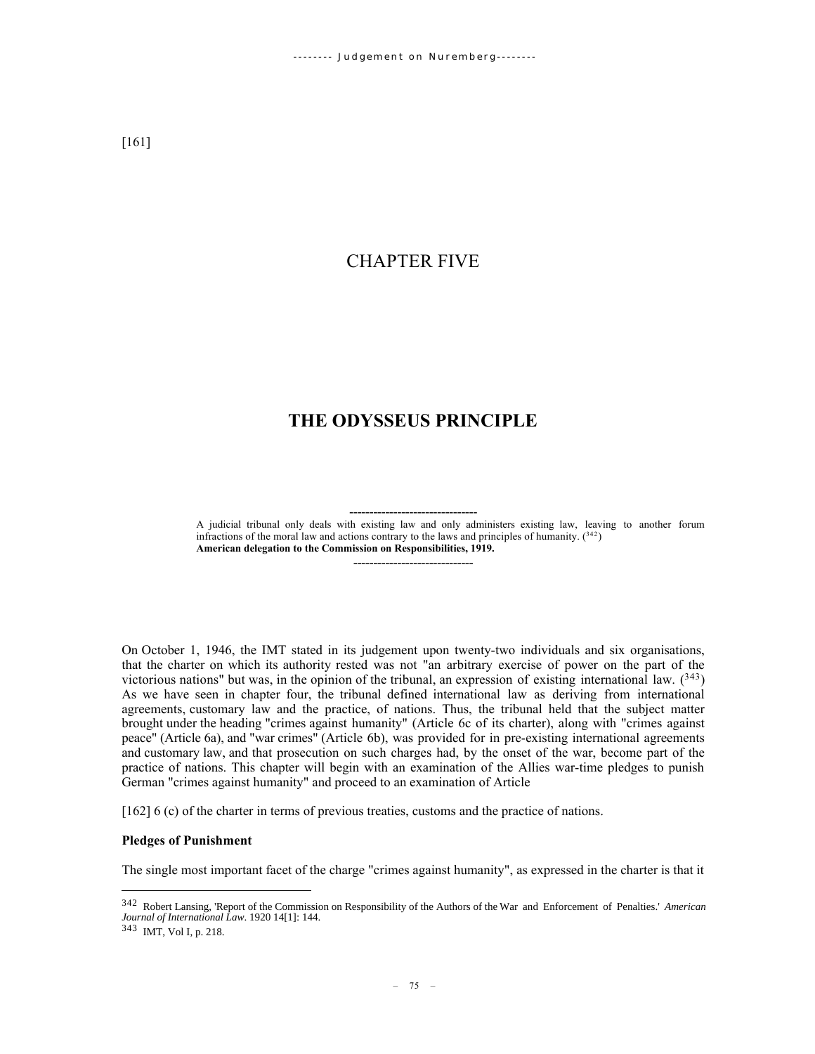[161]

# CHAPTER FIVE

## THE ODYSSEUS PRINCIPLE

--------------------------------

A judicial tribunal only deals with existing law and only administers existing law, leaving to another forum infractions of the moral law and actions contrary to the laws and principles of humanity. [342]
**American delegation to the Commission on Responsibilities, 1919.**

------------------------------

On October 1, 1946, the IMT stated in its judgement upon twenty-two individuals and six organisations, that the charter on which its authority rested was not "an arbitrary exercise of power on the part of the victorious nations" but was, in the opinion of the tribunal, an expression of existing international law. [343] As we have seen in chapter four, the tribunal defined international law as deriving from international agreements, customary law and the practice, of nations. Thus, the tribunal held that the subject matter brought under the heading "crimes against humanity" (Article 6c of its charter), along with "crimes against peace" (Article 6a), and "war crimes" (Article 6b), was provided for in pre-existing international agreements and customary law, and that prosecution on such charges had, by the onset of the war, become part of the practice of nations. This chapter will begin with an examination of the Allies war-time pledges to punish German "crimes against humanity" and proceed to an examination of Article

[162] 6 (c) of the charter in terms of previous treaties, customs and the practice of nations.

**Pledges of Punishment**

The single most important facet of the charge "crimes against humanity", as expressed in the charter is that it

---

342 Robert Lansing, 'Report of the Commission on Responsibility of the Authors of the War and Enforcement of Penalties.' *American Journal of International Law*. 1920 14[1]: 144.

343 IMT, Vol I, p. 218.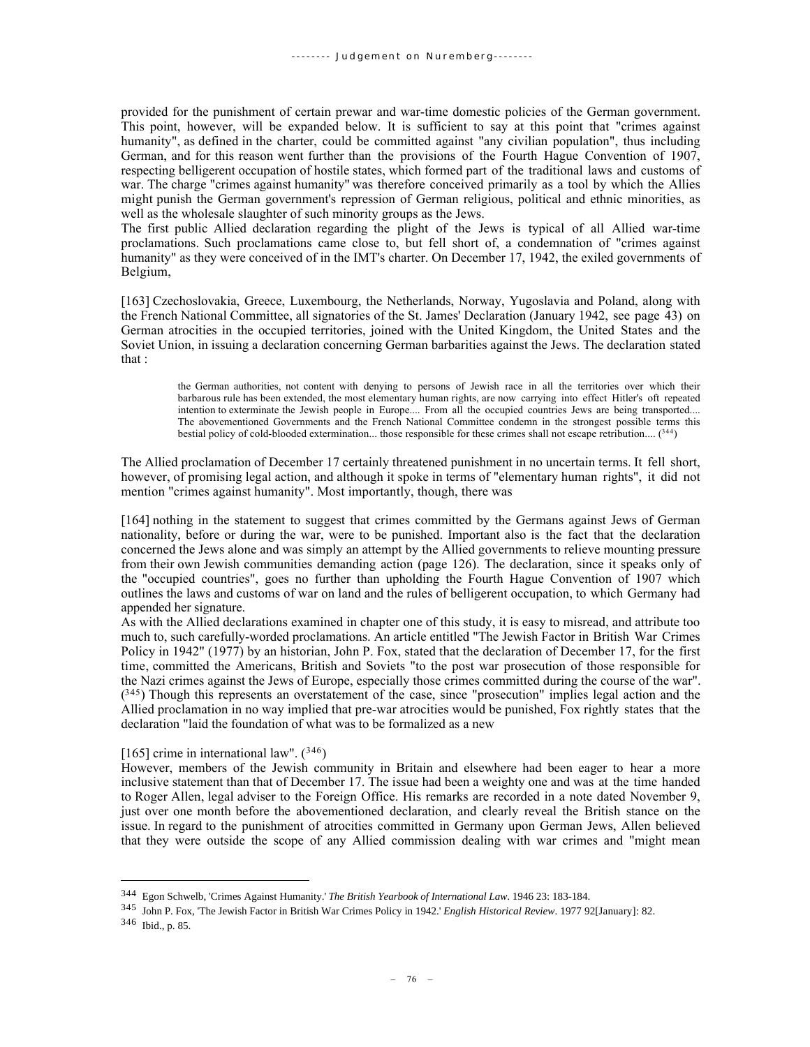provided for the punishment of certain prewar and war-time domestic policies of the German government. This point, however, will be expanded below. It is sufficient to say at this point that "crimes against humanity", as defined in the charter, could be committed against "any civilian population", thus including German, and for this reason went further than the provisions of the Fourth Hague Convention of 1907, respecting belligerent occupation of hostile states, which formed part of the traditional laws and customs of war. The charge "crimes against humanity" was therefore conceived primarily as a tool by which the Allies might punish the German government's repression of German religious, political and ethnic minorities, as well as the wholesale slaughter of such minority groups as the Jews.

The first public Allied declaration regarding the plight of the Jews is typical of all Allied war-time proclamations. Such proclamations came close to, but fell short of, a condemnation of "crimes against humanity" as they were conceived of in the IMT's charter. On December 17, 1942, the exiled governments of Belgium,

[163] Czechoslovakia, Greece, Luxembourg, the Netherlands, Norway, Yugoslavia and Poland, along with the French National Committee, all signatories of the St. James' Declaration (January 1942, see page 43) on German atrocities in the occupied territories, joined with the United Kingdom, the United States and the Soviet Union, in issuing a declaration concerning German barbarities against the Jews. The declaration stated that :

> the German authorities, not content with denying to persons of Jewish race in all the territories over which their barbarous rule has been extended, the most elementary human rights, are now carrying into effect Hitler's oft repeated intention to exterminate the Jewish people in Europe.... From all the occupied countries Jews are being transported.... The abovementioned Governments and the French National Committee condemn in the strongest possible terms this bestial policy of cold-blooded extermination... those responsible for these crimes shall not escape retribution.... ([344])

The Allied proclamation of December 17 certainly threatened punishment in no uncertain terms. It fell short, however, of promising legal action, and although it spoke in terms of "elementary human rights", it did not mention "crimes against humanity". Most importantly, though, there was

[164] nothing in the statement to suggest that crimes committed by the Germans against Jews of German nationality, before or during the war, were to be punished. Important also is the fact that the declaration concerned the Jews alone and was simply an attempt by the Allied governments to relieve mounting pressure from their own Jewish communities demanding action (page 126). The declaration, since it speaks only of the "occupied countries", goes no further than upholding the Fourth Hague Convention of 1907 which outlines the laws and customs of war on land and the rules of belligerent occupation, to which Germany had appended her signature.

As with the Allied declarations examined in chapter one of this study, it is easy to misread, and attribute too much to, such carefully-worded proclamations. An article entitled "The Jewish Factor in British War Crimes Policy in 1942" (1977) by an historian, John P. Fox, stated that the declaration of December 17, for the first time, committed the Americans, British and Soviets "to the post war prosecution of those responsible for the Nazi crimes against the Jews of Europe, especially those crimes committed during the course of the war". ([345]) Though this represents an overstatement of the case, since "prosecution" implies legal action and the Allied proclamation in no way implied that pre-war atrocities would be punished, Fox rightly states that the declaration "laid the foundation of what was to be formalized as a new

[165] crime in international law". ([346])

However, members of the Jewish community in Britain and elsewhere had been eager to hear a more inclusive statement than that of December 17. The issue had been a weighty one and was at the time handed to Roger Allen, legal adviser to the Foreign Office. His remarks are recorded in a note dated November 9, just over one month before the abovementioned declaration, and clearly reveal the British stance on the issue. In regard to the punishment of atrocities committed in Germany upon German Jews, Allen believed that they were outside the scope of any Allied commission dealing with war crimes and "might mean

---

[344] Egon Schwelb, 'Crimes Against Humanity.' *The British Yearbook of International Law*. 1946 23: 183-184.

[345] John P. Fox, 'The Jewish Factor in British War Crimes Policy in 1942.' *English Historical Review*. 1977 92[January]: 82.

[346] Ibid., p. 85.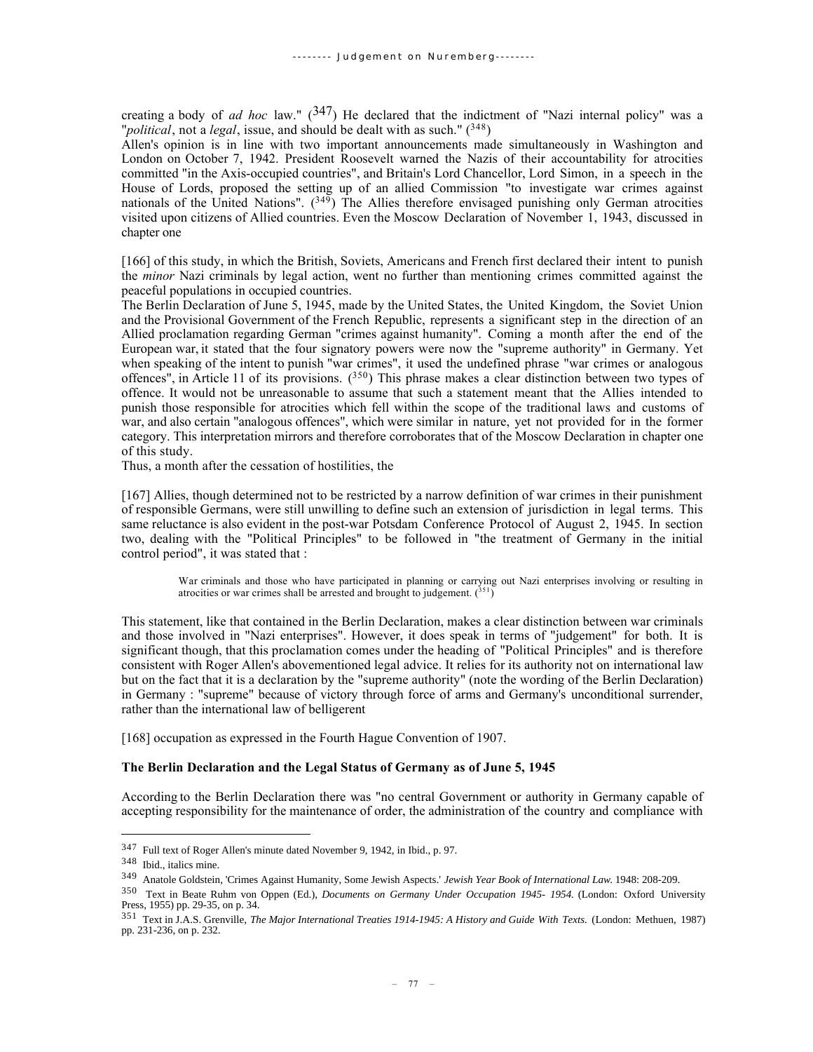creating a body of *ad hoc* law." (347) He declared that the indictment of "Nazi internal policy" was a "*political*, not a *legal*, issue, and should be dealt with as such." (348)

Allen's opinion is in line with two important announcements made simultaneously in Washington and London on October 7, 1942. President Roosevelt warned the Nazis of their accountability for atrocities committed "in the Axis-occupied countries", and Britain's Lord Chancellor, Lord Simon, in a speech in the House of Lords, proposed the setting up of an allied Commission "to investigate war crimes against nationals of the United Nations". (349) The Allies therefore envisaged punishing only German atrocities visited upon citizens of Allied countries. Even the Moscow Declaration of November 1, 1943, discussed in chapter one

[166] of this study, in which the British, Soviets, Americans and French first declared their intent to punish the *minor* Nazi criminals by legal action, went no further than mentioning crimes committed against the peaceful populations in occupied countries.

The Berlin Declaration of June 5, 1945, made by the United States, the United Kingdom, the Soviet Union and the Provisional Government of the French Republic, represents a significant step in the direction of an Allied proclamation regarding German "crimes against humanity". Coming a month after the end of the European war, it stated that the four signatory powers were now the "supreme authority" in Germany. Yet when speaking of the intent to punish "war crimes", it used the undefined phrase "war crimes or analogous offences", in Article 11 of its provisions. (350) This phrase makes a clear distinction between two types of offence. It would not be unreasonable to assume that such a statement meant that the Allies intended to punish those responsible for atrocities which fell within the scope of the traditional laws and customs of war, and also certain "analogous offences", which were similar in nature, yet not provided for in the former category. This interpretation mirrors and therefore corroborates that of the Moscow Declaration in chapter one of this study.

Thus, a month after the cessation of hostilities, the

[167] Allies, though determined not to be restricted by a narrow definition of war crimes in their punishment of responsible Germans, were still unwilling to define such an extension of jurisdiction in legal terms. This same reluctance is also evident in the post-war Potsdam Conference Protocol of August 2, 1945. In section two, dealing with the "Political Principles" to be followed in "the treatment of Germany in the initial control period", it was stated that :

> War criminals and those who have participated in planning or carrying out Nazi enterprises involving or resulting in atrocities or war crimes shall be arrested and brought to judgement. (351)

This statement, like that contained in the Berlin Declaration, makes a clear distinction between war criminals and those involved in "Nazi enterprises". However, it does speak in terms of "judgement" for both. It is significant though, that this proclamation comes under the heading of "Political Principles" and is therefore consistent with Roger Allen's abovementioned legal advice. It relies for its authority not on international law but on the fact that it is a declaration by the "supreme authority" (note the wording of the Berlin Declaration) in Germany : "supreme" because of victory through force of arms and Germany's unconditional surrender, rather than the international law of belligerent

[168] occupation as expressed in the Fourth Hague Convention of 1907.

**The Berlin Declaration and the Legal Status of Germany as of June 5, 1945**

According to the Berlin Declaration there was "no central Government or authority in Germany capable of accepting responsibility for the maintenance of order, the administration of the country and compliance with

---

347 Full text of Roger Allen's minute dated November 9, 1942, in Ibid., p. 97.

348 Ibid., italics mine.

349 Anatole Goldstein, 'Crimes Against Humanity, Some Jewish Aspects.' *Jewish Year Book of International Law.* 1948: 208-209.

350 Text in Beate Ruhm von Oppen (Ed.), *Documents on Germany Under Occupation 1945- 1954.* (London: Oxford University Press, 1955) pp. 29-35, on p. 34.

351 Text in J.A.S. Grenville, *The Major International Treaties 1914-1945: A History and Guide With Texts.* (London: Methuen, 1987) pp. 231-236, on p. 232.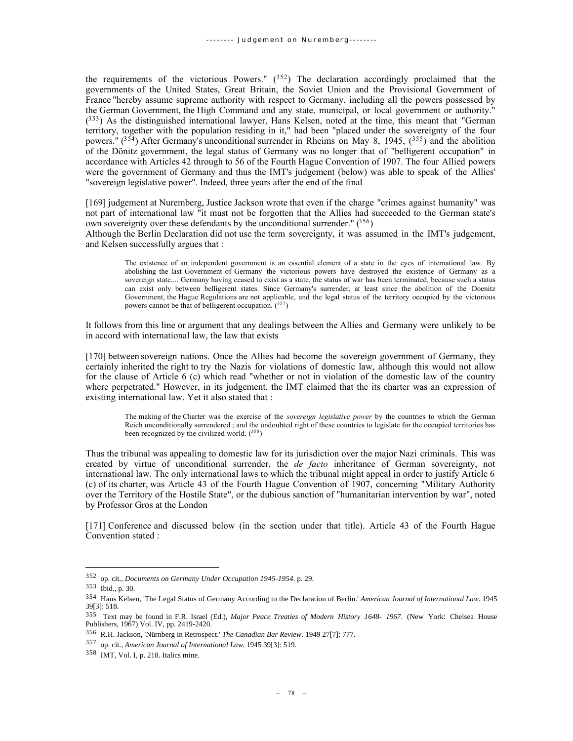the requirements of the victorious Powers." [352] The declaration accordingly proclaimed that the governments of the United States, Great Britain, the Soviet Union and the Provisional Government of France "hereby assume supreme authority with respect to Germany, including all the powers possessed by the German Government, the High Command and any state, municipal, or local government or authority." [353] As the distinguished international lawyer, Hans Kelsen, noted at the time, this meant that "German territory, together with the population residing in it," had been "placed under the sovereignty of the four powers." [354] After Germany's unconditional surrender in Rheims on May 8, 1945, [355] and the abolition of the Dönitz government, the legal status of Germany was no longer that of "belligerent occupation" in accordance with Articles 42 through to 56 of the Fourth Hague Convention of 1907. The four Allied powers were the government of Germany and thus the IMT's judgement (below) was able to speak of the Allies' "sovereign legislative power". Indeed, three years after the end of the final

[169] judgement at Nuremberg, Justice Jackson wrote that even if the charge "crimes against humanity" was not part of international law "it must not be forgotten that the Allies had succeeded to the German state's own sovereignty over these defendants by the unconditional surrender." [356]
Although the Berlin Declaration did not use the term sovereignty, it was assumed in the IMT's judgement, and Kelsen successfully argues that :

> The existence of an independent government is an essential element of a state in the eyes of international law. By abolishing the last Government of Germany the victorious powers have destroyed the existence of Germany as a sovereign state.... Germany having ceased to exist as a state, the status of war has been terminated, because such a status can exist only between belligerent states. Since Germany's surrender, at least since the abolition of the Doenitz Government, the Hague Regulations are not applicable, and the legal status of the territory occupied by the victorious powers cannot be that of belligerent occupation. [357]

It follows from this line or argument that any dealings between the Allies and Germany were unlikely to be in accord with international law, the law that exists

[170] between sovereign nations. Once the Allies had become the sovereign government of Germany, they certainly inherited the right to try the Nazis for violations of domestic law, although this would not allow for the clause of Article 6 (c) which read "whether or not in violation of the domestic law of the country where perpetrated." However, in its judgement, the IMT claimed that the its charter was an expression of existing international law. Yet it also stated that :

> The making of the Charter was the exercise of the *sovereign legislative power* by the countries to which the German Reich unconditionally surrendered ; and the undoubted right of these countries to legislate for the occupied territories has been recognized by the civilized world. [358]

Thus the tribunal was appealing to domestic law for its jurisdiction over the major Nazi criminals. This was created by virtue of unconditional surrender, the *de facto* inheritance of German sovereignty, not international law. The only international laws to which the tribunal might appeal in order to justify Article 6 (c) of its charter, was Article 43 of the Fourth Hague Convention of 1907, concerning "Military Authority over the Territory of the Hostile State", or the dubious sanction of "humanitarian intervention by war", noted by Professor Gros at the London

[171] Conference and discussed below (in the section under that title). Article 43 of the Fourth Hague Convention stated :

---

352 op. cit., *Documents on Germany Under Occupation 1945-1954*. p. 29.

353 Ibid., p. 30.

354 Hans Kelsen, 'The Legal Status of Germany According to the Declaration of Berlin.' *American Journal of International Law*. 1945 39[3]: 518.

355 Text may be found in F.R. Israel (Ed.), *Major Peace Treaties of Modern History 1648- 1967*. (New York: Chelsea House Publishers, 1967) Vol. IV, pp. 2419-2420.

356 R.H. Jackson, 'Nürnberg in Retrospect.' *The Canadian Bar Review*. 1949 27[7]: 777.

357 op. cit., *American Journal of International Law*. 1945 39[3]: 519.

358 IMT, Vol. I, p. 218. Italics mine.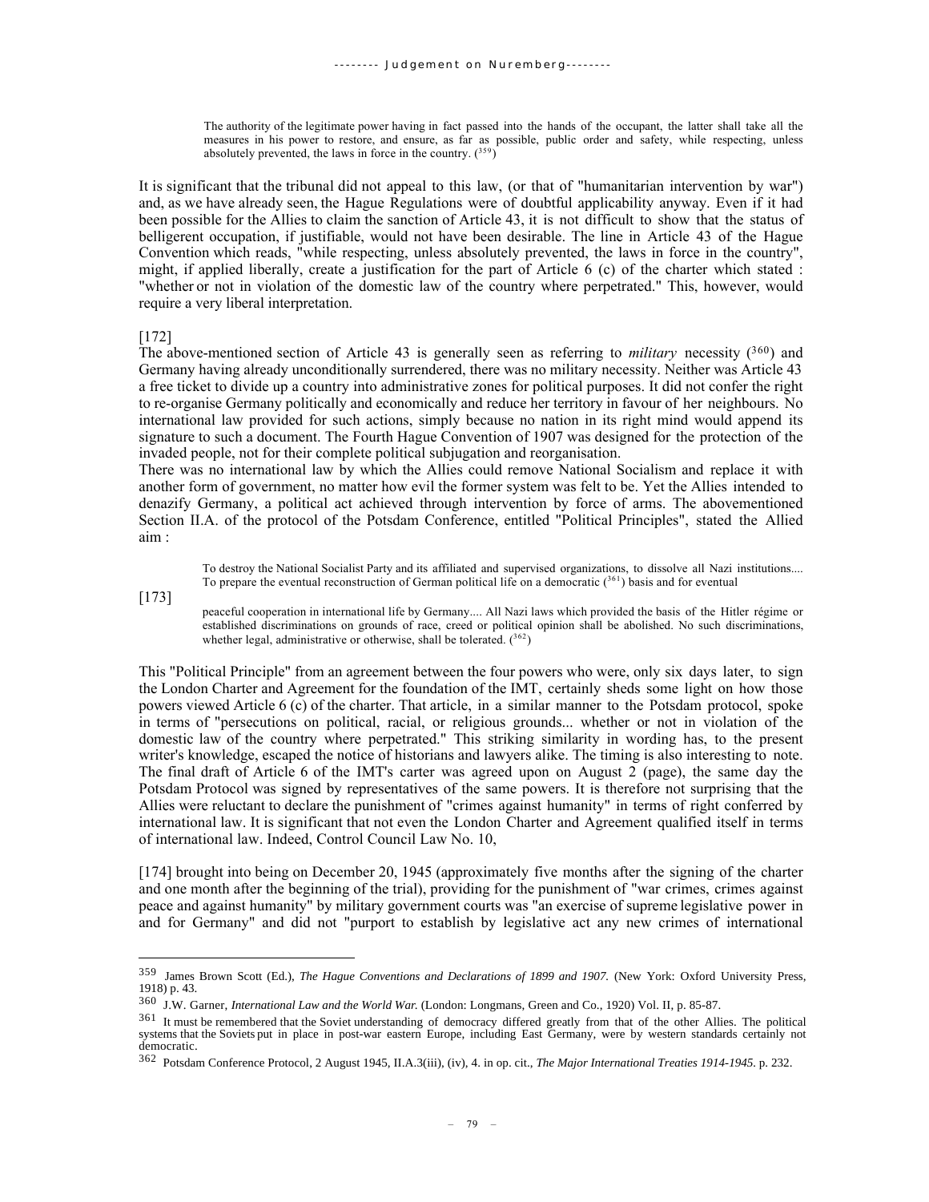> The authority of the legitimate power having in fact passed into the hands of the occupant, the latter shall take all the measures in his power to restore, and ensure, as far as possible, public order and safety, while respecting, unless absolutely prevented, the laws in force in the country. ([359])

It is significant that the tribunal did not appeal to this law, (or that of "humanitarian intervention by war") and, as we have already seen, the Hague Regulations were of doubtful applicability anyway. Even if it had been possible for the Allies to claim the sanction of Article 43, it is not difficult to show that the status of belligerent occupation, if justifiable, would not have been desirable. The line in Article 43 of the Hague Convention which reads, "while respecting, unless absolutely prevented, the laws in force in the country", might, if applied liberally, create a justification for the part of Article 6 (c) of the charter which stated : "whether or not in violation of the domestic law of the country where perpetrated." This, however, would require a very liberal interpretation.

[172]
The above-mentioned section of Article 43 is generally seen as referring to *military* necessity ([360]) and Germany having already unconditionally surrendered, there was no military necessity. Neither was Article 43 a free ticket to divide up a country into administrative zones for political purposes. It did not confer the right to re-organise Germany politically and economically and reduce her territory in favour of her neighbours. No international law provided for such actions, simply because no nation in its right mind would append its signature to such a document. The Fourth Hague Convention of 1907 was designed for the protection of the invaded people, not for their complete political subjugation and reorganisation.
There was no international law by which the Allies could remove National Socialism and replace it with another form of government, no matter how evil the former system was felt to be. Yet the Allies intended to denazify Germany, a political act achieved through intervention by force of arms. The abovementioned Section II.A. of the protocol of the Potsdam Conference, entitled "Political Principles", stated the Allied aim :

> To destroy the National Socialist Party and its affiliated and supervised organizations, to dissolve all Nazi institutions.... To prepare the eventual reconstruction of German political life on a democratic ([361]) basis and for eventual

[173]

> peaceful cooperation in international life by Germany.... All Nazi laws which provided the basis of the Hitler régime or established discriminations on grounds of race, creed or political opinion shall be abolished. No such discriminations, whether legal, administrative or otherwise, shall be tolerated. ([362])

This "Political Principle" from an agreement between the four powers who were, only six days later, to sign the London Charter and Agreement for the foundation of the IMT, certainly sheds some light on how those powers viewed Article 6 (c) of the charter. That article, in a similar manner to the Potsdam protocol, spoke in terms of "persecutions on political, racial, or religious grounds... whether or not in violation of the domestic law of the country where perpetrated." This striking similarity in wording has, to the present writer's knowledge, escaped the notice of historians and lawyers alike. The timing is also interesting to note. The final draft of Article 6 of the IMT's carter was agreed upon on August 2 (page), the same day the Potsdam Protocol was signed by representatives of the same powers. It is therefore not surprising that the Allies were reluctant to declare the punishment of "crimes against humanity" in terms of right conferred by international law. It is significant that not even the London Charter and Agreement qualified itself in terms of international law. Indeed, Control Council Law No. 10,

[174] brought into being on December 20, 1945 (approximately five months after the signing of the charter and one month after the beginning of the trial), providing for the punishment of "war crimes, crimes against peace and against humanity" by military government courts was "an exercise of supreme legislative power in and for Germany" and did not "purport to establish by legislative act any new crimes of international

---

[359] James Brown Scott (Ed.), *The Hague Conventions and Declarations of 1899 and 1907.* (New York: Oxford University Press, 1918) p. 43.

[360] J.W. Garner, *International Law and the World War.* (London: Longmans, Green and Co., 1920) Vol. II, p. 85-87.

[361] It must be remembered that the Soviet understanding of democracy differed greatly from that of the other Allies. The political systems that the Soviets put in place in post-war eastern Europe, including East Germany, were by western standards certainly not democratic.

[362] Potsdam Conference Protocol, 2 August 1945, II.A.3(iii), (iv), 4. in op. cit., *The Major International Treaties 1914-1945.* p. 232.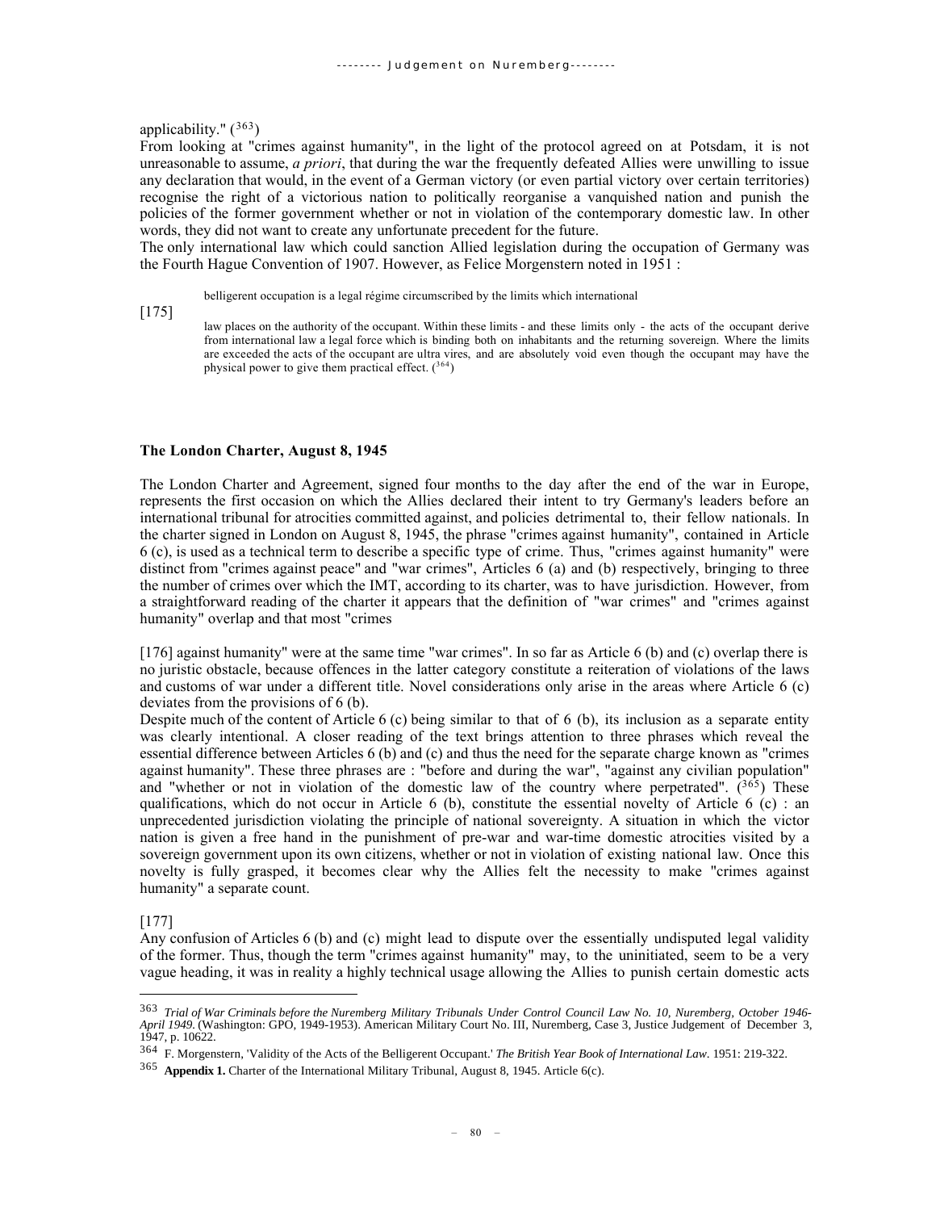applicability." [363]

From looking at "crimes against humanity", in the light of the protocol agreed on at Potsdam, it is not unreasonable to assume, *a priori*, that during the war the frequently defeated Allies were unwilling to issue any declaration that would, in the event of a German victory (or even partial victory over certain territories) recognise the right of a victorious nation to politically reorganise a vanquished nation and punish the policies of the former government whether or not in violation of the contemporary domestic law. In other words, they did not want to create any unfortunate precedent for the future.

The only international law which could sanction Allied legislation during the occupation of Germany was the Fourth Hague Convention of 1907. However, as Felice Morgenstern noted in 1951 :

> belligerent occupation is a legal régime circumscribed by the limits which international
>
> [175]
>
> law places on the authority of the occupant. Within these limits - and these limits only - the acts of the occupant derive from international law a legal force which is binding both on inhabitants and the returning sovereign. Where the limits are exceeded the acts of the occupant are ultra vires, and are absolutely void even though the occupant may have the physical power to give them practical effect. [364]

**The London Charter, August 8, 1945**

The London Charter and Agreement, signed four months to the day after the end of the war in Europe, represents the first occasion on which the Allies declared their intent to try Germany's leaders before an international tribunal for atrocities committed against, and policies detrimental to, their fellow nationals. In the charter signed in London on August 8, 1945, the phrase "crimes against humanity", contained in Article 6 (c), is used as a technical term to describe a specific type of crime. Thus, "crimes against humanity" were distinct from "crimes against peace" and "war crimes", Articles 6 (a) and (b) respectively, bringing to three the number of crimes over which the IMT, according to its charter, was to have jurisdiction. However, from a straightforward reading of the charter it appears that the definition of "war crimes" and "crimes against humanity" overlap and that most "crimes

[176] against humanity" were at the same time "war crimes". In so far as Article 6 (b) and (c) overlap there is no juristic obstacle, because offences in the latter category constitute a reiteration of violations of the laws and customs of war under a different title. Novel considerations only arise in the areas where Article 6 (c) deviates from the provisions of 6 (b).

Despite much of the content of Article 6 (c) being similar to that of 6 (b), its inclusion as a separate entity was clearly intentional. A closer reading of the text brings attention to three phrases which reveal the essential difference between Articles 6 (b) and (c) and thus the need for the separate charge known as "crimes against humanity". These three phrases are : "before and during the war", "against any civilian population" and "whether or not in violation of the domestic law of the country where perpetrated". [365] These qualifications, which do not occur in Article 6 (b), constitute the essential novelty of Article 6 (c) : an unprecedented jurisdiction violating the principle of national sovereignty. A situation in which the victor nation is given a free hand in the punishment of pre-war and war-time domestic atrocities visited by a sovereign government upon its own citizens, whether or not in violation of existing national law. Once this novelty is fully grasped, it becomes clear why the Allies felt the necessity to make "crimes against humanity" a separate count.

[177]

Any confusion of Articles 6 (b) and (c) might lead to dispute over the essentially undisputed legal validity of the former. Thus, though the term "crimes against humanity" may, to the uninitiated, seem to be a very vague heading, it was in reality a highly technical usage allowing the Allies to punish certain domestic acts

---

363 *Trial of War Criminals before the Nuremberg Military Tribunals Under Control Council Law No. 10, Nuremberg, October 1946-April 1949.* (Washington: GPO, 1949-1953). American Military Court No. III, Nuremberg, Case 3, Justice Judgement of December 3, 1947, p. 10622.

364 F. Morgenstern, 'Validity of the Acts of the Belligerent Occupant.' *The British Year Book of International Law*. 1951: 219-322.

365 **Appendix 1.** Charter of the International Military Tribunal, August 8, 1945. Article 6(c).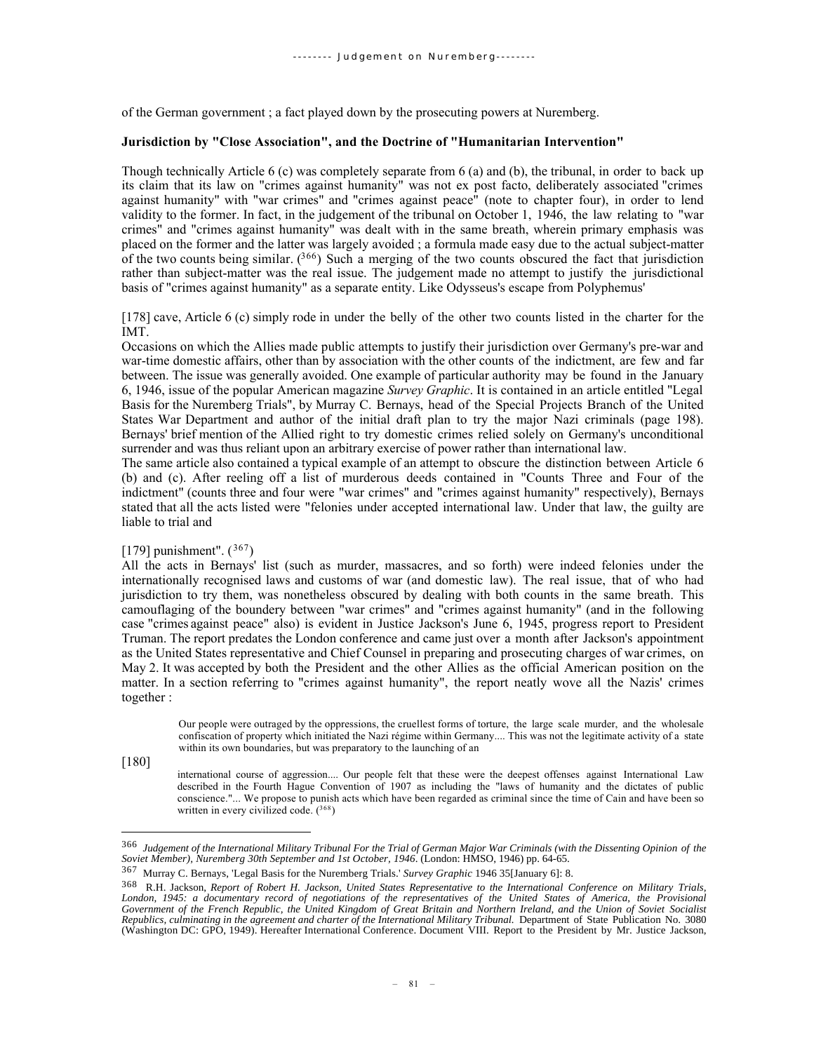of the German government ; a fact played down by the prosecuting powers at Nuremberg.

**Jurisdiction by "Close Association", and the Doctrine of "Humanitarian Intervention"**

Though technically Article 6 (c) was completely separate from 6 (a) and (b), the tribunal, in order to back up its claim that its law on "crimes against humanity" was not ex post facto, deliberately associated "crimes against humanity" with "war crimes" and "crimes against peace" (note to chapter four), in order to lend validity to the former. In fact, in the judgement of the tribunal on October 1, 1946, the law relating to "war crimes" and "crimes against humanity" was dealt with in the same breath, wherein primary emphasis was placed on the former and the latter was largely avoided ; a formula made easy due to the actual subject-matter of the two counts being similar. ([366]) Such a merging of the two counts obscured the fact that jurisdiction rather than subject-matter was the real issue. The judgement made no attempt to justify the jurisdictional basis of "crimes against humanity" as a separate entity. Like Odysseus's escape from Polyphemus'

[178] cave, Article 6 (c) simply rode in under the belly of the other two counts listed in the charter for the IMT.

Occasions on which the Allies made public attempts to justify their jurisdiction over Germany's pre-war and war-time domestic affairs, other than by association with the other counts of the indictment, are few and far between. The issue was generally avoided. One example of particular authority may be found in the January 6, 1946, issue of the popular American magazine *Survey Graphic*. It is contained in an article entitled "Legal Basis for the Nuremberg Trials", by Murray C. Bernays, head of the Special Projects Branch of the United States War Department and author of the initial draft plan to try the major Nazi criminals (page 198). Bernays' brief mention of the Allied right to try domestic crimes relied solely on Germany's unconditional surrender and was thus reliant upon an arbitrary exercise of power rather than international law.

The same article also contained a typical example of an attempt to obscure the distinction between Article 6 (b) and (c). After reeling off a list of murderous deeds contained in "Counts Three and Four of the indictment" (counts three and four were "war crimes" and "crimes against humanity" respectively), Bernays stated that all the acts listed were "felonies under accepted international law. Under that law, the guilty are liable to trial and

[179] punishment". ([367])

All the acts in Bernays' list (such as murder, massacres, and so forth) were indeed felonies under the internationally recognised laws and customs of war (and domestic law). The real issue, that of who had jurisdiction to try them, was nonetheless obscured by dealing with both counts in the same breath. This camouflaging of the boundery between "war crimes" and "crimes against humanity" (and in the following case "crimes against peace" also) is evident in Justice Jackson's June 6, 1945, progress report to President Truman. The report predates the London conference and came just over a month after Jackson's appointment as the United States representative and Chief Counsel in preparing and prosecuting charges of war crimes, on May 2. It was accepted by both the President and the other Allies as the official American position on the matter. In a section referring to "crimes against humanity", the report neatly wove all the Nazis' crimes together :

> Our people were outraged by the oppressions, the cruellest forms of torture, the large scale murder, and the wholesale confiscation of property which initiated the Nazi régime within Germany.... This was not the legitimate activity of a state within its own boundaries, but was preparatory to the launching of an
>
> [180]
>
> international course of aggression.... Our people felt that these were the deepest offenses against International Law described in the Fourth Hague Convention of 1907 as including the "laws of humanity and the dictates of public conscience."... We propose to punish acts which have been regarded as criminal since the time of Cain and have been so written in every civilized code. ([368])

---

366 *Judgement of the International Military Tribunal For the Trial of German Major War Criminals (with the Dissenting Opinion of the Soviet Member), Nuremberg 30th September and 1st October, 1946*. (London: HMSO, 1946) pp. 64-65.

367 Murray C. Bernays, 'Legal Basis for the Nuremberg Trials.' *Survey Graphic* 1946 35[January 6]: 8.

368 R.H. Jackson, *Report of Robert H. Jackson, United States Representative to the International Conference on Military Trials, London, 1945: a documentary record of negotiations of the representatives of the United States of America, the Provisional Government of the French Republic, the United Kingdom of Great Britain and Northern Ireland, and the Union of Soviet Socialist Republics, culminating in the agreement and charter of the International Military Tribunal.* Department of State Publication No. 3080 (Washington DC: GPO, 1949). Hereafter International Conference. Document VIII. Report to the President by Mr. Justice Jackson,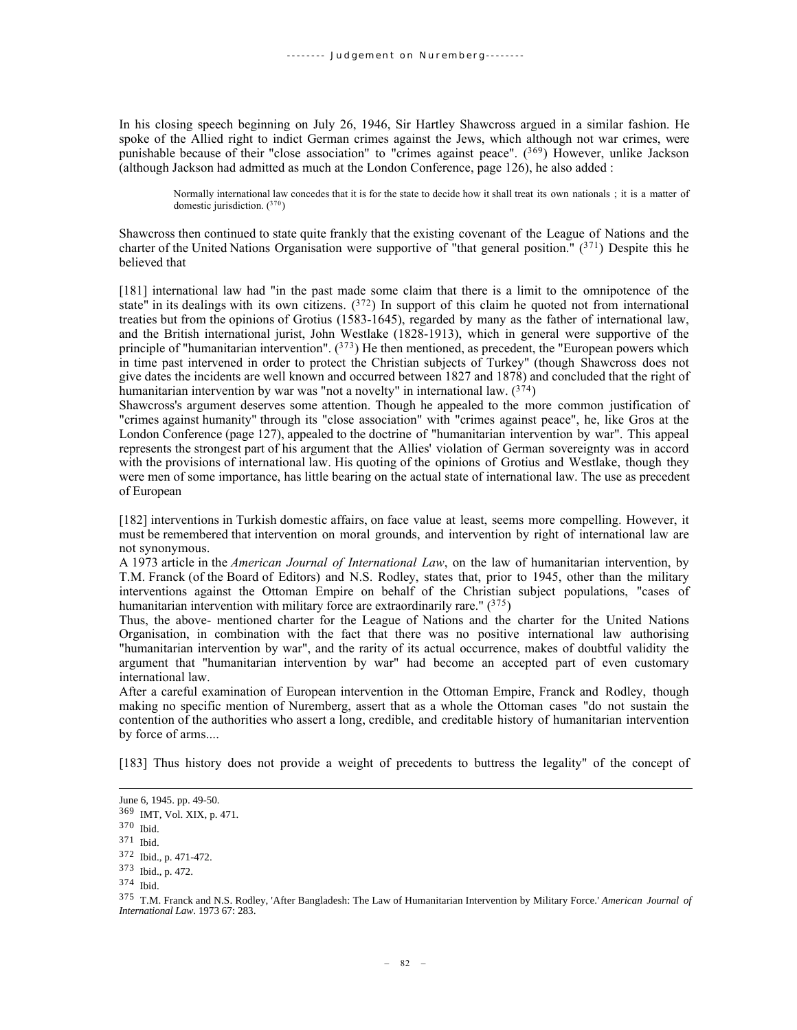In his closing speech beginning on July 26, 1946, Sir Hartley Shawcross argued in a similar fashion. He spoke of the Allied right to indict German crimes against the Jews, which although not war crimes, were punishable because of their "close association" to "crimes against peace". ([369]) However, unlike Jackson (although Jackson had admitted as much at the London Conference, page 126), he also added :

> Normally international law concedes that it is for the state to decide how it shall treat its own nationals ; it is a matter of domestic jurisdiction. ([370])

Shawcross then continued to state quite frankly that the existing covenant of the League of Nations and the charter of the United Nations Organisation were supportive of "that general position." ([371]) Despite this he believed that

[181] international law had "in the past made some claim that there is a limit to the omnipotence of the state" in its dealings with its own citizens. ([372]) In support of this claim he quoted not from international treaties but from the opinions of Grotius (1583-1645), regarded by many as the father of international law, and the British international jurist, John Westlake (1828-1913), which in general were supportive of the principle of "humanitarian intervention". ([373]) He then mentioned, as precedent, the "European powers which in time past intervened in order to protect the Christian subjects of Turkey" (though Shawcross does not give dates the incidents are well known and occurred between 1827 and 1878) and concluded that the right of humanitarian intervention by war was "not a novelty" in international law. ([374])

Shawcross's argument deserves some attention. Though he appealed to the more common justification of "crimes against humanity" through its "close association" with "crimes against peace", he, like Gros at the London Conference (page 127), appealed to the doctrine of "humanitarian intervention by war". This appeal represents the strongest part of his argument that the Allies' violation of German sovereignty was in accord with the provisions of international law. His quoting of the opinions of Grotius and Westlake, though they were men of some importance, has little bearing on the actual state of international law. The use as precedent of European

[182] interventions in Turkish domestic affairs, on face value at least, seems more compelling. However, it must be remembered that intervention on moral grounds, and intervention by right of international law are not synonymous.

A 1973 article in the *American Journal of International Law*, on the law of humanitarian intervention, by T.M. Franck (of the Board of Editors) and N.S. Rodley, states that, prior to 1945, other than the military interventions against the Ottoman Empire on behalf of the Christian subject populations, "cases of humanitarian intervention with military force are extraordinarily rare." ([375])

Thus, the above- mentioned charter for the League of Nations and the charter for the United Nations Organisation, in combination with the fact that there was no positive international law authorising "humanitarian intervention by war", and the rarity of its actual occurrence, makes of doubtful validity the argument that "humanitarian intervention by war" had become an accepted part of even customary international law.

After a careful examination of European intervention in the Ottoman Empire, Franck and Rodley, though making no specific mention of Nuremberg, assert that as a whole the Ottoman cases "do not sustain the contention of the authorities who assert a long, credible, and creditable history of humanitarian intervention by force of arms....

[183] Thus history does not provide a weight of precedents to buttress the legality" of the concept of

---

June 6, 1945. pp. 49-50.

[369] IMT, Vol. XIX, p. 471.

[370] Ibid.

[371] Ibid.

[372] Ibid., p. 471-472.

[373] Ibid., p. 472.

[374] Ibid.

[375] T.M. Franck and N.S. Rodley, 'After Bangladesh: The Law of Humanitarian Intervention by Military Force.' *American Journal of International Law*. 1973 67: 283.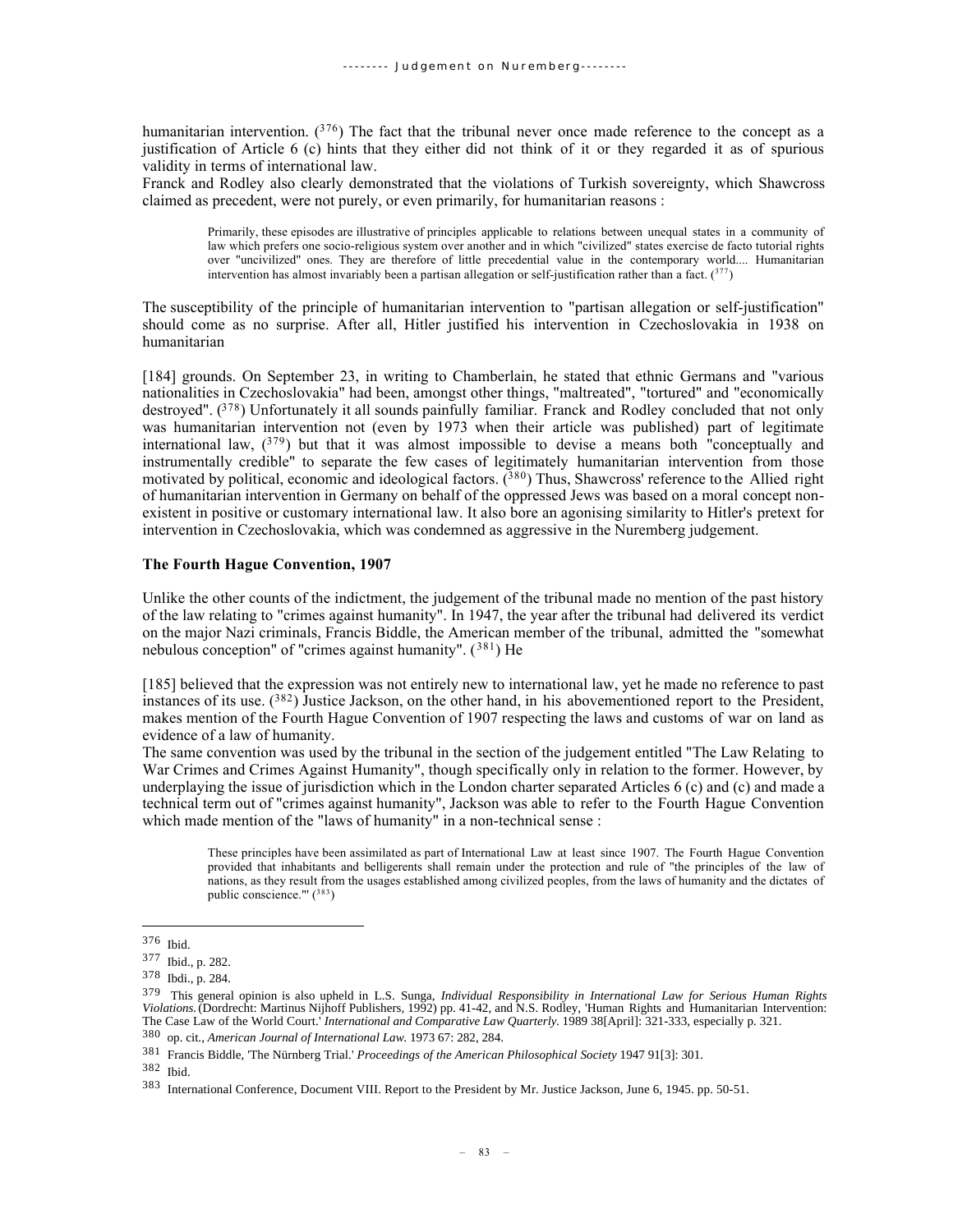humanitarian intervention. ([376]) The fact that the tribunal never once made reference to the concept as a justification of Article 6 (c) hints that they either did not think of it or they regarded it as of spurious validity in terms of international law.

Franck and Rodley also clearly demonstrated that the violations of Turkish sovereignty, which Shawcross claimed as precedent, were not purely, or even primarily, for humanitarian reasons :

> Primarily, these episodes are illustrative of principles applicable to relations between unequal states in a community of law which prefers one socio-religious system over another and in which "civilized" states exercise de facto tutorial rights over "uncivilized" ones. They are therefore of little precedential value in the contemporary world.... Humanitarian intervention has almost invariably been a partisan allegation or self-justification rather than a fact. ([377])

The susceptibility of the principle of humanitarian intervention to "partisan allegation or self-justification" should come as no surprise. After all, Hitler justified his intervention in Czechoslovakia in 1938 on humanitarian

[184] grounds. On September 23, in writing to Chamberlain, he stated that ethnic Germans and "various nationalities in Czechoslovakia" had been, amongst other things, "maltreated", "tortured" and "economically destroyed". ([378]) Unfortunately it all sounds painfully familiar. Franck and Rodley concluded that not only was humanitarian intervention not (even by 1973 when their article was published) part of legitimate international law, ([379]) but that it was almost impossible to devise a means both "conceptually and instrumentally credible" to separate the few cases of legitimately humanitarian intervention from those motivated by political, economic and ideological factors. ([380]) Thus, Shawcross' reference to the Allied right of humanitarian intervention in Germany on behalf of the oppressed Jews was based on a moral concept non-existent in positive or customary international law. It also bore an agonising similarity to Hitler's pretext for intervention in Czechoslovakia, which was condemned as aggressive in the Nuremberg judgement.

### The Fourth Hague Convention, 1907

Unlike the other counts of the indictment, the judgement of the tribunal made no mention of the past history of the law relating to "crimes against humanity". In 1947, the year after the tribunal had delivered its verdict on the major Nazi criminals, Francis Biddle, the American member of the tribunal, admitted the "somewhat nebulous conception" of "crimes against humanity". ([381]) He

[185] believed that the expression was not entirely new to international law, yet he made no reference to past instances of its use. ([382]) Justice Jackson, on the other hand, in his abovementioned report to the President, makes mention of the Fourth Hague Convention of 1907 respecting the laws and customs of war on land as evidence of a law of humanity.

The same convention was used by the tribunal in the section of the judgement entitled "The Law Relating to War Crimes and Crimes Against Humanity", though specifically only in relation to the former. However, by underplaying the issue of jurisdiction which in the London charter separated Articles 6 (c) and (c) and made a technical term out of "crimes against humanity", Jackson was able to refer to the Fourth Hague Convention which made mention of the "laws of humanity" in a non-technical sense :

> These principles have been assimilated as part of International Law at least since 1907. The Fourth Hague Convention provided that inhabitants and belligerents shall remain under the protection and rule of "the principles of the law of nations, as they result from the usages established among civilized peoples, from the laws of humanity and the dictates of public conscience."' ([383])

---

376 Ibid.

377 Ibid., p. 282.

378 Ibdi., p. 284.

379 This general opinion is also upheld in L.S. Sunga, *Individual Responsibility in International Law for Serious Human Rights Violations.* (Dordrecht: Martinus Nijhoff Publishers, 1992) pp. 41-42, and N.S. Rodley, 'Human Rights and Humanitarian Intervention: The Case Law of the World Court.' *International and Comparative Law Quarterly.* 1989 38[April]: 321-333, especially p. 321.

380 op. cit., *American Journal of International Law.* 1973 67: 282, 284.

381 Francis Biddle, 'The Nürnberg Trial.' *Proceedings of the American Philosophical Society* 1947 91[3]: 301.

382 Ibid.

383 International Conference, Document VIII. Report to the President by Mr. Justice Jackson, June 6, 1945. pp. 50-51.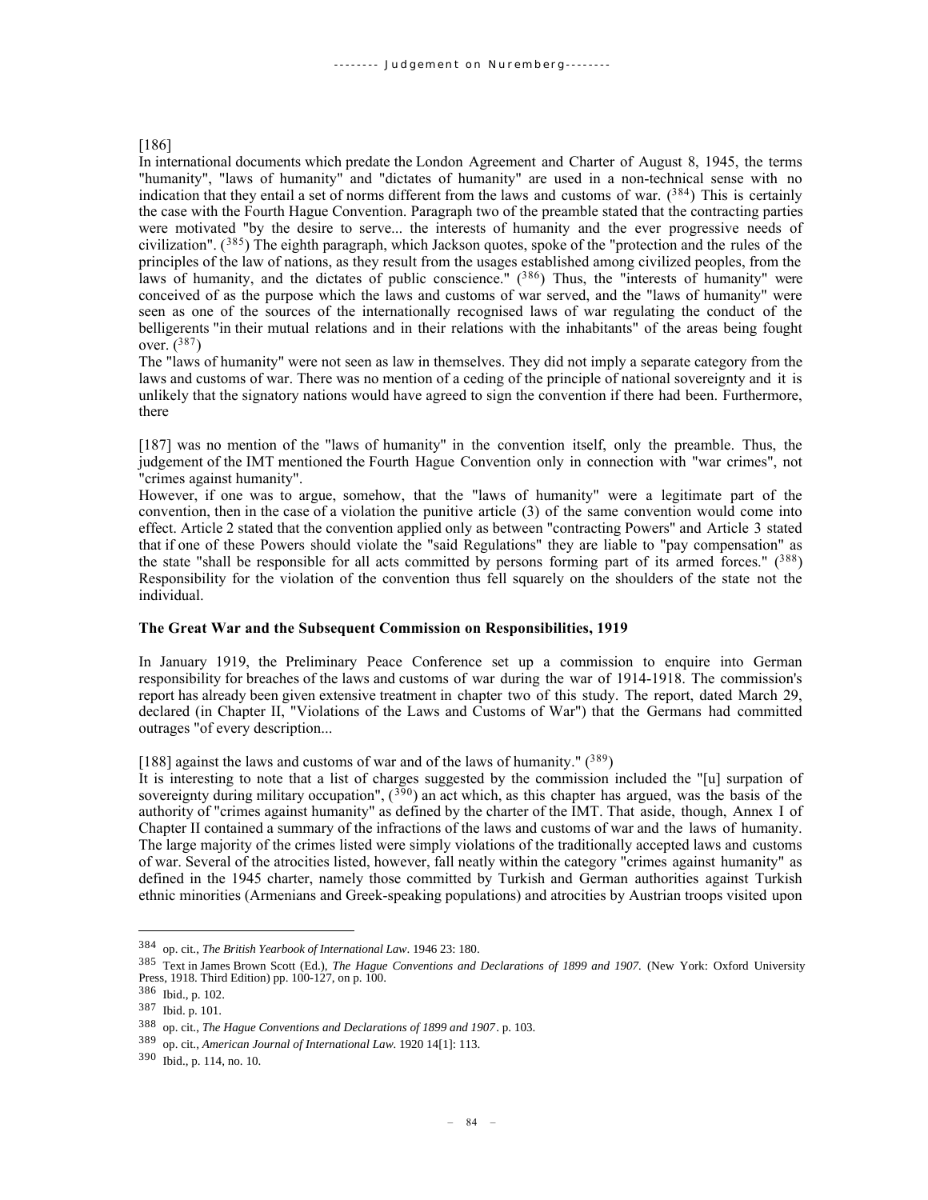[186]

In international documents which predate the London Agreement and Charter of August 8, 1945, the terms "humanity", "laws of humanity" and "dictates of humanity" are used in a non-technical sense with no indication that they entail a set of norms different from the laws and customs of war. ([384]) This is certainly the case with the Fourth Hague Convention. Paragraph two of the preamble stated that the contracting parties were motivated "by the desire to serve... the interests of humanity and the ever progressive needs of civilization". ([385]) The eighth paragraph, which Jackson quotes, spoke of the "protection and the rules of the principles of the law of nations, as they result from the usages established among civilized peoples, from the laws of humanity, and the dictates of public conscience." ([386]) Thus, the "interests of humanity" were conceived of as the purpose which the laws and customs of war served, and the "laws of humanity" were seen as one of the sources of the internationally recognised laws of war regulating the conduct of the belligerents "in their mutual relations and in their relations with the inhabitants" of the areas being fought over. ([387])

The "laws of humanity" were not seen as law in themselves. They did not imply a separate category from the laws and customs of war. There was no mention of a ceding of the principle of national sovereignty and it is unlikely that the signatory nations would have agreed to sign the convention if there had been. Furthermore, there

[187] was no mention of the "laws of humanity" in the convention itself, only the preamble. Thus, the judgement of the IMT mentioned the Fourth Hague Convention only in connection with "war crimes", not "crimes against humanity".

However, if one was to argue, somehow, that the "laws of humanity" were a legitimate part of the convention, then in the case of a violation the punitive article (3) of the same convention would come into effect. Article 2 stated that the convention applied only as between "contracting Powers" and Article 3 stated that if one of these Powers should violate the "said Regulations" they are liable to "pay compensation" as the state "shall be responsible for all acts committed by persons forming part of its armed forces." ([388]) Responsibility for the violation of the convention thus fell squarely on the shoulders of the state not the individual.

**The Great War and the Subsequent Commission on Responsibilities, 1919**

In January 1919, the Preliminary Peace Conference set up a commission to enquire into German responsibility for breaches of the laws and customs of war during the war of 1914-1918. The commission's report has already been given extensive treatment in chapter two of this study. The report, dated March 29, declared (in Chapter II, "Violations of the Laws and Customs of War") that the Germans had committed outrages "of every description...

[188] against the laws and customs of war and of the laws of humanity." ([389])

It is interesting to note that a list of charges suggested by the commission included the "[u] surpation of sovereignty during military occupation", ([390]) an act which, as this chapter has argued, was the basis of the authority of "crimes against humanity" as defined by the charter of the IMT. That aside, though, Annex I of Chapter II contained a summary of the infractions of the laws and customs of war and the laws of humanity. The large majority of the crimes listed were simply violations of the traditionally accepted laws and customs of war. Several of the atrocities listed, however, fall neatly within the category "crimes against humanity" as defined in the 1945 charter, namely those committed by Turkish and German authorities against Turkish ethnic minorities (Armenians and Greek-speaking populations) and atrocities by Austrian troops visited upon

---

[384] op. cit., *The British Yearbook of International Law*. 1946 23: 180.

[385] Text in James Brown Scott (Ed.), *The Hague Conventions and Declarations of 1899 and 1907.* (New York: Oxford University Press, 1918. Third Edition) pp. 100-127, on p. 100.

[386] Ibid., p. 102.

[387] Ibid. p. 101.

[388] op. cit., *The Hague Conventions and Declarations of 1899 and 1907*. p. 103.

[389] op. cit., *American Journal of International Law.* 1920 14[1]: 113.

[390] Ibid., p. 114, no. 10.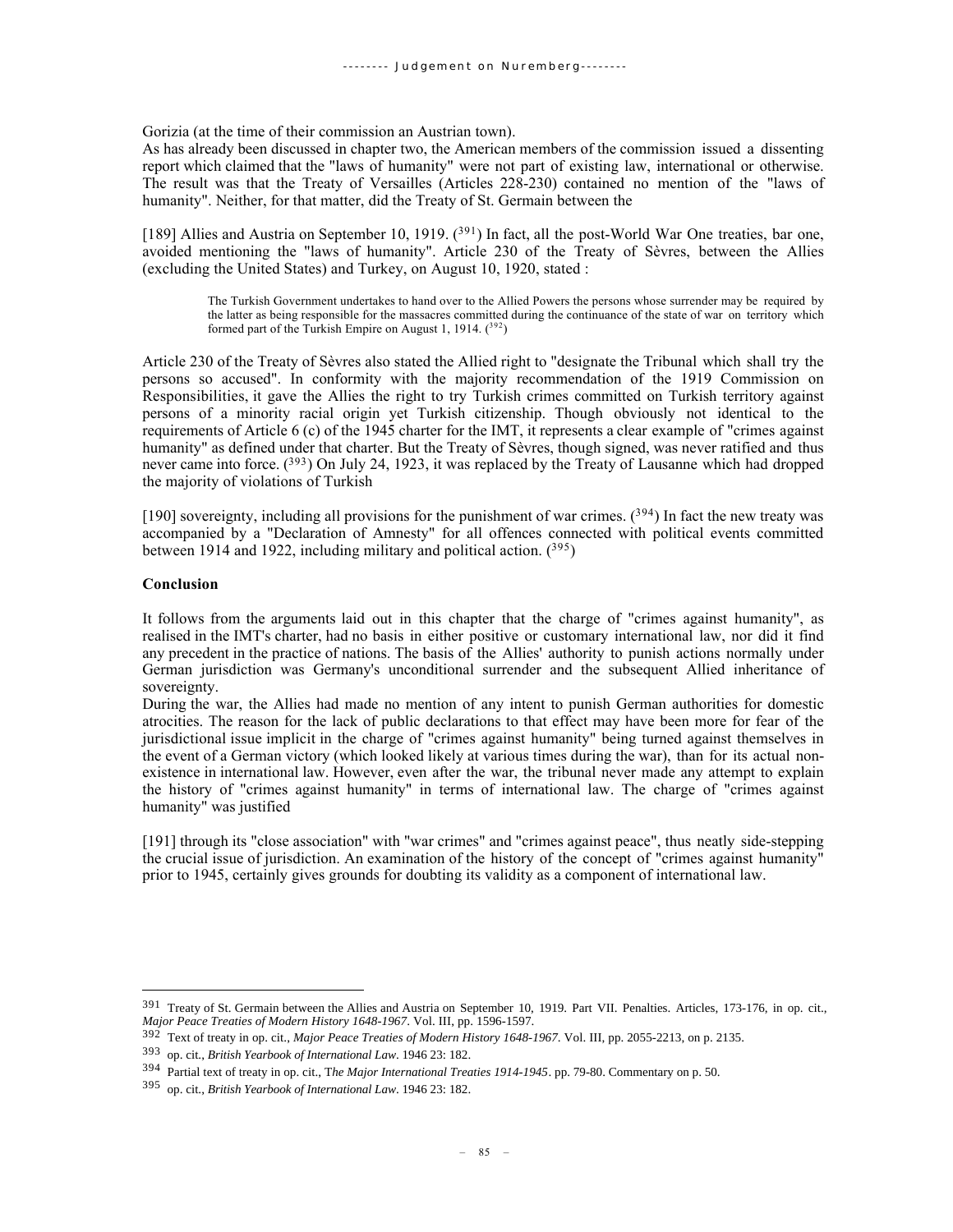Gorizia (at the time of their commission an Austrian town).

As has already been discussed in chapter two, the American members of the commission issued a dissenting report which claimed that the "laws of humanity" were not part of existing law, international or otherwise. The result was that the Treaty of Versailles (Articles 228-230) contained no mention of the "laws of humanity". Neither, for that matter, did the Treaty of St. Germain between the

[189] Allies and Austria on September 10, 1919. ([391]) In fact, all the post-World War One treaties, bar one, avoided mentioning the "laws of humanity". Article 230 of the Treaty of Sèvres, between the Allies (excluding the United States) and Turkey, on August 10, 1920, stated :

> The Turkish Government undertakes to hand over to the Allied Powers the persons whose surrender may be required by the latter as being responsible for the massacres committed during the continuance of the state of war on territory which formed part of the Turkish Empire on August 1, 1914. ([392])

Article 230 of the Treaty of Sèvres also stated the Allied right to "designate the Tribunal which shall try the persons so accused". In conformity with the majority recommendation of the 1919 Commission on Responsibilities, it gave the Allies the right to try Turkish crimes committed on Turkish territory against persons of a minority racial origin yet Turkish citizenship. Though obviously not identical to the requirements of Article 6 (c) of the 1945 charter for the IMT, it represents a clear example of "crimes against humanity" as defined under that charter. But the Treaty of Sèvres, though signed, was never ratified and thus never came into force. ([393]) On July 24, 1923, it was replaced by the Treaty of Lausanne which had dropped the majority of violations of Turkish

[190] sovereignty, including all provisions for the punishment of war crimes. ([394]) In fact the new treaty was accompanied by a "Declaration of Amnesty" for all offences connected with political events committed between 1914 and 1922, including military and political action. ([395])

**Conclusion**

It follows from the arguments laid out in this chapter that the charge of "crimes against humanity", as realised in the IMT's charter, had no basis in either positive or customary international law, nor did it find any precedent in the practice of nations. The basis of the Allies' authority to punish actions normally under German jurisdiction was Germany's unconditional surrender and the subsequent Allied inheritance of sovereignty.

During the war, the Allies had made no mention of any intent to punish German authorities for domestic atrocities. The reason for the lack of public declarations to that effect may have been more for fear of the jurisdictional issue implicit in the charge of "crimes against humanity" being turned against themselves in the event of a German victory (which looked likely at various times during the war), than for its actual non-existence in international law. However, even after the war, the tribunal never made any attempt to explain the history of "crimes against humanity" in terms of international law. The charge of "crimes against humanity" was justified

[191] through its "close association" with "war crimes" and "crimes against peace", thus neatly side-stepping the crucial issue of jurisdiction. An examination of the history of the concept of "crimes against humanity" prior to 1945, certainly gives grounds for doubting its validity as a component of international law.

---

391 Treaty of St. Germain between the Allies and Austria on September 10, 1919. Part VII. Penalties. Articles, 173-176, in op. cit., *Major Peace Treaties of Modern History 1648-1967*. Vol. III, pp. 1596-1597.

392 Text of treaty in op. cit., *Major Peace Treaties of Modern History 1648-1967*. Vol. III, pp. 2055-2213, on p. 2135.

393 op. cit., *British Yearbook of International Law*. 1946 23: 182.

394 Partial text of treaty in op. cit., T*he Major International Treaties 1914-1945*. pp. 79-80. Commentary on p. 50.

395 op. cit., *British Yearbook of International Law*. 1946 23: 182.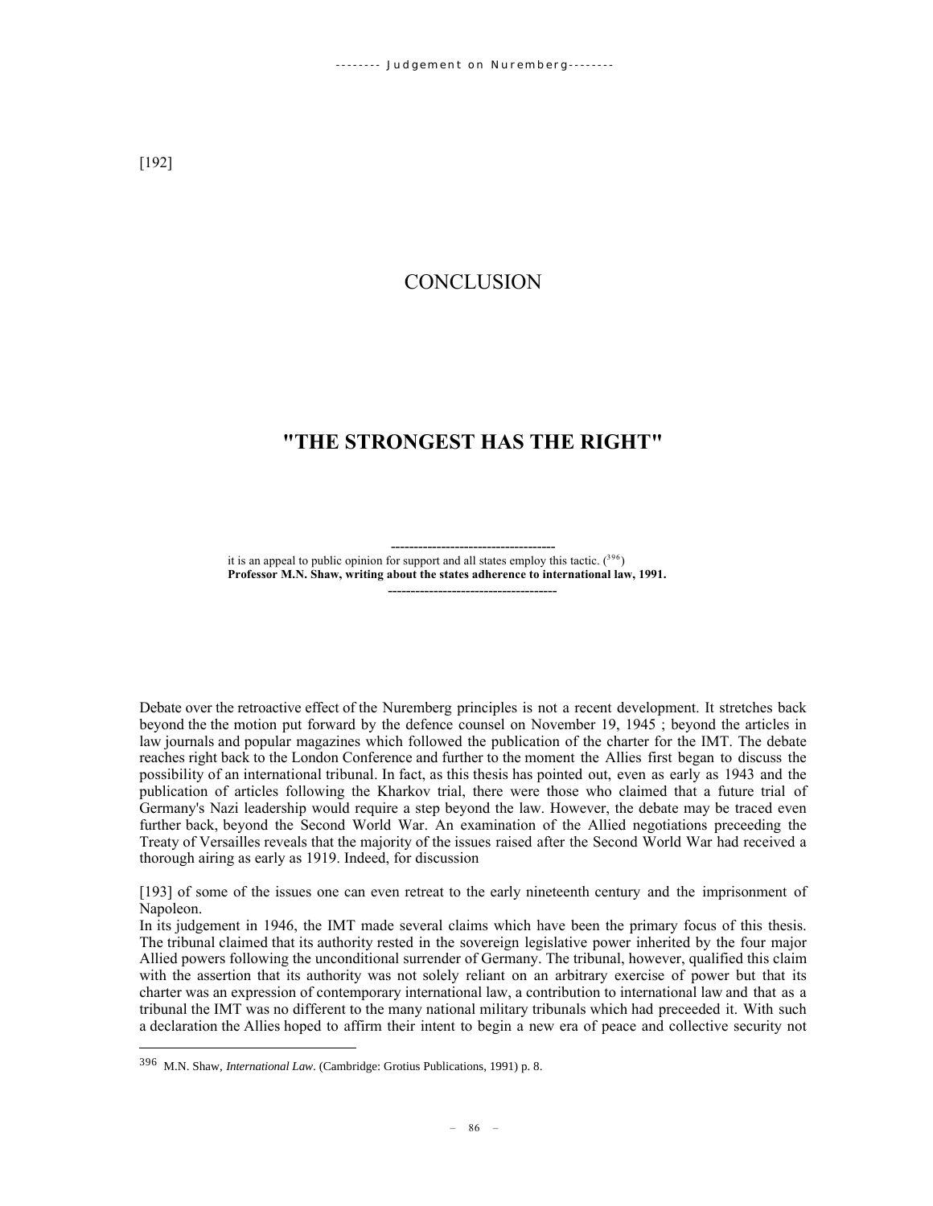[192]

# CONCLUSION

## "THE STRONGEST HAS THE RIGHT"

------------------------------------

it is an appeal to public opinion for support and all states employ this tactic. ([396])

**Professor M.N. Shaw, writing about the states adherence to international law, 1991.**

------------------------------------

Debate over the retroactive effect of the Nuremberg principles is not a recent development. It stretches back beyond the the motion put forward by the defence counsel on November 19, 1945 ; beyond the articles in law journals and popular magazines which followed the publication of the charter for the IMT. The debate reaches right back to the London Conference and further to the moment the Allies first began to discuss the possibility of an international tribunal. In fact, as this thesis has pointed out, even as early as 1943 and the publication of articles following the Kharkov trial, there were those who claimed that a future trial of Germany's Nazi leadership would require a step beyond the law. However, the debate may be traced even further back, beyond the Second World War. An examination of the Allied negotiations preceeding the Treaty of Versailles reveals that the majority of the issues raised after the Second World War had received a thorough airing as early as 1919. Indeed, for discussion

[193] of some of the issues one can even retreat to the early nineteenth century and the imprisonment of Napoleon.

In its judgement in 1946, the IMT made several claims which have been the primary focus of this thesis. The tribunal claimed that its authority rested in the sovereign legislative power inherited by the four major Allied powers following the unconditional surrender of Germany. The tribunal, however, qualified this claim with the assertion that its authority was not solely reliant on an arbitrary exercise of power but that its charter was an expression of contemporary international law, a contribution to international law and that as a tribunal the IMT was no different to the many national military tribunals which had preceeded it. With such a declaration the Allies hoped to affirm their intent to begin a new era of peace and collective security not

---

[396] M.N. Shaw, *International Law*. (Cambridge: Grotius Publications, 1991) p. 8.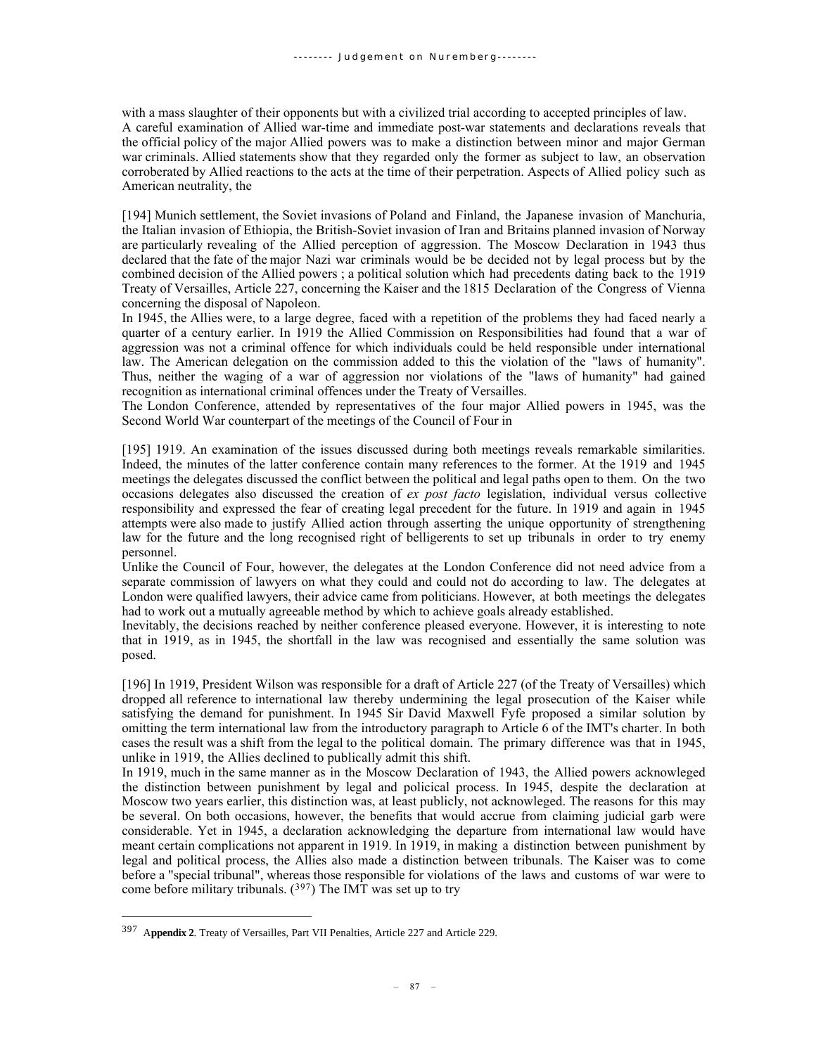with a mass slaughter of their opponents but with a civilized trial according to accepted principles of law.
A careful examination of Allied war-time and immediate post-war statements and declarations reveals that the official policy of the major Allied powers was to make a distinction between minor and major German war criminals. Allied statements show that they regarded only the former as subject to law, an observation corroborated by Allied reactions to the acts at the time of their perpetration. Aspects of Allied policy such as American neutrality, the

[194] Munich settlement, the Soviet invasions of Poland and Finland, the Japanese invasion of Manchuria, the Italian invasion of Ethiopia, the British-Soviet invasion of Iran and Britains planned invasion of Norway are particularly revealing of the Allied perception of aggression. The Moscow Declaration in 1943 thus declared that the fate of the major Nazi war criminals would be be decided not by legal process but by the combined decision of the Allied powers ; a political solution which had precedents dating back to the 1919 Treaty of Versailles, Article 227, concerning the Kaiser and the 1815 Declaration of the Congress of Vienna concerning the disposal of Napoleon.
In 1945, the Allies were, to a large degree, faced with a repetition of the problems they had faced nearly a quarter of a century earlier. In 1919 the Allied Commission on Responsibilities had found that a war of aggression was not a criminal offence for which individuals could be held responsible under international law. The American delegation on the commission added to this the violation of the "laws of humanity". Thus, neither the waging of a war of aggression nor violations of the "laws of humanity" had gained recognition as international criminal offences under the Treaty of Versailles.
The London Conference, attended by representatives of the four major Allied powers in 1945, was the Second World War counterpart of the meetings of the Council of Four in

[195] 1919. An examination of the issues discussed during both meetings reveals remarkable similarities. Indeed, the minutes of the latter conference contain many references to the former. At the 1919 and 1945 meetings the delegates discussed the conflict between the political and legal paths open to them. On the two occasions delegates also discussed the creation of *ex post facto* legislation, individual versus collective responsibility and expressed the fear of creating legal precedent for the future. In 1919 and again in 1945 attempts were also made to justify Allied action through asserting the unique opportunity of strengthening law for the future and the long recognised right of belligerents to set up tribunals in order to try enemy personnel.
Unlike the Council of Four, however, the delegates at the London Conference did not need advice from a separate commission of lawyers on what they could and could not do according to law. The delegates at London were qualified lawyers, their advice came from politicians. However, at both meetings the delegates had to work out a mutually agreeable method by which to achieve goals already established.
Inevitably, the decisions reached by neither conference pleased everyone. However, it is interesting to note that in 1919, as in 1945, the shortfall in the law was recognised and essentially the same solution was posed.

[196] In 1919, President Wilson was responsible for a draft of Article 227 (of the Treaty of Versailles) which dropped all reference to international law thereby undermining the legal prosecution of the Kaiser while satisfying the demand for punishment. In 1945 Sir David Maxwell Fyfe proposed a similar solution by omitting the term international law from the introductory paragraph to Article 6 of the IMT's charter. In both cases the result was a shift from the legal to the political domain. The primary difference was that in 1945, unlike in 1919, the Allies declined to publically admit this shift.
In 1919, much in the same manner as in the Moscow Declaration of 1943, the Allied powers acknowleged the distinction between punishment by legal and policical process. In 1945, despite the declaration at Moscow two years earlier, this distinction was, at least publicly, not acknowleged. The reasons for this may be several. On both occasions, however, the benefits that would accrue from claiming judicial garb were considerable. Yet in 1945, a declaration acknowledging the departure from international law would have meant certain complications not apparent in 1919. In 1919, in making a distinction between punishment by legal and political process, the Allies also made a distinction between tribunals. The Kaiser was to come before a "special tribunal", whereas those responsible for violations of the laws and customs of war were to come before military tribunals. ([397]) The IMT was set up to try

---

[397] **Appendix 2**. Treaty of Versailles, Part VII Penalties, Article 227 and Article 229.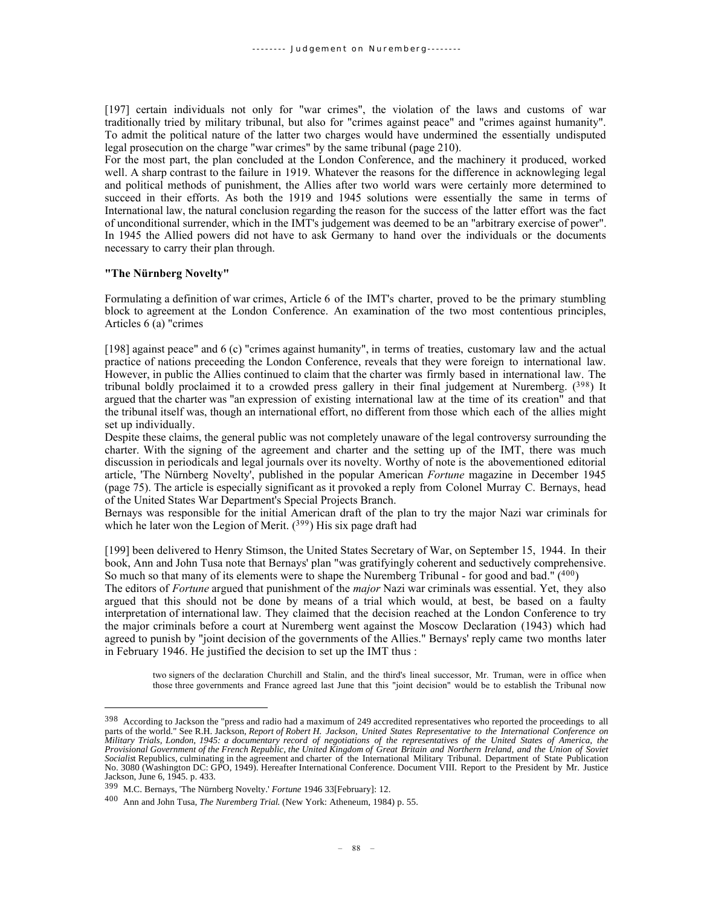[197] certain individuals not only for "war crimes", the violation of the laws and customs of war traditionally tried by military tribunal, but also for "crimes against peace" and "crimes against humanity". To admit the political nature of the latter two charges would have undermined the essentially undisputed legal prosecution on the charge "war crimes" by the same tribunal (page 210).

For the most part, the plan concluded at the London Conference, and the machinery it produced, worked well. A sharp contrast to the failure in 1919. Whatever the reasons for the difference in acknowleging legal and political methods of punishment, the Allies after two world wars were certainly more determined to succeed in their efforts. As both the 1919 and 1945 solutions were essentially the same in terms of International law, the natural conclusion regarding the reason for the success of the latter effort was the fact of unconditional surrender, which in the IMT's judgement was deemed to be an "arbitrary exercise of power". In 1945 the Allied powers did not have to ask Germany to hand over the individuals or the documents necessary to carry their plan through.

**"The Nürnberg Novelty"**

Formulating a definition of war crimes, Article 6 of the IMT's charter, proved to be the primary stumbling block to agreement at the London Conference. An examination of the two most contentious principles, Articles 6 (a) "crimes

[198] against peace" and 6 (c) "crimes against humanity", in terms of treaties, customary law and the actual practice of nations preceeding the London Conference, reveals that they were foreign to international law. However, in public the Allies continued to claim that the charter was firmly based in international law. The tribunal boldly proclaimed it to a crowded press gallery in their final judgement at Nuremberg. ([398]) It argued that the charter was "an expression of existing international law at the time of its creation" and that the tribunal itself was, though an international effort, no different from those which each of the allies might set up individually.

Despite these claims, the general public was not completely unaware of the legal controversy surrounding the charter. With the signing of the agreement and charter and the setting up of the IMT, there was much discussion in periodicals and legal journals over its novelty. Worthy of note is the abovementioned editorial article, 'The Nürnberg Novelty', published in the popular American *Fortune* magazine in December 1945 (page 75). The article is especially significant as it provoked a reply from Colonel Murray C. Bernays, head of the United States War Department's Special Projects Branch.

Bernays was responsible for the initial American draft of the plan to try the major Nazi war criminals for which he later won the Legion of Merit. ([399]) His six page draft had

[199] been delivered to Henry Stimson, the United States Secretary of War, on September 15, 1944. In their book, Ann and John Tusa note that Bernays' plan "was gratifyingly coherent and seductively comprehensive. So much so that many of its elements were to shape the Nuremberg Tribunal - for good and bad." ([400])

The editors of *Fortune* argued that punishment of the *major* Nazi war criminals was essential. Yet, they also argued that this should not be done by means of a trial which would, at best, be based on a faulty interpretation of international law. They claimed that the decision reached at the London Conference to try the major criminals before a court at Nuremberg went against the Moscow Declaration (1943) which had agreed to punish by "joint decision of the governments of the Allies." Bernays' reply came two months later in February 1946. He justified the decision to set up the IMT thus :

> two signers of the declaration Churchill and Stalin, and the third's lineal successor, Mr. Truman, were in office when those three governments and France agreed last June that this "joint decision" would be to establish the Tribunal now

---

[398] According to Jackson the "press and radio had a maximum of 249 accredited representatives who reported the proceedings to all parts of the world." See R.H. Jackson, *Report of Robert H. Jackson, United States Representative to the International Conference on Military Trials, London, 1945: a documentary record of negotiations of the representatives of the United States of America, the Provisional Government of the French Republic, the United Kingdom of Great Britain and Northern Ireland, and the Union of Soviet Socialis*t Republics, culminating in the agreement and charter of the International Military Tribunal. Department of State Publication No. 3080 (Washington DC: GPO, 1949). Hereafter International Conference. Document VIII. Report to the President by Mr. Justice Jackson, June 6, 1945. p. 433.

[399] M.C. Bernays, 'The Nürnberg Novelty.' *Fortune* 1946 33[February]: 12.

[400] Ann and John Tusa, *The Nuremberg Trial.* (New York: Atheneum, 1984) p. 55.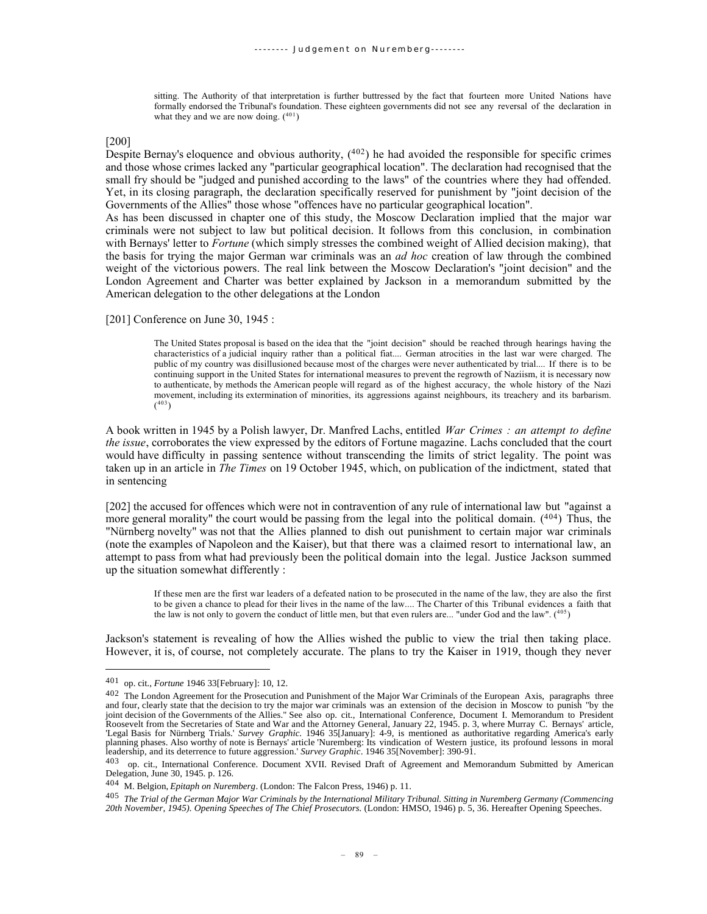> sitting. The Authority of that interpretation is further buttressed by the fact that fourteen more United Nations have formally endorsed the Tribunal's foundation. These eighteen governments did not see any reversal of the declaration in what they and we are now doing. ([401])

[200]

Despite Bernay's eloquence and obvious authority, ([402]) he had avoided the responsible for specific crimes and those whose crimes lacked any "particular geographical location". The declaration had recognised that the small fry should be "judged and punished according to the laws" of the countries where they had offended. Yet, in its closing paragraph, the declaration specifically reserved for punishment by "joint decision of the Governments of the Allies" those whose "offences have no particular geographical location".

As has been discussed in chapter one of this study, the Moscow Declaration implied that the major war criminals were not subject to law but political decision. It follows from this conclusion, in combination with Bernays' letter to *Fortune* (which simply stresses the combined weight of Allied decision making), that the basis for trying the major German war criminals was an *ad hoc* creation of law through the combined weight of the victorious powers. The real link between the Moscow Declaration's "joint decision" and the London Agreement and Charter was better explained by Jackson in a memorandum submitted by the American delegation to the other delegations at the London

[201] Conference on June 30, 1945 :

> The United States proposal is based on the idea that the "joint decision" should be reached through hearings having the characteristics of a judicial inquiry rather than a political fiat.... German atrocities in the last war were charged. The public of my country was disillusioned because most of the charges were never authenticated by trial.... If there is to be continuing support in the United States for international measures to prevent the regrowth of Naziism, it is necessary now to authenticate, by methods the American people will regard as of the highest accuracy, the whole history of the Nazi movement, including its extermination of minorities, its aggressions against neighbours, its treachery and its barbarism. ([403])

A book written in 1945 by a Polish lawyer, Dr. Manfred Lachs, entitled *War Crimes : an attempt to define the issue*, corroborates the view expressed by the editors of Fortune magazine. Lachs concluded that the court would have difficulty in passing sentence without transcending the limits of strict legality. The point was taken up in an article in *The Times* on 19 October 1945, which, on publication of the indictment, stated that in sentencing

[202] the accused for offences which were not in contravention of any rule of international law but "against a more general morality" the court would be passing from the legal into the political domain. ([404]) Thus, the "Nürnberg novelty" was not that the Allies planned to dish out punishment to certain major war criminals (note the examples of Napoleon and the Kaiser), but that there was a claimed resort to international law, an attempt to pass from what had previously been the political domain into the legal. Justice Jackson summed up the situation somewhat differently :

> If these men are the first war leaders of a defeated nation to be prosecuted in the name of the law, they are also the first to be given a chance to plead for their lives in the name of the law.... The Charter of this Tribunal evidences a faith that the law is not only to govern the conduct of little men, but that even rulers are... "under God and the law". ([405])

Jackson's statement is revealing of how the Allies wished the public to view the trial then taking place. However, it is, of course, not completely accurate. The plans to try the Kaiser in 1919, though they never

---

[401] op. cit., *Fortune* 1946 33[February]: 10, 12.

[402] The London Agreement for the Prosecution and Punishment of the Major War Criminals of the European Axis, paragraphs three and four, clearly state that the decision to try the major war criminals was an extension of the decision in Moscow to punish "by the joint decision of the Governments of the Allies." See also op. cit., International Conference, Document I. Memorandum to President Roosevelt from the Secretaries of State and War and the Attorney General, January 22, 1945. p. 3, where Murray C. Bernays' article, 'Legal Basis for Nürnberg Trials.' *Survey Graphic*. 1946 35[January]: 4-9, is mentioned as authoritative regarding America's early planning phases. Also worthy of note is Bernays' article 'Nuremberg: Its vindication of Western justice, its profound lessons in moral leadership, and its deterrence to future aggression.' *Survey Graphic*. 1946 35[November]: 390-91.

[403] op. cit., International Conference. Document XVII. Revised Draft of Agreement and Memorandum Submitted by American Delegation, June 30, 1945. p. 126.

[404] M. Belgion, *Epitaph on Nuremberg*. (London: The Falcon Press, 1946) p. 11.

[405] *The Trial of the German Major War Criminals by the International Military Tribunal. Sitting in Nuremberg Germany (Commencing 20th November, 1945). Opening Speeches of The Chief Prosecutors.* (London: HMSO, 1946) p. 5, 36. Hereafter Opening Speeches.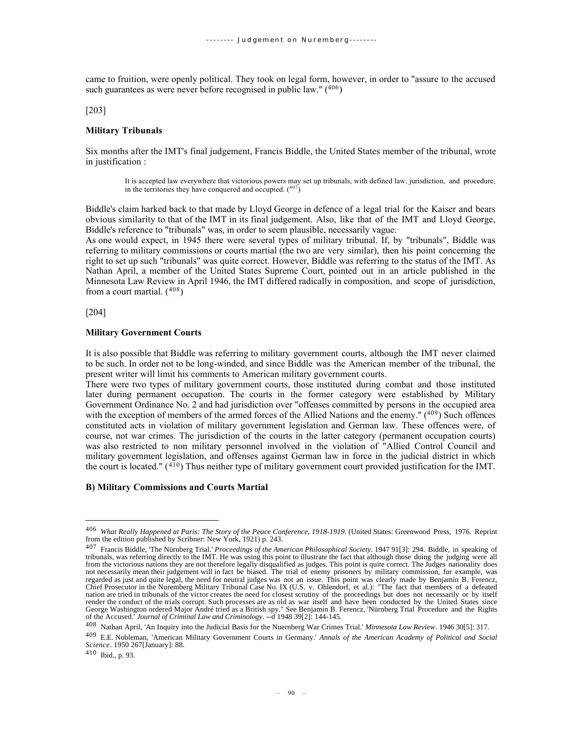came to fruition, were openly political. They took on legal form, however, in order to "assure to the accused such guarantees as were never before recognised in public law." ([406])

[203]

**Military Tribunals**

Six months after the IMT's final judgement, Francis Biddle, the United States member of the tribunal, wrote in justification :

> It is accepted law everywhere that victorious powers may set up tribunals, with defined law, jurisdiction, and procedure, in the territories they have conquered and occupied. ([407])

Biddle's claim harked back to that made by Lloyd George in defence of a legal trial for the Kaiser and bears obvious similarity to that of the IMT in its final judgement. Also, like that of the IMT and Lloyd George, Biddle's reference to "tribunals" was, in order to seem plausible, necessarily vague.
As one would expect, in 1945 there were several types of military tribunal. If, by "tribunals", Biddle was referring to military commissions or courts martial (the two are very similar), then his point concerning the right to set up such "tribunals" was quite correct. However, Biddle was referring to the status of the IMT. As Nathan April, a member of the United States Supreme Court, pointed out in an article published in the Minnesota Law Review in April 1946, the IMT differed radically in composition, and scope of jurisdiction, from a court martial. ([408])

[204]

**Military Government Courts**

It is also possible that Biddle was referring to military government courts, although the IMT never claimed to be such. In order not to be long-winded, and since Biddle was the American member of the tribunal, the present writer will limit his comments to American military government courts.
There were two types of military government courts, those instituted during combat and those instituted later during permanent occupation. The courts in the former category were established by Military Government Ordinance No. 2 and had jurisdiction over "offenses committed by persons in the occupied area with the exception of members of the armed forces of the Allied Nations and the enemy." ([409]) Such offences constituted acts in violation of military government legislation and German law. These offences were, of course, not war crimes. The jurisdiction of the courts in the latter category (permanent occupation courts) was also restricted to non military personnel involved in the violation of "Allied Control Council and military government legislation, and offenses against German law in force in the judicial district in which the court is located." ([410]) Thus neither type of military government court provided justification for the IMT.

**B) Military Commissions and Courts Martial**

---

[406] *What Really Happened at Paris: The Story of the Peace Conference, 1918-1919.* (United States: Greenwood Press, 1976. Reprint from the edition published by Scribner: New York, 1921) p. 243.

[407] Francis Biddle, 'The Nürnberg Trial.' *Proceedings of the American Philosophical Society*. 1947 91[3]: 294. Biddle, in speaking of tribunals, was referring directly to the IMT. He was using this point to illustrate the fact that although those doing the judging were all from the victorious nations they are not therefore legally disqualified as judges. This point is quite correct. The Judges nationality does not necessarily mean their judgement will in fact be biased. The trial of enemy prisoners by military commission, for example, was regarded as just and quite legal, the need for neutral judges was not an issue. This point was clearly made by Benjamin B. Ferencz, Chief Prosecutor in the Nuremberg Military Tribunal Case No. IX (U.S. v. Ohlendorf, et al.): "The fact that members of a defeated nation are tried in tribunals of the victor creates the need for closest scrutiny of the proceedings but does not necessarily or by itself render the conduct of the trials corrupt. Such processes are as old as war itself and have been conducted by the United States since George Washington ordered Major André tried as a British spy." See Benjamin B. Ferencz, 'Nürnberg Trial Procedure and the Rights of the Accused.' *Journal of Criminal Law and Criminology*. --d 1948 39[2]: 144-145.

[408] Nathan April, 'An Inquiry into the Judicial Basis for the Nuernberg War Crimes Trial.' *Minnesota Law Review*. 1946 30[5]: 317.

[409] E.E. Nobleman, 'American Military Government Courts in Germany.' *Annals of the American Academy of Political and Social Science*. 1950 267[January]: 88.

[410] Ibid., p. 93.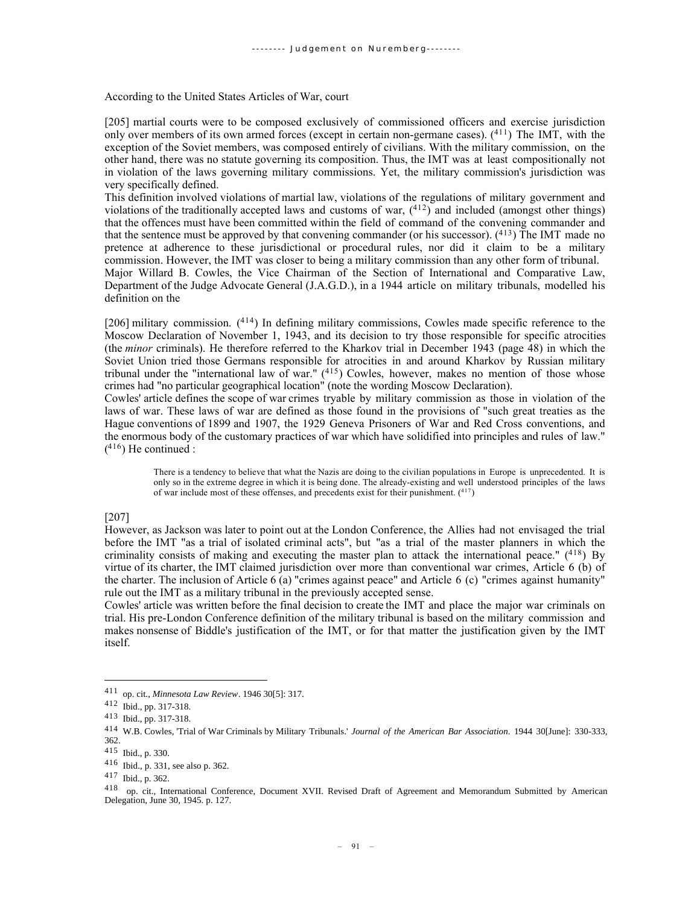According to the United States Articles of War, court

[205] martial courts were to be composed exclusively of commissioned officers and exercise jurisdiction only over members of its own armed forces (except in certain non-germane cases). ([411]) The IMT, with the exception of the Soviet members, was composed entirely of civilians. With the military commission, on the other hand, there was no statute governing its composition. Thus, the IMT was at least compositionally not in violation of the laws governing military commissions. Yet, the military commission's jurisdiction was very specifically defined.

This definition involved violations of martial law, violations of the regulations of military government and violations of the traditionally accepted laws and customs of war, ([412]) and included (amongst other things) that the offences must have been committed within the field of command of the convening commander and that the sentence must be approved by that convening commander (or his successor). ([413]) The IMT made no pretence at adherence to these jurisdictional or procedural rules, nor did it claim to be a military commission. However, the IMT was closer to being a military commission than any other form of tribunal.

Major Willard B. Cowles, the Vice Chairman of the Section of International and Comparative Law, Department of the Judge Advocate General (J.A.G.D.), in a 1944 article on military tribunals, modelled his definition on the

[206] military commission. ([414]) In defining military commissions, Cowles made specific reference to the Moscow Declaration of November 1, 1943, and its decision to try those responsible for specific atrocities (the *minor* criminals). He therefore referred to the Kharkov trial in December 1943 (page 48) in which the Soviet Union tried those Germans responsible for atrocities in and around Kharkov by Russian military tribunal under the "international law of war." ([415]) Cowles, however, makes no mention of those whose crimes had "no particular geographical location" (note the wording Moscow Declaration).

Cowles' article defines the scope of war crimes tryable by military commission as those in violation of the laws of war. These laws of war are defined as those found in the provisions of "such great treaties as the Hague conventions of 1899 and 1907, the 1929 Geneva Prisoners of War and Red Cross conventions, and the enormous body of the customary practices of war which have solidified into principles and rules of law." ([416]) He continued :

> There is a tendency to believe that what the Nazis are doing to the civilian populations in Europe is unprecedented. It is only so in the extreme degree in which it is being done. The already-existing and well understood principles of the laws of war include most of these offenses, and precedents exist for their punishment. ([417])

[207]

However, as Jackson was later to point out at the London Conference, the Allies had not envisaged the trial before the IMT "as a trial of isolated criminal acts", but "as a trial of the master planners in which the criminality consists of making and executing the master plan to attack the international peace." ([418]) By virtue of its charter, the IMT claimed jurisdiction over more than conventional war crimes, Article 6 (b) of the charter. The inclusion of Article 6 (a) "crimes against peace" and Article 6 (c) "crimes against humanity" rule out the IMT as a military tribunal in the previously accepted sense.

Cowles' article was written before the final decision to create the IMT and place the major war criminals on trial. His pre-London Conference definition of the military tribunal is based on the military commission and makes nonsense of Biddle's justification of the IMT, or for that matter the justification given by the IMT itself.

---

411 op. cit., *Minnesota Law Review*. 1946 30[5]: 317.

412 Ibid., pp. 317-318.

413 Ibid., pp. 317-318.

414 W.B. Cowles, 'Trial of War Criminals by Military Tribunals.' *Journal of the American Bar Association*. 1944 30[June]: 330-333, 362.

415 Ibid., p. 330.

416 Ibid., p. 331, see also p. 362.

417 Ibid., p. 362.

418 op. cit., International Conference, Document XVII. Revised Draft of Agreement and Memorandum Submitted by American Delegation, June 30, 1945. p. 127.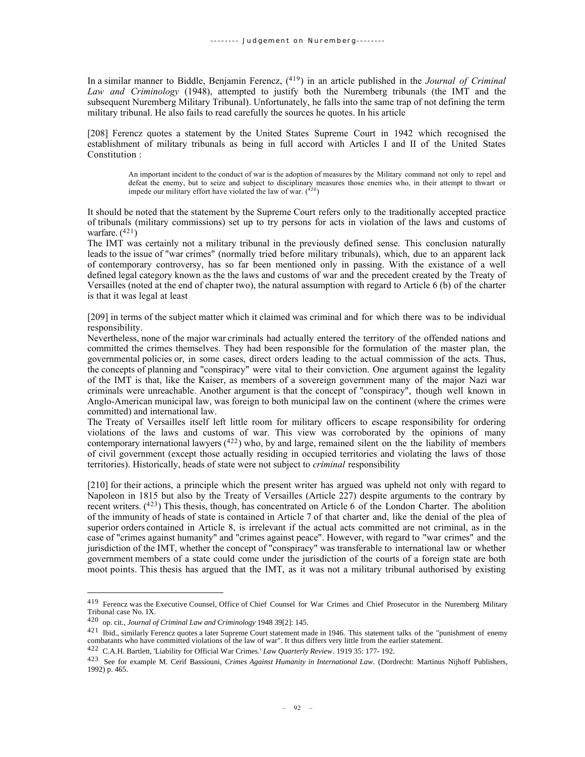In a similar manner to Biddle, Benjamin Ferencz, ([419]) in an article published in the *Journal of Criminal Law and Criminology* (1948), attempted to justify both the Nuremberg tribunals (the IMT and the subsequent Nuremberg Military Tribunal). Unfortunately, he falls into the same trap of not defining the term military tribunal. He also fails to read carefully the sources he quotes. In his article

[208] Ferencz quotes a statement by the United States Supreme Court in 1942 which recognised the establishment of military tribunals as being in full accord with Articles I and II of the United States Constitution :

> An important incident to the conduct of war is the adoption of measures by the Military command not only to repel and defeat the enemy, but to seize and subject to disciplinary measures those enemies who, in their attempt to thwart or impede our military effort have violated the law of war. ([420])

It should be noted that the statement by the Supreme Court refers only to the traditionally accepted practice of tribunals (military commissions) set up to try persons for acts in violation of the laws and customs of warfare. ([421])

The IMT was certainly not a military tribunal in the previously defined sense. This conclusion naturally leads to the issue of "war crimes" (normally tried before military tribunals), which, due to an apparent lack of contemporary controversy, has so far been mentioned only in passing. With the existance of a well defined legal category known as the the laws and customs of war and the precedent created by the Treaty of Versailles (noted at the end of chapter two), the natural assumption with regard to Article 6 (b) of the charter is that it was legal at least

[209] in terms of the subject matter which it claimed was criminal and for which there was to be individual responsibility.

Nevertheless, none of the major war criminals had actually entered the territory of the offended nations and committed the crimes themselves. They had been responsible for the formulation of the master plan, the governmental policies or, in some cases, direct orders leading to the actual commission of the acts. Thus, the concepts of planning and "conspiracy" were vital to their conviction. One argument against the legality of the IMT is that, like the Kaiser, as members of a sovereign government many of the major Nazi war criminals were unreachable. Another argument is that the concept of "conspiracy", though well known in Anglo-American municipal law, was foreign to both municipal law on the continent (where the crimes were committed) and international law.

The Treaty of Versailles itself left little room for military officers to escape responsibility for ordering violations of the laws and customs of war. This view was corroborated by the opinions of many contemporary international lawyers ([422]) who, by and large, remained silent on the the liability of members of civil government (except those actually residing in occupied territories and violating the laws of those territories). Historically, heads of state were not subject to *criminal* responsibility

[210] for their actions, a principle which the present writer has argued was upheld not only with regard to Napoleon in 1815 but also by the Treaty of Versailles (Article 227) despite arguments to the contrary by recent writers. ([423]) This thesis, though, has concentrated on Article 6 of the London Charter. The abolition of the immunity of heads of state is contained in Article 7 of that charter and, like the denial of the plea of superior orders contained in Article 8, is irrelevant if the actual acts committed are not criminal, as in the case of "crimes against humanity" and "crimes against peace". However, with regard to "war crimes" and the jurisdiction of the IMT, whether the concept of "conspiracy" was transferable to international law or whether government members of a state could come under the jurisdiction of the courts of a foreign state are both moot points. This thesis has argued that the IMT, as it was not a military tribunal authorised by existing

---

[419] Ferencz was the Executive Counsel, Office of Chief Counsel for War Crimes and Chief Prosecutor in the Nuremberg Military Tribunal case No. IX.

[420] op. cit., *Journal of Criminal Law and Criminology* 1948 39[2]: 145.

[421] Ibid., similarly Ferencz quotes a later Supreme Court statement made in 1946. This statement talks of the "punishment of enemy combatants who have committed violations of the law of war". It thus differs very little from the earlier statement.

[422] C.A.H. Bartlett, 'Liability for Official War Crimes.' *Law Quarterly Review*. 1919 35: 177- 192.

[423] See for example M. Cerif Bassiouni, *Crimes Against Humanity in International Law*. (Dordrecht: Martinus Nijhoff Publishers, 1992) p. 465.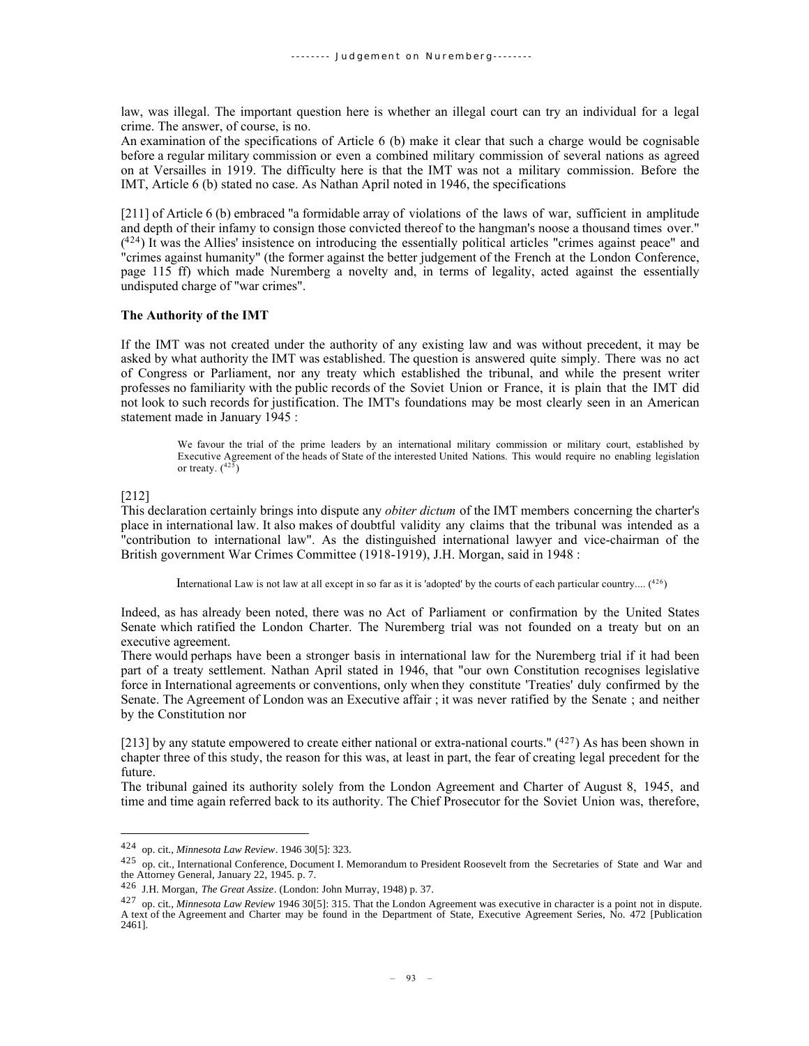law, was illegal. The important question here is whether an illegal court can try an individual for a legal crime. The answer, of course, is no.

An examination of the specifications of Article 6 (b) make it clear that such a charge would be cognisable before a regular military commission or even a combined military commission of several nations as agreed on at Versailles in 1919. The difficulty here is that the IMT was not a military commission. Before the IMT, Article 6 (b) stated no case. As Nathan April noted in 1946, the specifications

[211] of Article 6 (b) embraced "a formidable array of violations of the laws of war, sufficient in amplitude and depth of their infamy to consign those convicted thereof to the hangman's noose a thousand times over." ([424]) It was the Allies' insistence on introducing the essentially political articles "crimes against peace" and "crimes against humanity" (the former against the better judgement of the French at the London Conference, page 115 ff) which made Nuremberg a novelty and, in terms of legality, acted against the essentially undisputed charge of "war crimes".

**The Authority of the IMT**

If the IMT was not created under the authority of any existing law and was without precedent, it may be asked by what authority the IMT was established. The question is answered quite simply. There was no act of Congress or Parliament, nor any treaty which established the tribunal, and while the present writer professes no familiarity with the public records of the Soviet Union or France, it is plain that the IMT did not look to such records for justification. The IMT's foundations may be most clearly seen in an American statement made in January 1945 :

> We favour the trial of the prime leaders by an international military commission or military court, established by Executive Agreement of the heads of State of the interested United Nations. This would require no enabling legislation or treaty. ([425])

[212]

This declaration certainly brings into dispute any *obiter dictum* of the IMT members concerning the charter's place in international law. It also makes of doubtful validity any claims that the tribunal was intended as a "contribution to international law". As the distinguished international lawyer and vice-chairman of the British government War Crimes Committee (1918-1919), J.H. Morgan, said in 1948 :

> International Law is not law at all except in so far as it is 'adopted' by the courts of each particular country.... ([426])

Indeed, as has already been noted, there was no Act of Parliament or confirmation by the United States Senate which ratified the London Charter. The Nuremberg trial was not founded on a treaty but on an executive agreement.

There would perhaps have been a stronger basis in international law for the Nuremberg trial if it had been part of a treaty settlement. Nathan April stated in 1946, that "our own Constitution recognises legislative force in International agreements or conventions, only when they constitute 'Treaties' duly confirmed by the Senate. The Agreement of London was an Executive affair ; it was never ratified by the Senate ; and neither by the Constitution nor

[213] by any statute empowered to create either national or extra-national courts." ([427]) As has been shown in chapter three of this study, the reason for this was, at least in part, the fear of creating legal precedent for the future.

The tribunal gained its authority solely from the London Agreement and Charter of August 8, 1945, and time and time again referred back to its authority. The Chief Prosecutor for the Soviet Union was, therefore,

---

[424] op. cit., *Minnesota Law Review*. 1946 30[5]: 323.

[425] op. cit., International Conference, Document I. Memorandum to President Roosevelt from the Secretaries of State and War and the Attorney General, January 22, 1945. p. 7.

[426] J.H. Morgan, *The Great Assize*. (London: John Murray, 1948) p. 37.

[427] op. cit., *Minnesota Law Review* 1946 30[5]: 315. That the London Agreement was executive in character is a point not in dispute. A text of the Agreement and Charter may be found in the Department of State, Executive Agreement Series, No. 472 [Publication 2461].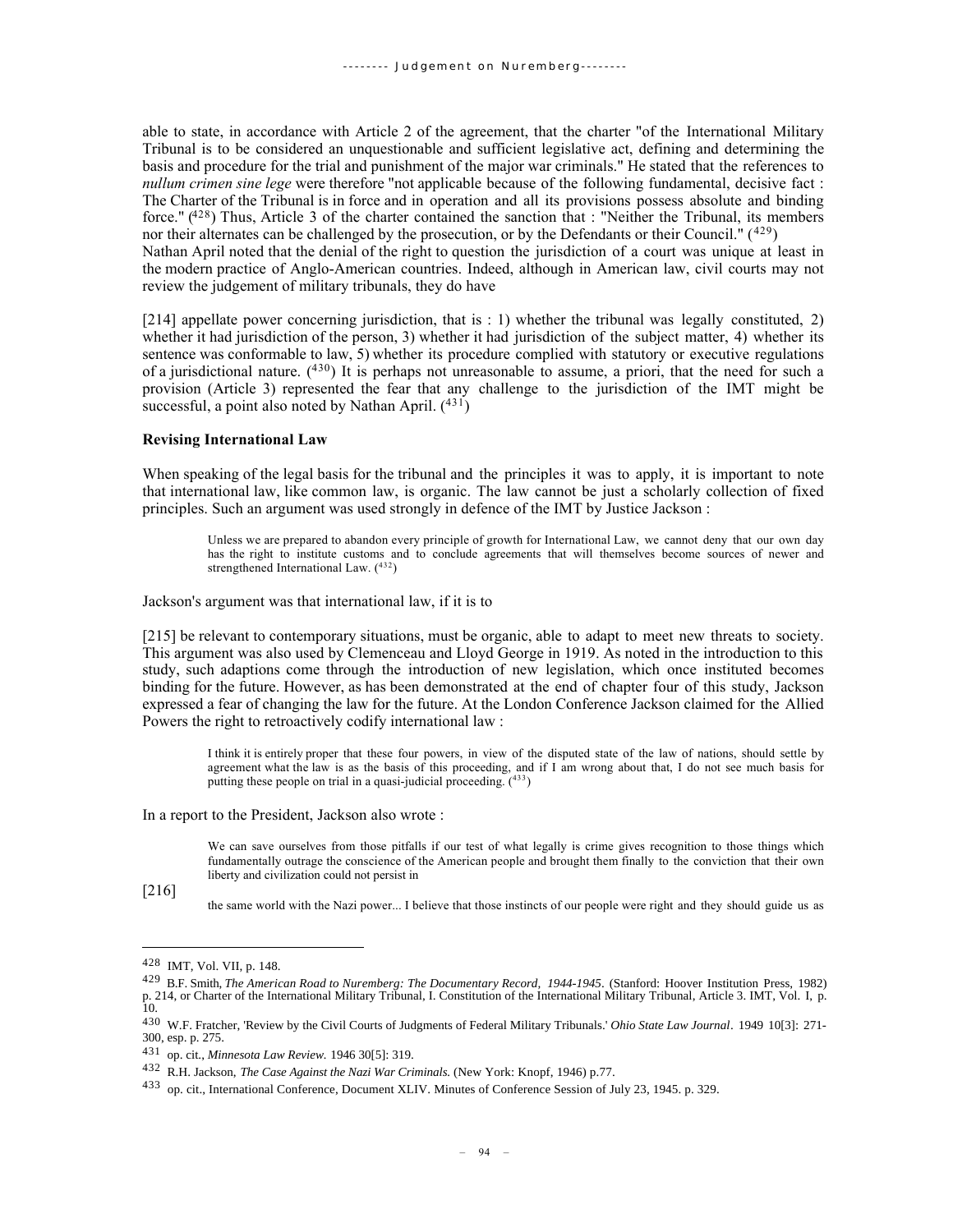able to state, in accordance with Article 2 of the agreement, that the charter "of the International Military Tribunal is to be considered an unquestionable and sufficient legislative act, defining and determining the basis and procedure for the trial and punishment of the major war criminals." He stated that the references to *nullum crimen sine lege* were therefore "not applicable because of the following fundamental, decisive fact : The Charter of the Tribunal is in force and in operation and all its provisions possess absolute and binding force." ([428]) Thus, Article 3 of the charter contained the sanction that : "Neither the Tribunal, its members nor their alternates can be challenged by the prosecution, or by the Defendants or their Council." ([429])

Nathan April noted that the denial of the right to question the jurisdiction of a court was unique at least in the modern practice of Anglo-American countries. Indeed, although in American law, civil courts may not review the judgement of military tribunals, they do have

[214] appellate power concerning jurisdiction, that is : 1) whether the tribunal was legally constituted, 2) whether it had jurisdiction of the person, 3) whether it had jurisdiction of the subject matter, 4) whether its sentence was conformable to law, 5) whether its procedure complied with statutory or executive regulations of a jurisdictional nature. ([430]) It is perhaps not unreasonable to assume, a priori, that the need for such a provision (Article 3) represented the fear that any challenge to the jurisdiction of the IMT might be successful, a point also noted by Nathan April. ([431])

**Revising International Law**

When speaking of the legal basis for the tribunal and the principles it was to apply, it is important to note that international law, like common law, is organic. The law cannot be just a scholarly collection of fixed principles. Such an argument was used strongly in defence of the IMT by Justice Jackson :

> Unless we are prepared to abandon every principle of growth for International Law, we cannot deny that our own day has the right to institute customs and to conclude agreements that will themselves become sources of newer and strengthened International Law. ([432])

Jackson's argument was that international law, if it is to

[215] be relevant to contemporary situations, must be organic, able to adapt to meet new threats to society. This argument was also used by Clemenceau and Lloyd George in 1919. As noted in the introduction to this study, such adaptions come through the introduction of new legislation, which once instituted becomes binding for the future. However, as has been demonstrated at the end of chapter four of this study, Jackson expressed a fear of changing the law for the future. At the London Conference Jackson claimed for the Allied Powers the right to retroactively codify international law :

> I think it is entirely proper that these four powers, in view of the disputed state of the law of nations, should settle by agreement what the law is as the basis of this proceeding, and if I am wrong about that, I do not see much basis for putting these people on trial in a quasi-judicial proceeding. ([433])

In a report to the President, Jackson also wrote :

> We can save ourselves from those pitfalls if our test of what legally is crime gives recognition to those things which fundamentally outrage the conscience of the American people and brought them finally to the conviction that their own liberty and civilization could not persist in

[216]

> the same world with the Nazi power... I believe that those instincts of our people were right and they should guide us as

---

428 IMT, Vol. VII, p. 148.

429 B.F. Smith, *The American Road to Nuremberg: The Documentary Record, 1944-1945*. (Stanford: Hoover Institution Press, 1982) p. 214, or Charter of the International Military Tribunal, I. Constitution of the International Military Tribunal, Article 3. IMT, Vol. I, p. 10.

430 W.F. Fratcher, 'Review by the Civil Courts of Judgments of Federal Military Tribunals.' *Ohio State Law Journal*. 1949 10[3]: 271-300, esp. p. 275.

431 op. cit., *Minnesota Law Review.* 1946 30[5]: 319.

432 R.H. Jackson, *The Case Against the Nazi War Criminals.* (New York: Knopf, 1946) p.77.

433 op. cit., International Conference, Document XLIV. Minutes of Conference Session of July 23, 1945. p. 329.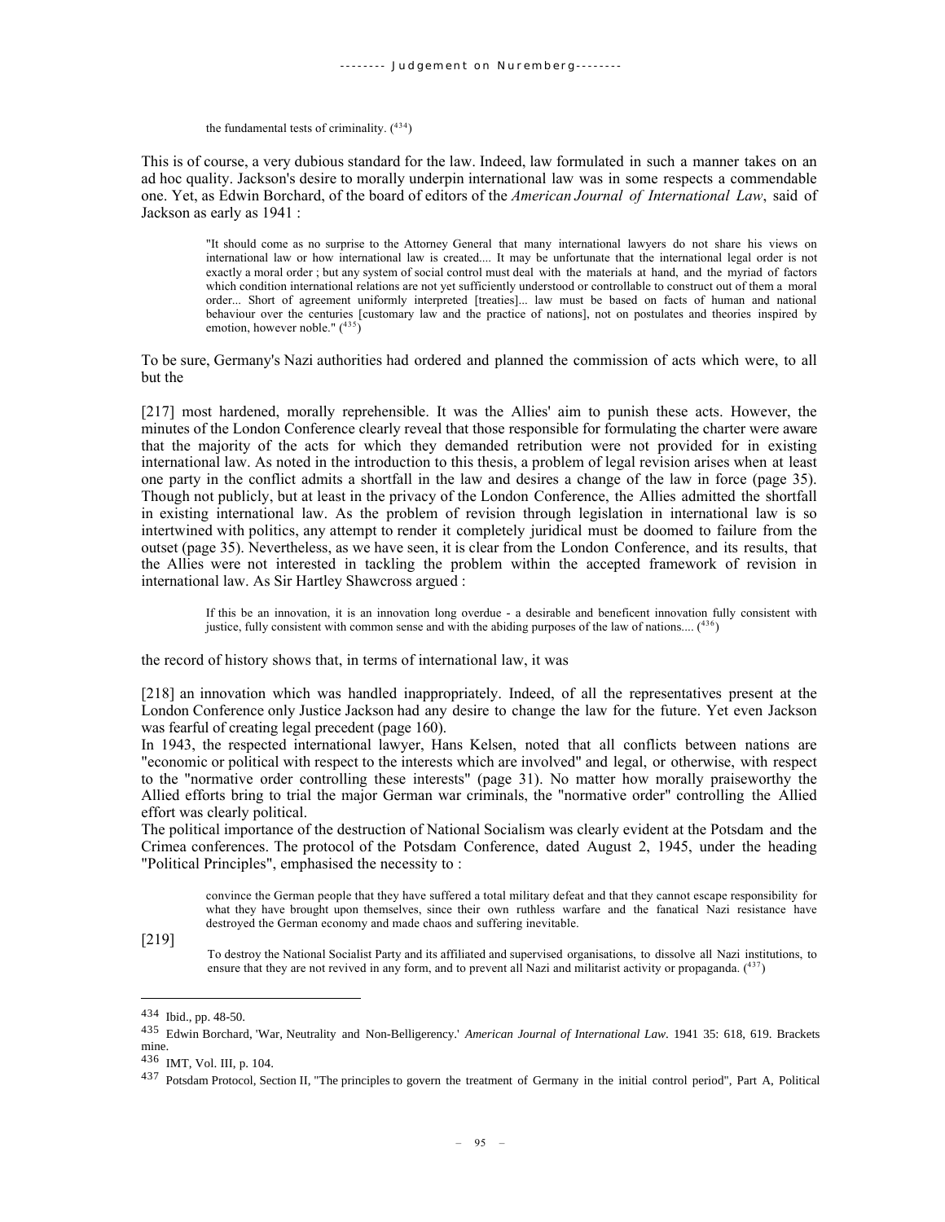> the fundamental tests of criminality. ([434])

This is of course, a very dubious standard for the law. Indeed, law formulated in such a manner takes on an ad hoc quality. Jackson's desire to morally underpin international law was in some respects a commendable one. Yet, as Edwin Borchard, of the board of editors of the *American Journal of International Law*, said of Jackson as early as 1941 :

> "It should come as no surprise to the Attorney General that many international lawyers do not share his views on international law or how international law is created.... It may be unfortunate that the international legal order is not exactly a moral order ; but any system of social control must deal with the materials at hand, and the myriad of factors which condition international relations are not yet sufficiently understood or controllable to construct out of them a moral order... Short of agreement uniformly interpreted [treaties]... law must be based on facts of human and national behaviour over the centuries [customary law and the practice of nations], not on postulates and theories inspired by emotion, however noble." ([435])

To be sure, Germany's Nazi authorities had ordered and planned the commission of acts which were, to all but the

[217] most hardened, morally reprehensible. It was the Allies' aim to punish these acts. However, the minutes of the London Conference clearly reveal that those responsible for formulating the charter were aware that the majority of the acts for which they demanded retribution were not provided for in existing international law. As noted in the introduction to this thesis, a problem of legal revision arises when at least one party in the conflict admits a shortfall in the law and desires a change of the law in force (page 35). Though not publicly, but at least in the privacy of the London Conference, the Allies admitted the shortfall in existing international law. As the problem of revision through legislation in international law is so intertwined with politics, any attempt to render it completely juridical must be doomed to failure from the outset (page 35). Nevertheless, as we have seen, it is clear from the London Conference, and its results, that the Allies were not interested in tackling the problem within the accepted framework of revision in international law. As Sir Hartley Shawcross argued :

> If this be an innovation, it is an innovation long overdue - a desirable and beneficent innovation fully consistent with justice, fully consistent with common sense and with the abiding purposes of the law of nations.... ([436])

the record of history shows that, in terms of international law, it was

[218] an innovation which was handled inappropriately. Indeed, of all the representatives present at the London Conference only Justice Jackson had any desire to change the law for the future. Yet even Jackson was fearful of creating legal precedent (page 160).

In 1943, the respected international lawyer, Hans Kelsen, noted that all conflicts between nations are "economic or political with respect to the interests which are involved" and legal, or otherwise, with respect to the "normative order controlling these interests" (page 31). No matter how morally praiseworthy the Allied efforts bring to trial the major German war criminals, the "normative order" controlling the Allied effort was clearly political.

The political importance of the destruction of National Socialism was clearly evident at the Potsdam and the Crimea conferences. The protocol of the Potsdam Conference, dated August 2, 1945, under the heading "Political Principles", emphasised the necessity to :

> convince the German people that they have suffered a total military defeat and that they cannot escape responsibility for what they have brought upon themselves, since their own ruthless warfare and the fanatical Nazi resistance have destroyed the German economy and made chaos and suffering inevitable.

[219]

> To destroy the National Socialist Party and its affiliated and supervised organisations, to dissolve all Nazi institutions, to ensure that they are not revived in any form, and to prevent all Nazi and militarist activity or propaganda. ([437])

---

[434] Ibid., pp. 48-50.

[435] Edwin Borchard, 'War, Neutrality and Non-Belligerency.' *American Journal of International Law*. 1941 35: 618, 619. Brackets mine.

[436] IMT, Vol. III, p. 104.

[437] Potsdam Protocol, Section II, "The principles to govern the treatment of Germany in the initial control period", Part A, Political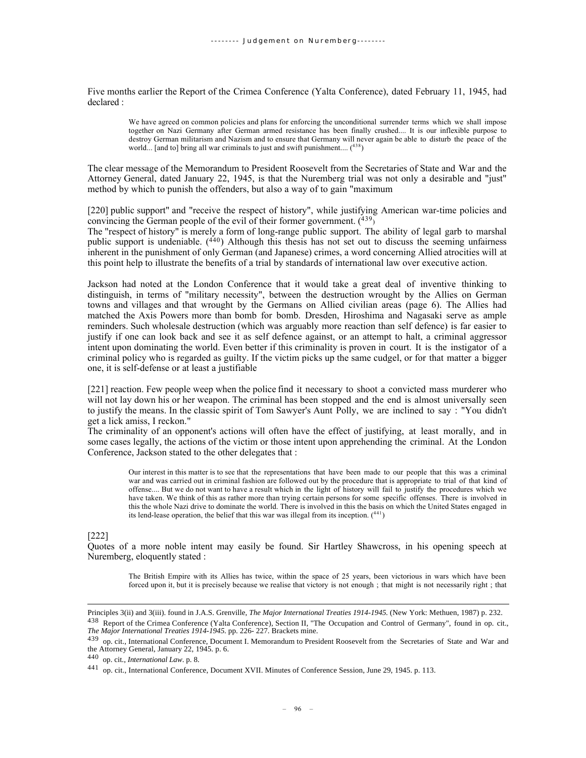Five months earlier the Report of the Crimea Conference (Yalta Conference), dated February 11, 1945, had declared :

> We have agreed on common policies and plans for enforcing the unconditional surrender terms which we shall impose together on Nazi Germany after German armed resistance has been finally crushed.... It is our inflexible purpose to destroy German militarism and Nazism and to ensure that Germany will never again be able to disturb the peace of the world... [and to] bring all war criminals to just and swift punishment.... ([438])

The clear message of the Memorandum to President Roosevelt from the Secretaries of State and War and the Attorney General, dated January 22, 1945, is that the Nuremberg trial was not only a desirable and "just" method by which to punish the offenders, but also a way of to gain "maximum

[220] public support" and "receive the respect of history", while justifying American war-time policies and convincing the German people of the evil of their former government. ([439])

The "respect of history" is merely a form of long-range public support. The ability of legal garb to marshal public support is undeniable. ([440]) Although this thesis has not set out to discuss the seeming unfairness inherent in the punishment of only German (and Japanese) crimes, a word concerning Allied atrocities will at this point help to illustrate the benefits of a trial by standards of international law over executive action.

Jackson had noted at the London Conference that it would take a great deal of inventive thinking to distinguish, in terms of "military necessity", between the destruction wrought by the Allies on German towns and villages and that wrought by the Germans on Allied civilian areas (page 6). The Allies had matched the Axis Powers more than bomb for bomb. Dresden, Hiroshima and Nagasaki serve as ample reminders. Such wholesale destruction (which was arguably more reaction than self defence) is far easier to justify if one can look back and see it as self defence against, or an attempt to halt, a criminal aggressor intent upon dominating the world. Even better if this criminality is proven in court. It is the instigator of a criminal policy who is regarded as guilty. If the victim picks up the same cudgel, or for that matter a bigger one, it is self-defense or at least a justifiable

[221] reaction. Few people weep when the police find it necessary to shoot a convicted mass murderer who will not lay down his or her weapon. The criminal has been stopped and the end is almost universally seen to justify the means. In the classic spirit of Tom Sawyer's Aunt Polly, we are inclined to say : "You didn't get a lick amiss, I reckon."

The criminality of an opponent's actions will often have the effect of justifying, at least morally, and in some cases legally, the actions of the victim or those intent upon apprehending the criminal. At the London Conference, Jackson stated to the other delegates that :

> Our interest in this matter is to see that the representations that have been made to our people that this was a criminal war and was carried out in criminal fashion are followed out by the procedure that is appropriate to trial of that kind of offense.... But we do not want to have a result which in the light of history will fail to justify the procedures which we have taken. We think of this as rather more than trying certain persons for some specific offenses. There is involved in this the whole Nazi drive to dominate the world. There is involved in this the basis on which the United States engaged in its lend-lease operation, the belief that this war was illegal from its inception. ([441])

[222]

Quotes of a more noble intent may easily be found. Sir Hartley Shawcross, in his opening speech at Nuremberg, eloquently stated :

> The British Empire with its Allies has twice, within the space of 25 years, been victorious in wars which have been forced upon it, but it is precisely because we realise that victory is not enough ; that might is not necessarily right ; that

---

Principles 3(ii) and 3(iii). found in J.A.S. Grenville, *The Major International Treaties 1914-1945.* (New York: Methuen, 1987) p. 232.

[438] Report of the Crimea Conference (Yalta Conference), Section II, "The Occupation and Control of Germany", found in op. cit., *The Major International Treaties 1914-1945.* pp. 226- 227. Brackets mine.

[439] op. cit., International Conference, Document I. Memorandum to President Roosevelt from the Secretaries of State and War and the Attorney General, January 22, 1945. p. 6.

[440] op. cit., *International Law*. p. 8.

[441] op. cit., International Conference, Document XVII. Minutes of Conference Session, June 29, 1945. p. 113.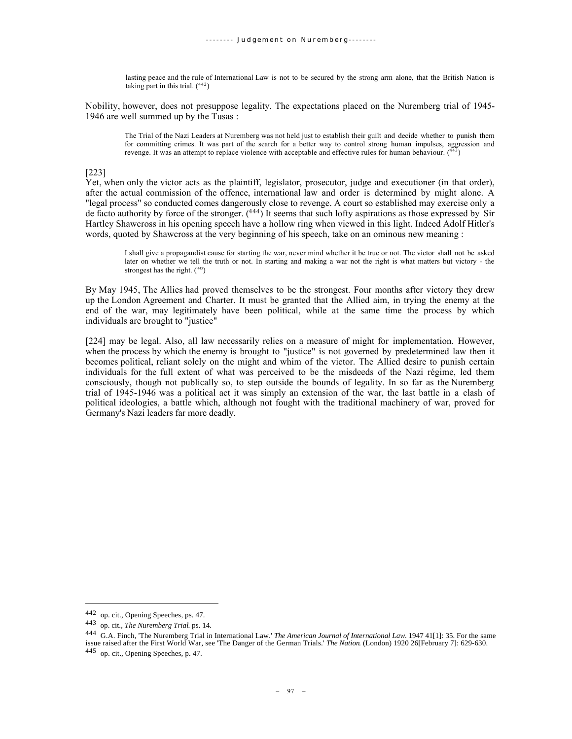> lasting peace and the rule of International Law is not to be secured by the strong arm alone, that the British Nation is taking part in this trial. ([442])

Nobility, however, does not presuppose legality. The expectations placed on the Nuremberg trial of 1945-1946 are well summed up by the Tusas :

> The Trial of the Nazi Leaders at Nuremberg was not held just to establish their guilt and decide whether to punish them for committing crimes. It was part of the search for a better way to control strong human impulses, aggression and revenge. It was an attempt to replace violence with acceptable and effective rules for human behaviour. ([443])

[223]
Yet, when only the victor acts as the plaintiff, legislator, prosecutor, judge and executioner (in that order), after the actual commission of the offence, international law and order is determined by might alone. A "legal process" so conducted comes dangerously close to revenge. A court so established may exercise only a de facto authority by force of the stronger. ([444]) It seems that such lofty aspirations as those expressed by Sir Hartley Shawcross in his opening speech have a hollow ring when viewed in this light. Indeed Adolf Hitler's words, quoted by Shawcross at the very beginning of his speech, take on an ominous new meaning :

> I shall give a propagandist cause for starting the war, never mind whether it be true or not. The victor shall not be asked later on whether we tell the truth or not. In starting and making a war not the right is what matters but victory - the strongest has the right. ([445])

By May 1945, The Allies had proved themselves to be the strongest. Four months after victory they drew up the London Agreement and Charter. It must be granted that the Allied aim, in trying the enemy at the end of the war, may legitimately have been political, while at the same time the process by which individuals are brought to "justice"

[224] may be legal. Also, all law necessarily relies on a measure of might for implementation. However, when the process by which the enemy is brought to "justice" is not governed by predetermined law then it becomes political, reliant solely on the might and whim of the victor. The Allied desire to punish certain individuals for the full extent of what was perceived to be the misdeeds of the Nazi régime, led them consciously, though not publically so, to step outside the bounds of legality. In so far as the Nuremberg trial of 1945-1946 was a political act it was simply an extension of the war, the last battle in a clash of political ideologies, a battle which, although not fought with the traditional machinery of war, proved for Germany's Nazi leaders far more deadly.

---

442 op. cit., Opening Speeches, ps. 47.

443 op. cit., *The Nuremberg Trial*. ps. 14.

444 G.A. Finch, 'The Nuremberg Trial in International Law.' *The American Journal of International Law*. 1947 41[1]: 35. For the same issue raised after the First World War, see 'The Danger of the German Trials.' *The Nation*. (London) 1920 26[February 7]: 629-630.

445 op. cit., Opening Speeches, p. 47.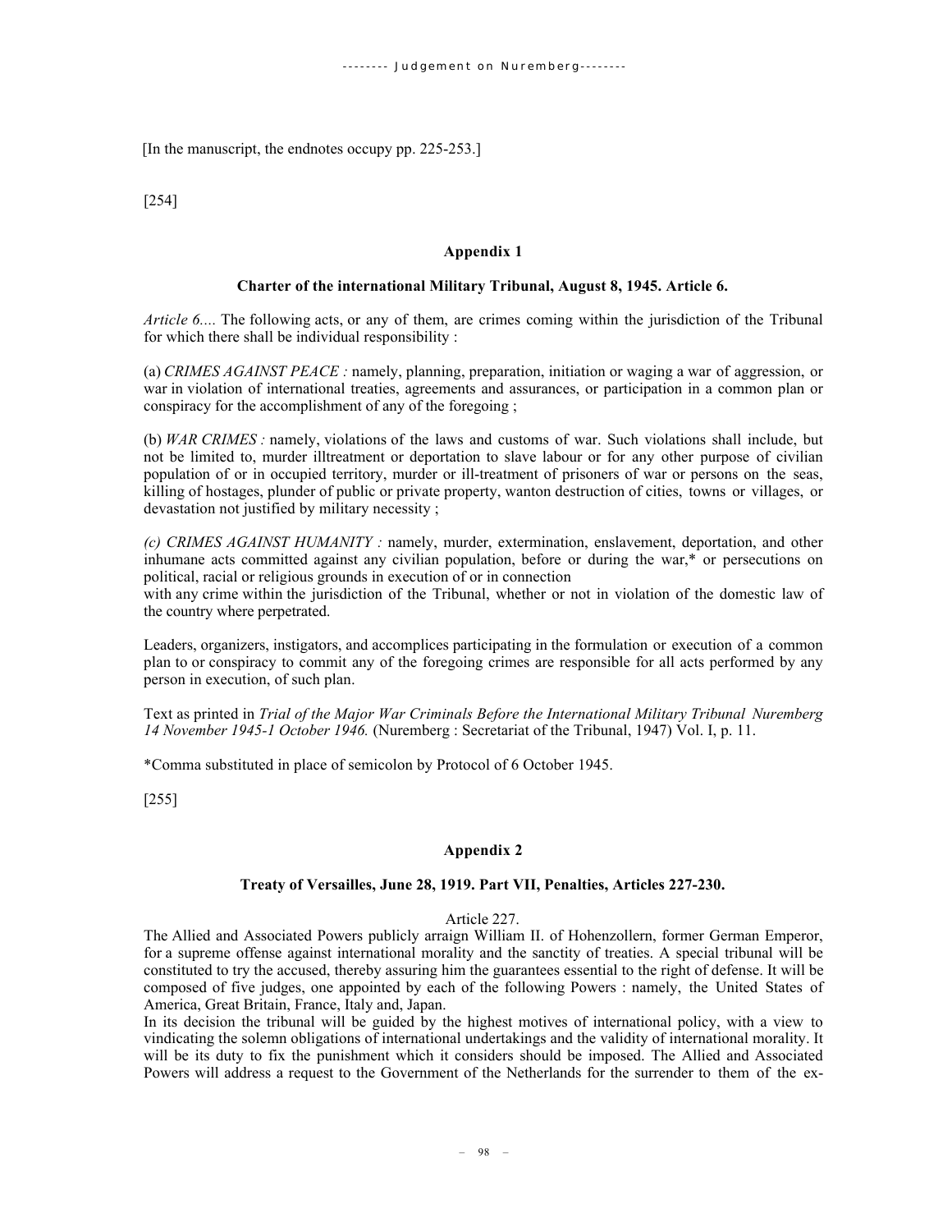[In the manuscript, the endnotes occupy pp. 225-253.]

[254]

## Appendix 1

### Charter of the international Military Tribunal, August 8, 1945. Article 6.

*Article 6....* The following acts, or any of them, are crimes coming within the jurisdiction of the Tribunal for which there shall be individual responsibility :

(a) *CRIMES AGAINST PEACE :* namely, planning, preparation, initiation or waging a war of aggression, or war in violation of international treaties, agreements and assurances, or participation in a common plan or conspiracy for the accomplishment of any of the foregoing ;

(b) *WAR CRIMES :* namely, violations of the laws and customs of war. Such violations shall include, but not be limited to, murder illtreatment or deportation to slave labour or for any other purpose of civilian population of or in occupied territory, murder or ill-treatment of prisoners of war or persons on the seas, killing of hostages, plunder of public or private property, wanton destruction of cities, towns or villages, or devastation not justified by military necessity ;

*(c) CRIMES AGAINST HUMANITY :* namely, murder, extermination, enslavement, deportation, and other inhumane acts committed against any civilian population, before or during the war,* or persecutions on political, racial or religious grounds in execution of or in connection
with any crime within the jurisdiction of the Tribunal, whether or not in violation of the domestic law of the country where perpetrated.

Leaders, organizers, instigators, and accomplices participating in the formulation or execution of a common plan to or conspiracy to commit any of the foregoing crimes are responsible for all acts performed by any person in execution, of such plan.

Text as printed in *Trial of the Major War Criminals Before the International Military Tribunal Nuremberg 14 November 1945-1 October 1946.* (Nuremberg : Secretariat of the Tribunal, 1947) Vol. I, p. 11.

*Comma substituted in place of semicolon by Protocol of 6 October 1945.

[255]

## Appendix 2

### Treaty of Versailles, June 28, 1919. Part VII, Penalties, Articles 227-230.

Article 227.

The Allied and Associated Powers publicly arraign William II. of Hohenzollern, former German Emperor, for a supreme offense against international morality and the sanctity of treaties. A special tribunal will be constituted to try the accused, thereby assuring him the guarantees essential to the right of defense. It will be composed of five judges, one appointed by each of the following Powers : namely, the United States of America, Great Britain, France, Italy and, Japan.

In its decision the tribunal will be guided by the highest motives of international policy, with a view to vindicating the solemn obligations of international undertakings and the validity of international morality. It will be its duty to fix the punishment which it considers should be imposed. The Allied and Associated Powers will address a request to the Government of the Netherlands for the surrender to them of the ex-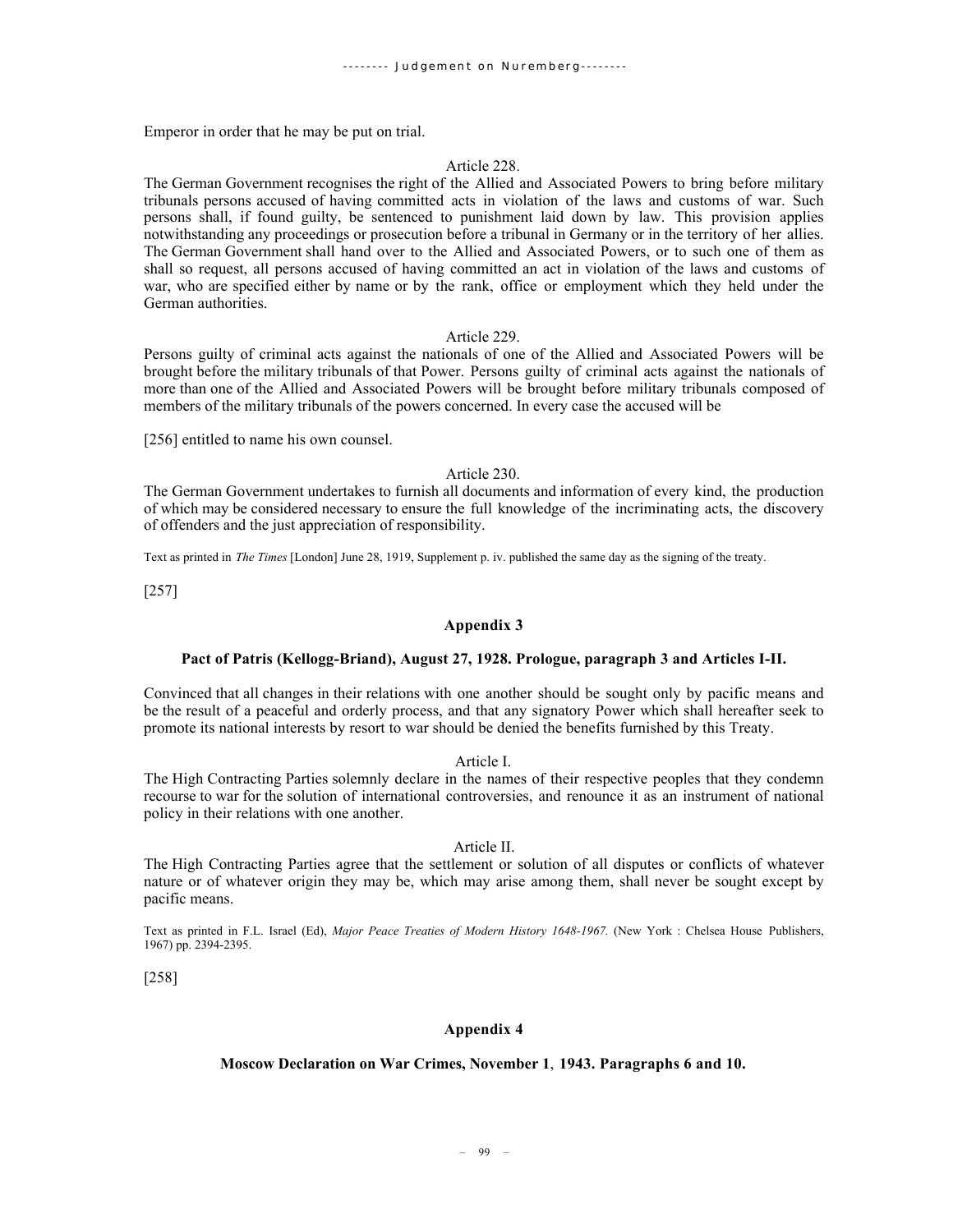Emperor in order that he may be put on trial.

Article 228.

The German Government recognises the right of the Allied and Associated Powers to bring before military tribunals persons accused of having committed acts in violation of the laws and customs of war. Such persons shall, if found guilty, be sentenced to punishment laid down by law. This provision applies notwithstanding any proceedings or prosecution before a tribunal in Germany or in the territory of her allies. The German Government shall hand over to the Allied and Associated Powers, or to such one of them as shall so request, all persons accused of having committed an act in violation of the laws and customs of war, who are specified either by name or by the rank, office or employment which they held under the German authorities.

Article 229.

Persons guilty of criminal acts against the nationals of one of the Allied and Associated Powers will be brought before the military tribunals of that Power. Persons guilty of criminal acts against the nationals of more than one of the Allied and Associated Powers will be brought before military tribunals composed of members of the military tribunals of the powers concerned. In every case the accused will be

[256] entitled to name his own counsel.

Article 230.

The German Government undertakes to furnish all documents and information of every kind, the production of which may be considered necessary to ensure the full knowledge of the incriminating acts, the discovery of offenders and the just appreciation of responsibility.

Text as printed in *The Times* [London] June 28, 1919, Supplement p. iv. published the same day as the signing of the treaty.

[257]

### Appendix 3

#### Pact of Patris (Kellogg-Briand), August 27, 1928. Prologue, paragraph 3 and Articles I-II.

Convinced that all changes in their relations with one another should be sought only by pacific means and be the result of a peaceful and orderly process, and that any signatory Power which shall hereafter seek to promote its national interests by resort to war should be denied the benefits furnished by this Treaty.

Article I.

The High Contracting Parties solemnly declare in the names of their respective peoples that they condemn recourse to war for the solution of international controversies, and renounce it as an instrument of national policy in their relations with one another.

Article II.

The High Contracting Parties agree that the settlement or solution of all disputes or conflicts of whatever nature or of whatever origin they may be, which may arise among them, shall never be sought except by pacific means.

Text as printed in F.L. Israel (Ed), *Major Peace Treaties of Modern History 1648-1967.* (New York : Chelsea House Publishers, 1967) pp. 2394-2395.

[258]

### Appendix 4

#### Moscow Declaration on War Crimes, November 1, 1943. Paragraphs 6 and 10.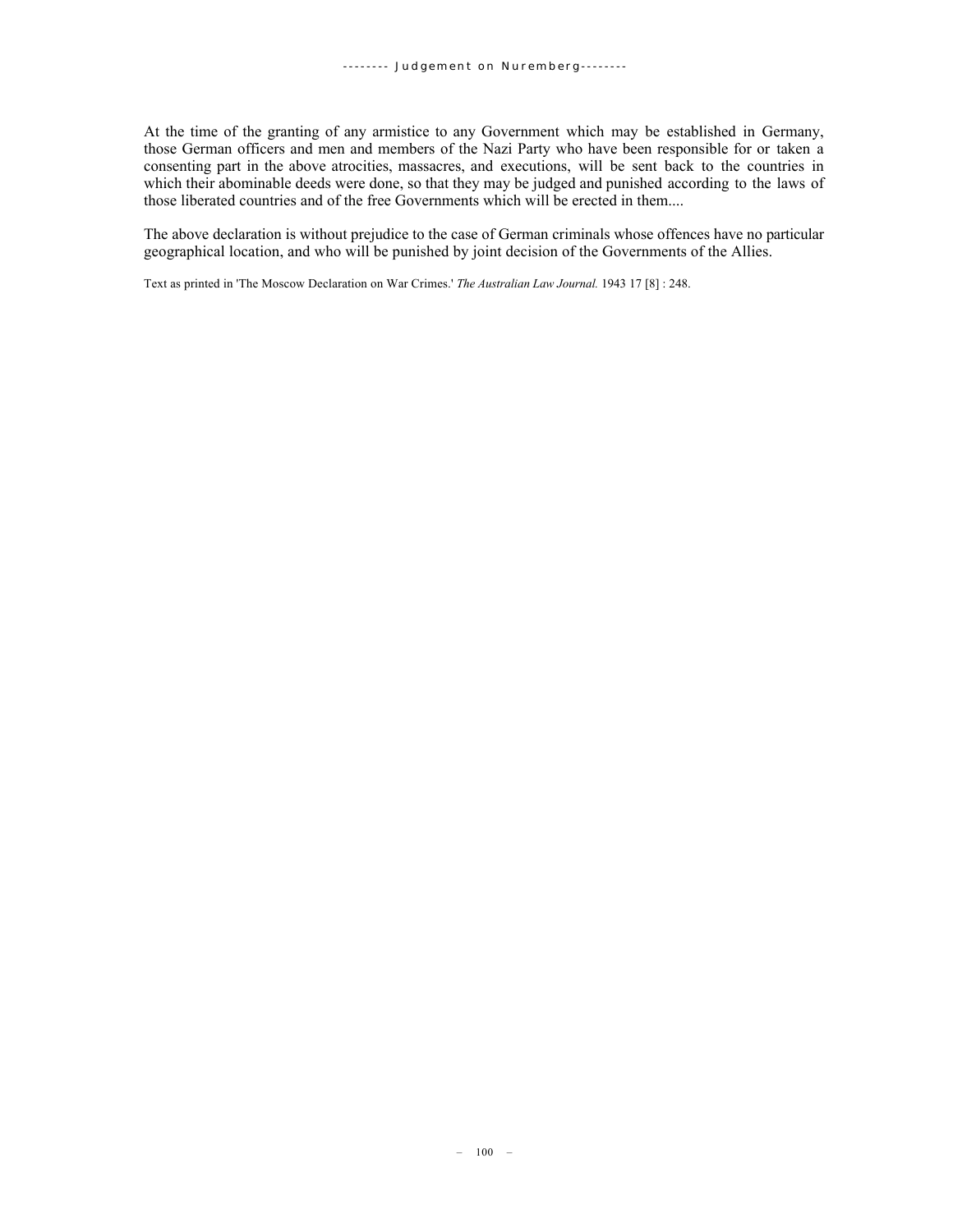At the time of the granting of any armistice to any Government which may be established in Germany, those German officers and men and members of the Nazi Party who have been responsible for or taken a consenting part in the above atrocities, massacres, and executions, will be sent back to the countries in which their abominable deeds were done, so that they may be judged and punished according to the laws of those liberated countries and of the free Governments which will be erected in them....

The above declaration is without prejudice to the case of German criminals whose offences have no particular geographical location, and who will be punished by joint decision of the Governments of the Allies.

Text as printed in 'The Moscow Declaration on War Crimes.' *The Australian Law Journal.* 1943 17 [8] : 248.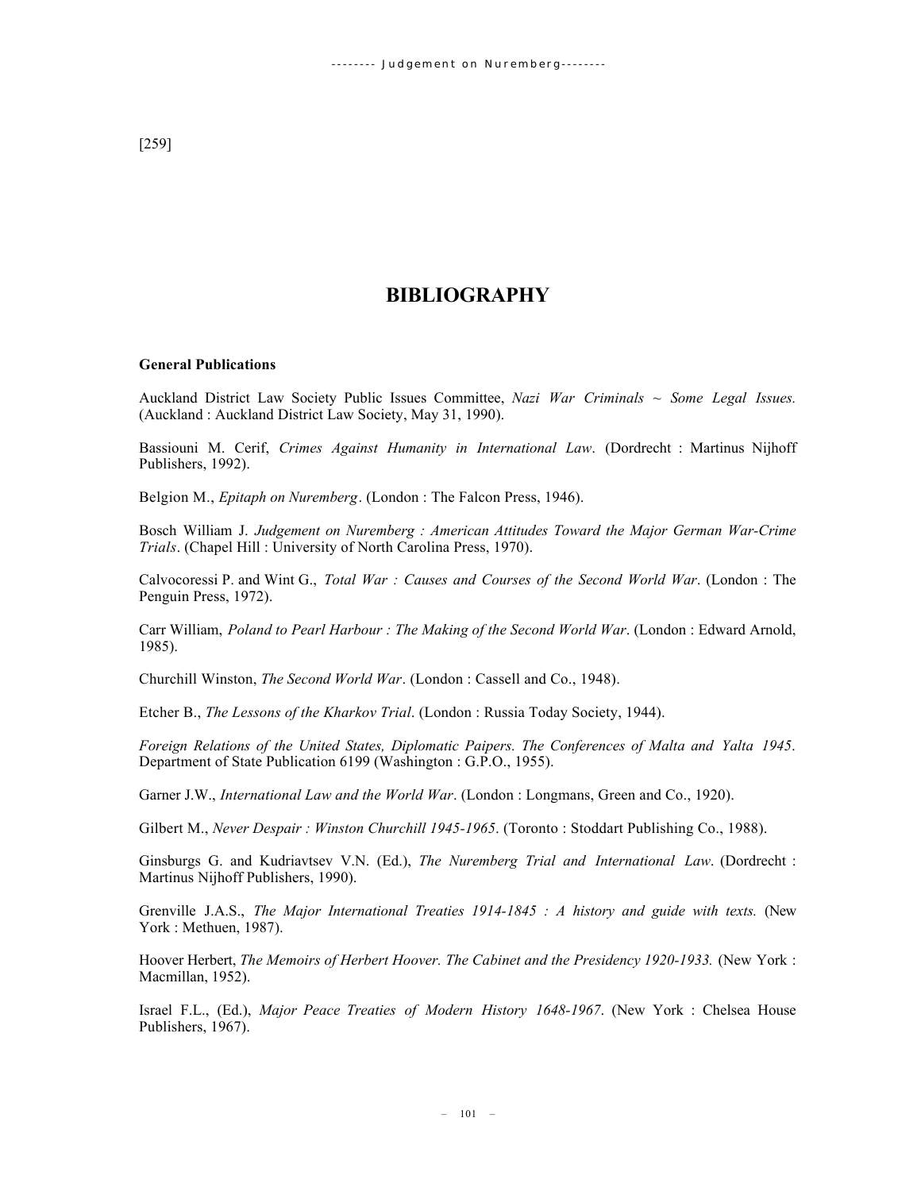[259]

# BIBLIOGRAPHY

**General Publications**

Auckland District Law Society Public Issues Committee, *Nazi War Criminals ~ Some Legal Issues.* (Auckland : Auckland District Law Society, May 31, 1990).

Bassiouni M. Cerif, *Crimes Against Humanity in International Law*. (Dordrecht : Martinus Nijhoff Publishers, 1992).

Belgion M., *Epitaph on Nuremberg*. (London : The Falcon Press, 1946).

Bosch William J. *Judgement on Nuremberg : American Attitudes Toward the Major German War-Crime Trials*. (Chapel Hill : University of North Carolina Press, 1970).

Calvocoressi P. and Wint G., *Total War : Causes and Courses of the Second World War*. (London : The Penguin Press, 1972).

Carr William, *Poland to Pearl Harbour : The Making of the Second World War*. (London : Edward Arnold, 1985).

Churchill Winston, *The Second World War*. (London : Cassell and Co., 1948).

Etcher B., *The Lessons of the Kharkov Trial*. (London : Russia Today Society, 1944).

*Foreign Relations of the United States, Diplomatic Paipers. The Conferences of Malta and Yalta 1945*. Department of State Publication 6199 (Washington : G.P.O., 1955).

Garner J.W., *International Law and the World War*. (London : Longmans, Green and Co., 1920).

Gilbert M., *Never Despair : Winston Churchill 1945-1965*. (Toronto : Stoddart Publishing Co., 1988).

Ginsburgs G. and Kudriavtsev V.N. (Ed.), *The Nuremberg Trial and International Law*. (Dordrecht : Martinus Nijhoff Publishers, 1990).

Grenville J.A.S., *The Major International Treaties 1914-1845 : A history and guide with texts.* (New York : Methuen, 1987).

Hoover Herbert, *The Memoirs of Herbert Hoover. The Cabinet and the Presidency 1920-1933.* (New York : Macmillan, 1952).

Israel F.L., (Ed.), *Major Peace Treaties of Modern History 1648-1967*. (New York : Chelsea House Publishers, 1967).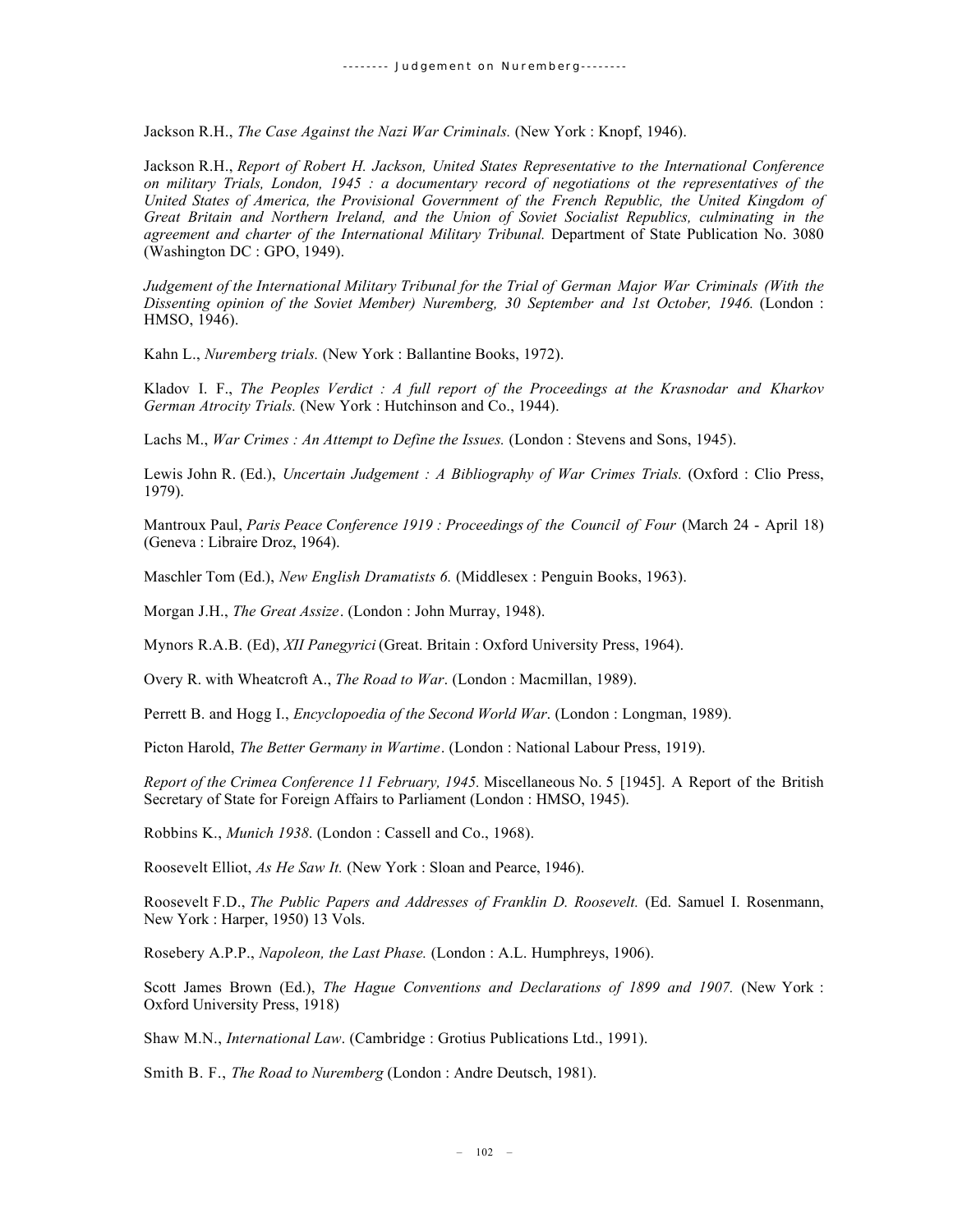Jackson R.H., *The Case Against the Nazi War Criminals.* (New York : Knopf, 1946).

Jackson R.H., *Report of Robert H. Jackson, United States Representative to the International Conference on military Trials, London, 1945 : a documentary record of negotiations ot the representatives of the United States of America, the Provisional Government of the French Republic, the United Kingdom of Great Britain and Northern Ireland, and the Union of Soviet Socialist Republics, culminating in the agreement and charter of the International Military Tribunal.* Department of State Publication No. 3080 (Washington DC : GPO, 1949).

*Judgement of the International Military Tribunal for the Trial of German Major War Criminals (With the Dissenting opinion of the Soviet Member) Nuremberg, 30 September and 1st October, 1946.* (London : HMSO, 1946).

Kahn L., *Nuremberg trials.* (New York : Ballantine Books, 1972).

Kladov I. F., *The Peoples Verdict : A full report of the Proceedings at the Krasnodar and Kharkov German Atrocity Trials.* (New York : Hutchinson and Co., 1944).

Lachs M., *War Crimes : An Attempt to Define the Issues.* (London : Stevens and Sons, 1945).

Lewis John R. (Ed.), *Uncertain Judgement : A Bibliography of War Crimes Trials.* (Oxford : Clio Press, 1979).

Mantroux Paul, *Paris Peace Conference 1919 : Proceedings of the Council of Four* (March 24 - April 18) (Geneva : Libraire Droz, 1964).

Maschler Tom (Ed.), *New English Dramatists 6.* (Middlesex : Penguin Books, 1963).

Morgan J.H., *The Great Assize*. (London : John Murray, 1948).

Mynors R.A.B. (Ed), *XII Panegyrici* (Great. Britain : Oxford University Press, 1964).

Overy R. with Wheatcroft A., *The Road to War*. (London : Macmillan, 1989).

Perrett B. and Hogg I., *Encyclopoedia of the Second World War*. (London : Longman, 1989).

Picton Harold, *The Better Germany in Wartime*. (London : National Labour Press, 1919).

*Report of the Crimea Conference 11 February, 1945.* Miscellaneous No. 5 [1945]. A Report of the British Secretary of State for Foreign Affairs to Parliament (London : HMSO, 1945).

Robbins K., *Munich 1938*. (London : Cassell and Co., 1968).

Roosevelt Elliot, *As He Saw It.* (New York : Sloan and Pearce, 1946).

Roosevelt F.D., *The Public Papers and Addresses of Franklin D. Roosevelt.* (Ed. Samuel I. Rosenmann, New York : Harper, 1950) 13 Vols.

Rosebery A.P.P., *Napoleon, the Last Phase.* (London : A.L. Humphreys, 1906).

Scott James Brown (Ed.), *The Hague Conventions and Declarations of 1899 and 1907.* (New York : Oxford University Press, 1918)

Shaw M.N., *International Law*. (Cambridge : Grotius Publications Ltd., 1991).

Smith B. F., *The Road to Nuremberg* (London : Andre Deutsch, 1981).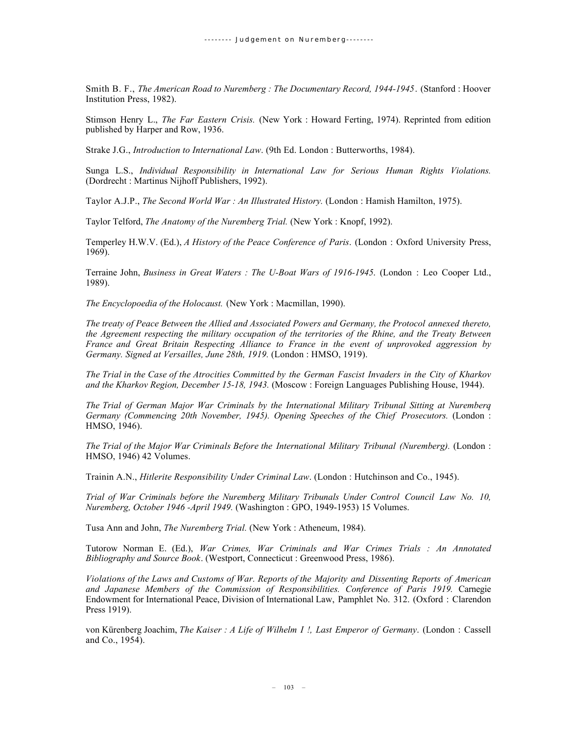Smith B. F., *The American Road to Nuremberg : The Documentary Record, 1944-1945*. (Stanford : Hoover Institution Press, 1982).

Stimson Henry L., *The Far Eastern Crisis.* (New York : Howard Ferting, 1974). Reprinted from edition published by Harper and Row, 1936.

Strake J.G., *Introduction to International Law*. (9th Ed. London : Butterworths, 1984).

Sunga L.S., *Individual Responsibility in International Law for Serious Human Rights Violations.* (Dordrecht : Martinus Nijhoff Publishers, 1992).

Taylor A.J.P., *The Second World War : An Illustrated History.* (London : Hamish Hamilton, 1975).

Taylor Telford, *The Anatomy of the Nuremberg Trial.* (New York : Knopf, 1992).

Temperley H.W.V. (Ed.), *A History of the Peace Conference of Paris*. (London : Oxford University Press, 1969).

Terraine John, *Business in Great Waters : The U-Boat Wars of 1916-1945*. (London : Leo Cooper Ltd., 1989).

*The Encyclopoedia of the Holocaust.* (New York : Macmillan, 1990).

*The treaty of Peace Between the Allied and Associated Powers and Germany, the Protocol annexed thereto, the Agreement respecting the military occupation of the territories of the Rhine, and the Treaty Between France and Great Britain Respecting Alliance to France in the event of unprovoked aggression by Germany. Signed at Versailles, June 28th, 1919.* (London : HMSO, 1919).

*The Trial in the Case of the Atrocities Committed by the German Fascist Invaders in the City of Kharkov and the Kharkov Region, December 15-18, 1943.* (Moscow : Foreign Languages Publishing House, 1944).

*The Trial of German Major War Criminals by the International Military Tribunal Sitting at Nuremberq Germany (Commencing 20th November, 1945). Opening Speeches of the Chief Prosecutors.* (London : HMSO, 1946).

*The Trial of the Major War Criminals Before the International Military Tribunal (Nuremberg).* (London : HMSO, 1946) 42 Volumes.

Trainin A.N., *Hitlerite Responsibility Under Criminal Law*. (London : Hutchinson and Co., 1945).

*Trial of War Criminals before the Nuremberg Military Tribunals Under Control Council Law No. 10, Nuremberg, October 1946 -April 1949.* (Washington : GPO, 1949-1953) 15 Volumes.

Tusa Ann and John, *The Nuremberg Trial.* (New York : Atheneum, 1984).

Tutorow Norman E. (Ed.), *War Crimes, War Criminals and War Crimes Trials : An Annotated Bibliography and Source Book*. (Westport, Connecticut : Greenwood Press, 1986).

*Violations of the Laws and Customs of War. Reports of the Majority and Dissenting Reports of American and Japanese Members of the Commission of Responsibilities. Conference of Paris 1919.* Carnegie Endowment for International Peace, Division of International Law, Pamphlet No. 312. (Oxford : Clarendon Press 1919).

von Kürenberg Joachim, *The Kaiser : A Life of Wilhelm I !, Last Emperor of Germany*. (London : Cassell and Co., 1954).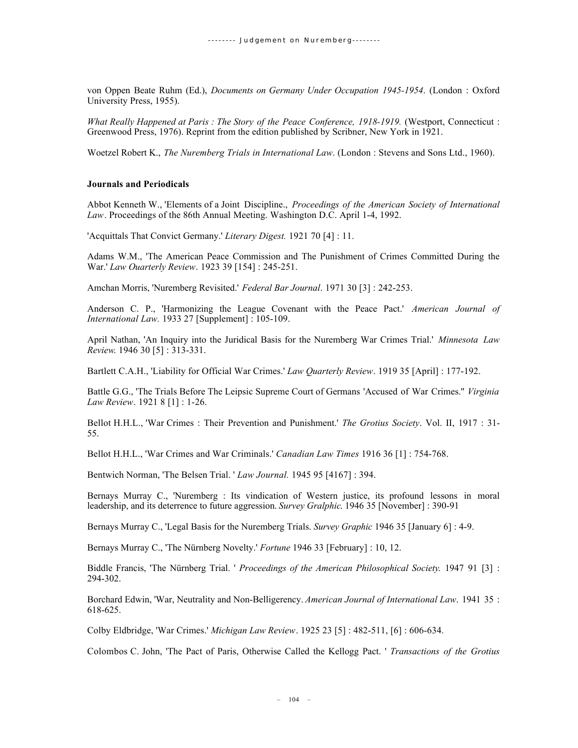von Oppen Beate Ruhm (Ed.), *Documents on Germany Under Occupation 1945-1954*. (London : Oxford University Press, 1955).

*What Really Happened at Paris : The Story of the Peace Conference, 1918-1919.* (Westport, Connecticut : Greenwood Press, 1976). Reprint from the edition published by Scribner, New York in 1921.

Woetzel Robert K., *The Nuremberg Trials in International Law*. (London : Stevens and Sons Ltd., 1960).

**Journals and Periodicals**

Abbot Kenneth W., 'Elements of a Joint Discipline., *Proceedings of the American Society of International Law*. Proceedings of the 86th Annual Meeting. Washington D.C. April 1-4, 1992.

'Acquittals That Convict Germany.' *Literary Digest.* 1921 70 [4] : 11.

Adams W.M., 'The American Peace Commission and The Punishment of Crimes Committed During the War.' *Law Ouarterly Review*. 1923 39 [154] : 245-251.

Amchan Morris, 'Nuremberg Revisited.' *Federal Bar Journal*. 1971 30 [3] : 242-253.

Anderson C. P., 'Harmonizing the League Covenant with the Peace Pact.' *American Journal of International Law.* 1933 27 [Supplement] : 105-109.

April Nathan, 'An Inquiry into the Juridical Basis for the Nuremberg War Crimes Trial.' *Minnesota Law Review.* 1946 30 [5] : 313-331.

Bartlett C.A.H., 'Liability for Official War Crimes.' *Law Quarterly Review*. 1919 35 [April] : 177-192.

Battle G.G., 'The Trials Before The Leipsic Supreme Court of Germans 'Accused of War Crimes.'' *Virginia Law Review*. 1921 8 [1] : 1-26.

Bellot H.H.L., 'War Crimes : Their Prevention and Punishment.' *The Grotius Society*. Vol. II, 1917 : 31-55.

Bellot H.H.L., 'War Crimes and War Criminals.' *Canadian Law Times* 1916 36 [1] : 754-768.

Bentwich Norman, 'The Belsen Trial. ' *Law Journal.* 1945 95 [4167] : 394.

Bernays Murray C., 'Nuremberg : Its vindication of Western justice, its profound lessons in moral leadership, and its deterrence to future aggression. *Survey Gralphic.* 1946 35 [November] : 390-91

Bernays Murray C., 'Legal Basis for the Nuremberg Trials. *Survey Graphic* 1946 35 [January 6] : 4-9.

Bernays Murray C., 'The Nürnberg Novelty.' *Fortune* 1946 33 [February] : 10, 12.

Biddle Francis, 'The Nürnberg Trial. ' *Proceedings of the American Philosophical Society.* 1947 91 [3] : 294-302.

Borchard Edwin, 'War, Neutrality and Non-Belligerency. *American Journal of International Law*. 1941 35 : 618-625.

Colby Eldbridge, 'War Crimes.' *Michigan Law Review*. 1925 23 [5] : 482-511, [6] : 606-634.

Colombos C. John, 'The Pact of Paris, Otherwise Called the Kellogg Pact. ' *Transactions of the Grotius*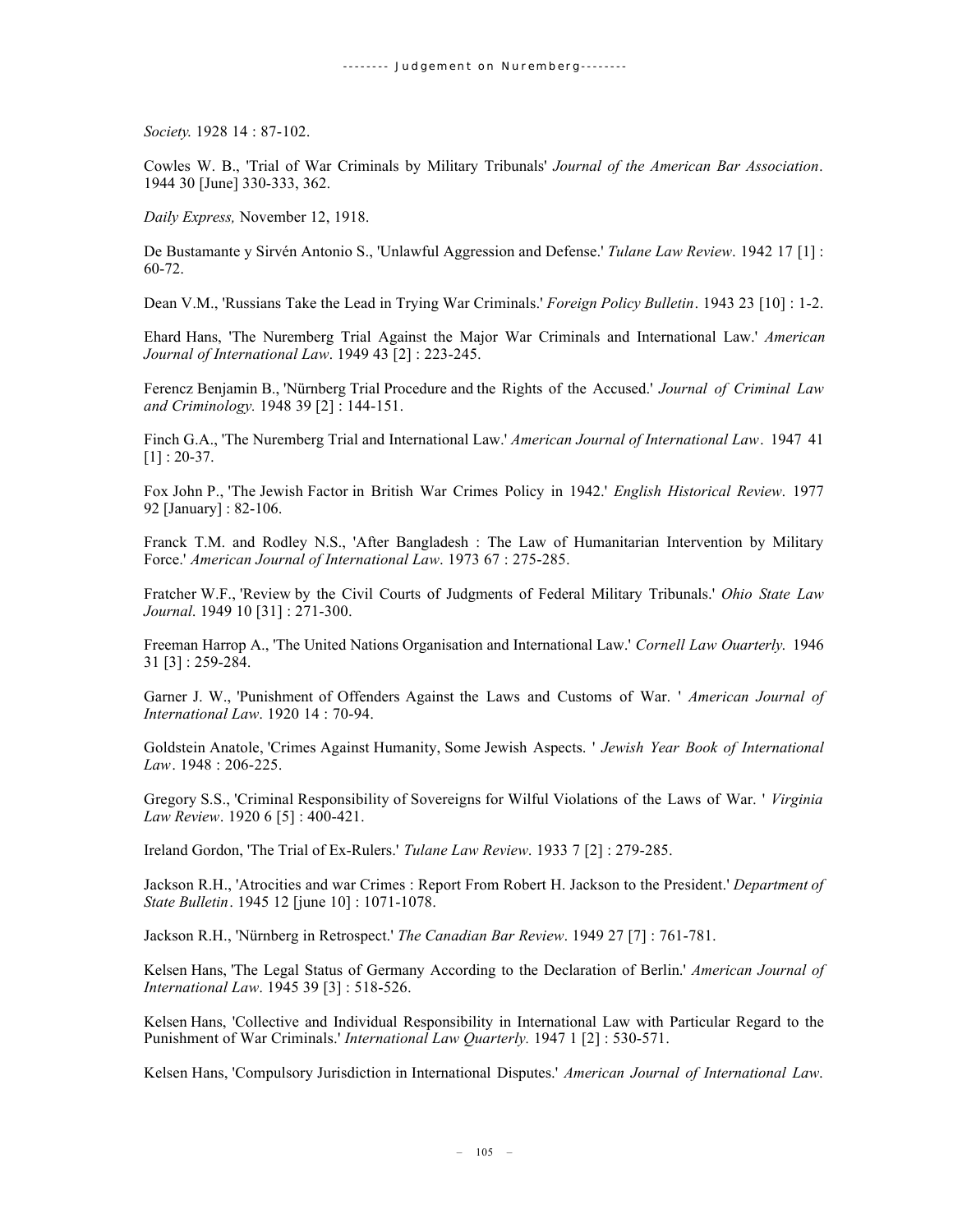*Society.* 1928 14 : 87-102.

Cowles W. B., 'Trial of War Criminals by Military Tribunals' *Journal of the American Bar Association*. 1944 30 [June] 330-333, 362.

*Daily Express,* November 12, 1918.

De Bustamante y Sirvén Antonio S., 'Unlawful Aggression and Defense.' *Tulane Law Review*. 1942 17 [1] : 60-72.

Dean V.M., 'Russians Take the Lead in Trying War Criminals.' *Foreign Policy Bulletin*. 1943 23 [10] : 1-2.

Ehard Hans, 'The Nuremberg Trial Against the Major War Criminals and International Law.' *American Journal of International Law*. 1949 43 [2] : 223-245.

Ferencz Benjamin B., 'Nürnberg Trial Procedure and the Rights of the Accused.' *Journal of Criminal Law and Criminology.* 1948 39 [2] : 144-151.

Finch G.A., 'The Nuremberg Trial and International Law.' *American Journal of International Law*. 1947 41 [1] : 20-37.

Fox John P., 'The Jewish Factor in British War Crimes Policy in 1942.' *English Historical Review*. 1977 92 [January] : 82-106.

Franck T.M. and Rodley N.S., 'After Bangladesh : The Law of Humanitarian Intervention by Military Force.' *American Journal of International Law*. 1973 67 : 275-285.

Fratcher W.F., 'Review by the Civil Courts of Judgments of Federal Military Tribunals.' *Ohio State Law Journal*. 1949 10 [31] : 271-300.

Freeman Harrop A., 'The United Nations Organisation and International Law.' *Cornell Law Ouarterly.* 1946 31 [3] : 259-284.

Garner J. W., 'Punishment of Offenders Against the Laws and Customs of War. ' *American Journal of International Law*. 1920 14 : 70-94.

Goldstein Anatole, 'Crimes Against Humanity, Some Jewish Aspects. ' *Jewish Year Book of International Law*. 1948 : 206-225.

Gregory S.S., 'Criminal Responsibility of Sovereigns for Wilful Violations of the Laws of War. ' *Virginia Law Review*. 1920 6 [5] : 400-421.

Ireland Gordon, 'The Trial of Ex-Rulers.' *Tulane Law Review*. 1933 7 [2] : 279-285.

Jackson R.H., 'Atrocities and war Crimes : Report From Robert H. Jackson to the President.' *Department of State Bulletin*. 1945 12 [june 10] : 1071-1078.

Jackson R.H., 'Nürnberg in Retrospect.' *The Canadian Bar Review*. 1949 27 [7] : 761-781.

Kelsen Hans, 'The Legal Status of Germany According to the Declaration of Berlin.' *American Journal of International Law*. 1945 39 [3] : 518-526.

Kelsen Hans, 'Collective and Individual Responsibility in International Law with Particular Regard to the Punishment of War Criminals.' *International Law Quarterly.* 1947 1 [2] : 530-571.

Kelsen Hans, 'Compulsory Jurisdiction in International Disputes.' *American Journal of International Law*.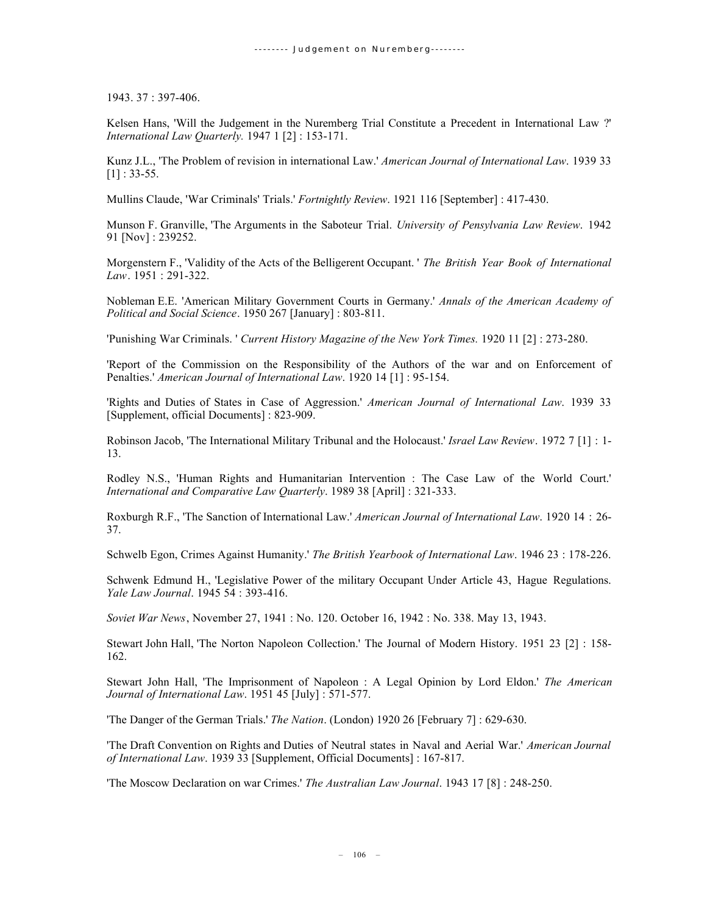1943. 37 : 397-406.

Kelsen Hans, 'Will the Judgement in the Nuremberg Trial Constitute a Precedent in International Law ?' *International Law Quarterly.* 1947 1 [2] : 153-171.

Kunz J.L., 'The Problem of revision in international Law.' *American Journal of International Law*. 1939 33 [1] : 33-55.

Mullins Claude, 'War Criminals' Trials.' *Fortnightly Review*. 1921 116 [September] : 417-430.

Munson F. Granville, 'The Arguments in the Saboteur Trial. *University of Pensylvania Law Review*. 1942 91 [Nov] : 239252.

Morgenstern F., 'Validity of the Acts of the Belligerent Occupant. ' *The British Year Book of International Law*. 1951 : 291-322.

Nobleman E.E. 'American Military Government Courts in Germany.' *Annals of the American Academy of Political and Social Science*. 1950 267 [January] : 803-811.

'Punishing War Criminals. ' *Current History Magazine of the New York Times.* 1920 11 [2] : 273-280.

'Report of the Commission on the Responsibility of the Authors of the war and on Enforcement of Penalties.' *American Journal of International Law*. 1920 14 [1] : 95-154.

'Rights and Duties of States in Case of Aggression.' *American Journal of International Law*. 1939 33 [Supplement, official Documents] : 823-909.

Robinson Jacob, 'The International Military Tribunal and the Holocaust.' *Israel Law Review*. 1972 7 [1] : 1-13.

Rodley N.S., 'Human Rights and Humanitarian Intervention : The Case Law of the World Court.' *International and Comparative Law Quarterly*. 1989 38 [April] : 321-333.

Roxburgh R.F., 'The Sanction of International Law.' *American Journal of International Law*. 1920 14 : 26-37.

Schwelb Egon, Crimes Against Humanity.' *The British Yearbook of International Law*. 1946 23 : 178-226.

Schwenk Edmund H., 'Legislative Power of the military Occupant Under Article 43, Hague Regulations. *Yale Law Journal*. 1945 54 : 393-416.

*Soviet War News*, November 27, 1941 : No. 120. October 16, 1942 : No. 338. May 13, 1943.

Stewart John Hall, 'The Norton Napoleon Collection.' The Journal of Modern History. 1951 23 [2] : 158-162.

Stewart John Hall, 'The Imprisonment of Napoleon : A Legal Opinion by Lord Eldon.' *The American Journal of International Law*. 1951 45 [July] : 571-577.

'The Danger of the German Trials.' *The Nation*. (London) 1920 26 [February 7] : 629-630.

'The Draft Convention on Rights and Duties of Neutral states in Naval and Aerial War.' *American Journal of International Law*. 1939 33 [Supplement, Official Documents] : 167-817.

'The Moscow Declaration on war Crimes.' *The Australian Law Journal*. 1943 17 [8] : 248-250.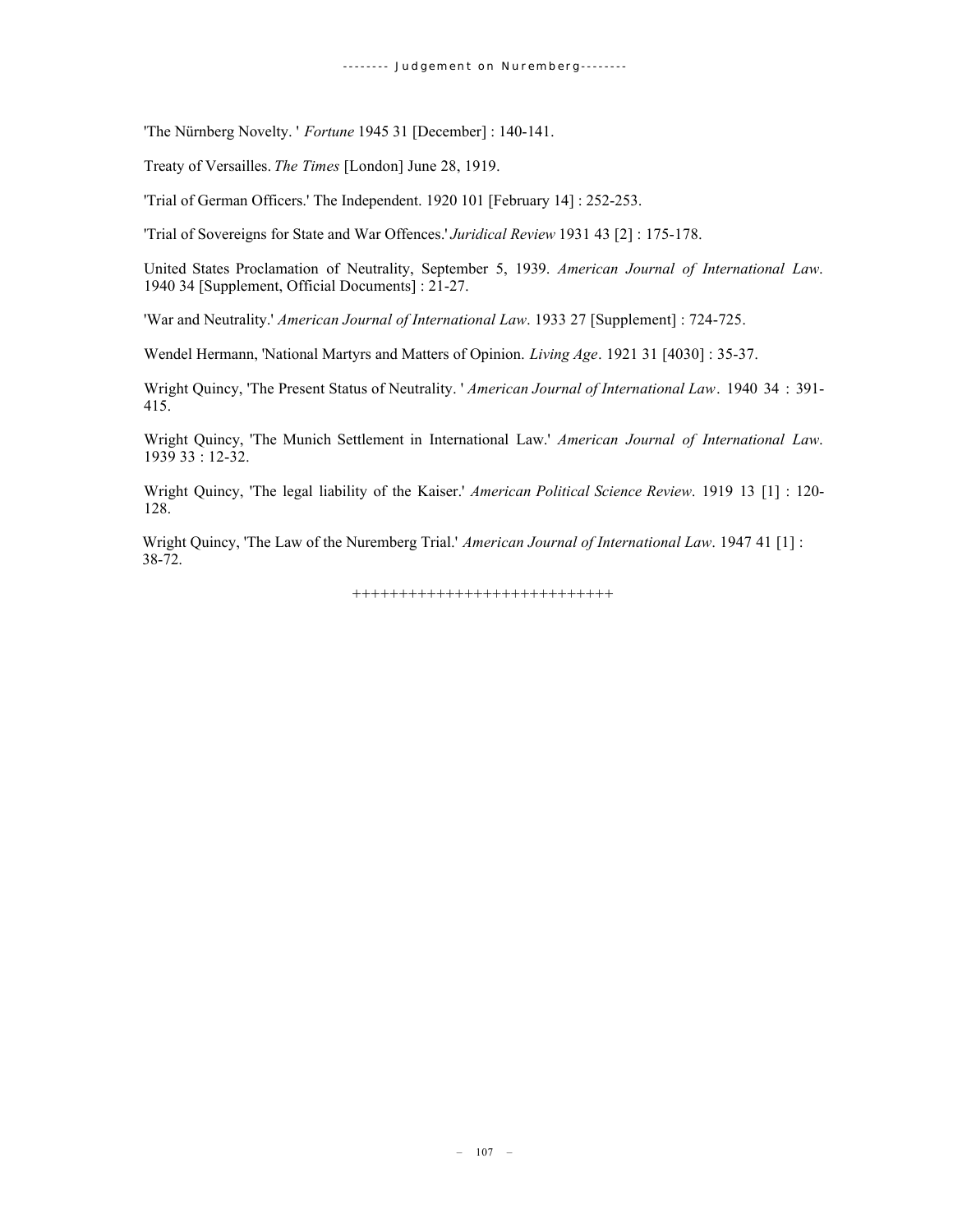'The Nürnberg Novelty. ' *Fortune* 1945 31 [December] : 140-141.

Treaty of Versailles. *The Times* [London] June 28, 1919.

'Trial of German Officers.' The Independent. 1920 101 [February 14] : 252-253.

'Trial of Sovereigns for State and War Offences.' *Juridical Review* 1931 43 [2] : 175-178.

United States Proclamation of Neutrality, September 5, 1939. *American Journal of International Law*. 1940 34 [Supplement, Official Documents] : 21-27.

'War and Neutrality.' *American Journal of International Law*. 1933 27 [Supplement] : 724-725.

Wendel Hermann, 'National Martyrs and Matters of Opinion. *Living Age*. 1921 31 [4030] : 35-37.

Wright Quincy, 'The Present Status of Neutrality. ' *American Journal of International Law*. 1940 34 : 391-415.

Wright Quincy, 'The Munich Settlement in International Law.' *American Journal of International Law*. 1939 33 : 12-32.

Wright Quincy, 'The legal liability of the Kaiser.' *American Political Science Review*. 1919 13 [1] : 120-128.

Wright Quincy, 'The Law of the Nuremberg Trial.' *American Journal of International Law*. 1947 41 [1] : 38-72.

++++++++++++++++++++++++++++